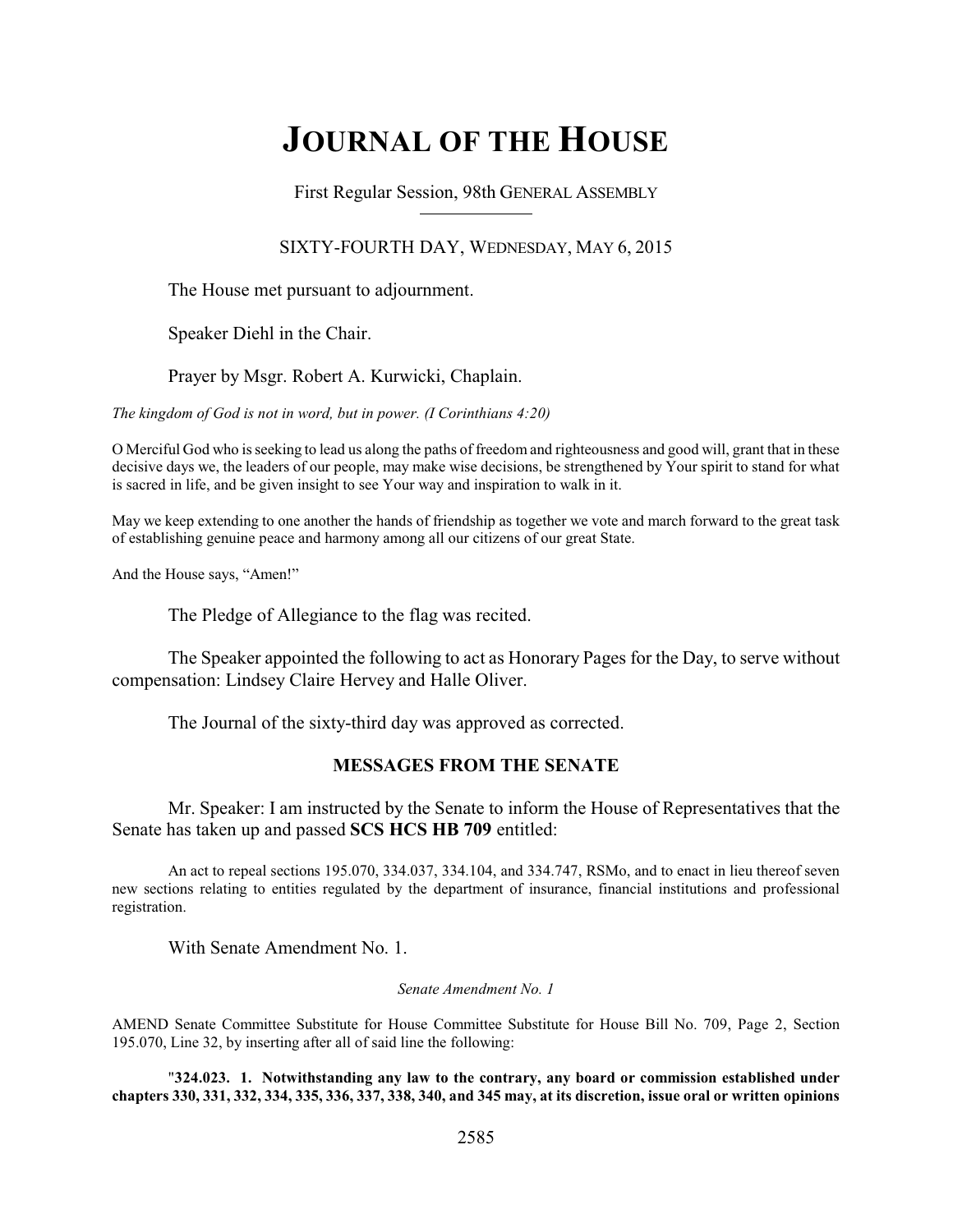# JOURNAL OF THE HOUSE

First Regular Session, 98th GENERAL ASSEMBLY

SIXTY-FOURTH DAY, WEDNESDAY, MAY 6, 2015

The House met pursuant to adjournment.

Speaker Diehl in the Chair.

Prayer by Msgr. Robert A. Kurwicki, Chaplain.

*The kingdom of God is not in word, but in power. (I Corinthians 4:20)*

O Merciful God who is seeking to lead us along the paths of freedom and righteousness and good will, grant that in these decisive days we, the leaders of our people, may make wise decisions, be strengthened by Your spirit to stand for what is sacred in life, and be given insight to see Your way and inspiration to walk in it.

May we keep extending to one another the hands of friendship as together we vote and march forward to the great task of establishing genuine peace and harmony among all our citizens of our great State.

And the House says, "Amen!"

The Pledge of Allegiance to the flag was recited.

The Speaker appointed the following to act as Honorary Pages for the Day, to serve without compensation: Lindsey Claire Hervey and Halle Oliver.

The Journal of the sixty-third day was approved as corrected.

## MESSAGES FROM THE SENATE

Mr. Speaker: I am instructed by the Senate to inform the House of Representatives that the Senate has taken up and passed **SCS HCS HB 709** entitled:

An act to repeal sections 195.070, 334.037, 334.104, and 334.747, RSMo, and to enact in lieu thereof seven new sections relating to entities regulated by the department of insurance, financial institutions and professional registration.

With Senate Amendment No. 1.

*Senate Amendment No. 1*

AMEND Senate Committee Substitute for House Committee Substitute for House Bill No. 709, Page 2, Section 195.070, Line 32, by inserting after all of said line the following:

"**324.023. 1. Notwithstanding any law to the contrary, any board or commission established under chapters 330, 331, 332, 334, 335, 336, 337, 338, 340, and 345 may, at its discretion, issue oral or written opinions**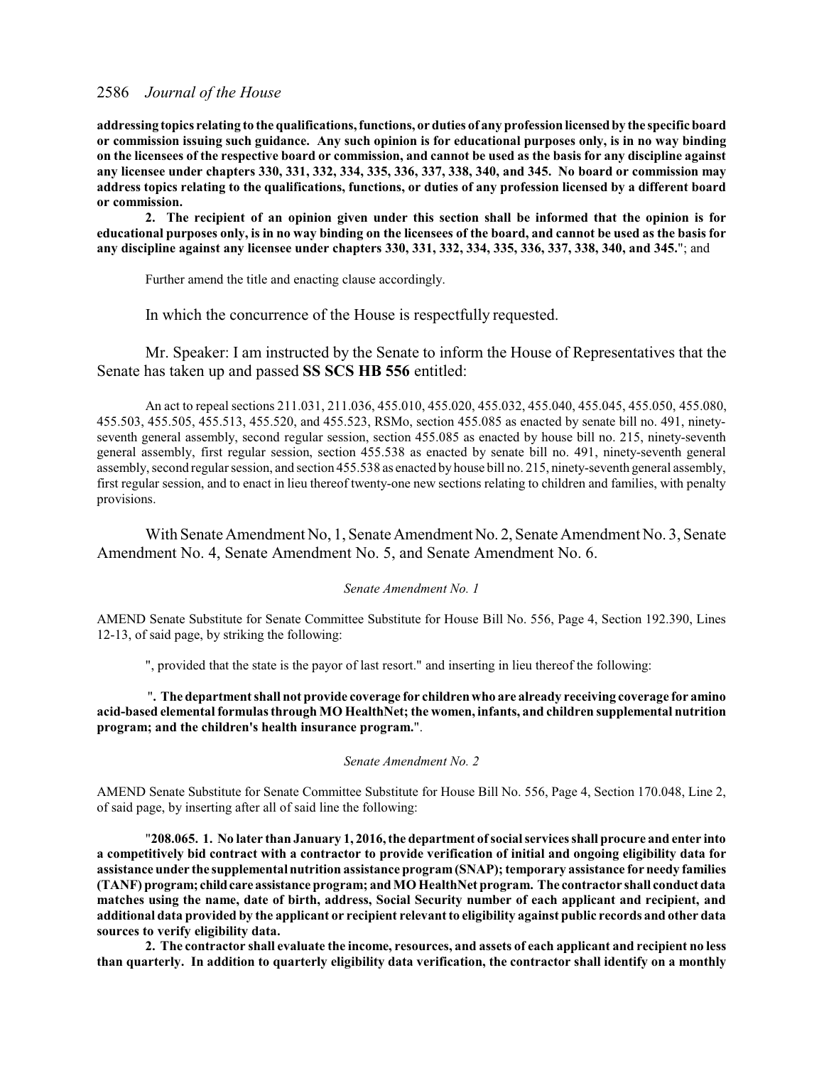**addressing topics relating to the qualifications, functions, or duties of any profession licensed by the specific board or commission issuing such guidance. Any such opinion is for educational purposes only, is in no way binding on the licensees of the respective board or commission, and cannot be used as the basis for any discipline against any licensee under chapters 330, 331, 332, 334, 335, 336, 337, 338, 340, and 345. No board or commission may address topics relating to the qualifications, functions, or duties of any profession licensed by a different board or commission.**

**2. The recipient of an opinion given under this section shall be informed that the opinion is for educational purposes only, is in no way binding on the licensees of the board, and cannot be used as the basis for any discipline against any licensee under chapters 330, 331, 332, 334, 335, 336, 337, 338, 340, and 345.**"; and

Further amend the title and enacting clause accordingly.

In which the concurrence of the House is respectfully requested.

Mr. Speaker: I am instructed by the Senate to inform the House of Representatives that the Senate has taken up and passed **SS SCS HB 556** entitled:

An act to repeal sections 211.031, 211.036, 455.010, 455.020, 455.032, 455.040, 455.045, 455.050, 455.080, 455.503, 455.505, 455.513, 455.520, and 455.523, RSMo, section 455.085 as enacted by senate bill no. 491, ninety-seventh general assembly, second regular session, section 455.085 as enacted by house bill no. 215, ninety-seventh general assembly, first regular session, section 455.538 as enacted by senate bill no. 491, ninety-seventh general assembly, second regular session, and section 455.538 as enacted by house bill no. 215, ninety-seventh general assembly, first regular session, and to enact in lieu thereof twenty-one new sections relating to children and families, with penalty provisions.

With Senate Amendment No, 1, Senate Amendment No. 2, Senate Amendment No. 3, Senate Amendment No. 4, Senate Amendment No. 5, and Senate Amendment No. 6.

*Senate Amendment No. 1*

AMEND Senate Substitute for Senate Committee Substitute for House Bill No. 556, Page 4, Section 192.390, Lines 12-13, of said page, by striking the following:

", provided that the state is the payor of last resort." and inserting in lieu thereof the following:

"**. The department shall not provide coverage for children who are already receiving coverage for amino acid-based elemental formulas through MO HealthNet; the women, infants, and children supplemental nutrition program; and the children's health insurance program.**".

*Senate Amendment No. 2*

AMEND Senate Substitute for Senate Committee Substitute for House Bill No. 556, Page 4, Section 170.048, Line 2, of said page, by inserting after all of said line the following:

"**208.065. 1. No later than January 1, 2016, the department of social services shall procure and enter into a competitively bid contract with a contractor to provide verification of initial and ongoing eligibility data for assistance under the supplemental nutrition assistance program (SNAP); temporary assistance for needy families (TANF) program; child care assistance program; and MO HealthNet program. The contractor shall conduct data matches using the name, date of birth, address, Social Security number of each applicant and recipient, and additional data provided by the applicant or recipient relevant to eligibility against public records and other data sources to verify eligibility data.**

**2. The contractor shall evaluate the income, resources, and assets of each applicant and recipient no less than quarterly. In addition to quarterly eligibility data verification, the contractor shall identify on a monthly**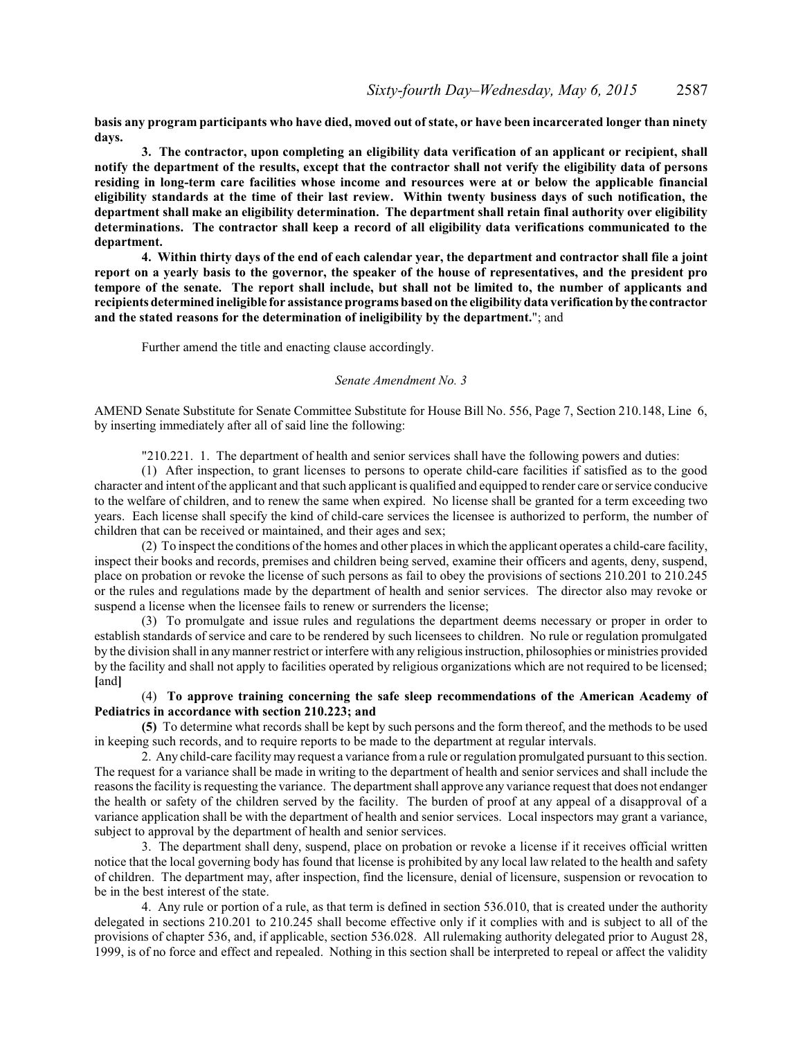**basis any program participants who have died, moved out of state, or have been incarcerated longer than ninety days.**

**3. The contractor, upon completing an eligibility data verification of an applicant or recipient, shall notify the department of the results, except that the contractor shall not verify the eligibility data of persons residing in long-term care facilities whose income and resources were at or below the applicable financial eligibility standards at the time of their last review. Within twenty business days of such notification, the department shall make an eligibility determination. The department shall retain final authority over eligibility determinations. The contractor shall keep a record of all eligibility data verifications communicated to the department.**

**4. Within thirty days of the end of each calendar year, the department and contractor shall file a joint report on a yearly basis to the governor, the speaker of the house of representatives, and the president pro tempore of the senate. The report shall include, but shall not be limited to, the number of applicants and recipients determined ineligible for assistance programs based on the eligibility data verification by the contractor and the stated reasons for the determination of ineligibility by the department.**"; and

Further amend the title and enacting clause accordingly.

*Senate Amendment No. 3*

AMEND Senate Substitute for Senate Committee Substitute for House Bill No. 556, Page 7, Section 210.148, Line 6, by inserting immediately after all of said line the following:

"210.221. 1. The department of health and senior services shall have the following powers and duties:

(1) After inspection, to grant licenses to persons to operate child-care facilities if satisfied as to the good character and intent of the applicant and that such applicant is qualified and equipped to render care or service conducive to the welfare of children, and to renew the same when expired. No license shall be granted for a term exceeding two years. Each license shall specify the kind of child-care services the licensee is authorized to perform, the number of children that can be received or maintained, and their ages and sex;

(2) To inspect the conditions of the homes and other places in which the applicant operates a child-care facility, inspect their books and records, premises and children being served, examine their officers and agents, deny, suspend, place on probation or revoke the license of such persons as fail to obey the provisions of sections 210.201 to 210.245 or the rules and regulations made by the department of health and senior services. The director also may revoke or suspend a license when the licensee fails to renew or surrenders the license;

(3) To promulgate and issue rules and regulations the department deems necessary or proper in order to establish standards of service and care to be rendered by such licensees to children. No rule or regulation promulgated by the division shall in any manner restrict or interfere with any religious instruction, philosophies or ministries provided by the facility and shall not apply to facilities operated by religious organizations which are not required to be licensed; **[**and**]**

(4) **To approve training concerning the safe sleep recommendations of the American Academy of Pediatrics in accordance with section 210.223; and**

**(5)** To determine what records shall be kept by such persons and the form thereof, and the methods to be used in keeping such records, and to require reports to be made to the department at regular intervals.

2. Any child-care facility may request a variance from a rule or regulation promulgated pursuant to this section. The request for a variance shall be made in writing to the department of health and senior services and shall include the reasons the facility is requesting the variance. The department shall approve any variance request that does not endanger the health or safety of the children served by the facility. The burden of proof at any appeal of a disapproval of a variance application shall be with the department of health and senior services. Local inspectors may grant a variance, subject to approval by the department of health and senior services.

3. The department shall deny, suspend, place on probation or revoke a license if it receives official written notice that the local governing body has found that license is prohibited by any local law related to the health and safety of children. The department may, after inspection, find the licensure, denial of licensure, suspension or revocation to be in the best interest of the state.

4. Any rule or portion of a rule, as that term is defined in section 536.010, that is created under the authority delegated in sections 210.201 to 210.245 shall become effective only if it complies with and is subject to all of the provisions of chapter 536, and, if applicable, section 536.028. All rulemaking authority delegated prior to August 28, 1999, is of no force and effect and repealed. Nothing in this section shall be interpreted to repeal or affect the validity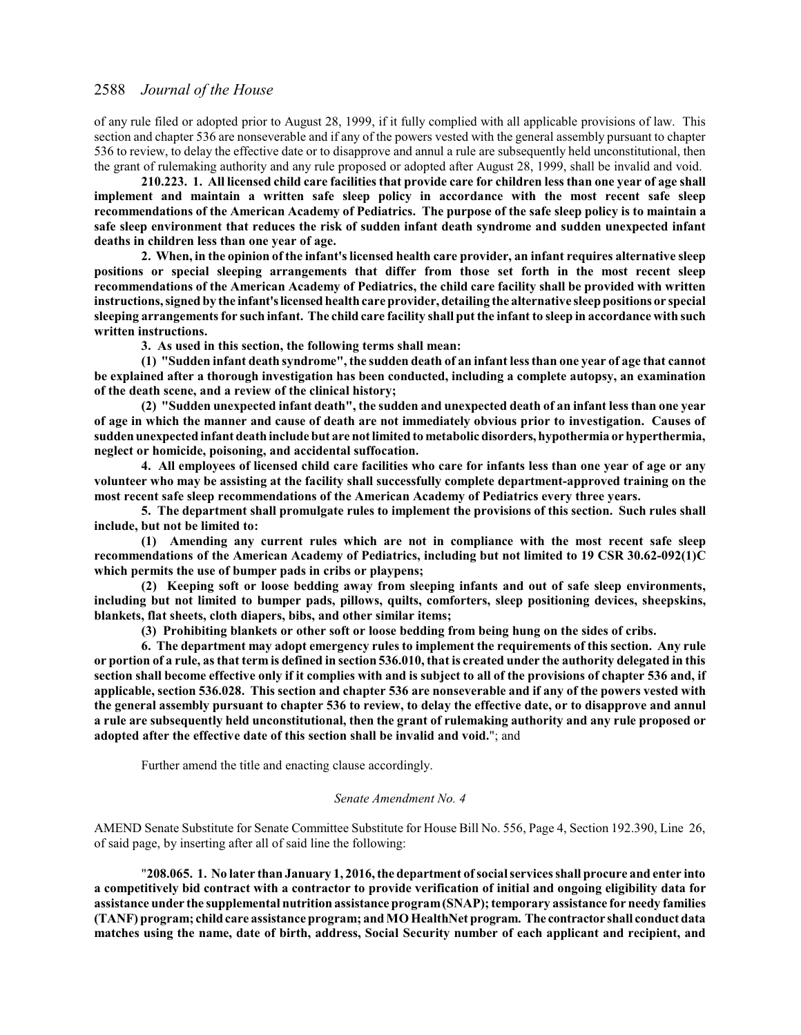of any rule filed or adopted prior to August 28, 1999, if it fully complied with all applicable provisions of law. This section and chapter 536 are nonseverable and if any of the powers vested with the general assembly pursuant to chapter 536 to review, to delay the effective date or to disapprove and annul a rule are subsequently held unconstitutional, then the grant of rulemaking authority and any rule proposed or adopted after August 28, 1999, shall be invalid and void.

**210.223. 1. All licensed child care facilities that provide care for children less than one year of age shall implement and maintain a written safe sleep policy in accordance with the most recent safe sleep recommendations of the American Academy of Pediatrics. The purpose of the safe sleep policy is to maintain a safe sleep environment that reduces the risk of sudden infant death syndrome and sudden unexpected infant deaths in children less than one year of age.**

**2. When, in the opinion of the infant's licensed health care provider, an infant requires alternative sleep positions or special sleeping arrangements that differ from those set forth in the most recent sleep recommendations of the American Academy of Pediatrics, the child care facility shall be provided with written instructions, signed by the infant's licensed health care provider, detailing the alternative sleep positions or special sleeping arrangements for such infant. The child care facility shall put the infant to sleep in accordance with such written instructions.**

**3. As used in this section, the following terms shall mean:**

**(1) "Sudden infant death syndrome", the sudden death of an infant less than one year of age that cannot be explained after a thorough investigation has been conducted, including a complete autopsy, an examination of the death scene, and a review of the clinical history;**

**(2) "Sudden unexpected infant death", the sudden and unexpected death of an infant less than one year of age in which the manner and cause of death are not immediately obvious prior to investigation. Causes of sudden unexpected infant death include but are not limited to metabolic disorders, hypothermia or hyperthermia, neglect or homicide, poisoning, and accidental suffocation.**

**4. All employees of licensed child care facilities who care for infants less than one year of age or any volunteer who may be assisting at the facility shall successfully complete department-approved training on the most recent safe sleep recommendations of the American Academy of Pediatrics every three years.**

**5. The department shall promulgate rules to implement the provisions of this section. Such rules shall include, but not be limited to:**

**(1) Amending any current rules which are not in compliance with the most recent safe sleep recommendations of the American Academy of Pediatrics, including but not limited to 19 CSR 30.62-092(1)C which permits the use of bumper pads in cribs or playpens;**

**(2) Keeping soft or loose bedding away from sleeping infants and out of safe sleep environments, including but not limited to bumper pads, pillows, quilts, comforters, sleep positioning devices, sheepskins, blankets, flat sheets, cloth diapers, bibs, and other similar items;**

**(3) Prohibiting blankets or other soft or loose bedding from being hung on the sides of cribs.**

**6. The department may adopt emergency rules to implement the requirements of this section. Any rule or portion of a rule, as that term is defined in section 536.010, that is created under the authority delegated in this section shall become effective only if it complies with and is subject to all of the provisions of chapter 536 and, if applicable, section 536.028. This section and chapter 536 are nonseverable and if any of the powers vested with the general assembly pursuant to chapter 536 to review, to delay the effective date, or to disapprove and annul a rule are subsequently held unconstitutional, then the grant of rulemaking authority and any rule proposed or adopted after the effective date of this section shall be invalid and void.**"; and

Further amend the title and enacting clause accordingly.

*Senate Amendment No. 4*

AMEND Senate Substitute for Senate Committee Substitute for House Bill No. 556, Page 4, Section 192.390, Line 26, of said page, by inserting after all of said line the following:

"**208.065. 1. No later than January 1, 2016, the department of social services shall procure and enter into a competitively bid contract with a contractor to provide verification of initial and ongoing eligibility data for assistance under the supplemental nutrition assistance program (SNAP); temporary assistance for needy families (TANF) program; child care assistance program; and MO HealthNet program. The contractor shall conduct data matches using the name, date of birth, address, Social Security number of each applicant and recipient, and**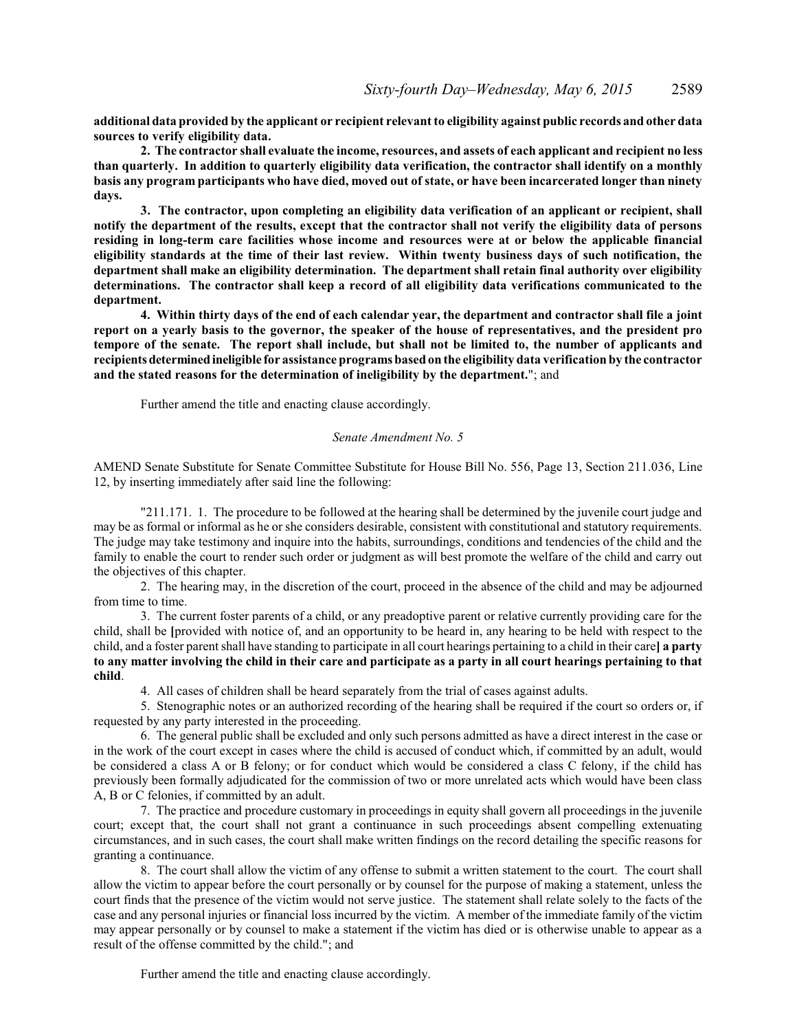**additional data provided by the applicant or recipient relevant to eligibility against public records and other data sources to verify eligibility data.**

**2. The contractor shall evaluate the income, resources, and assets of each applicant and recipient no less than quarterly. In addition to quarterly eligibility data verification, the contractor shall identify on a monthly basis any program participants who have died, moved out of state, or have been incarcerated longer than ninety days.**

**3. The contractor, upon completing an eligibility data verification of an applicant or recipient, shall notify the department of the results, except that the contractor shall not verify the eligibility data of persons residing in long-term care facilities whose income and resources were at or below the applicable financial eligibility standards at the time of their last review. Within twenty business days of such notification, the department shall make an eligibility determination. The department shall retain final authority over eligibility determinations. The contractor shall keep a record of all eligibility data verifications communicated to the department.**

**4. Within thirty days of the end of each calendar year, the department and contractor shall file a joint report on a yearly basis to the governor, the speaker of the house of representatives, and the president pro tempore of the senate. The report shall include, but shall not be limited to, the number of applicants and recipients determined ineligible for assistance programs based on the eligibility data verification by the contractor and the stated reasons for the determination of ineligibility by the department.**"; and

Further amend the title and enacting clause accordingly.

*Senate Amendment No. 5*

AMEND Senate Substitute for Senate Committee Substitute for House Bill No. 556, Page 13, Section 211.036, Line 12, by inserting immediately after said line the following:

"211.171. 1. The procedure to be followed at the hearing shall be determined by the juvenile court judge and may be as formal or informal as he or she considers desirable, consistent with constitutional and statutory requirements. The judge may take testimony and inquire into the habits, surroundings, conditions and tendencies of the child and the family to enable the court to render such order or judgment as will best promote the welfare of the child and carry out the objectives of this chapter.

2. The hearing may, in the discretion of the court, proceed in the absence of the child and may be adjourned from time to time.

3. The current foster parents of a child, or any preadoptive parent or relative currently providing care for the child, shall be **[**provided with notice of, and an opportunity to be heard in, any hearing to be held with respect to the child, and a foster parent shall have standing to participate in all court hearings pertaining to a child in their care**] a party to any matter involving the child in their care and participate as a party in all court hearings pertaining to that child**.

4. All cases of children shall be heard separately from the trial of cases against adults.

5. Stenographic notes or an authorized recording of the hearing shall be required if the court so orders or, if requested by any party interested in the proceeding.

6. The general public shall be excluded and only such persons admitted as have a direct interest in the case or in the work of the court except in cases where the child is accused of conduct which, if committed by an adult, would be considered a class A or B felony; or for conduct which would be considered a class C felony, if the child has previously been formally adjudicated for the commission of two or more unrelated acts which would have been class A, B or C felonies, if committed by an adult.

7. The practice and procedure customary in proceedings in equity shall govern all proceedings in the juvenile court; except that, the court shall not grant a continuance in such proceedings absent compelling extenuating circumstances, and in such cases, the court shall make written findings on the record detailing the specific reasons for granting a continuance.

8. The court shall allow the victim of any offense to submit a written statement to the court. The court shall allow the victim to appear before the court personally or by counsel for the purpose of making a statement, unless the court finds that the presence of the victim would not serve justice. The statement shall relate solely to the facts of the case and any personal injuries or financial loss incurred by the victim. A member of the immediate family of the victim may appear personally or by counsel to make a statement if the victim has died or is otherwise unable to appear as a result of the offense committed by the child."; and

Further amend the title and enacting clause accordingly.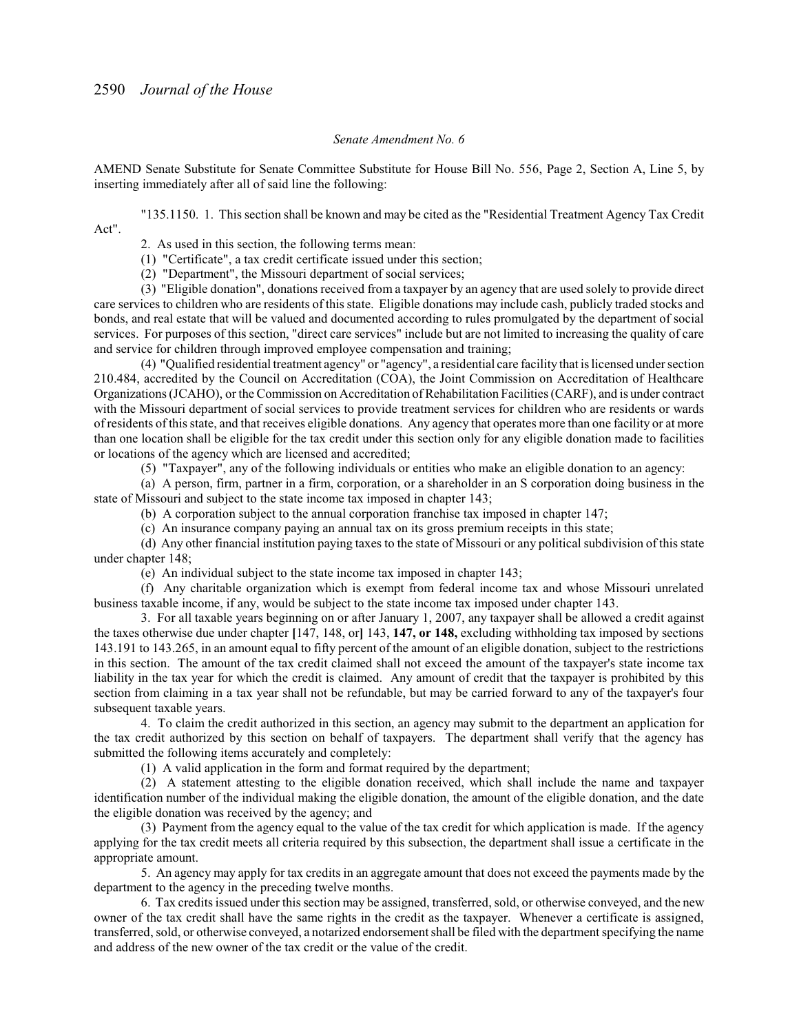*Senate Amendment No. 6*

AMEND Senate Substitute for Senate Committee Substitute for House Bill No. 556, Page 2, Section A, Line 5, by inserting immediately after all of said line the following:

"135.1150. 1. This section shall be known and may be cited as the "Residential Treatment Agency Tax Credit Act".

2. As used in this section, the following terms mean:

(1) "Certificate", a tax credit certificate issued under this section;

(2) "Department", the Missouri department of social services;

(3) "Eligible donation", donations received from a taxpayer by an agency that are used solely to provide direct care services to children who are residents of this state. Eligible donations may include cash, publicly traded stocks and bonds, and real estate that will be valued and documented according to rules promulgated by the department of social services. For purposes of this section, "direct care services" include but are not limited to increasing the quality of care and service for children through improved employee compensation and training;

(4) "Qualified residential treatment agency" or "agency", a residential care facility that is licensed under section 210.484, accredited by the Council on Accreditation (COA), the Joint Commission on Accreditation of Healthcare Organizations (JCAHO), or the Commission on Accreditation of Rehabilitation Facilities (CARF), and is under contract with the Missouri department of social services to provide treatment services for children who are residents or wards of residents of this state, and that receives eligible donations. Any agency that operates more than one facility or at more than one location shall be eligible for the tax credit under this section only for any eligible donation made to facilities or locations of the agency which are licensed and accredited;

(5) "Taxpayer", any of the following individuals or entities who make an eligible donation to an agency:

(a) A person, firm, partner in a firm, corporation, or a shareholder in an S corporation doing business in the state of Missouri and subject to the state income tax imposed in chapter 143;

(b) A corporation subject to the annual corporation franchise tax imposed in chapter 147;

(c) An insurance company paying an annual tax on its gross premium receipts in this state;

(d) Any other financial institution paying taxes to the state of Missouri or any political subdivision of this state under chapter 148;

(e) An individual subject to the state income tax imposed in chapter 143;

(f) Any charitable organization which is exempt from federal income tax and whose Missouri unrelated business taxable income, if any, would be subject to the state income tax imposed under chapter 143.

3. For all taxable years beginning on or after January 1, 2007, any taxpayer shall be allowed a credit against the taxes otherwise due under chapter **[**147, 148, or**]** 143, **147, or 148,** excluding withholding tax imposed by sections 143.191 to 143.265, in an amount equal to fifty percent of the amount of an eligible donation, subject to the restrictions in this section. The amount of the tax credit claimed shall not exceed the amount of the taxpayer's state income tax liability in the tax year for which the credit is claimed. Any amount of credit that the taxpayer is prohibited by this section from claiming in a tax year shall not be refundable, but may be carried forward to any of the taxpayer's four subsequent taxable years.

4. To claim the credit authorized in this section, an agency may submit to the department an application for the tax credit authorized by this section on behalf of taxpayers. The department shall verify that the agency has submitted the following items accurately and completely:

(1) A valid application in the form and format required by the department;

(2) A statement attesting to the eligible donation received, which shall include the name and taxpayer identification number of the individual making the eligible donation, the amount of the eligible donation, and the date the eligible donation was received by the agency; and

(3) Payment from the agency equal to the value of the tax credit for which application is made. If the agency applying for the tax credit meets all criteria required by this subsection, the department shall issue a certificate in the appropriate amount.

5. An agency may apply for tax credits in an aggregate amount that does not exceed the payments made by the department to the agency in the preceding twelve months.

6. Tax credits issued under this section may be assigned, transferred, sold, or otherwise conveyed, and the new owner of the tax credit shall have the same rights in the credit as the taxpayer. Whenever a certificate is assigned, transferred, sold, or otherwise conveyed, a notarized endorsement shall be filed with the department specifying the name and address of the new owner of the tax credit or the value of the credit.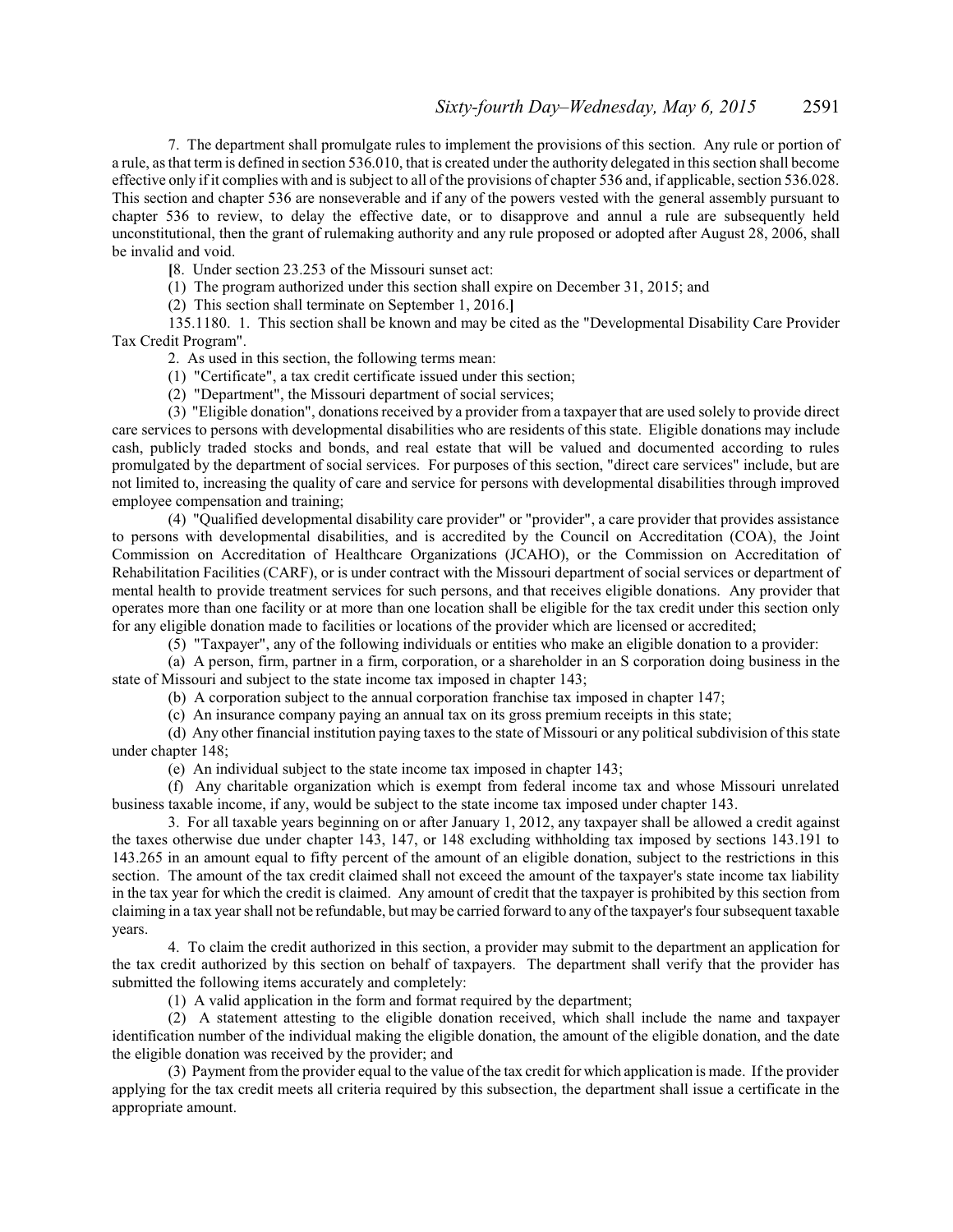7. The department shall promulgate rules to implement the provisions of this section. Any rule or portion of a rule, as that term is defined in section 536.010, that is created under the authority delegated in this section shall become effective only if it complies with and is subject to all of the provisions of chapter 536 and, if applicable, section 536.028. This section and chapter 536 are nonseverable and if any of the powers vested with the general assembly pursuant to chapter 536 to review, to delay the effective date, or to disapprove and annul a rule are subsequently held unconstitutional, then the grant of rulemaking authority and any rule proposed or adopted after August 28, 2006, shall be invalid and void.

**[**8. Under section 23.253 of the Missouri sunset act:

(1) The program authorized under this section shall expire on December 31, 2015; and

(2) This section shall terminate on September 1, 2016.**]**

135.1180. 1. This section shall be known and may be cited as the "Developmental Disability Care Provider Tax Credit Program".

2. As used in this section, the following terms mean:

(1) "Certificate", a tax credit certificate issued under this section;

(2) "Department", the Missouri department of social services;

(3) "Eligible donation", donations received by a provider from a taxpayer that are used solely to provide direct care services to persons with developmental disabilities who are residents of this state. Eligible donations may include cash, publicly traded stocks and bonds, and real estate that will be valued and documented according to rules promulgated by the department of social services. For purposes of this section, "direct care services" include, but are not limited to, increasing the quality of care and service for persons with developmental disabilities through improved employee compensation and training;

(4) "Qualified developmental disability care provider" or "provider", a care provider that provides assistance to persons with developmental disabilities, and is accredited by the Council on Accreditation (COA), the Joint Commission on Accreditation of Healthcare Organizations (JCAHO), or the Commission on Accreditation of Rehabilitation Facilities (CARF), or is under contract with the Missouri department of social services or department of mental health to provide treatment services for such persons, and that receives eligible donations. Any provider that operates more than one facility or at more than one location shall be eligible for the tax credit under this section only for any eligible donation made to facilities or locations of the provider which are licensed or accredited;

(5) "Taxpayer", any of the following individuals or entities who make an eligible donation to a provider:

(a) A person, firm, partner in a firm, corporation, or a shareholder in an S corporation doing business in the state of Missouri and subject to the state income tax imposed in chapter 143;

(b) A corporation subject to the annual corporation franchise tax imposed in chapter 147;

(c) An insurance company paying an annual tax on its gross premium receipts in this state;

(d) Any other financial institution paying taxes to the state of Missouri or any political subdivision of this state under chapter 148;

(e) An individual subject to the state income tax imposed in chapter 143;

(f) Any charitable organization which is exempt from federal income tax and whose Missouri unrelated business taxable income, if any, would be subject to the state income tax imposed under chapter 143.

3. For all taxable years beginning on or after January 1, 2012, any taxpayer shall be allowed a credit against the taxes otherwise due under chapter 143, 147, or 148 excluding withholding tax imposed by sections 143.191 to 143.265 in an amount equal to fifty percent of the amount of an eligible donation, subject to the restrictions in this section. The amount of the tax credit claimed shall not exceed the amount of the taxpayer's state income tax liability in the tax year for which the credit is claimed. Any amount of credit that the taxpayer is prohibited by this section from claiming in a tax year shall not be refundable, but may be carried forward to any of the taxpayer's four subsequent taxable years.

4. To claim the credit authorized in this section, a provider may submit to the department an application for the tax credit authorized by this section on behalf of taxpayers. The department shall verify that the provider has submitted the following items accurately and completely:

(1) A valid application in the form and format required by the department;

(2) A statement attesting to the eligible donation received, which shall include the name and taxpayer identification number of the individual making the eligible donation, the amount of the eligible donation, and the date the eligible donation was received by the provider; and

(3) Payment from the provider equal to the value of the tax credit for which application is made. If the provider applying for the tax credit meets all criteria required by this subsection, the department shall issue a certificate in the appropriate amount.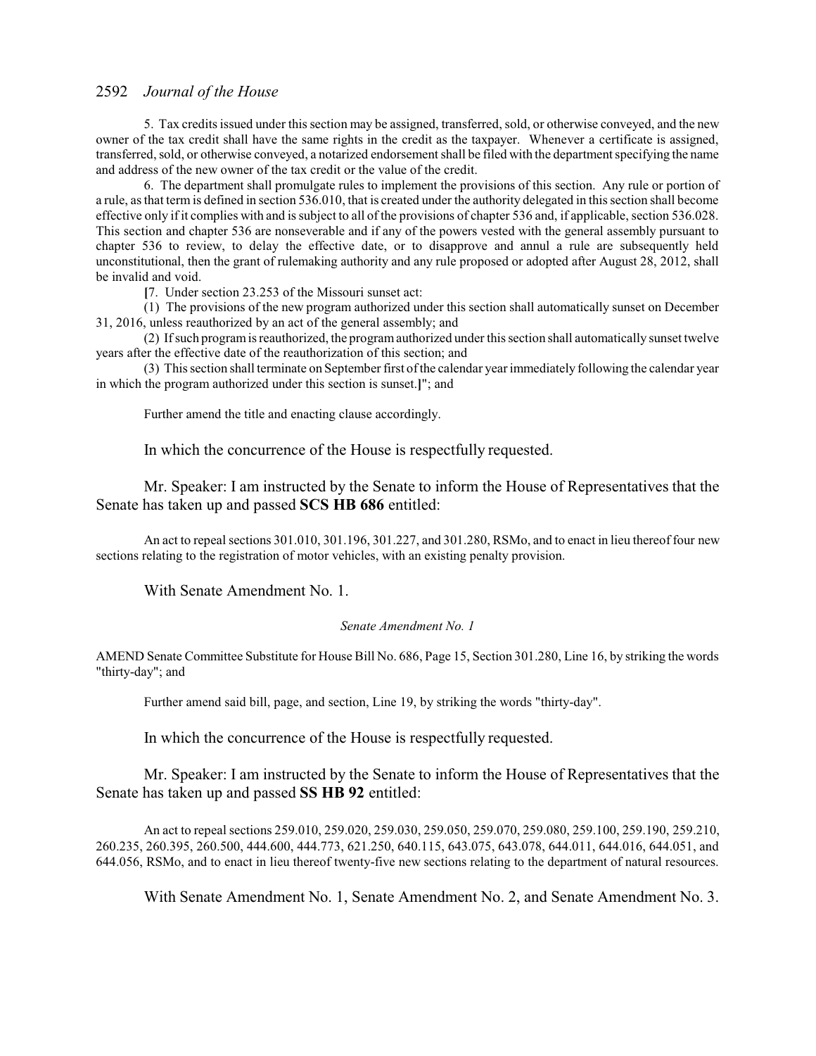5. Tax credits issued under this section may be assigned, transferred, sold, or otherwise conveyed, and the new owner of the tax credit shall have the same rights in the credit as the taxpayer. Whenever a certificate is assigned, transferred, sold, or otherwise conveyed, a notarized endorsement shall be filed with the department specifying the name and address of the new owner of the tax credit or the value of the credit.

6. The department shall promulgate rules to implement the provisions of this section. Any rule or portion of a rule, as that term is defined in section 536.010, that is created under the authority delegated in this section shall become effective only if it complies with and is subject to all of the provisions of chapter 536 and, if applicable, section 536.028. This section and chapter 536 are nonseverable and if any of the powers vested with the general assembly pursuant to chapter 536 to review, to delay the effective date, or to disapprove and annul a rule are subsequently held unconstitutional, then the grant of rulemaking authority and any rule proposed or adopted after August 28, 2012, shall be invalid and void.

**[**7. Under section 23.253 of the Missouri sunset act:

(1) The provisions of the new program authorized under this section shall automatically sunset on December 31, 2016, unless reauthorized by an act of the general assembly; and

(2) If such program is reauthorized, the program authorized under this section shall automatically sunset twelve years after the effective date of the reauthorization of this section; and

(3) This section shall terminate on September first of the calendar year immediately following the calendar year in which the program authorized under this section is sunset.**]**"; and

Further amend the title and enacting clause accordingly.

In which the concurrence of the House is respectfully requested.

Mr. Speaker: I am instructed by the Senate to inform the House of Representatives that the Senate has taken up and passed **SCS HB 686** entitled:

An act to repeal sections 301.010, 301.196, 301.227, and 301.280, RSMo, and to enact in lieu thereof four new sections relating to the registration of motor vehicles, with an existing penalty provision.

With Senate Amendment No. 1.

*Senate Amendment No. 1*

AMEND Senate Committee Substitute for House Bill No. 686, Page 15, Section 301.280, Line 16, by striking the words "thirty-day"; and

Further amend said bill, page, and section, Line 19, by striking the words "thirty-day".

In which the concurrence of the House is respectfully requested.

Mr. Speaker: I am instructed by the Senate to inform the House of Representatives that the Senate has taken up and passed **SS HB 92** entitled:

An act to repeal sections 259.010, 259.020, 259.030, 259.050, 259.070, 259.080, 259.100, 259.190, 259.210, 260.235, 260.395, 260.500, 444.600, 444.773, 621.250, 640.115, 643.075, 643.078, 644.011, 644.016, 644.051, and 644.056, RSMo, and to enact in lieu thereof twenty-five new sections relating to the department of natural resources.

With Senate Amendment No. 1, Senate Amendment No. 2, and Senate Amendment No. 3.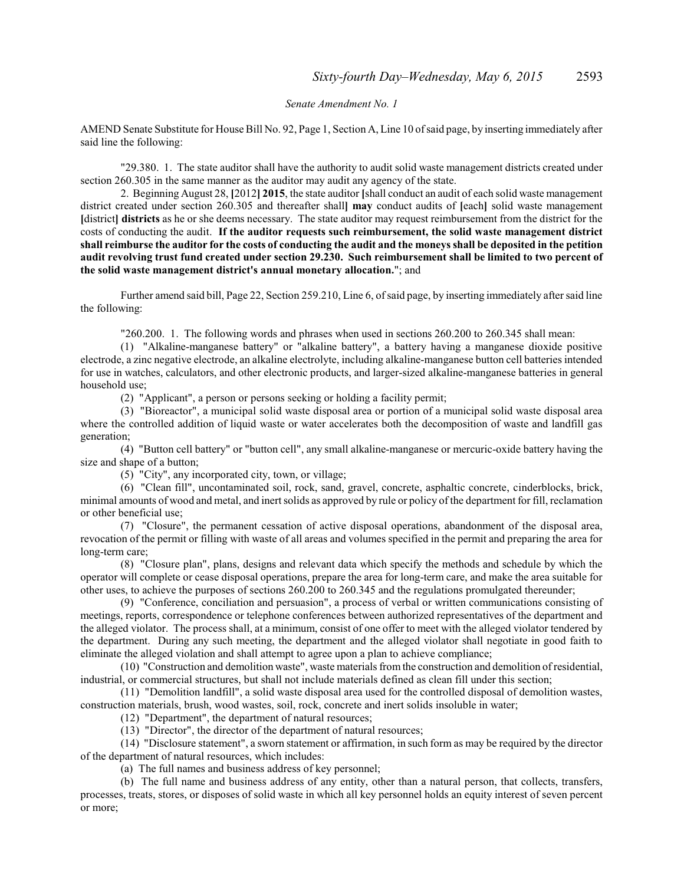*Senate Amendment No. 1*

AMEND Senate Substitute for House Bill No. 92, Page 1, Section A, Line 10 of said page, by inserting immediately after said line the following:

"29.380. 1. The state auditor shall have the authority to audit solid waste management districts created under section 260.305 in the same manner as the auditor may audit any agency of the state.

2. Beginning August 28, [2012] **2015**, the state auditor [shall conduct an audit of each solid waste management district created under section 260.305 and thereafter shall] **may** conduct audits of [each] solid waste management [district] **districts** as he or she deems necessary. The state auditor may request reimbursement from the district for the costs of conducting the audit. **If the auditor requests such reimbursement, the solid waste management district shall reimburse the auditor for the costs of conducting the audit and the moneys shall be deposited in the petition audit revolving trust fund created under section 29.230. Such reimbursement shall be limited to two percent of the solid waste management district's annual monetary allocation.**"; and

Further amend said bill, Page 22, Section 259.210, Line 6, of said page, by inserting immediately after said line the following:

"260.200. 1. The following words and phrases when used in sections 260.200 to 260.345 shall mean:

(1) "Alkaline-manganese battery" or "alkaline battery", a battery having a manganese dioxide positive electrode, a zinc negative electrode, an alkaline electrolyte, including alkaline-manganese button cell batteries intended for use in watches, calculators, and other electronic products, and larger-sized alkaline-manganese batteries in general household use;

(2) "Applicant", a person or persons seeking or holding a facility permit;

(3) "Bioreactor", a municipal solid waste disposal area or portion of a municipal solid waste disposal area where the controlled addition of liquid waste or water accelerates both the decomposition of waste and landfill gas generation;

(4) "Button cell battery" or "button cell", any small alkaline-manganese or mercuric-oxide battery having the size and shape of a button;

(5) "City", any incorporated city, town, or village;

(6) "Clean fill", uncontaminated soil, rock, sand, gravel, concrete, asphaltic concrete, cinderblocks, brick, minimal amounts of wood and metal, and inert solids as approved by rule or policy of the department for fill, reclamation or other beneficial use;

(7) "Closure", the permanent cessation of active disposal operations, abandonment of the disposal area, revocation of the permit or filling with waste of all areas and volumes specified in the permit and preparing the area for long-term care;

(8) "Closure plan", plans, designs and relevant data which specify the methods and schedule by which the operator will complete or cease disposal operations, prepare the area for long-term care, and make the area suitable for other uses, to achieve the purposes of sections 260.200 to 260.345 and the regulations promulgated thereunder;

(9) "Conference, conciliation and persuasion", a process of verbal or written communications consisting of meetings, reports, correspondence or telephone conferences between authorized representatives of the department and the alleged violator. The process shall, at a minimum, consist of one offer to meet with the alleged violator tendered by the department. During any such meeting, the department and the alleged violator shall negotiate in good faith to eliminate the alleged violation and shall attempt to agree upon a plan to achieve compliance;

(10) "Construction and demolition waste", waste materials from the construction and demolition of residential, industrial, or commercial structures, but shall not include materials defined as clean fill under this section;

(11) "Demolition landfill", a solid waste disposal area used for the controlled disposal of demolition wastes, construction materials, brush, wood wastes, soil, rock, concrete and inert solids insoluble in water;

(12) "Department", the department of natural resources;

(13) "Director", the director of the department of natural resources;

(14) "Disclosure statement", a sworn statement or affirmation, in such form as may be required by the director of the department of natural resources, which includes:

(a) The full names and business address of key personnel;

(b) The full name and business address of any entity, other than a natural person, that collects, transfers, processes, treats, stores, or disposes of solid waste in which all key personnel holds an equity interest of seven percent or more;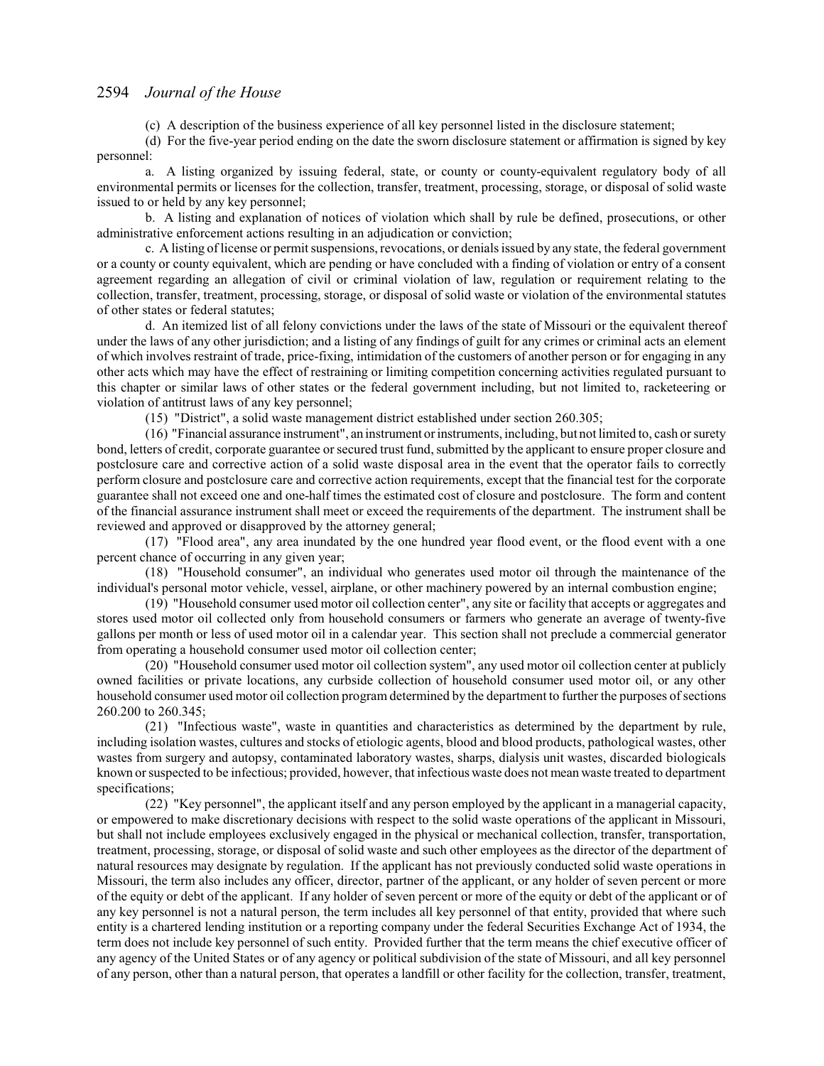(c) A description of the business experience of all key personnel listed in the disclosure statement;

(d) For the five-year period ending on the date the sworn disclosure statement or affirmation is signed by key personnel:

a. A listing organized by issuing federal, state, or county or county-equivalent regulatory body of all environmental permits or licenses for the collection, transfer, treatment, processing, storage, or disposal of solid waste issued to or held by any key personnel;

b. A listing and explanation of notices of violation which shall by rule be defined, prosecutions, or other administrative enforcement actions resulting in an adjudication or conviction;

c. A listing of license or permit suspensions, revocations, or denials issued by any state, the federal government or a county or county equivalent, which are pending or have concluded with a finding of violation or entry of a consent agreement regarding an allegation of civil or criminal violation of law, regulation or requirement relating to the collection, transfer, treatment, processing, storage, or disposal of solid waste or violation of the environmental statutes of other states or federal statutes;

d. An itemized list of all felony convictions under the laws of the state of Missouri or the equivalent thereof under the laws of any other jurisdiction; and a listing of any findings of guilt for any crimes or criminal acts an element of which involves restraint of trade, price-fixing, intimidation of the customers of another person or for engaging in any other acts which may have the effect of restraining or limiting competition concerning activities regulated pursuant to this chapter or similar laws of other states or the federal government including, but not limited to, racketeering or violation of antitrust laws of any key personnel;

(15) "District", a solid waste management district established under section 260.305;

(16) "Financial assurance instrument", an instrument or instruments, including, but not limited to, cash or surety bond, letters of credit, corporate guarantee or secured trust fund, submitted by the applicant to ensure proper closure and postclosure care and corrective action of a solid waste disposal area in the event that the operator fails to correctly perform closure and postclosure care and corrective action requirements, except that the financial test for the corporate guarantee shall not exceed one and one-half times the estimated cost of closure and postclosure. The form and content of the financial assurance instrument shall meet or exceed the requirements of the department. The instrument shall be reviewed and approved or disapproved by the attorney general;

(17) "Flood area", any area inundated by the one hundred year flood event, or the flood event with a one percent chance of occurring in any given year;

(18) "Household consumer", an individual who generates used motor oil through the maintenance of the individual's personal motor vehicle, vessel, airplane, or other machinery powered by an internal combustion engine;

(19) "Household consumer used motor oil collection center", any site or facility that accepts or aggregates and stores used motor oil collected only from household consumers or farmers who generate an average of twenty-five gallons per month or less of used motor oil in a calendar year. This section shall not preclude a commercial generator from operating a household consumer used motor oil collection center;

(20) "Household consumer used motor oil collection system", any used motor oil collection center at publicly owned facilities or private locations, any curbside collection of household consumer used motor oil, or any other household consumer used motor oil collection program determined by the department to further the purposes of sections 260.200 to 260.345;

(21) "Infectious waste", waste in quantities and characteristics as determined by the department by rule, including isolation wastes, cultures and stocks of etiologic agents, blood and blood products, pathological wastes, other wastes from surgery and autopsy, contaminated laboratory wastes, sharps, dialysis unit wastes, discarded biologicals known or suspected to be infectious; provided, however, that infectious waste does not mean waste treated to department specifications;

(22) "Key personnel", the applicant itself and any person employed by the applicant in a managerial capacity, or empowered to make discretionary decisions with respect to the solid waste operations of the applicant in Missouri, but shall not include employees exclusively engaged in the physical or mechanical collection, transfer, transportation, treatment, processing, storage, or disposal of solid waste and such other employees as the director of the department of natural resources may designate by regulation. If the applicant has not previously conducted solid waste operations in Missouri, the term also includes any officer, director, partner of the applicant, or any holder of seven percent or more of the equity or debt of the applicant. If any holder of seven percent or more of the equity or debt of the applicant or of any key personnel is not a natural person, the term includes all key personnel of that entity, provided that where such entity is a chartered lending institution or a reporting company under the federal Securities Exchange Act of 1934, the term does not include key personnel of such entity. Provided further that the term means the chief executive officer of any agency of the United States or of any agency or political subdivision of the state of Missouri, and all key personnel of any person, other than a natural person, that operates a landfill or other facility for the collection, transfer, treatment,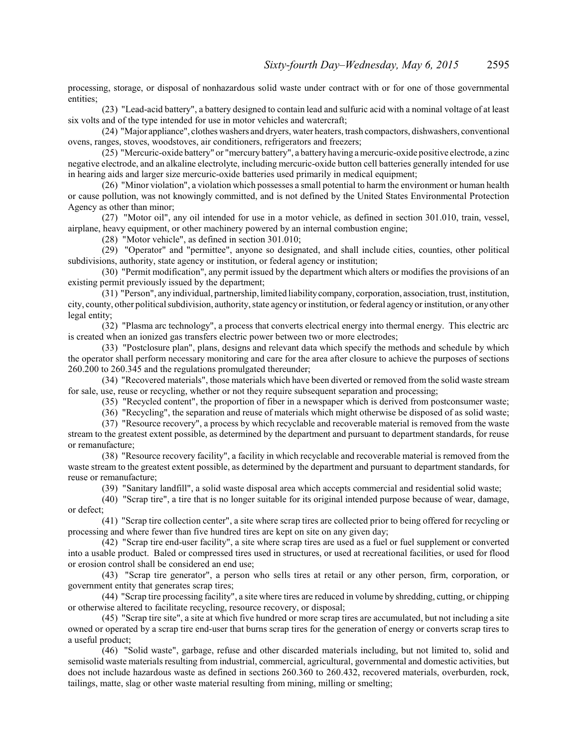processing, storage, or disposal of nonhazardous solid waste under contract with or for one of those governmental entities;

(23) "Lead-acid battery", a battery designed to contain lead and sulfuric acid with a nominal voltage of at least six volts and of the type intended for use in motor vehicles and watercraft;

(24) "Major appliance", clothes washers and dryers, water heaters, trash compactors, dishwashers, conventional ovens, ranges, stoves, woodstoves, air conditioners, refrigerators and freezers;

(25) "Mercuric-oxide battery" or "mercury battery", a battery having a mercuric-oxide positive electrode, a zinc negative electrode, and an alkaline electrolyte, including mercuric-oxide button cell batteries generally intended for use in hearing aids and larger size mercuric-oxide batteries used primarily in medical equipment;

(26) "Minor violation", a violation which possesses a small potential to harm the environment or human health or cause pollution, was not knowingly committed, and is not defined by the United States Environmental Protection Agency as other than minor;

(27) "Motor oil", any oil intended for use in a motor vehicle, as defined in section 301.010, train, vessel, airplane, heavy equipment, or other machinery powered by an internal combustion engine;

(28) "Motor vehicle", as defined in section 301.010;

(29) "Operator" and "permittee", anyone so designated, and shall include cities, counties, other political subdivisions, authority, state agency or institution, or federal agency or institution;

(30) "Permit modification", any permit issued by the department which alters or modifies the provisions of an existing permit previously issued by the department;

(31) "Person", any individual, partnership, limited liability company, corporation, association, trust, institution, city, county, other political subdivision, authority, state agency or institution, or federal agency or institution, or any other legal entity;

(32) "Plasma arc technology", a process that converts electrical energy into thermal energy. This electric arc is created when an ionized gas transfers electric power between two or more electrodes;

(33) "Postclosure plan", plans, designs and relevant data which specify the methods and schedule by which the operator shall perform necessary monitoring and care for the area after closure to achieve the purposes of sections 260.200 to 260.345 and the regulations promulgated thereunder;

(34) "Recovered materials", those materials which have been diverted or removed from the solid waste stream for sale, use, reuse or recycling, whether or not they require subsequent separation and processing;

(35) "Recycled content", the proportion of fiber in a newspaper which is derived from postconsumer waste;

(36) "Recycling", the separation and reuse of materials which might otherwise be disposed of as solid waste;

(37) "Resource recovery", a process by which recyclable and recoverable material is removed from the waste stream to the greatest extent possible, as determined by the department and pursuant to department standards, for reuse or remanufacture;

(38) "Resource recovery facility", a facility in which recyclable and recoverable material is removed from the waste stream to the greatest extent possible, as determined by the department and pursuant to department standards, for reuse or remanufacture;

(39) "Sanitary landfill", a solid waste disposal area which accepts commercial and residential solid waste;

(40) "Scrap tire", a tire that is no longer suitable for its original intended purpose because of wear, damage, or defect;

(41) "Scrap tire collection center", a site where scrap tires are collected prior to being offered for recycling or processing and where fewer than five hundred tires are kept on site on any given day;

(42) "Scrap tire end-user facility", a site where scrap tires are used as a fuel or fuel supplement or converted into a usable product. Baled or compressed tires used in structures, or used at recreational facilities, or used for flood or erosion control shall be considered an end use;

(43) "Scrap tire generator", a person who sells tires at retail or any other person, firm, corporation, or government entity that generates scrap tires;

(44) "Scrap tire processing facility", a site where tires are reduced in volume by shredding, cutting, or chipping or otherwise altered to facilitate recycling, resource recovery, or disposal;

(45) "Scrap tire site", a site at which five hundred or more scrap tires are accumulated, but not including a site owned or operated by a scrap tire end-user that burns scrap tires for the generation of energy or converts scrap tires to a useful product;

(46) "Solid waste", garbage, refuse and other discarded materials including, but not limited to, solid and semisolid waste materials resulting from industrial, commercial, agricultural, governmental and domestic activities, but does not include hazardous waste as defined in sections 260.360 to 260.432, recovered materials, overburden, rock, tailings, matte, slag or other waste material resulting from mining, milling or smelting;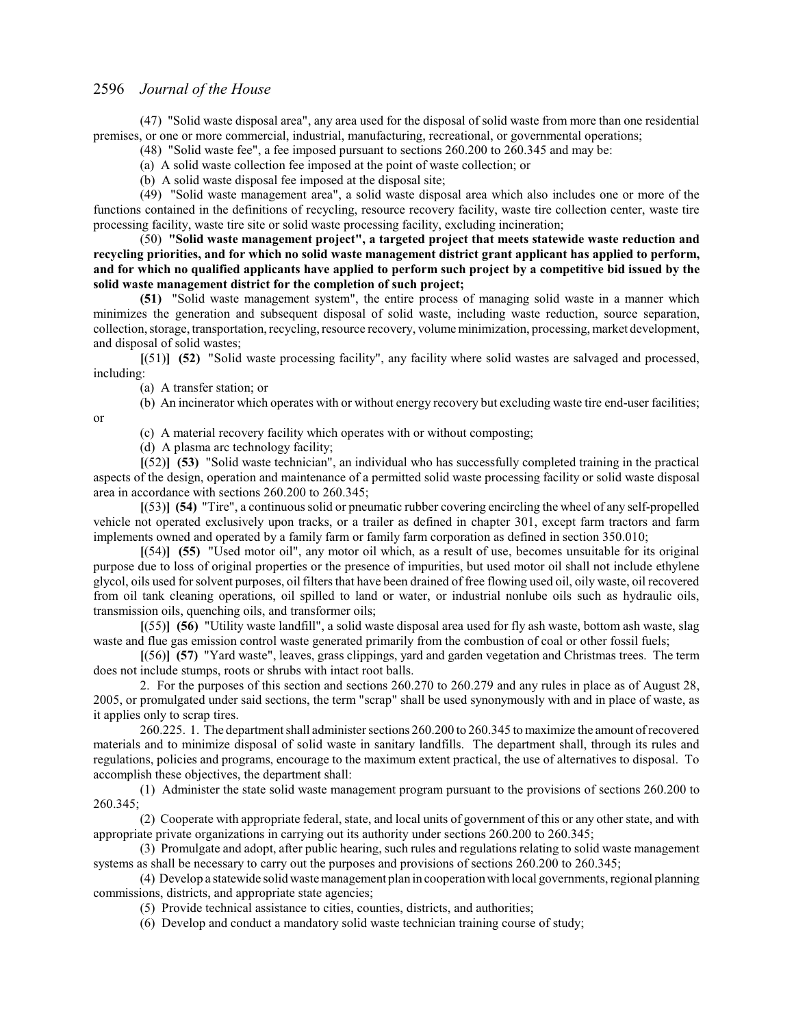(47) "Solid waste disposal area", any area used for the disposal of solid waste from more than one residential premises, or one or more commercial, industrial, manufacturing, recreational, or governmental operations;

(48) "Solid waste fee", a fee imposed pursuant to sections 260.200 to 260.345 and may be:

(a) A solid waste collection fee imposed at the point of waste collection; or

(b) A solid waste disposal fee imposed at the disposal site;

(49) "Solid waste management area", a solid waste disposal area which also includes one or more of the functions contained in the definitions of recycling, resource recovery facility, waste tire collection center, waste tire processing facility, waste tire site or solid waste processing facility, excluding incineration;

(50) **"Solid waste management project", a targeted project that meets statewide waste reduction and recycling priorities, and for which no solid waste management district grant applicant has applied to perform, and for which no qualified applicants have applied to perform such project by a competitive bid issued by the solid waste management district for the completion of such project;**

**(51)** "Solid waste management system", the entire process of managing solid waste in a manner which minimizes the generation and subsequent disposal of solid waste, including waste reduction, source separation, collection, storage, transportation, recycling, resource recovery, volume minimization, processing, market development, and disposal of solid wastes;

**[**(51)**]** **(52)** "Solid waste processing facility", any facility where solid wastes are salvaged and processed, including:

(a) A transfer station; or

(b) An incinerator which operates with or without energy recovery but excluding waste tire end-user facilities; or

(c) A material recovery facility which operates with or without composting;

(d) A plasma arc technology facility;

**[**(52)**]** **(53)** "Solid waste technician", an individual who has successfully completed training in the practical aspects of the design, operation and maintenance of a permitted solid waste processing facility or solid waste disposal area in accordance with sections 260.200 to 260.345;

**[**(53)**]** **(54)** "Tire", a continuous solid or pneumatic rubber covering encircling the wheel of any self-propelled vehicle not operated exclusively upon tracks, or a trailer as defined in chapter 301, except farm tractors and farm implements owned and operated by a family farm or family farm corporation as defined in section 350.010;

**[**(54)**]** **(55)** "Used motor oil", any motor oil which, as a result of use, becomes unsuitable for its original purpose due to loss of original properties or the presence of impurities, but used motor oil shall not include ethylene glycol, oils used for solvent purposes, oil filters that have been drained of free flowing used oil, oily waste, oil recovered from oil tank cleaning operations, oil spilled to land or water, or industrial nonlube oils such as hydraulic oils, transmission oils, quenching oils, and transformer oils;

**[**(55)**]** **(56)** "Utility waste landfill", a solid waste disposal area used for fly ash waste, bottom ash waste, slag waste and flue gas emission control waste generated primarily from the combustion of coal or other fossil fuels;

**[**(56)**]** **(57)** "Yard waste", leaves, grass clippings, yard and garden vegetation and Christmas trees. The term does not include stumps, roots or shrubs with intact root balls.

2. For the purposes of this section and sections 260.270 to 260.279 and any rules in place as of August 28, 2005, or promulgated under said sections, the term "scrap" shall be used synonymously with and in place of waste, as it applies only to scrap tires.

260.225. 1. The department shall administer sections 260.200 to 260.345 to maximize the amount of recovered materials and to minimize disposal of solid waste in sanitary landfills. The department shall, through its rules and regulations, policies and programs, encourage to the maximum extent practical, the use of alternatives to disposal. To accomplish these objectives, the department shall:

(1) Administer the state solid waste management program pursuant to the provisions of sections 260.200 to 260.345;

(2) Cooperate with appropriate federal, state, and local units of government of this or any other state, and with appropriate private organizations in carrying out its authority under sections 260.200 to 260.345;

(3) Promulgate and adopt, after public hearing, such rules and regulations relating to solid waste management systems as shall be necessary to carry out the purposes and provisions of sections 260.200 to 260.345;

(4) Develop a statewide solid waste management plan in cooperation with local governments, regional planning commissions, districts, and appropriate state agencies;

(5) Provide technical assistance to cities, counties, districts, and authorities;

(6) Develop and conduct a mandatory solid waste technician training course of study;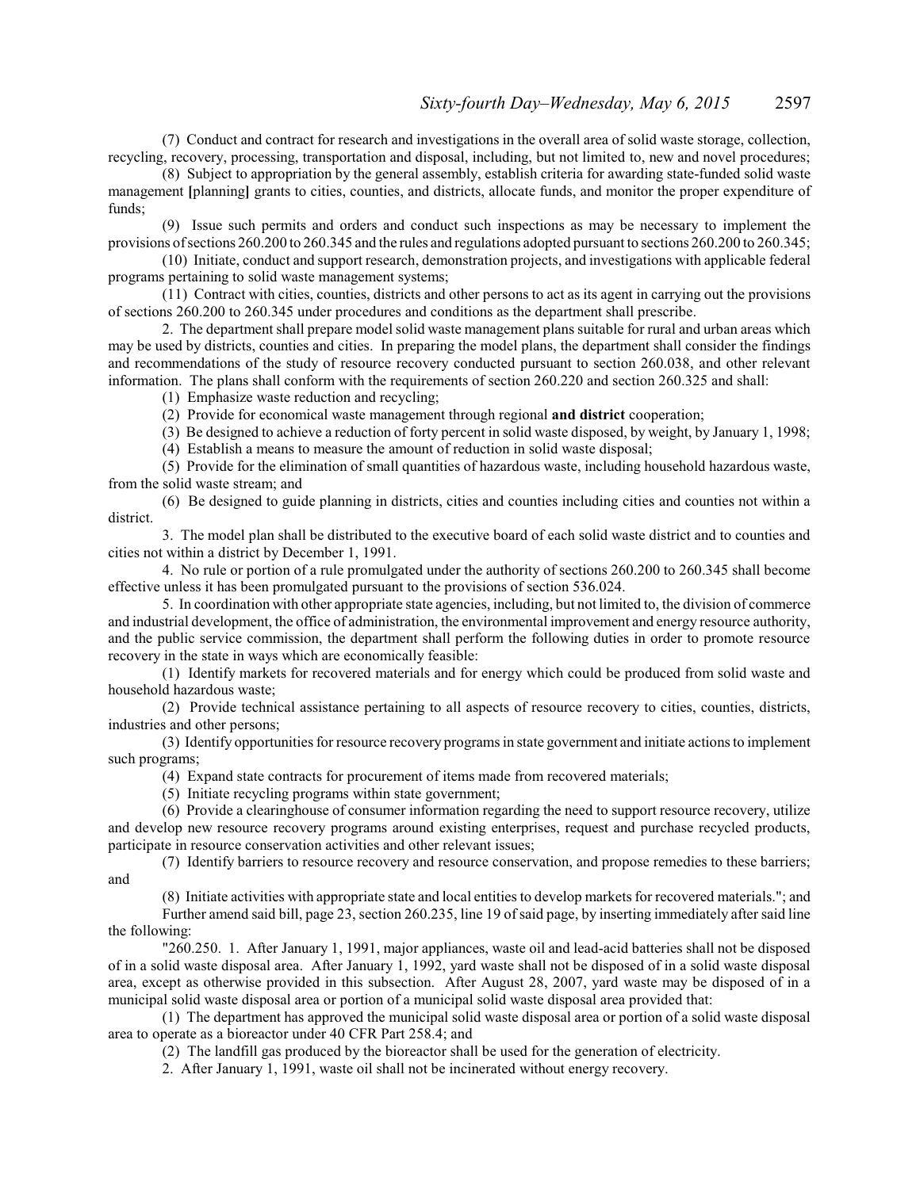(7) Conduct and contract for research and investigations in the overall area of solid waste storage, collection, recycling, recovery, processing, transportation and disposal, including, but not limited to, new and novel procedures;

(8) Subject to appropriation by the general assembly, establish criteria for awarding state-funded solid waste management **[**planning**]** grants to cities, counties, and districts, allocate funds, and monitor the proper expenditure of funds;

(9) Issue such permits and orders and conduct such inspections as may be necessary to implement the provisions of sections 260.200 to 260.345 and the rules and regulations adopted pursuant to sections 260.200 to 260.345;

(10) Initiate, conduct and support research, demonstration projects, and investigations with applicable federal programs pertaining to solid waste management systems;

(11) Contract with cities, counties, districts and other persons to act as its agent in carrying out the provisions of sections 260.200 to 260.345 under procedures and conditions as the department shall prescribe.

2. The department shall prepare model solid waste management plans suitable for rural and urban areas which may be used by districts, counties and cities. In preparing the model plans, the department shall consider the findings and recommendations of the study of resource recovery conducted pursuant to section 260.038, and other relevant information. The plans shall conform with the requirements of section 260.220 and section 260.325 and shall:

(1) Emphasize waste reduction and recycling;

(2) Provide for economical waste management through regional **and district** cooperation;

(3) Be designed to achieve a reduction of forty percent in solid waste disposed, by weight, by January 1, 1998;

(4) Establish a means to measure the amount of reduction in solid waste disposal;

(5) Provide for the elimination of small quantities of hazardous waste, including household hazardous waste, from the solid waste stream; and

(6) Be designed to guide planning in districts, cities and counties including cities and counties not within a district.

3. The model plan shall be distributed to the executive board of each solid waste district and to counties and cities not within a district by December 1, 1991.

4. No rule or portion of a rule promulgated under the authority of sections 260.200 to 260.345 shall become effective unless it has been promulgated pursuant to the provisions of section 536.024.

5. In coordination with other appropriate state agencies, including, but not limited to, the division of commerce and industrial development, the office of administration, the environmental improvement and energy resource authority, and the public service commission, the department shall perform the following duties in order to promote resource recovery in the state in ways which are economically feasible:

(1) Identify markets for recovered materials and for energy which could be produced from solid waste and household hazardous waste;

(2) Provide technical assistance pertaining to all aspects of resource recovery to cities, counties, districts, industries and other persons;

(3) Identify opportunities for resource recovery programs in state government and initiate actions to implement such programs;

(4) Expand state contracts for procurement of items made from recovered materials;

(5) Initiate recycling programs within state government;

(6) Provide a clearinghouse of consumer information regarding the need to support resource recovery, utilize and develop new resource recovery programs around existing enterprises, request and purchase recycled products, participate in resource conservation activities and other relevant issues;

(7) Identify barriers to resource recovery and resource conservation, and propose remedies to these barriers; and

(8) Initiate activities with appropriate state and local entities to develop markets for recovered materials."; and

Further amend said bill, page 23, section 260.235, line 19 of said page, by inserting immediately after said line the following:

"260.250. 1. After January 1, 1991, major appliances, waste oil and lead-acid batteries shall not be disposed of in a solid waste disposal area. After January 1, 1992, yard waste shall not be disposed of in a solid waste disposal area, except as otherwise provided in this subsection. After August 28, 2007, yard waste may be disposed of in a municipal solid waste disposal area or portion of a municipal solid waste disposal area provided that:

(1) The department has approved the municipal solid waste disposal area or portion of a solid waste disposal area to operate as a bioreactor under 40 CFR Part 258.4; and

(2) The landfill gas produced by the bioreactor shall be used for the generation of electricity.

2. After January 1, 1991, waste oil shall not be incinerated without energy recovery.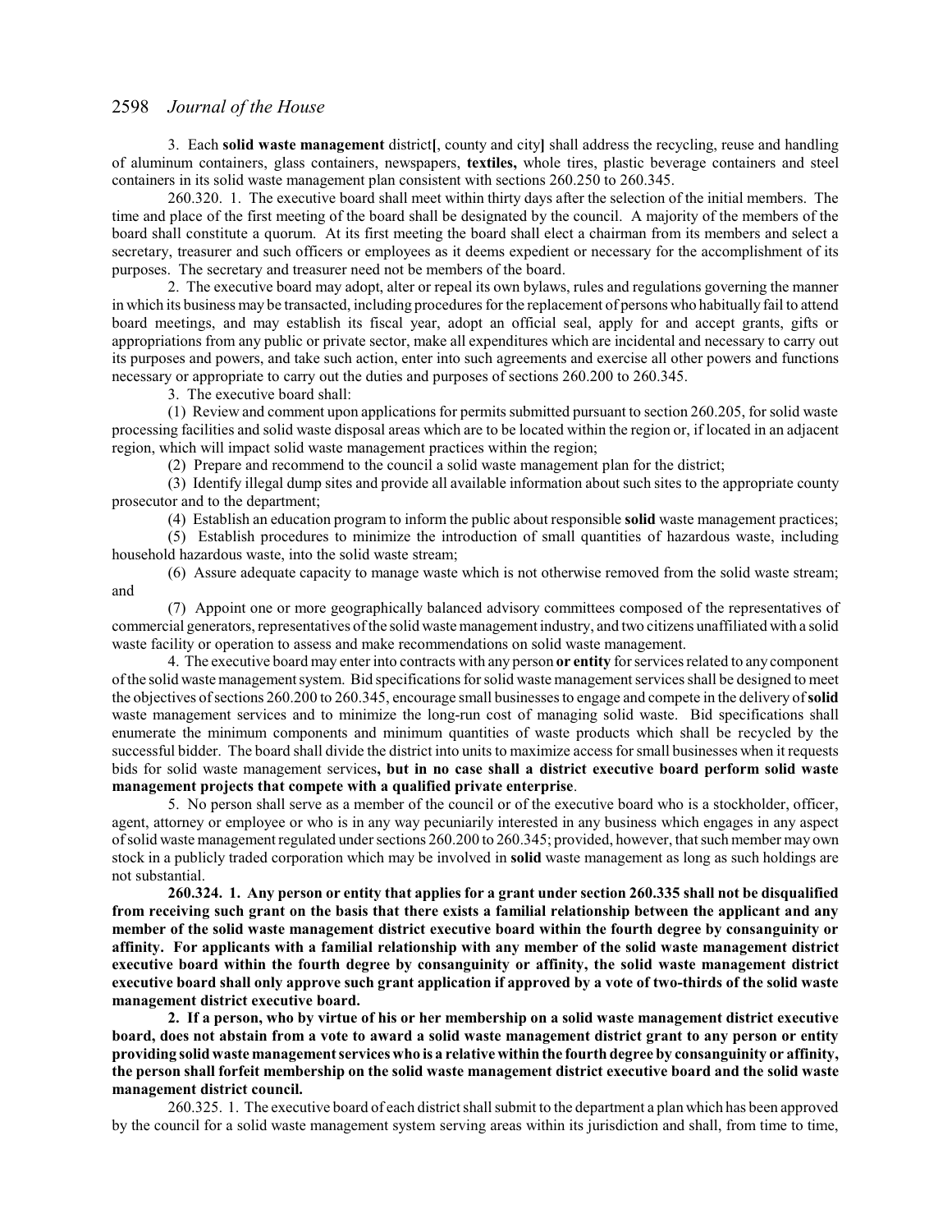3. Each **solid waste management** district[, county and city] shall address the recycling, reuse and handling of aluminum containers, glass containers, newspapers, **textiles,** whole tires, plastic beverage containers and steel containers in its solid waste management plan consistent with sections 260.250 to 260.345.

260.320. 1. The executive board shall meet within thirty days after the selection of the initial members. The time and place of the first meeting of the board shall be designated by the council. A majority of the members of the board shall constitute a quorum. At its first meeting the board shall elect a chairman from its members and select a secretary, treasurer and such officers or employees as it deems expedient or necessary for the accomplishment of its purposes. The secretary and treasurer need not be members of the board.

2. The executive board may adopt, alter or repeal its own bylaws, rules and regulations governing the manner in which its business may be transacted, including procedures for the replacement of persons who habitually fail to attend board meetings, and may establish its fiscal year, adopt an official seal, apply for and accept grants, gifts or appropriations from any public or private sector, make all expenditures which are incidental and necessary to carry out its purposes and powers, and take such action, enter into such agreements and exercise all other powers and functions necessary or appropriate to carry out the duties and purposes of sections 260.200 to 260.345.

3. The executive board shall:

(1) Review and comment upon applications for permits submitted pursuant to section 260.205, for solid waste processing facilities and solid waste disposal areas which are to be located within the region or, if located in an adjacent region, which will impact solid waste management practices within the region;

(2) Prepare and recommend to the council a solid waste management plan for the district;

(3) Identify illegal dump sites and provide all available information about such sites to the appropriate county prosecutor and to the department;

(4) Establish an education program to inform the public about responsible **solid** waste management practices;

(5) Establish procedures to minimize the introduction of small quantities of hazardous waste, including household hazardous waste, into the solid waste stream;

(6) Assure adequate capacity to manage waste which is not otherwise removed from the solid waste stream; and

(7) Appoint one or more geographically balanced advisory committees composed of the representatives of commercial generators, representatives of the solid waste management industry, and two citizens unaffiliated with a solid waste facility or operation to assess and make recommendations on solid waste management.

4. The executive board may enter into contracts with any person **or entity** for services related to any component of the solid waste management system. Bid specifications for solid waste management services shall be designed to meet the objectives of sections 260.200 to 260.345, encourage small businesses to engage and compete in the delivery of **solid** waste management services and to minimize the long-run cost of managing solid waste. Bid specifications shall enumerate the minimum components and minimum quantities of waste products which shall be recycled by the successful bidder. The board shall divide the district into units to maximize access for small businesses when it requests bids for solid waste management services**, but in no case shall a district executive board perform solid waste management projects that compete with a qualified private enterprise**.

5. No person shall serve as a member of the council or of the executive board who is a stockholder, officer, agent, attorney or employee or who is in any way pecuniarily interested in any business which engages in any aspect of solid waste management regulated under sections 260.200 to 260.345; provided, however, that such member may own stock in a publicly traded corporation which may be involved in **solid** waste management as long as such holdings are not substantial.

**260.324. 1. Any person or entity that applies for a grant under section 260.335 shall not be disqualified from receiving such grant on the basis that there exists a familial relationship between the applicant and any member of the solid waste management district executive board within the fourth degree by consanguinity or affinity. For applicants with a familial relationship with any member of the solid waste management district executive board within the fourth degree by consanguinity or affinity, the solid waste management district executive board shall only approve such grant application if approved by a vote of two-thirds of the solid waste management district executive board.**

**2. If a person, who by virtue of his or her membership on a solid waste management district executive board, does not abstain from a vote to award a solid waste management district grant to any person or entity providing solid waste management services who is a relative within the fourth degree by consanguinity or affinity, the person shall forfeit membership on the solid waste management district executive board and the solid waste management district council.**

260.325. 1. The executive board of each district shall submit to the department a plan which has been approved by the council for a solid waste management system serving areas within its jurisdiction and shall, from time to time,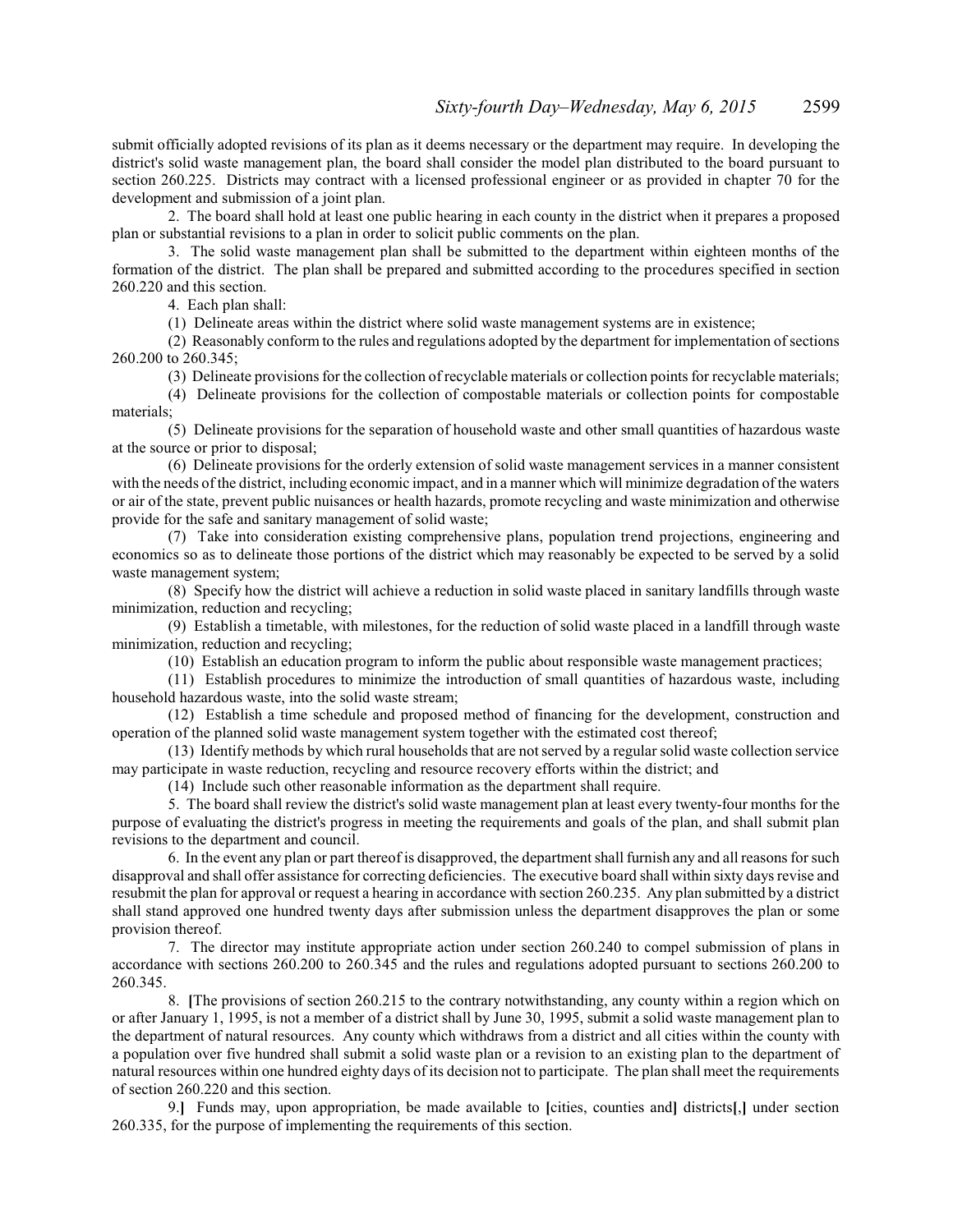submit officially adopted revisions of its plan as it deems necessary or the department may require. In developing the district's solid waste management plan, the board shall consider the model plan distributed to the board pursuant to section 260.225. Districts may contract with a licensed professional engineer or as provided in chapter 70 for the development and submission of a joint plan.

2. The board shall hold at least one public hearing in each county in the district when it prepares a proposed plan or substantial revisions to a plan in order to solicit public comments on the plan.

3. The solid waste management plan shall be submitted to the department within eighteen months of the formation of the district. The plan shall be prepared and submitted according to the procedures specified in section 260.220 and this section.

4. Each plan shall:

(1) Delineate areas within the district where solid waste management systems are in existence;

(2) Reasonably conform to the rules and regulations adopted by the department for implementation of sections 260.200 to 260.345;

(3) Delineate provisions for the collection of recyclable materials or collection points for recyclable materials;

(4) Delineate provisions for the collection of compostable materials or collection points for compostable materials;

(5) Delineate provisions for the separation of household waste and other small quantities of hazardous waste at the source or prior to disposal;

(6) Delineate provisions for the orderly extension of solid waste management services in a manner consistent with the needs of the district, including economic impact, and in a manner which will minimize degradation of the waters or air of the state, prevent public nuisances or health hazards, promote recycling and waste minimization and otherwise provide for the safe and sanitary management of solid waste;

(7) Take into consideration existing comprehensive plans, population trend projections, engineering and economics so as to delineate those portions of the district which may reasonably be expected to be served by a solid waste management system;

(8) Specify how the district will achieve a reduction in solid waste placed in sanitary landfills through waste minimization, reduction and recycling;

(9) Establish a timetable, with milestones, for the reduction of solid waste placed in a landfill through waste minimization, reduction and recycling;

(10) Establish an education program to inform the public about responsible waste management practices;

(11) Establish procedures to minimize the introduction of small quantities of hazardous waste, including household hazardous waste, into the solid waste stream;

(12) Establish a time schedule and proposed method of financing for the development, construction and operation of the planned solid waste management system together with the estimated cost thereof;

(13) Identify methods by which rural households that are not served by a regular solid waste collection service may participate in waste reduction, recycling and resource recovery efforts within the district; and

(14) Include such other reasonable information as the department shall require.

5. The board shall review the district's solid waste management plan at least every twenty-four months for the purpose of evaluating the district's progress in meeting the requirements and goals of the plan, and shall submit plan revisions to the department and council.

6. In the event any plan or part thereof is disapproved, the department shall furnish any and all reasons for such disapproval and shall offer assistance for correcting deficiencies. The executive board shall within sixty days revise and resubmit the plan for approval or request a hearing in accordance with section 260.235. Any plan submitted by a district shall stand approved one hundred twenty days after submission unless the department disapproves the plan or some provision thereof.

7. The director may institute appropriate action under section 260.240 to compel submission of plans in accordance with sections 260.200 to 260.345 and the rules and regulations adopted pursuant to sections 260.200 to 260.345.

8. **[**The provisions of section 260.215 to the contrary notwithstanding, any county within a region which on or after January 1, 1995, is not a member of a district shall by June 30, 1995, submit a solid waste management plan to the department of natural resources. Any county which withdraws from a district and all cities within the county with a population over five hundred shall submit a solid waste plan or a revision to an existing plan to the department of natural resources within one hundred eighty days of its decision not to participate. The plan shall meet the requirements of section 260.220 and this section.

9.**]** Funds may, upon appropriation, be made available to **[**cities, counties and**]** districts**[**,**]** under section 260.335, for the purpose of implementing the requirements of this section.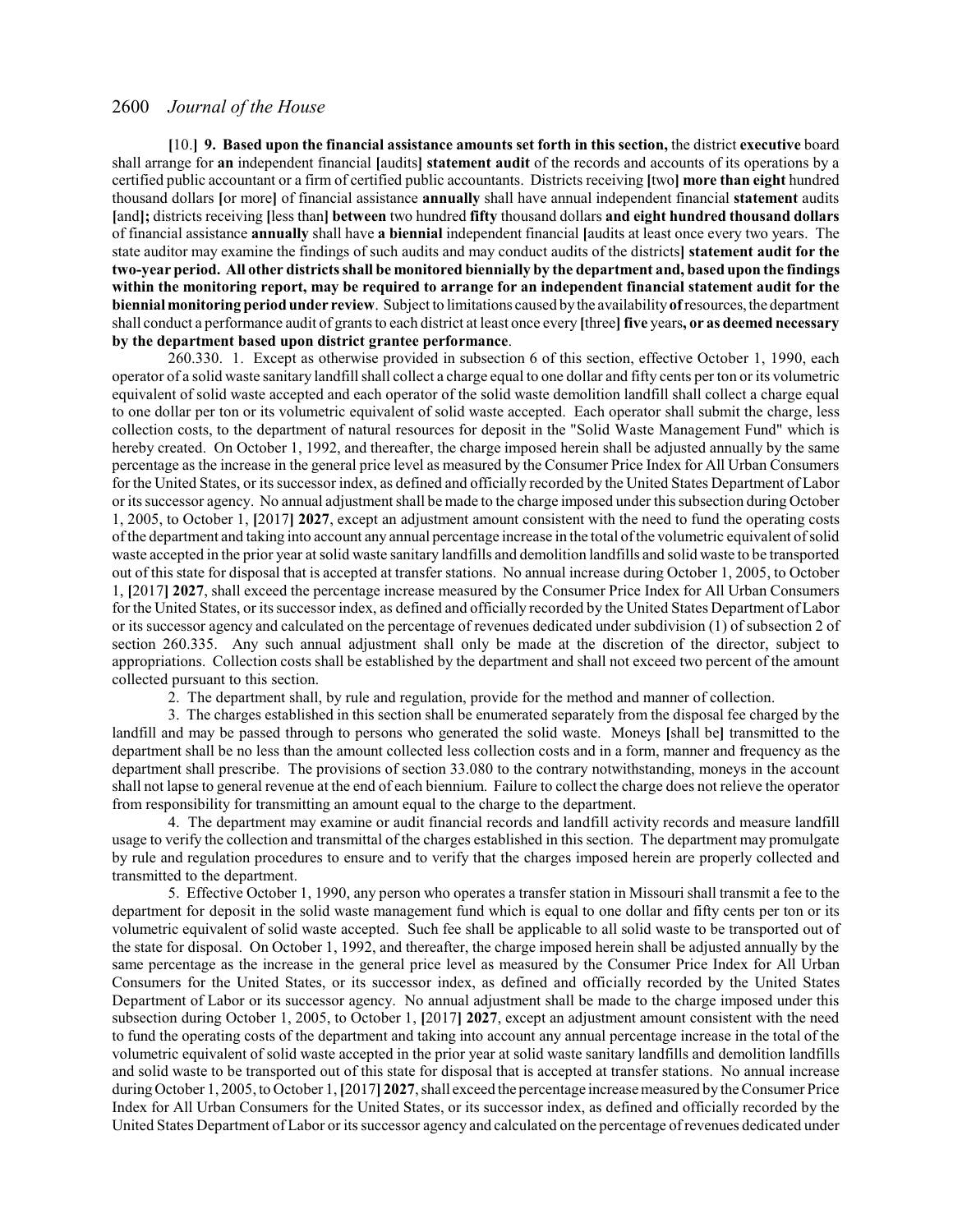[10.] **9. Based upon the financial assistance amounts set forth in this section,** the district **executive** board shall arrange for **an** independent financial [audits] **statement audit** of the records and accounts of its operations by a certified public accountant or a firm of certified public accountants. Districts receiving [two] **more than eight** hundred thousand dollars [or more] of financial assistance **annually** shall have annual independent financial **statement** audits [and]; districts receiving [less than] **between** two hundred **fifty** thousand dollars **and eight hundred thousand dollars** of financial assistance **annually** shall have **a biennial** independent financial [audits at least once every two years. The state auditor may examine the findings of such audits and may conduct audits of the districts] **statement audit for the two-year period. All other districts shall be monitored biennially by the department and, based upon the findings within the monitoring report, may be required to arrange for an independent financial statement audit for the biennial monitoring period under review**. Subject to limitations caused by the availability **of** resources, the department shall conduct a performance audit of grants to each district at least once every [three] **five** years**, or as deemed necessary by the department based upon district grantee performance**.

260.330. 1. Except as otherwise provided in subsection 6 of this section, effective October 1, 1990, each operator of a solid waste sanitary landfill shall collect a charge equal to one dollar and fifty cents per ton or its volumetric equivalent of solid waste accepted and each operator of the solid waste demolition landfill shall collect a charge equal to one dollar per ton or its volumetric equivalent of solid waste accepted. Each operator shall submit the charge, less collection costs, to the department of natural resources for deposit in the "Solid Waste Management Fund" which is hereby created. On October 1, 1992, and thereafter, the charge imposed herein shall be adjusted annually by the same percentage as the increase in the general price level as measured by the Consumer Price Index for All Urban Consumers for the United States, or its successor index, as defined and officially recorded by the United States Department of Labor or its successor agency. No annual adjustment shall be made to the charge imposed under this subsection during October 1, 2005, to October 1, [2017] **2027**, except an adjustment amount consistent with the need to fund the operating costs of the department and taking into account any annual percentage increase in the total of the volumetric equivalent of solid waste accepted in the prior year at solid waste sanitary landfills and demolition landfills and solid waste to be transported out of this state for disposal that is accepted at transfer stations. No annual increase during October 1, 2005, to October 1, [2017] **2027**, shall exceed the percentage increase measured by the Consumer Price Index for All Urban Consumers for the United States, or its successor index, as defined and officially recorded by the United States Department of Labor or its successor agency and calculated on the percentage of revenues dedicated under subdivision (1) of subsection 2 of section 260.335. Any such annual adjustment shall only be made at the discretion of the director, subject to appropriations. Collection costs shall be established by the department and shall not exceed two percent of the amount collected pursuant to this section.

2. The department shall, by rule and regulation, provide for the method and manner of collection.

3. The charges established in this section shall be enumerated separately from the disposal fee charged by the landfill and may be passed through to persons who generated the solid waste. Moneys [shall be] transmitted to the department shall be no less than the amount collected less collection costs and in a form, manner and frequency as the department shall prescribe. The provisions of section 33.080 to the contrary notwithstanding, moneys in the account shall not lapse to general revenue at the end of each biennium. Failure to collect the charge does not relieve the operator from responsibility for transmitting an amount equal to the charge to the department.

4. The department may examine or audit financial records and landfill activity records and measure landfill usage to verify the collection and transmittal of the charges established in this section. The department may promulgate by rule and regulation procedures to ensure and to verify that the charges imposed herein are properly collected and transmitted to the department.

5. Effective October 1, 1990, any person who operates a transfer station in Missouri shall transmit a fee to the department for deposit in the solid waste management fund which is equal to one dollar and fifty cents per ton or its volumetric equivalent of solid waste accepted. Such fee shall be applicable to all solid waste to be transported out of the state for disposal. On October 1, 1992, and thereafter, the charge imposed herein shall be adjusted annually by the same percentage as the increase in the general price level as measured by the Consumer Price Index for All Urban Consumers for the United States, or its successor index, as defined and officially recorded by the United States Department of Labor or its successor agency. No annual adjustment shall be made to the charge imposed under this subsection during October 1, 2005, to October 1, [2017] **2027**, except an adjustment amount consistent with the need to fund the operating costs of the department and taking into account any annual percentage increase in the total of the volumetric equivalent of solid waste accepted in the prior year at solid waste sanitary landfills and demolition landfills and solid waste to be transported out of this state for disposal that is accepted at transfer stations. No annual increase during October 1, 2005, to October 1, [2017] **2027**, shall exceed the percentage increase measured by the Consumer Price Index for All Urban Consumers for the United States, or its successor index, as defined and officially recorded by the United States Department of Labor or its successor agency and calculated on the percentage of revenues dedicated under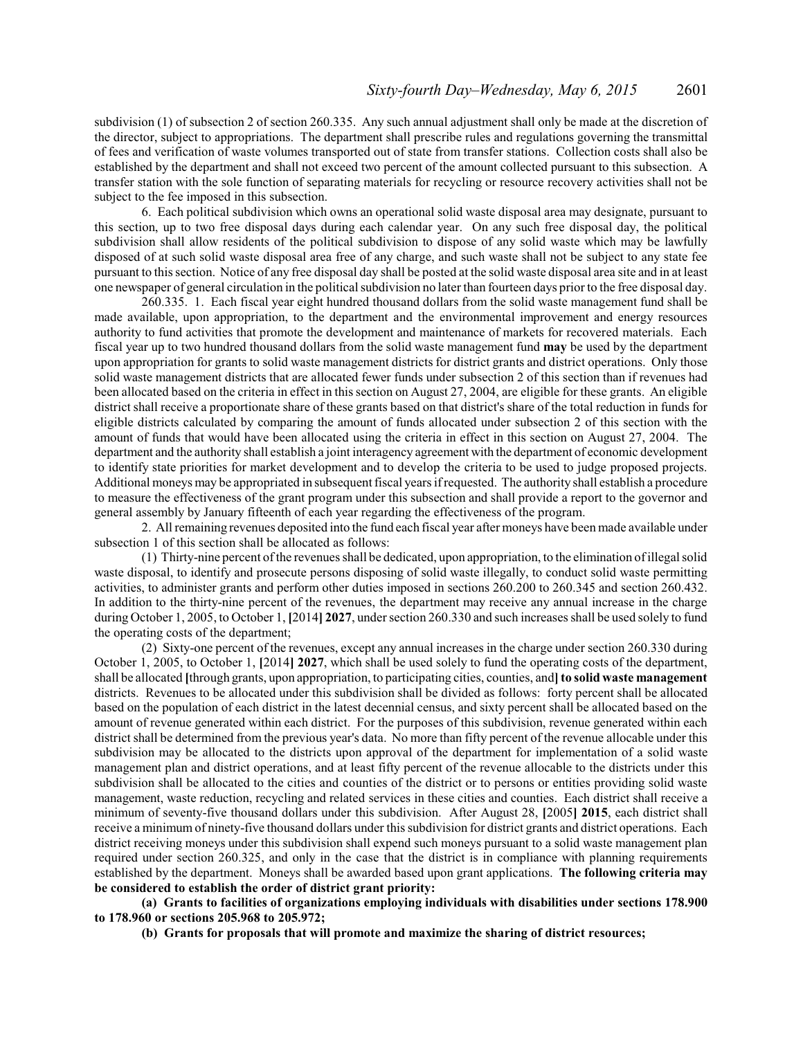subdivision (1) of subsection 2 of section 260.335. Any such annual adjustment shall only be made at the discretion of the director, subject to appropriations. The department shall prescribe rules and regulations governing the transmittal of fees and verification of waste volumes transported out of state from transfer stations. Collection costs shall also be established by the department and shall not exceed two percent of the amount collected pursuant to this subsection. A transfer station with the sole function of separating materials for recycling or resource recovery activities shall not be subject to the fee imposed in this subsection.

6. Each political subdivision which owns an operational solid waste disposal area may designate, pursuant to this section, up to two free disposal days during each calendar year. On any such free disposal day, the political subdivision shall allow residents of the political subdivision to dispose of any solid waste which may be lawfully disposed of at such solid waste disposal area free of any charge, and such waste shall not be subject to any state fee pursuant to this section. Notice of any free disposal day shall be posted at the solid waste disposal area site and in at least one newspaper of general circulation in the political subdivision no later than fourteen days prior to the free disposal day.

260.335. 1. Each fiscal year eight hundred thousand dollars from the solid waste management fund shall be made available, upon appropriation, to the department and the environmental improvement and energy resources authority to fund activities that promote the development and maintenance of markets for recovered materials. Each fiscal year up to two hundred thousand dollars from the solid waste management fund **may** be used by the department upon appropriation for grants to solid waste management districts for district grants and district operations. Only those solid waste management districts that are allocated fewer funds under subsection 2 of this section than if revenues had been allocated based on the criteria in effect in this section on August 27, 2004, are eligible for these grants. An eligible district shall receive a proportionate share of these grants based on that district's share of the total reduction in funds for eligible districts calculated by comparing the amount of funds allocated under subsection 2 of this section with the amount of funds that would have been allocated using the criteria in effect in this section on August 27, 2004. The department and the authority shall establish a joint interagency agreement with the department of economic development to identify state priorities for market development and to develop the criteria to be used to judge proposed projects. Additional moneys may be appropriated in subsequent fiscal years if requested. The authority shall establish a procedure to measure the effectiveness of the grant program under this subsection and shall provide a report to the governor and general assembly by January fifteenth of each year regarding the effectiveness of the program.

2. All remaining revenues deposited into the fund each fiscal year after moneys have been made available under subsection 1 of this section shall be allocated as follows:

(1) Thirty-nine percent of the revenues shall be dedicated, upon appropriation, to the elimination of illegal solid waste disposal, to identify and prosecute persons disposing of solid waste illegally, to conduct solid waste permitting activities, to administer grants and perform other duties imposed in sections 260.200 to 260.345 and section 260.432. In addition to the thirty-nine percent of the revenues, the department may receive any annual increase in the charge during October 1, 2005, to October 1, [2014**] 2027**, under section 260.330 and such increases shall be used solely to fund the operating costs of the department;

(2) Sixty-one percent of the revenues, except any annual increases in the charge under section 260.330 during October 1, 2005, to October 1, [2014**] 2027**, which shall be used solely to fund the operating costs of the department, shall be allocated **[**through grants, upon appropriation, to participating cities, counties, and**] to solid waste management** districts. Revenues to be allocated under this subdivision shall be divided as follows: forty percent shall be allocated based on the population of each district in the latest decennial census, and sixty percent shall be allocated based on the amount of revenue generated within each district. For the purposes of this subdivision, revenue generated within each district shall be determined from the previous year's data. No more than fifty percent of the revenue allocable under this subdivision may be allocated to the districts upon approval of the department for implementation of a solid waste management plan and district operations, and at least fifty percent of the revenue allocable to the districts under this subdivision shall be allocated to the cities and counties of the district or to persons or entities providing solid waste management, waste reduction, recycling and related services in these cities and counties. Each district shall receive a minimum of seventy-five thousand dollars under this subdivision. After August 28, **[**2005**] 2015**, each district shall receive a minimum of ninety-five thousand dollars under this subdivision for district grants and district operations. Each district receiving moneys under this subdivision shall expend such moneys pursuant to a solid waste management plan required under section 260.325, and only in the case that the district is in compliance with planning requirements established by the department. Moneys shall be awarded based upon grant applications. **The following criteria may be considered to establish the order of district grant priority:**

**(a) Grants to facilities of organizations employing individuals with disabilities under sections 178.900 to 178.960 or sections 205.968 to 205.972;**

**(b) Grants for proposals that will promote and maximize the sharing of district resources;**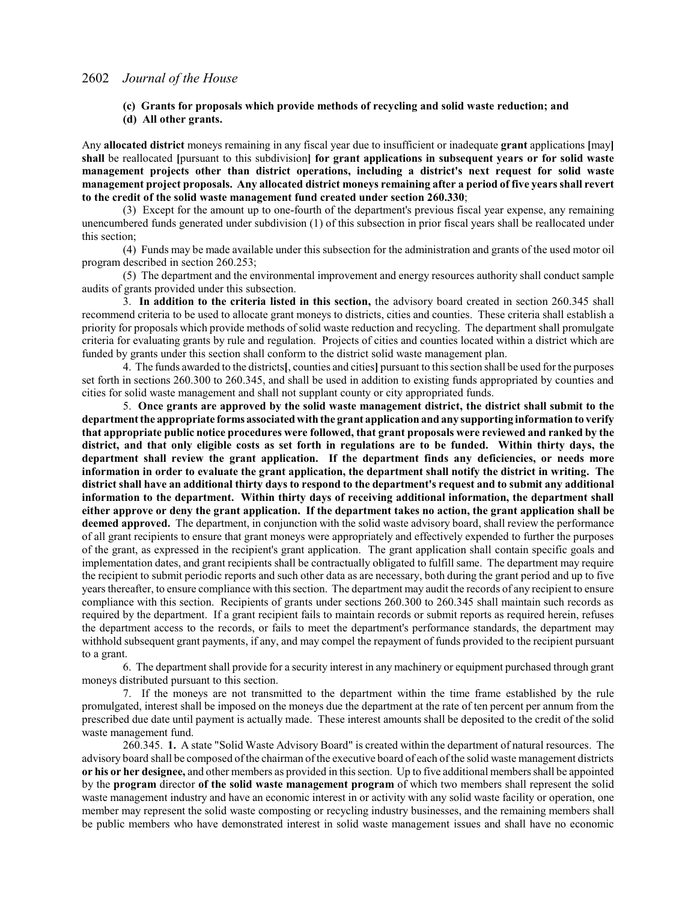**(c) Grants for proposals which provide methods of recycling and solid waste reduction; and**

**(d) All other grants.**

Any **allocated district** moneys remaining in any fiscal year due to insufficient or inadequate **grant** applications **[**may**] shall** be reallocated **[**pursuant to this subdivision**] for grant applications in subsequent years or for solid waste management projects other than district operations, including a district's next request for solid waste management project proposals. Any allocated district moneys remaining after a period of five years shall revert to the credit of the solid waste management fund created under section 260.330**;

(3) Except for the amount up to one-fourth of the department's previous fiscal year expense, any remaining unencumbered funds generated under subdivision (1) of this subsection in prior fiscal years shall be reallocated under this section;

(4) Funds may be made available under this subsection for the administration and grants of the used motor oil program described in section 260.253;

(5) The department and the environmental improvement and energy resources authority shall conduct sample audits of grants provided under this subsection.

3. **In addition to the criteria listed in this section,** the advisory board created in section 260.345 shall recommend criteria to be used to allocate grant moneys to districts, cities and counties. These criteria shall establish a priority for proposals which provide methods of solid waste reduction and recycling. The department shall promulgate criteria for evaluating grants by rule and regulation. Projects of cities and counties located within a district which are funded by grants under this section shall conform to the district solid waste management plan.

4. The funds awarded to the districts**[**, counties and cities**]** pursuant to this section shall be used for the purposes set forth in sections 260.300 to 260.345, and shall be used in addition to existing funds appropriated by counties and cities for solid waste management and shall not supplant county or city appropriated funds.

5. **Once grants are approved by the solid waste management district, the district shall submit to the department the appropriate forms associated with the grant application and any supporting information to verify that appropriate public notice procedures were followed, that grant proposals were reviewed and ranked by the district, and that only eligible costs as set forth in regulations are to be funded. Within thirty days, the department shall review the grant application. If the department finds any deficiencies, or needs more information in order to evaluate the grant application, the department shall notify the district in writing. The district shall have an additional thirty days to respond to the department's request and to submit any additional information to the department. Within thirty days of receiving additional information, the department shall either approve or deny the grant application. If the department takes no action, the grant application shall be deemed approved.** The department, in conjunction with the solid waste advisory board, shall review the performance of all grant recipients to ensure that grant moneys were appropriately and effectively expended to further the purposes of the grant, as expressed in the recipient's grant application. The grant application shall contain specific goals and implementation dates, and grant recipients shall be contractually obligated to fulfill same. The department may require the recipient to submit periodic reports and such other data as are necessary, both during the grant period and up to five years thereafter, to ensure compliance with this section. The department may audit the records of any recipient to ensure compliance with this section. Recipients of grants under sections 260.300 to 260.345 shall maintain such records as required by the department. If a grant recipient fails to maintain records or submit reports as required herein, refuses the department access to the records, or fails to meet the department's performance standards, the department may withhold subsequent grant payments, if any, and may compel the repayment of funds provided to the recipient pursuant to a grant.

6. The department shall provide for a security interest in any machinery or equipment purchased through grant moneys distributed pursuant to this section.

7. If the moneys are not transmitted to the department within the time frame established by the rule promulgated, interest shall be imposed on the moneys due the department at the rate of ten percent per annum from the prescribed due date until payment is actually made. These interest amounts shall be deposited to the credit of the solid waste management fund.

260.345. **1.** A state "Solid Waste Advisory Board" is created within the department of natural resources. The advisory board shall be composed of the chairman of the executive board of each of the solid waste management districts **or his or her designee,** and other members as provided in this section. Up to five additional members shall be appointed by the **program** director **of the solid waste management program** of which two members shall represent the solid waste management industry and have an economic interest in or activity with any solid waste facility or operation, one member may represent the solid waste composting or recycling industry businesses, and the remaining members shall be public members who have demonstrated interest in solid waste management issues and shall have no economic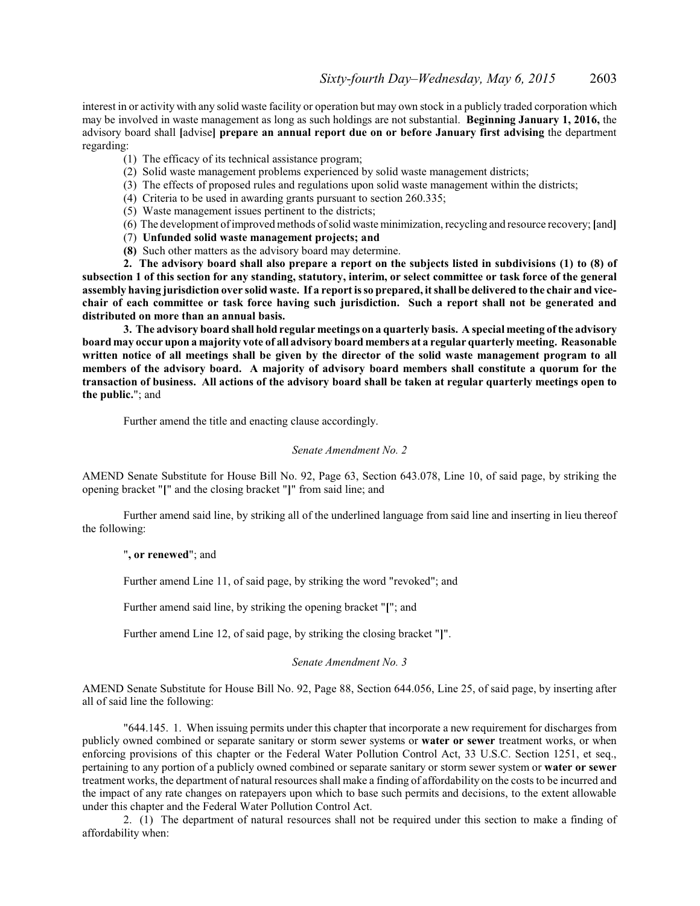interest in or activity with any solid waste facility or operation but may own stock in a publicly traded corporation which may be involved in waste management as long as such holdings are not substantial. **Beginning January 1, 2016,** the advisory board shall **[**advise**] prepare an annual report due on or before January first advising** the department regarding:

(1) The efficacy of its technical assistance program;

(2) Solid waste management problems experienced by solid waste management districts;

(3) The effects of proposed rules and regulations upon solid waste management within the districts;

(4) Criteria to be used in awarding grants pursuant to section 260.335;

(5) Waste management issues pertinent to the districts;

(6) The development of improved methods of solid waste minimization, recycling and resource recovery; **[**and**]**

(7) **Unfunded solid waste management projects; and**

**(8)** Such other matters as the advisory board may determine.

**2. The advisory board shall also prepare a report on the subjects listed in subdivisions (1) to (8) of subsection 1 of this section for any standing, statutory, interim, or select committee or task force of the general assembly having jurisdiction over solid waste. If a report is so prepared, it shall be delivered to the chair and vice-chair of each committee or task force having such jurisdiction. Such a report shall not be generated and distributed on more than an annual basis.**

**3. The advisory board shall hold regular meetings on a quarterly basis. A special meeting of the advisory board may occur upon a majority vote of all advisory board members at a regular quarterly meeting. Reasonable written notice of all meetings shall be given by the director of the solid waste management program to all members of the advisory board. A majority of advisory board members shall constitute a quorum for the transaction of business. All actions of the advisory board shall be taken at regular quarterly meetings open to the public.**"; and

Further amend the title and enacting clause accordingly.

*Senate Amendment No. 2*

AMEND Senate Substitute for House Bill No. 92, Page 63, Section 643.078, Line 10, of said page, by striking the opening bracket "**[**" and the closing bracket "**]**" from said line; and

Further amend said line, by striking all of the underlined language from said line and inserting in lieu thereof the following:

"**, or renewed**"; and

Further amend Line 11, of said page, by striking the word "revoked"; and

Further amend said line, by striking the opening bracket "**[**"; and

Further amend Line 12, of said page, by striking the closing bracket "**]**".

*Senate Amendment No. 3*

AMEND Senate Substitute for House Bill No. 92, Page 88, Section 644.056, Line 25, of said page, by inserting after all of said line the following:

"644.145. 1. When issuing permits under this chapter that incorporate a new requirement for discharges from publicly owned combined or separate sanitary or storm sewer systems or **water or sewer** treatment works, or when enforcing provisions of this chapter or the Federal Water Pollution Control Act, 33 U.S.C. Section 1251, et seq., pertaining to any portion of a publicly owned combined or separate sanitary or storm sewer system or **water or sewer** treatment works, the department of natural resources shall make a finding of affordability on the costs to be incurred and the impact of any rate changes on ratepayers upon which to base such permits and decisions, to the extent allowable under this chapter and the Federal Water Pollution Control Act.

2. (1) The department of natural resources shall not be required under this section to make a finding of affordability when: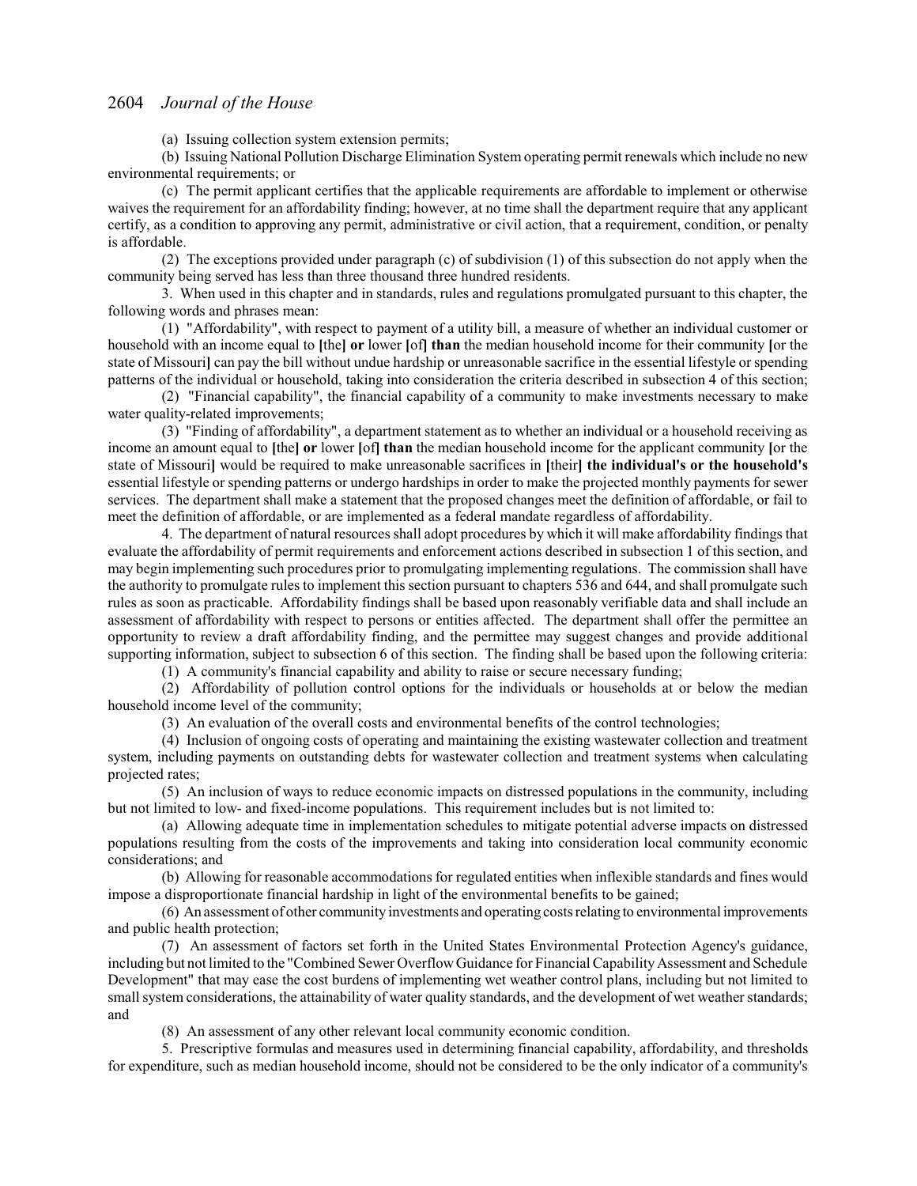(a) Issuing collection system extension permits;

(b) Issuing National Pollution Discharge Elimination System operating permit renewals which include no new environmental requirements; or

(c) The permit applicant certifies that the applicable requirements are affordable to implement or otherwise waives the requirement for an affordability finding; however, at no time shall the department require that any applicant certify, as a condition to approving any permit, administrative or civil action, that a requirement, condition, or penalty is affordable.

(2) The exceptions provided under paragraph (c) of subdivision (1) of this subsection do not apply when the community being served has less than three thousand three hundred residents.

3. When used in this chapter and in standards, rules and regulations promulgated pursuant to this chapter, the following words and phrases mean:

(1) "Affordability", with respect to payment of a utility bill, a measure of whether an individual customer or household with an income equal to [the] **or** lower [of] **than** the median household income for their community [or the state of Missouri] can pay the bill without undue hardship or unreasonable sacrifice in the essential lifestyle or spending patterns of the individual or household, taking into consideration the criteria described in subsection 4 of this section;

(2) "Financial capability", the financial capability of a community to make investments necessary to make water quality-related improvements;

(3) "Finding of affordability", a department statement as to whether an individual or a household receiving as income an amount equal to [the] **or** lower [of] **than** the median household income for the applicant community [or the state of Missouri] would be required to make unreasonable sacrifices in [their] **the individual's or the household's** essential lifestyle or spending patterns or undergo hardships in order to make the projected monthly payments for sewer services. The department shall make a statement that the proposed changes meet the definition of affordable, or fail to meet the definition of affordable, or are implemented as a federal mandate regardless of affordability.

4. The department of natural resources shall adopt procedures by which it will make affordability findings that evaluate the affordability of permit requirements and enforcement actions described in subsection 1 of this section, and may begin implementing such procedures prior to promulgating implementing regulations. The commission shall have the authority to promulgate rules to implement this section pursuant to chapters 536 and 644, and shall promulgate such rules as soon as practicable. Affordability findings shall be based upon reasonably verifiable data and shall include an assessment of affordability with respect to persons or entities affected. The department shall offer the permittee an opportunity to review a draft affordability finding, and the permittee may suggest changes and provide additional supporting information, subject to subsection 6 of this section. The finding shall be based upon the following criteria:

(1) A community's financial capability and ability to raise or secure necessary funding;

(2) Affordability of pollution control options for the individuals or households at or below the median household income level of the community;

(3) An evaluation of the overall costs and environmental benefits of the control technologies;

(4) Inclusion of ongoing costs of operating and maintaining the existing wastewater collection and treatment system, including payments on outstanding debts for wastewater collection and treatment systems when calculating projected rates;

(5) An inclusion of ways to reduce economic impacts on distressed populations in the community, including but not limited to low- and fixed-income populations. This requirement includes but is not limited to:

(a) Allowing adequate time in implementation schedules to mitigate potential adverse impacts on distressed populations resulting from the costs of the improvements and taking into consideration local community economic considerations; and

(b) Allowing for reasonable accommodations for regulated entities when inflexible standards and fines would impose a disproportionate financial hardship in light of the environmental benefits to be gained;

(6) An assessment of other community investments and operating costs relating to environmental improvements and public health protection;

(7) An assessment of factors set forth in the United States Environmental Protection Agency's guidance, including but not limited to the "Combined Sewer Overflow Guidance for Financial Capability Assessment and Schedule Development" that may ease the cost burdens of implementing wet weather control plans, including but not limited to small system considerations, the attainability of water quality standards, and the development of wet weather standards; and

(8) An assessment of any other relevant local community economic condition.

5. Prescriptive formulas and measures used in determining financial capability, affordability, and thresholds for expenditure, such as median household income, should not be considered to be the only indicator of a community's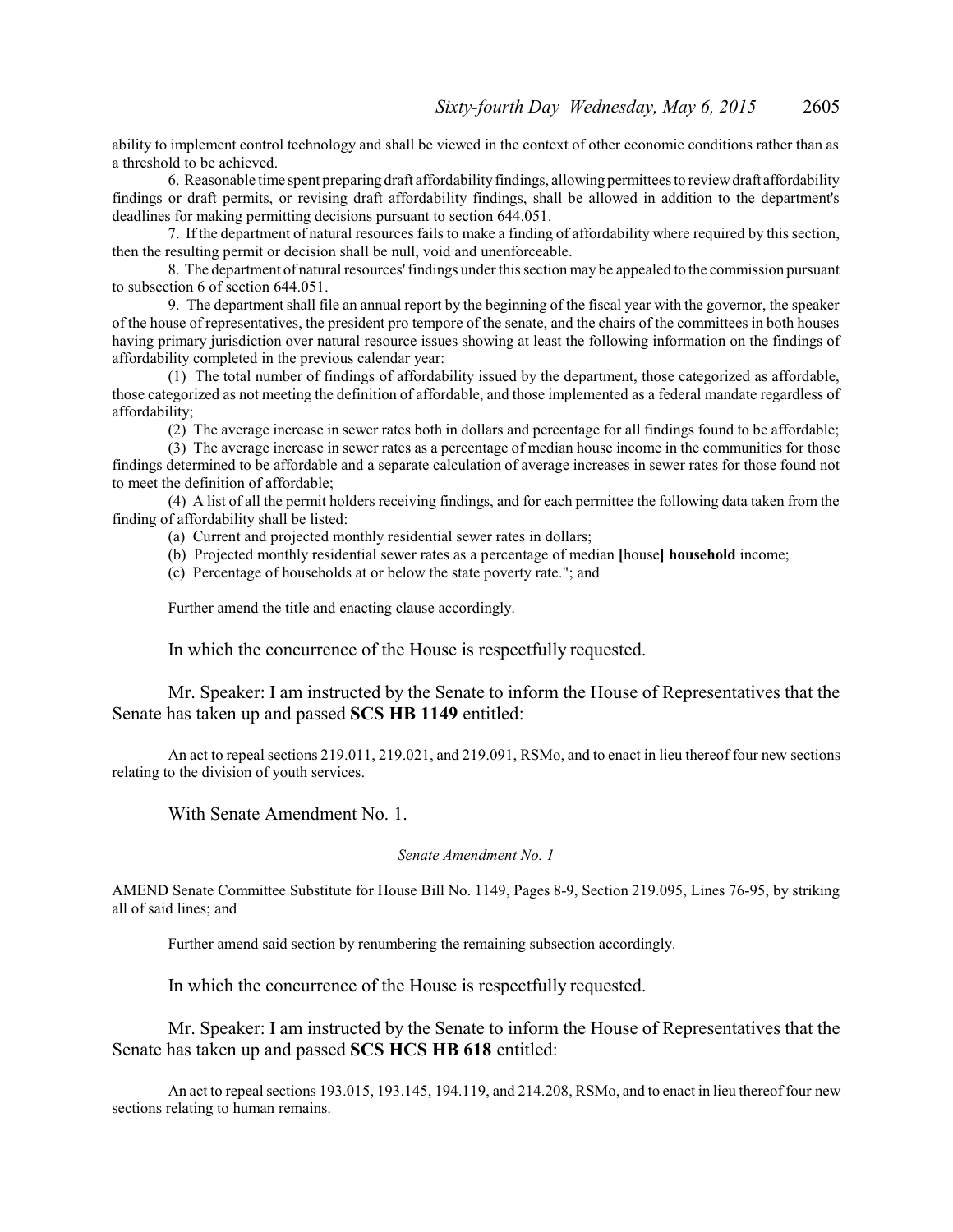ability to implement control technology and shall be viewed in the context of other economic conditions rather than as a threshold to be achieved.

6. Reasonable time spent preparing draft affordability findings, allowing permittees to review draft affordability findings or draft permits, or revising draft affordability findings, shall be allowed in addition to the department's deadlines for making permitting decisions pursuant to section 644.051.

7. If the department of natural resources fails to make a finding of affordability where required by this section, then the resulting permit or decision shall be null, void and unenforceable.

8. The department of natural resources' findings under this section may be appealed to the commission pursuant to subsection 6 of section 644.051.

9. The department shall file an annual report by the beginning of the fiscal year with the governor, the speaker of the house of representatives, the president pro tempore of the senate, and the chairs of the committees in both houses having primary jurisdiction over natural resource issues showing at least the following information on the findings of affordability completed in the previous calendar year:

(1) The total number of findings of affordability issued by the department, those categorized as affordable, those categorized as not meeting the definition of affordable, and those implemented as a federal mandate regardless of affordability;

(2) The average increase in sewer rates both in dollars and percentage for all findings found to be affordable;

(3) The average increase in sewer rates as a percentage of median house income in the communities for those findings determined to be affordable and a separate calculation of average increases in sewer rates for those found not to meet the definition of affordable;

(4) A list of all the permit holders receiving findings, and for each permittee the following data taken from the finding of affordability shall be listed:

(a) Current and projected monthly residential sewer rates in dollars;

(b) Projected monthly residential sewer rates as a percentage of median **[**house**]** **household** income;

(c) Percentage of households at or below the state poverty rate."; and

Further amend the title and enacting clause accordingly.

In which the concurrence of the House is respectfully requested.

Mr. Speaker: I am instructed by the Senate to inform the House of Representatives that the Senate has taken up and passed **SCS HB 1149** entitled:

An act to repeal sections 219.011, 219.021, and 219.091, RSMo, and to enact in lieu thereof four new sections relating to the division of youth services.

With Senate Amendment No. 1.

*Senate Amendment No. 1*

AMEND Senate Committee Substitute for House Bill No. 1149, Pages 8-9, Section 219.095, Lines 76-95, by striking all of said lines; and

Further amend said section by renumbering the remaining subsection accordingly.

In which the concurrence of the House is respectfully requested.

Mr. Speaker: I am instructed by the Senate to inform the House of Representatives that the Senate has taken up and passed **SCS HCS HB 618** entitled:

An act to repeal sections 193.015, 193.145, 194.119, and 214.208, RSMo, and to enact in lieu thereof four new sections relating to human remains.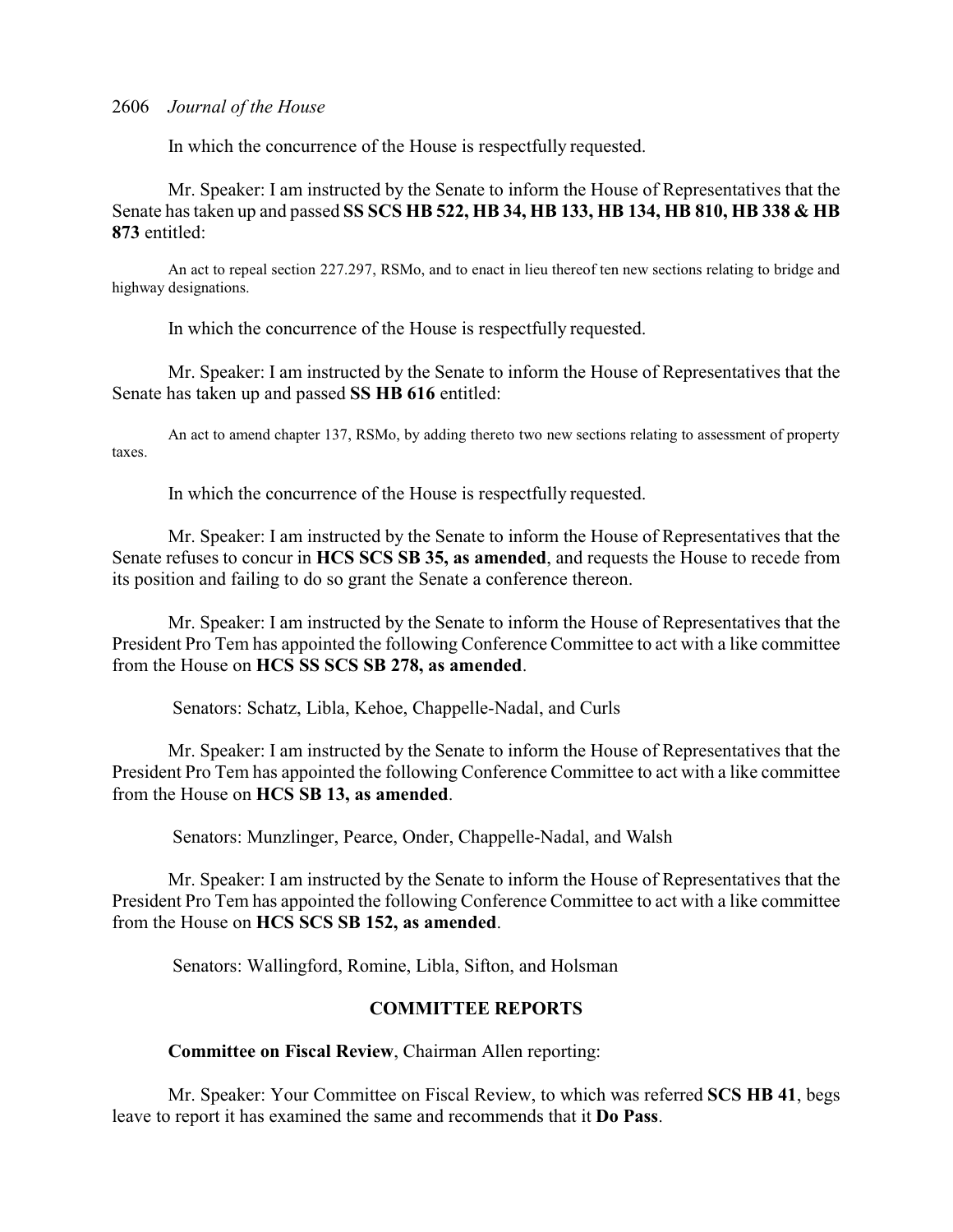In which the concurrence of the House is respectfully requested.

Mr. Speaker: I am instructed by the Senate to inform the House of Representatives that the Senate has taken up and passed **SS SCS HB 522, HB 34, HB 133, HB 134, HB 810, HB 338 & HB 873** entitled:

An act to repeal section 227.297, RSMo, and to enact in lieu thereof ten new sections relating to bridge and highway designations.

In which the concurrence of the House is respectfully requested.

Mr. Speaker: I am instructed by the Senate to inform the House of Representatives that the Senate has taken up and passed **SS HB 616** entitled:

An act to amend chapter 137, RSMo, by adding thereto two new sections relating to assessment of property taxes.

In which the concurrence of the House is respectfully requested.

Mr. Speaker: I am instructed by the Senate to inform the House of Representatives that the Senate refuses to concur in **HCS SCS SB 35, as amended**, and requests the House to recede from its position and failing to do so grant the Senate a conference thereon.

Mr. Speaker: I am instructed by the Senate to inform the House of Representatives that the President Pro Tem has appointed the following Conference Committee to act with a like committee from the House on **HCS SS SCS SB 278, as amended**.

Senators: Schatz, Libla, Kehoe, Chappelle-Nadal, and Curls

Mr. Speaker: I am instructed by the Senate to inform the House of Representatives that the President Pro Tem has appointed the following Conference Committee to act with a like committee from the House on **HCS SB 13, as amended**.

Senators: Munzlinger, Pearce, Onder, Chappelle-Nadal, and Walsh

Mr. Speaker: I am instructed by the Senate to inform the House of Representatives that the President Pro Tem has appointed the following Conference Committee to act with a like committee from the House on **HCS SCS SB 152, as amended**.

Senators: Wallingford, Romine, Libla, Sifton, and Holsman

## COMMITTEE REPORTS

**Committee on Fiscal Review**, Chairman Allen reporting:

Mr. Speaker: Your Committee on Fiscal Review, to which was referred **SCS HB 41**, begs leave to report it has examined the same and recommends that it **Do Pass**.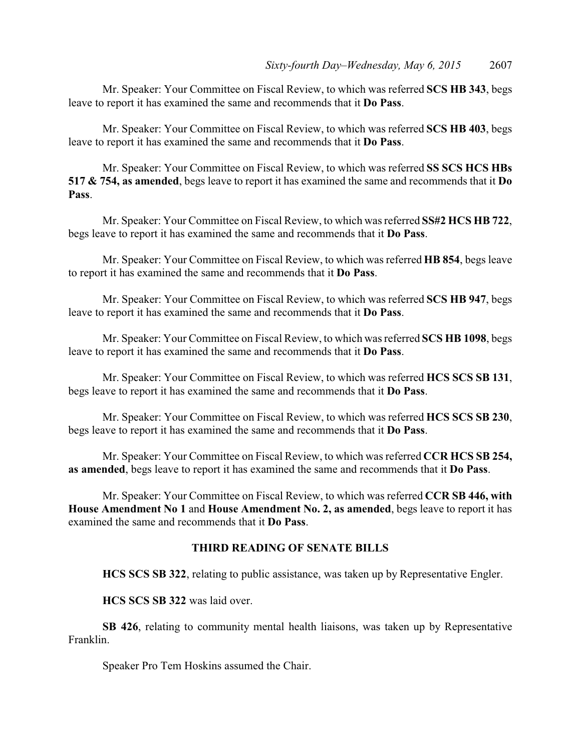Mr. Speaker: Your Committee on Fiscal Review, to which was referred **SCS HB 343**, begs leave to report it has examined the same and recommends that it **Do Pass**.

Mr. Speaker: Your Committee on Fiscal Review, to which was referred **SCS HB 403**, begs leave to report it has examined the same and recommends that it **Do Pass**.

Mr. Speaker: Your Committee on Fiscal Review, to which was referred **SS SCS HCS HBs 517 & 754, as amended**, begs leave to report it has examined the same and recommends that it **Do Pass**.

Mr. Speaker: Your Committee on Fiscal Review, to which was referred **SS#2 HCS HB 722**, begs leave to report it has examined the same and recommends that it **Do Pass**.

Mr. Speaker: Your Committee on Fiscal Review, to which was referred **HB 854**, begs leave to report it has examined the same and recommends that it **Do Pass**.

Mr. Speaker: Your Committee on Fiscal Review, to which was referred **SCS HB 947**, begs leave to report it has examined the same and recommends that it **Do Pass**.

Mr. Speaker: Your Committee on Fiscal Review, to which was referred **SCS HB 1098**, begs leave to report it has examined the same and recommends that it **Do Pass**.

Mr. Speaker: Your Committee on Fiscal Review, to which was referred **HCS SCS SB 131**, begs leave to report it has examined the same and recommends that it **Do Pass**.

Mr. Speaker: Your Committee on Fiscal Review, to which was referred **HCS SCS SB 230**, begs leave to report it has examined the same and recommends that it **Do Pass**.

Mr. Speaker: Your Committee on Fiscal Review, to which was referred **CCR HCS SB 254, as amended**, begs leave to report it has examined the same and recommends that it **Do Pass**.

Mr. Speaker: Your Committee on Fiscal Review, to which was referred **CCR SB 446, with House Amendment No 1** and **House Amendment No. 2, as amended**, begs leave to report it has examined the same and recommends that it **Do Pass**.

## THIRD READING OF SENATE BILLS

**HCS SCS SB 322**, relating to public assistance, was taken up by Representative Engler.

**HCS SCS SB 322** was laid over.

**SB 426**, relating to community mental health liaisons, was taken up by Representative Franklin.

Speaker Pro Tem Hoskins assumed the Chair.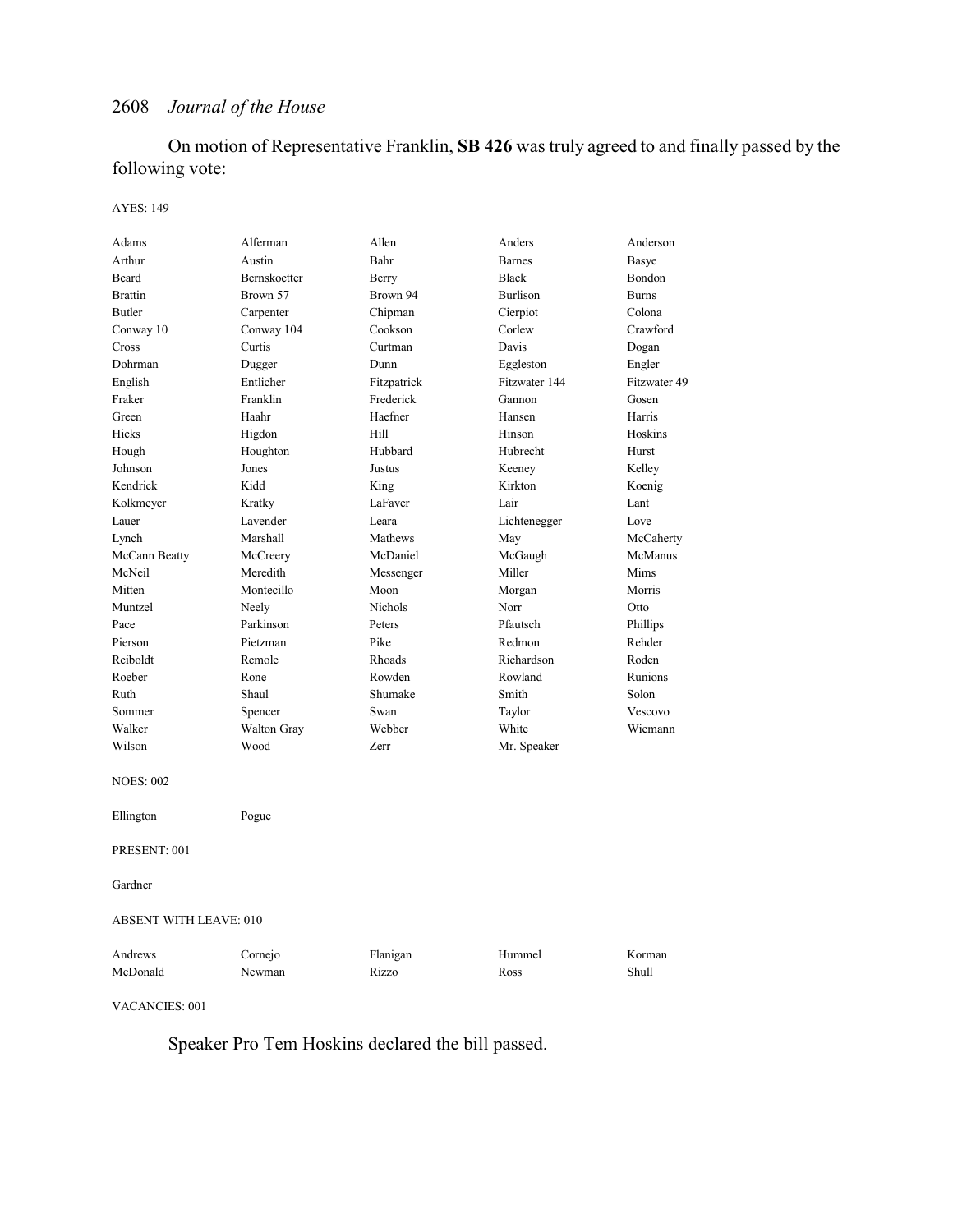On motion of Representative Franklin, **SB 426** was truly agreed to and finally passed by the following vote:

AYES: 149

| | | | | |
|---|---|---|---|---|
| Adams | Alferman | Allen | Anders | Anderson |
| Arthur | Austin | Bahr | Barnes | Basye |
| Beard | Bernskoetter | Berry | Black | Bondon |
| Brattin | Brown 57 | Brown 94 | Burlison | Burns |
| Butler | Carpenter | Chipman | Cierpiot | Colona |
| Conway 10 | Conway 104 | Cookson | Corlew | Crawford |
| Cross | Curtis | Curtman | Davis | Dogan |
| Dohrman | Dugger | Dunn | Eggleston | Engler |
| English | Entlicher | Fitzpatrick | Fitzwater 144 | Fitzwater 49 |
| Fraker | Franklin | Frederick | Gannon | Gosen |
| Green | Haahr | Haefner | Hansen | Harris |
| Hicks | Higdon | Hill | Hinson | Hoskins |
| Hough | Houghton | Hubbard | Hubrecht | Hurst |
| Johnson | Jones | Justus | Keeney | Kelley |
| Kendrick | Kidd | King | Kirkton | Koenig |
| Kolkmeyer | Kratky | LaFaver | Lair | Lant |
| Lauer | Lavender | Leara | Lichtenegger | Love |
| Lynch | Marshall | Mathews | May | McCaherty |
| McCann Beatty | McCreery | McDaniel | McGaugh | McManus |
| McNeil | Meredith | Messenger | Miller | Mims |
| Mitten | Montecillo | Moon | Morgan | Morris |
| Muntzel | Neely | Nichols | Norr | Otto |
| Pace | Parkinson | Peters | Pfautsch | Phillips |
| Pierson | Pietzman | Pike | Redmon | Rehder |
| Reiboldt | Remole | Rhoads | Richardson | Roden |
| Roeber | Rone | Rowden | Rowland | Runions |
| Ruth | Shaul | Shumake | Smith | Solon |
| Sommer | Spencer | Swan | Taylor | Vescovo |
| Walker | Walton Gray | Webber | White | Wiemann |
| Wilson | Wood | Zerr | Mr. Speaker | |

NOES: 002

| | |
|---|---|
| Ellington | Pogue |

PRESENT: 001

Gardner

ABSENT WITH LEAVE: 010

| | | | | |
|---|---|---|---|---|
| Andrews | Cornejo | Flanigan | Hummel | Korman |
| McDonald | Newman | Rizzo | Ross | Shull |

VACANCIES: 001

Speaker Pro Tem Hoskins declared the bill passed.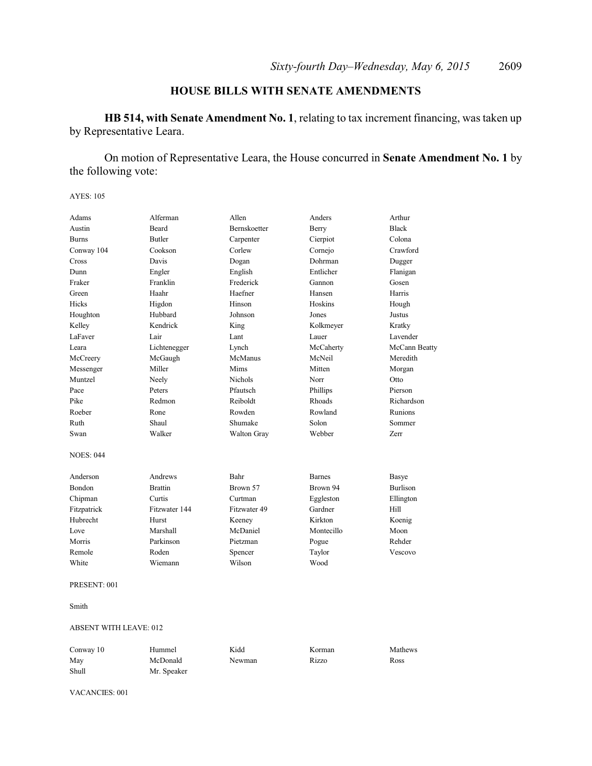## HOUSE BILLS WITH SENATE AMENDMENTS

**HB 514, with Senate Amendment No. 1**, relating to tax increment financing, was taken up by Representative Leara.

On motion of Representative Leara, the House concurred in **Senate Amendment No. 1** by the following vote:

AYES: 105

| | | | | |
|---|---|---|---|---|
| Adams | Alferman | Allen | Anders | Arthur |
| Austin | Beard | Bernskoetter | Berry | Black |
| Burns | Butler | Carpenter | Cierpiot | Colona |
| Conway 104 | Cookson | Corlew | Cornejo | Crawford |
| Cross | Davis | Dogan | Dohrman | Dugger |
| Dunn | Engler | English | Entlicher | Flanigan |
| Fraker | Franklin | Frederick | Gannon | Gosen |
| Green | Haahr | Haefner | Hansen | Harris |
| Hicks | Higdon | Hinson | Hoskins | Hough |
| Houghton | Hubbard | Johnson | Jones | Justus |
| Kelley | Kendrick | King | Kolkmeyer | Kratky |
| LaFaver | Lair | Lant | Lauer | Lavender |
| Leara | Lichtenegger | Lynch | McCaherty | McCann Beatty |
| McCreery | McGaugh | McManus | McNeil | Meredith |
| Messenger | Miller | Mims | Mitten | Morgan |
| Muntzel | Neely | Nichols | Norr | Otto |
| Pace | Peters | Pfautsch | Phillips | Pierson |
| Pike | Redmon | Reiboldt | Rhoads | Richardson |
| Roeber | Rone | Rowden | Rowland | Runions |
| Ruth | Shaul | Shumake | Solon | Sommer |
| Swan | Walker | Walton Gray | Webber | Zerr |

NOES: 044

| | | | | |
|---|---|---|---|---|
| Anderson | Andrews | Bahr | Barnes | Basye |
| Bondon | Brattin | Brown 57 | Brown 94 | Burlison |
| Chipman | Curtis | Curtman | Eggleston | Ellington |
| Fitzpatrick | Fitzwater 144 | Fitzwater 49 | Gardner | Hill |
| Hubrecht | Hurst | Keeney | Kirkton | Koenig |
| Love | Marshall | McDaniel | Montecillo | Moon |
| Morris | Parkinson | Pietzman | Pogue | Rehder |
| Remole | Roden | Spencer | Taylor | Vescovo |
| White | Wiemann | Wilson | Wood | |

PRESENT: 001

Smith

ABSENT WITH LEAVE: 012

| | | | | |
|---|---|---|---|---|
| Conway 10 | Hummel | Kidd | Korman | Mathews |
| May | McDonald | Newman | Rizzo | Ross |
| Shull | Mr. Speaker | | | |

VACANCIES: 001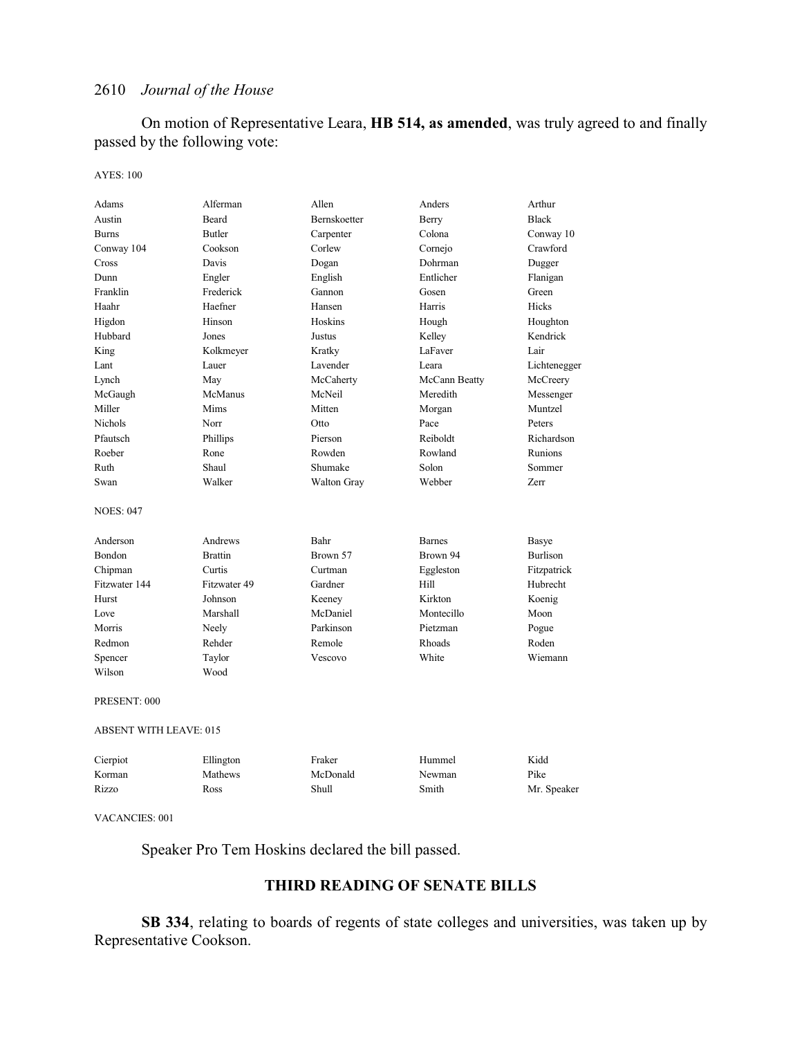On motion of Representative Leara, **HB 514, as amended**, was truly agreed to and finally passed by the following vote:

AYES: 100

| | | | | |
|---|---|---|---|---|
| Adams | Alferman | Allen | Anders | Arthur |
| Austin | Beard | Bernskoetter | Berry | Black |
| Burns | Butler | Carpenter | Colona | Conway 10 |
| Conway 104 | Cookson | Corlew | Cornejo | Crawford |
| Cross | Davis | Dogan | Dohrman | Dugger |
| Dunn | Engler | English | Entlicher | Flanigan |
| Franklin | Frederick | Gannon | Gosen | Green |
| Haahr | Haefner | Hansen | Harris | Hicks |
| Higdon | Hinson | Hoskins | Hough | Houghton |
| Hubbard | Jones | Justus | Kelley | Kendrick |
| King | Kolkmeyer | Kratky | LaFaver | Lair |
| Lant | Lauer | Lavender | Leara | Lichtenegger |
| Lynch | May | McCaherty | McCann Beatty | McCreery |
| McGaugh | McManus | McNeil | Meredith | Messenger |
| Miller | Mims | Mitten | Morgan | Muntzel |
| Nichols | Norr | Otto | Pace | Peters |
| Pfautsch | Phillips | Pierson | Reiboldt | Richardson |
| Roeber | Rone | Rowden | Rowland | Runions |
| Ruth | Shaul | Shumake | Solon | Sommer |
| Swan | Walker | Walton Gray | Webber | Zerr |

NOES: 047

| | | | | |
|---|---|---|---|---|
| Anderson | Andrews | Bahr | Barnes | Basye |
| Bondon | Brattin | Brown 57 | Brown 94 | Burlison |
| Chipman | Curtis | Curtman | Eggleston | Fitzpatrick |
| Fitzwater 144 | Fitzwater 49 | Gardner | Hill | Hubrecht |
| Hurst | Johnson | Keeney | Kirkton | Koenig |
| Love | Marshall | McDaniel | Montecillo | Moon |
| Morris | Neely | Parkinson | Pietzman | Pogue |
| Redmon | Rehder | Remole | Rhoads | Roden |
| Spencer | Taylor | Vescovo | White | Wiemann |
| Wilson | Wood | | | |

PRESENT: 000

ABSENT WITH LEAVE: 015

| | | | | |
|---|---|---|---|---|
| Cierpiot | Ellington | Fraker | Hummel | Kidd |
| Korman | Mathews | McDonald | Newman | Pike |
| Rizzo | Ross | Shull | Smith | Mr. Speaker |

VACANCIES: 001

Speaker Pro Tem Hoskins declared the bill passed.

## THIRD READING OF SENATE BILLS

**SB 334**, relating to boards of regents of state colleges and universities, was taken up by Representative Cookson.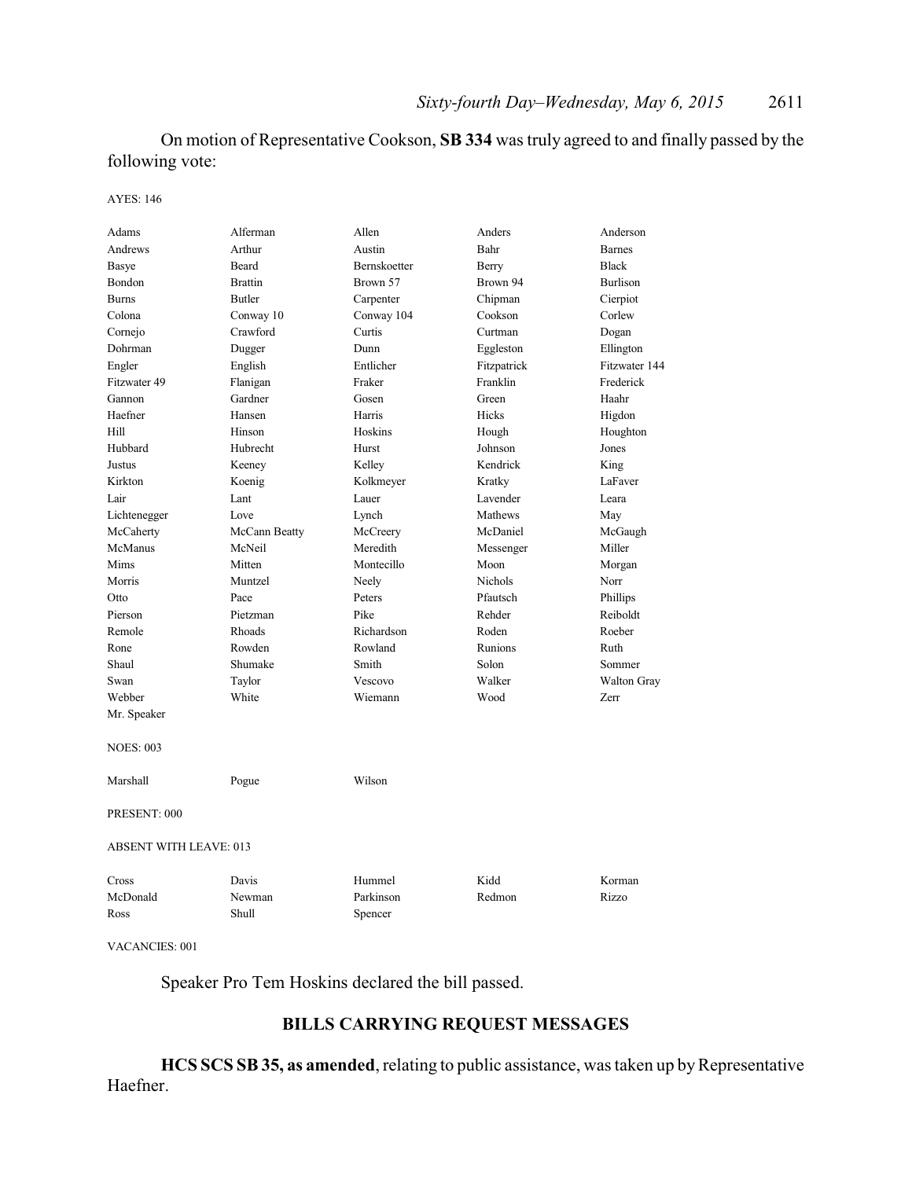On motion of Representative Cookson, **SB 334** was truly agreed to and finally passed by the following vote:

AYES: 146

| | | | | |
|---|---|---|---|---|
| Adams | Alferman | Allen | Anders | Anderson |
| Andrews | Arthur | Austin | Bahr | Barnes |
| Basye | Beard | Bernskoetter | Berry | Black |
| Bondon | Brattin | Brown 57 | Brown 94 | Burlison |
| Burns | Butler | Carpenter | Chipman | Cierpiot |
| Colona | Conway 10 | Conway 104 | Cookson | Corlew |
| Cornejo | Crawford | Curtis | Curtman | Dogan |
| Dohrman | Dugger | Dunn | Eggleston | Ellington |
| Engler | English | Entlicher | Fitzpatrick | Fitzwater 144 |
| Fitzwater 49 | Flanigan | Fraker | Franklin | Frederick |
| Gannon | Gardner | Gosen | Green | Haahr |
| Haefner | Hansen | Harris | Hicks | Higdon |
| Hill | Hinson | Hoskins | Hough | Houghton |
| Hubbard | Hubrecht | Hurst | Johnson | Jones |
| Justus | Keeney | Kelley | Kendrick | King |
| Kirkton | Koenig | Kolkmeyer | Kratky | LaFaver |
| Lair | Lant | Lauer | Lavender | Leara |
| Lichtenegger | Love | Lynch | Mathews | May |
| McCaherty | McCann Beatty | McCreery | McDaniel | McGaugh |
| McManus | McNeil | Meredith | Messenger | Miller |
| Mims | Mitten | Montecillo | Moon | Morgan |
| Morris | Muntzel | Neely | Nichols | Norr |
| Otto | Pace | Peters | Pfautsch | Phillips |
| Pierson | Pietzman | Pike | Rehder | Reiboldt |
| Remole | Rhoads | Richardson | Roden | Roeber |
| Rone | Rowden | Rowland | Runions | Ruth |
| Shaul | Shumake | Smith | Solon | Sommer |
| Swan | Taylor | Vescovo | Walker | Walton Gray |
| Webber | White | Wiemann | Wood | Zerr |
| Mr. Speaker | | | | |

NOES: 003

| | | |
|---|---|---|
| Marshall | Pogue | Wilson |

PRESENT: 000

ABSENT WITH LEAVE: 013

| | | | | |
|---|---|---|---|---|
| Cross | Davis | Hummel | Kidd | Korman |
| McDonald | Newman | Parkinson | Redmon | Rizzo |
| Ross | Shull | Spencer | | |

VACANCIES: 001

Speaker Pro Tem Hoskins declared the bill passed.

## BILLS CARRYING REQUEST MESSAGES

**HCS SCS SB 35, as amended**, relating to public assistance, was taken up by Representative Haefner.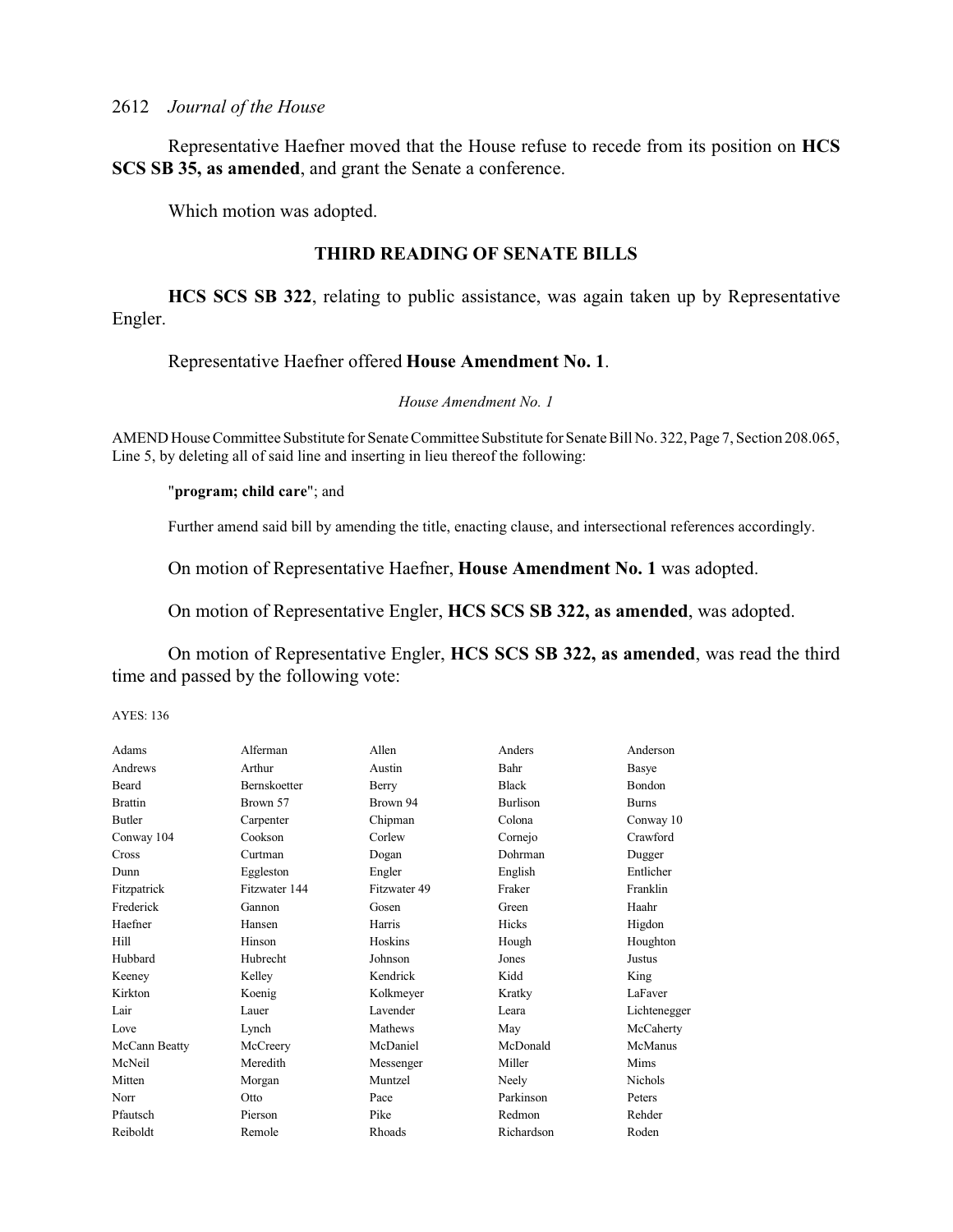Representative Haefner moved that the House refuse to recede from its position on **HCS SCS SB 35, as amended**, and grant the Senate a conference.

Which motion was adopted.

## THIRD READING OF SENATE BILLS

**HCS SCS SB 322**, relating to public assistance, was again taken up by Representative Engler.

Representative Haefner offered **House Amendment No. 1**.

*House Amendment No. 1*

AMEND House Committee Substitute for Senate Committee Substitute for Senate Bill No. 322, Page 7, Section 208.065, Line 5, by deleting all of said line and inserting in lieu thereof the following:

"**program; child care**"; and

Further amend said bill by amending the title, enacting clause, and intersectional references accordingly.

On motion of Representative Haefner, **House Amendment No. 1** was adopted.

On motion of Representative Engler, **HCS SCS SB 322, as amended**, was adopted.

On motion of Representative Engler, **HCS SCS SB 322, as amended**, was read the third time and passed by the following vote:

AYES: 136

| | | | | |
|---|---|---|---|---|
| Adams | Alferman | Allen | Anders | Anderson |
| Andrews | Arthur | Austin | Bahr | Basye |
| Beard | Bernskoetter | Berry | Black | Bondon |
| Brattin | Brown 57 | Brown 94 | Burlison | Burns |
| Butler | Carpenter | Chipman | Colona | Conway 10 |
| Conway 104 | Cookson | Corlew | Cornejo | Crawford |
| Cross | Curtman | Dogan | Dohrman | Dugger |
| Dunn | Eggleston | Engler | English | Entlicher |
| Fitzpatrick | Fitzwater 144 | Fitzwater 49 | Fraker | Franklin |
| Frederick | Gannon | Gosen | Green | Haahr |
| Haefner | Hansen | Harris | Hicks | Higdon |
| Hill | Hinson | Hoskins | Hough | Houghton |
| Hubbard | Hubrecht | Johnson | Jones | Justus |
| Keeney | Kelley | Kendrick | Kidd | King |
| Kirkton | Koenig | Kolkmeyer | Kratky | LaFaver |
| Lair | Lauer | Lavender | Leara | Lichtenegger |
| Love | Lynch | Mathews | May | McCaherty |
| McCann Beatty | McCreery | McDaniel | McDonald | McManus |
| McNeil | Meredith | Messenger | Miller | Mims |
| Mitten | Morgan | Muntzel | Neely | Nichols |
| Norr | Otto | Pace | Parkinson | Peters |
| Pfautsch | Pierson | Pike | Redmon | Rehder |
| Reiboldt | Remole | Rhoads | Richardson | Roden |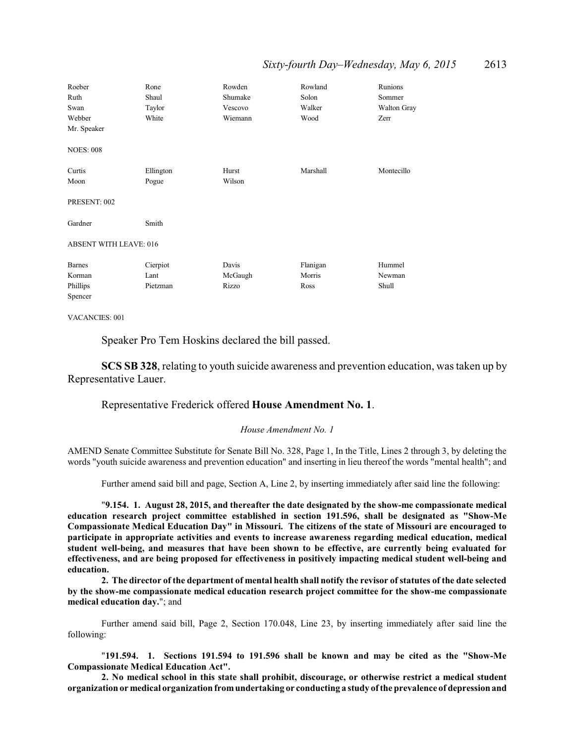| Roeber | Rone | Rowden | Rowland | Runions |
|---|---|---|---|---|
| Ruth | Shaul | Shumake | Solon | Sommer |
| Swan | Taylor | Vescovo | Walker | Walton Gray |
| Webber | White | Wiemann | Wood | Zerr |
| Mr. Speaker | | | | |

NOES: 008

| Curtis | Ellington | Hurst | Marshall | Montecillo |
|---|---|---|---|---|
| Moon | Pogue | Wilson | | |

PRESENT: 002

| Gardner | Smith |
|---|---|

ABSENT WITH LEAVE: 016

| Barnes | Cierpiot | Davis | Flanigan | Hummel |
|---|---|---|---|---|
| Korman | Lant | McGaugh | Morris | Newman |
| Phillips | Pietzman | Rizzo | Ross | Shull |
| Spencer | | | | |

VACANCIES: 001

Speaker Pro Tem Hoskins declared the bill passed.

**SCS SB 328**, relating to youth suicide awareness and prevention education, was taken up by Representative Lauer.

Representative Frederick offered **House Amendment No. 1**.

*House Amendment No. 1*

AMEND Senate Committee Substitute for Senate Bill No. 328, Page 1, In the Title, Lines 2 through 3, by deleting the words "youth suicide awareness and prevention education" and inserting in lieu thereof the words "mental health"; and

Further amend said bill and page, Section A, Line 2, by inserting immediately after said line the following:

"**9.154. 1. August 28, 2015, and thereafter the date designated by the show-me compassionate medical education research project committee established in section 191.596, shall be designated as "Show-Me Compassionate Medical Education Day" in Missouri. The citizens of the state of Missouri are encouraged to participate in appropriate activities and events to increase awareness regarding medical education, medical student well-being, and measures that have been shown to be effective, are currently being evaluated for effectiveness, and are being proposed for effectiveness in positively impacting medical student well-being and education.**

**2. The director of the department of mental health shall notify the revisor of statutes of the date selected by the show-me compassionate medical education research project committee for the show-me compassionate medical education day.**"; and

Further amend said bill, Page 2, Section 170.048, Line 23, by inserting immediately after said line the following:

"**191.594. 1. Sections 191.594 to 191.596 shall be known and may be cited as the "Show-Me Compassionate Medical Education Act".**

**2. No medical school in this state shall prohibit, discourage, or otherwise restrict a medical student organization or medical organization from undertaking or conducting a study of the prevalence of depression and**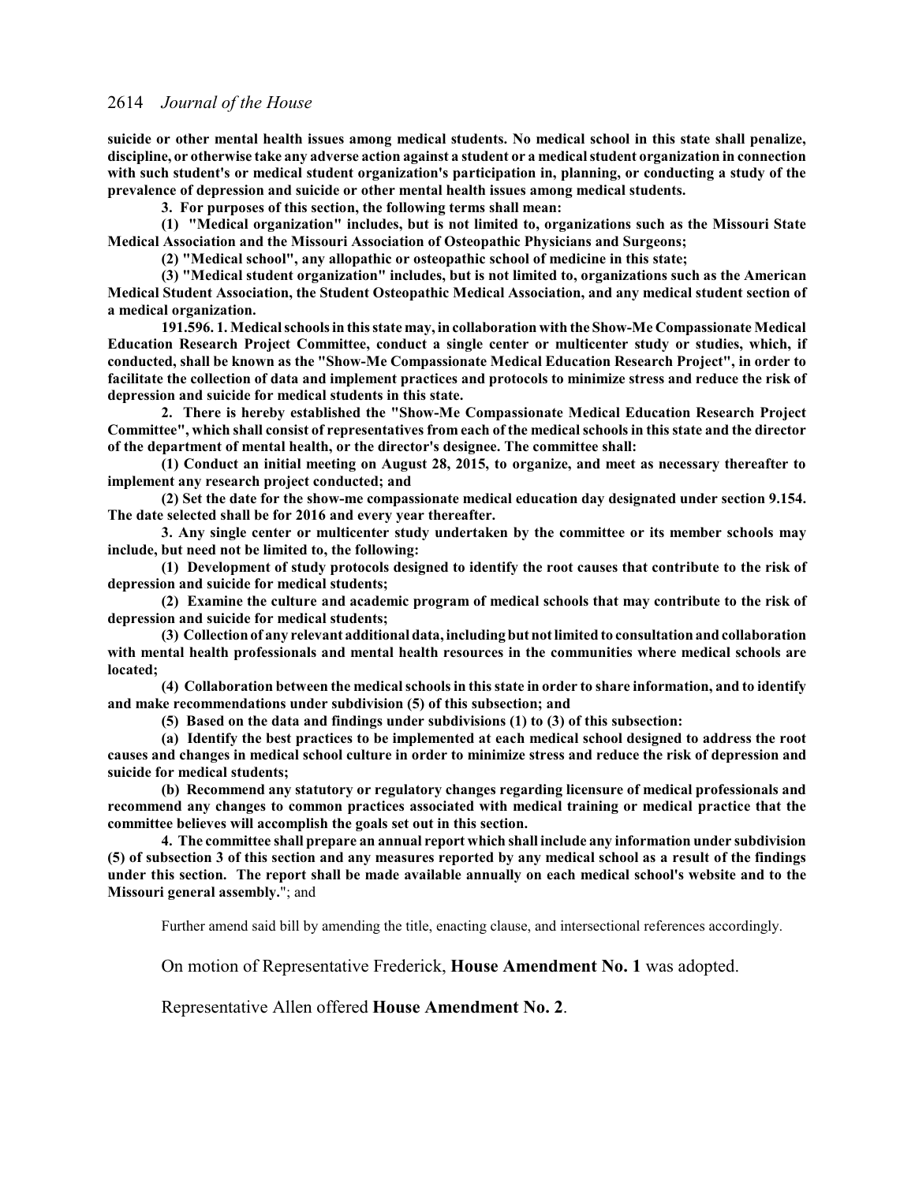**suicide or other mental health issues among medical students. No medical school in this state shall penalize, discipline, or otherwise take any adverse action against a student or a medical student organization in connection with such student's or medical student organization's participation in, planning, or conducting a study of the prevalence of depression and suicide or other mental health issues among medical students.**

**3. For purposes of this section, the following terms shall mean:**

**(1) "Medical organization" includes, but is not limited to, organizations such as the Missouri State Medical Association and the Missouri Association of Osteopathic Physicians and Surgeons;**

**(2) "Medical school", any allopathic or osteopathic school of medicine in this state;**

**(3) "Medical student organization" includes, but is not limited to, organizations such as the American Medical Student Association, the Student Osteopathic Medical Association, and any medical student section of a medical organization.**

**191.596. 1. Medical schools in this state may, in collaboration with the Show-Me Compassionate Medical Education Research Project Committee, conduct a single center or multicenter study or studies, which, if conducted, shall be known as the "Show-Me Compassionate Medical Education Research Project", in order to facilitate the collection of data and implement practices and protocols to minimize stress and reduce the risk of depression and suicide for medical students in this state.**

**2. There is hereby established the "Show-Me Compassionate Medical Education Research Project Committee", which shall consist of representatives from each of the medical schools in this state and the director of the department of mental health, or the director's designee. The committee shall:**

**(1) Conduct an initial meeting on August 28, 2015, to organize, and meet as necessary thereafter to implement any research project conducted; and**

**(2) Set the date for the show-me compassionate medical education day designated under section 9.154. The date selected shall be for 2016 and every year thereafter.**

**3. Any single center or multicenter study undertaken by the committee or its member schools may include, but need not be limited to, the following:**

**(1) Development of study protocols designed to identify the root causes that contribute to the risk of depression and suicide for medical students;**

**(2) Examine the culture and academic program of medical schools that may contribute to the risk of depression and suicide for medical students;**

**(3) Collection of any relevant additional data, including but not limited to consultation and collaboration with mental health professionals and mental health resources in the communities where medical schools are located;**

**(4) Collaboration between the medical schools in this state in order to share information, and to identify and make recommendations under subdivision (5) of this subsection; and**

**(5) Based on the data and findings under subdivisions (1) to (3) of this subsection:**

**(a) Identify the best practices to be implemented at each medical school designed to address the root causes and changes in medical school culture in order to minimize stress and reduce the risk of depression and suicide for medical students;**

**(b) Recommend any statutory or regulatory changes regarding licensure of medical professionals and recommend any changes to common practices associated with medical training or medical practice that the committee believes will accomplish the goals set out in this section.**

**4. The committee shall prepare an annual report which shall include any information under subdivision (5) of subsection 3 of this section and any measures reported by any medical school as a result of the findings under this section. The report shall be made available annually on each medical school's website and to the Missouri general assembly.**"; and

Further amend said bill by amending the title, enacting clause, and intersectional references accordingly.

On motion of Representative Frederick, **House Amendment No. 1** was adopted.

Representative Allen offered **House Amendment No. 2**.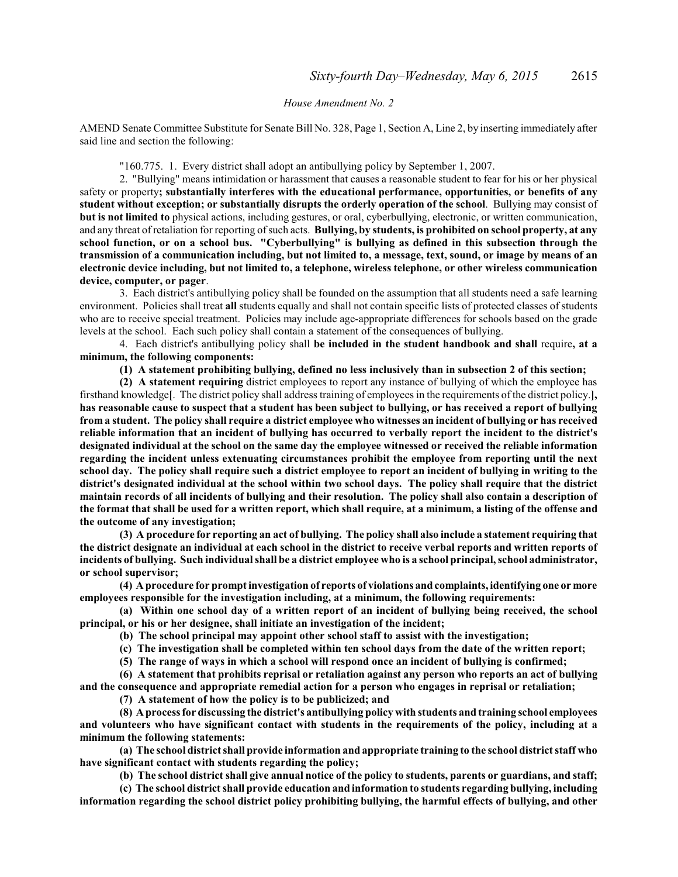*House Amendment No. 2*

AMEND Senate Committee Substitute for Senate Bill No. 328, Page 1, Section A, Line 2, by inserting immediately after said line and section the following:

"160.775. 1. Every district shall adopt an antibullying policy by September 1, 2007.

2. "Bullying" means intimidation or harassment that causes a reasonable student to fear for his or her physical safety or property**; substantially interferes with the educational performance, opportunities, or benefits of any student without exception; or substantially disrupts the orderly operation of the school**. Bullying may consist of **but is not limited to** physical actions, including gestures, or oral, cyberbullying, electronic, or written communication, and any threat of retaliation for reporting of such acts. **Bullying, by students, is prohibited on school property, at any school function, or on a school bus. "Cyberbullying" is bullying as defined in this subsection through the transmission of a communication including, but not limited to, a message, text, sound, or image by means of an electronic device including, but not limited to, a telephone, wireless telephone, or other wireless communication device, computer, or pager**.

3. Each district's antibullying policy shall be founded on the assumption that all students need a safe learning environment. Policies shall treat **all** students equally and shall not contain specific lists of protected classes of students who are to receive special treatment. Policies may include age-appropriate differences for schools based on the grade levels at the school. Each such policy shall contain a statement of the consequences of bullying.

4. Each district's antibullying policy shall **be included in the student handbook and shall** require**, at a minimum, the following components:**

**(1) A statement prohibiting bullying, defined no less inclusively than in subsection 2 of this section;**

**(2) A statement requiring** district employees to report any instance of bullying of which the employee has firsthand knowledge**[**. The district policy shall address training of employees in the requirements of the district policy.**], has reasonable cause to suspect that a student has been subject to bullying, or has received a report of bullying from a student. The policy shall require a district employee who witnesses an incident of bullying or has received reliable information that an incident of bullying has occurred to verbally report the incident to the district's designated individual at the school on the same day the employee witnessed or received the reliable information regarding the incident unless extenuating circumstances prohibit the employee from reporting until the next school day. The policy shall require such a district employee to report an incident of bullying in writing to the district's designated individual at the school within two school days. The policy shall require that the district maintain records of all incidents of bullying and their resolution. The policy shall also contain a description of the format that shall be used for a written report, which shall require, at a minimum, a listing of the offense and the outcome of any investigation;**

**(3) A procedure for reporting an act of bullying. The policy shall also include a statement requiring that the district designate an individual at each school in the district to receive verbal reports and written reports of incidents of bullying. Such individual shall be a district employee who is a school principal, school administrator, or school supervisor;**

**(4) A procedure for prompt investigation of reports of violations and complaints, identifying one or more employees responsible for the investigation including, at a minimum, the following requirements:**

**(a) Within one school day of a written report of an incident of bullying being received, the school principal, or his or her designee, shall initiate an investigation of the incident;**

**(b) The school principal may appoint other school staff to assist with the investigation;**

**(c) The investigation shall be completed within ten school days from the date of the written report;**

**(5) The range of ways in which a school will respond once an incident of bullying is confirmed;**

**(6) A statement that prohibits reprisal or retaliation against any person who reports an act of bullying and the consequence and appropriate remedial action for a person who engages in reprisal or retaliation;**

**(7) A statement of how the policy is to be publicized; and**

**(8) A process for discussing the district's antibullying policy with students and training school employees and volunteers who have significant contact with students in the requirements of the policy, including at a minimum the following statements:**

**(a) The school district shall provide information and appropriate training to the school district staff who have significant contact with students regarding the policy;**

**(b) The school district shall give annual notice of the policy to students, parents or guardians, and staff;**

**(c) The school district shall provide education and information to students regarding bullying, including information regarding the school district policy prohibiting bullying, the harmful effects of bullying, and other**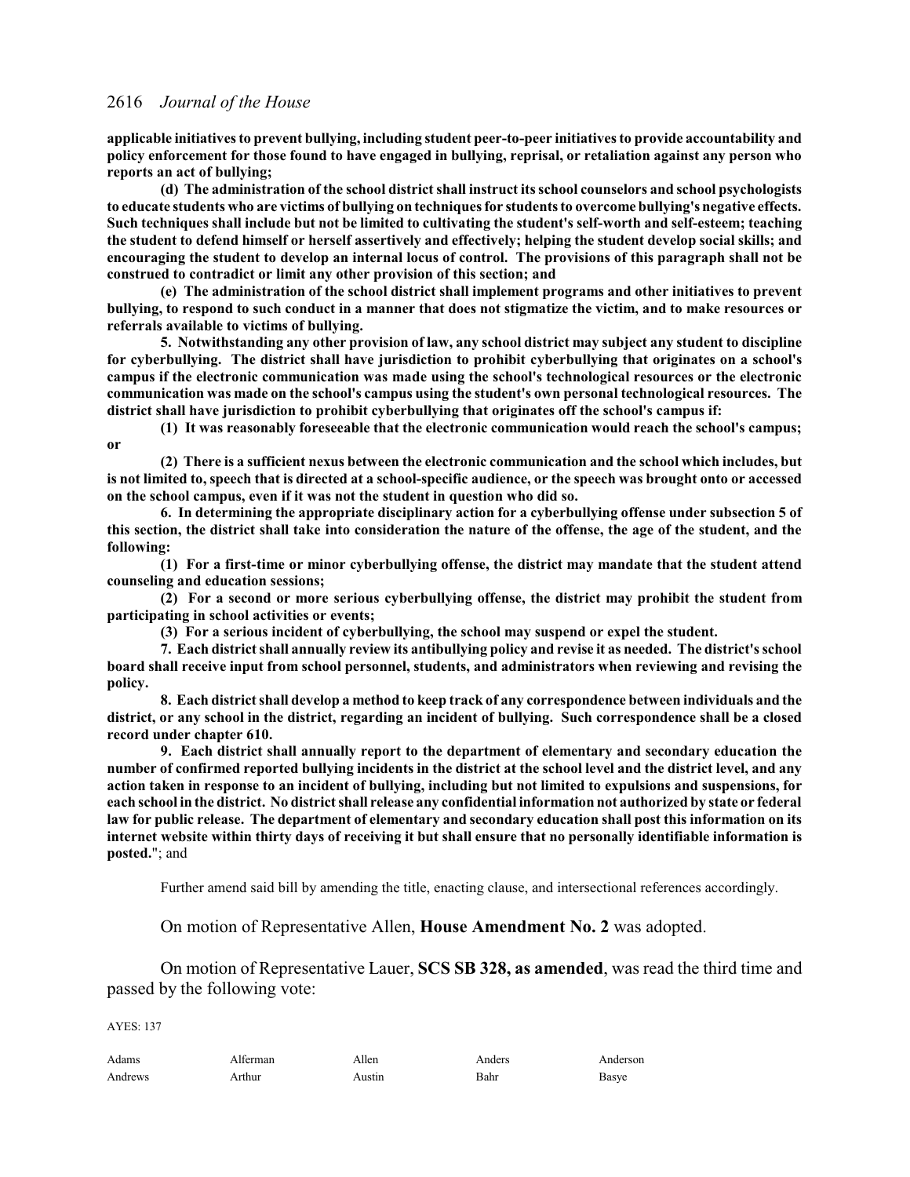**applicable initiatives to prevent bullying, including student peer-to-peer initiatives to provide accountability and policy enforcement for those found to have engaged in bullying, reprisal, or retaliation against any person who reports an act of bullying;**

**(d) The administration of the school district shall instruct its school counselors and school psychologists to educate students who are victims of bullying on techniques for students to overcome bullying's negative effects. Such techniques shall include but not be limited to cultivating the student's self-worth and self-esteem; teaching the student to defend himself or herself assertively and effectively; helping the student develop social skills; and encouraging the student to develop an internal locus of control. The provisions of this paragraph shall not be construed to contradict or limit any other provision of this section; and**

**(e) The administration of the school district shall implement programs and other initiatives to prevent bullying, to respond to such conduct in a manner that does not stigmatize the victim, and to make resources or referrals available to victims of bullying.**

**5. Notwithstanding any other provision of law, any school district may subject any student to discipline for cyberbullying. The district shall have jurisdiction to prohibit cyberbullying that originates on a school's campus if the electronic communication was made using the school's technological resources or the electronic communication was made on the school's campus using the student's own personal technological resources. The district shall have jurisdiction to prohibit cyberbullying that originates off the school's campus if:**

**(1) It was reasonably foreseeable that the electronic communication would reach the school's campus; or**

**(2) There is a sufficient nexus between the electronic communication and the school which includes, but is not limited to, speech that is directed at a school-specific audience, or the speech was brought onto or accessed on the school campus, even if it was not the student in question who did so.**

**6. In determining the appropriate disciplinary action for a cyberbullying offense under subsection 5 of this section, the district shall take into consideration the nature of the offense, the age of the student, and the following:**

**(1) For a first-time or minor cyberbullying offense, the district may mandate that the student attend counseling and education sessions;**

**(2) For a second or more serious cyberbullying offense, the district may prohibit the student from participating in school activities or events;**

**(3) For a serious incident of cyberbullying, the school may suspend or expel the student.**

**7. Each district shall annually review its antibullying policy and revise it as needed. The district's school board shall receive input from school personnel, students, and administrators when reviewing and revising the policy.**

**8. Each district shall develop a method to keep track of any correspondence between individuals and the district, or any school in the district, regarding an incident of bullying. Such correspondence shall be a closed record under chapter 610.**

**9. Each district shall annually report to the department of elementary and secondary education the number of confirmed reported bullying incidents in the district at the school level and the district level, and any action taken in response to an incident of bullying, including but not limited to expulsions and suspensions, for each school in the district. No district shall release any confidential information not authorized by state or federal law for public release. The department of elementary and secondary education shall post this information on its internet website within thirty days of receiving it but shall ensure that no personally identifiable information is posted.**"; and

Further amend said bill by amending the title, enacting clause, and intersectional references accordingly.

On motion of Representative Allen, **House Amendment No. 2** was adopted.

On motion of Representative Lauer, **SCS SB 328, as amended**, was read the third time and passed by the following vote:

AYES: 137

| | | | | |
|---|---|---|---|---|
| Adams | Alferman | Allen | Anders | Anderson |
| Andrews | Arthur | Austin | Bahr | Basye |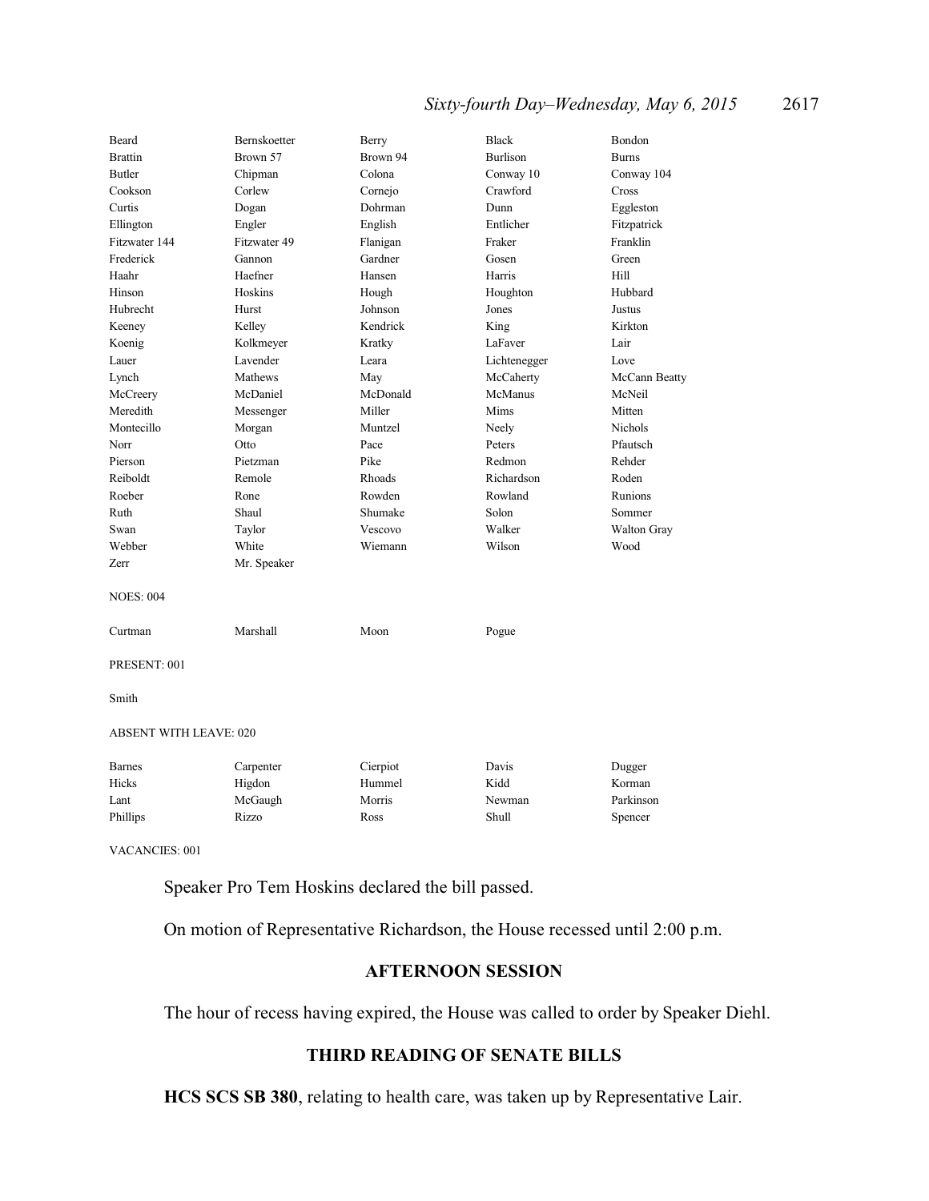| | | | | |
|---|---|---|---|---|
| Beard | Bernskoetter | Berry | Black | Bondon |
| Brattin | Brown 57 | Brown 94 | Burlison | Burns |
| Butler | Chipman | Colona | Conway 10 | Conway 104 |
| Cookson | Corlew | Cornejo | Crawford | Cross |
| Curtis | Dogan | Dohrman | Dunn | Eggleston |
| Ellington | Engler | English | Entlicher | Fitzpatrick |
| Fitzwater 144 | Fitzwater 49 | Flanigan | Fraker | Franklin |
| Frederick | Gannon | Gardner | Gosen | Green |
| Haahr | Haefner | Hansen | Harris | Hill |
| Hinson | Hoskins | Hough | Houghton | Hubbard |
| Hubrecht | Hurst | Johnson | Jones | Justus |
| Keeney | Kelley | Kendrick | King | Kirkton |
| Koenig | Kolkmeyer | Kratky | LaFaver | Lair |
| Lauer | Lavender | Leara | Lichtenegger | Love |
| Lynch | Mathews | May | McCaherty | McCann Beatty |
| McCreery | McDaniel | McDonald | McManus | McNeil |
| Meredith | Messenger | Miller | Mims | Mitten |
| Montecillo | Morgan | Muntzel | Neely | Nichols |
| Norr | Otto | Pace | Peters | Pfautsch |
| Pierson | Pietzman | Pike | Redmon | Rehder |
| Reiboldt | Remole | Rhoads | Richardson | Roden |
| Roeber | Rone | Rowden | Rowland | Runions |
| Ruth | Shaul | Shumake | Solon | Sommer |
| Swan | Taylor | Vescovo | Walker | Walton Gray |
| Webber | White | Wiemann | Wilson | Wood |
| Zerr | Mr. Speaker | | | |

NOES: 004

| | | | |
|---|---|---|---|
| Curtman | Marshall | Moon | Pogue |

PRESENT: 001

Smith

ABSENT WITH LEAVE: 020

| | | | | |
|---|---|---|---|---|
| Barnes | Carpenter | Cierpiot | Davis | Dugger |
| Hicks | Higdon | Hummel | Kidd | Korman |
| Lant | McGaugh | Morris | Newman | Parkinson |
| Phillips | Rizzo | Ross | Shull | Spencer |

VACANCIES: 001

Speaker Pro Tem Hoskins declared the bill passed.

On motion of Representative Richardson, the House recessed until 2:00 p.m.

## AFTERNOON SESSION

The hour of recess having expired, the House was called to order by Speaker Diehl.

## THIRD READING OF SENATE BILLS

**HCS SCS SB 380**, relating to health care, was taken up by Representative Lair.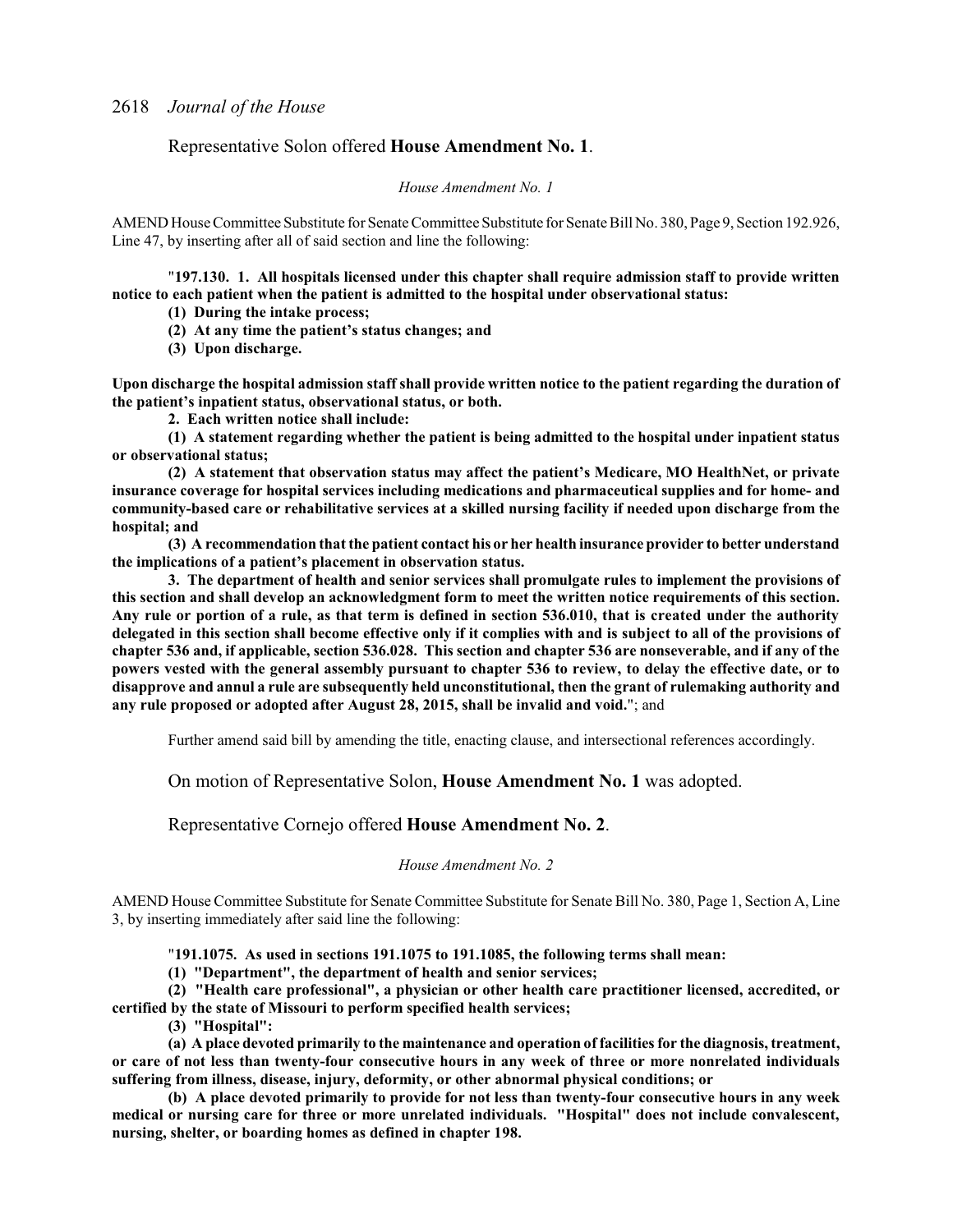Representative Solon offered **House Amendment No. 1**.

*House Amendment No. 1*

AMEND House Committee Substitute for Senate Committee Substitute for Senate Bill No. 380, Page 9, Section 192.926, Line 47, by inserting after all of said section and line the following:

"**197.130. 1. All hospitals licensed under this chapter shall require admission staff to provide written notice to each patient when the patient is admitted to the hospital under observational status:**

**(1) During the intake process;**

**(2) At any time the patient's status changes; and**

**(3) Upon discharge.**

**Upon discharge the hospital admission staff shall provide written notice to the patient regarding the duration of the patient's inpatient status, observational status, or both.**

**2. Each written notice shall include:**

**(1) A statement regarding whether the patient is being admitted to the hospital under inpatient status or observational status;**

**(2) A statement that observation status may affect the patient's Medicare, MO HealthNet, or private insurance coverage for hospital services including medications and pharmaceutical supplies and for home- and community-based care or rehabilitative services at a skilled nursing facility if needed upon discharge from the hospital; and**

**(3) A recommendation that the patient contact his or her health insurance provider to better understand the implications of a patient's placement in observation status.**

**3. The department of health and senior services shall promulgate rules to implement the provisions of this section and shall develop an acknowledgment form to meet the written notice requirements of this section. Any rule or portion of a rule, as that term is defined in section 536.010, that is created under the authority delegated in this section shall become effective only if it complies with and is subject to all of the provisions of chapter 536 and, if applicable, section 536.028. This section and chapter 536 are nonseverable, and if any of the powers vested with the general assembly pursuant to chapter 536 to review, to delay the effective date, or to disapprove and annul a rule are subsequently held unconstitutional, then the grant of rulemaking authority and any rule proposed or adopted after August 28, 2015, shall be invalid and void.**"; and

Further amend said bill by amending the title, enacting clause, and intersectional references accordingly.

On motion of Representative Solon, **House Amendment No. 1** was adopted.

Representative Cornejo offered **House Amendment No. 2**.

*House Amendment No. 2*

AMEND House Committee Substitute for Senate Committee Substitute for Senate Bill No. 380, Page 1, Section A, Line 3, by inserting immediately after said line the following:

"**191.1075. As used in sections 191.1075 to 191.1085, the following terms shall mean:**

**(1) "Department", the department of health and senior services;**

**(2) "Health care professional", a physician or other health care practitioner licensed, accredited, or certified by the state of Missouri to perform specified health services;**

**(3) "Hospital":**

**(a) A place devoted primarily to the maintenance and operation of facilities for the diagnosis, treatment, or care of not less than twenty-four consecutive hours in any week of three or more nonrelated individuals suffering from illness, disease, injury, deformity, or other abnormal physical conditions; or**

**(b) A place devoted primarily to provide for not less than twenty-four consecutive hours in any week medical or nursing care for three or more unrelated individuals. "Hospital" does not include convalescent, nursing, shelter, or boarding homes as defined in chapter 198.**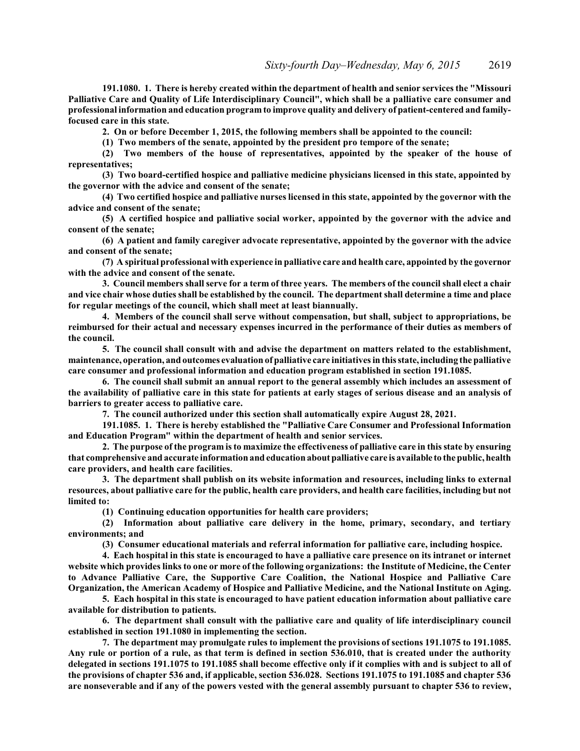**191.1080. 1. There is hereby created within the department of health and senior services the "Missouri Palliative Care and Quality of Life Interdisciplinary Council", which shall be a palliative care consumer and professional information and education program to improve quality and delivery of patient-centered and family-focused care in this state.**

**2. On or before December 1, 2015, the following members shall be appointed to the council:**

**(1) Two members of the senate, appointed by the president pro tempore of the senate;**

**(2) Two members of the house of representatives, appointed by the speaker of the house of representatives;**

**(3) Two board-certified hospice and palliative medicine physicians licensed in this state, appointed by the governor with the advice and consent of the senate;**

**(4) Two certified hospice and palliative nurses licensed in this state, appointed by the governor with the advice and consent of the senate;**

**(5) A certified hospice and palliative social worker, appointed by the governor with the advice and consent of the senate;**

**(6) A patient and family caregiver advocate representative, appointed by the governor with the advice and consent of the senate;**

**(7) A spiritual professional with experience in palliative care and health care, appointed by the governor with the advice and consent of the senate.**

**3. Council members shall serve for a term of three years. The members of the council shall elect a chair and vice chair whose duties shall be established by the council. The department shall determine a time and place for regular meetings of the council, which shall meet at least biannually.**

**4. Members of the council shall serve without compensation, but shall, subject to appropriations, be reimbursed for their actual and necessary expenses incurred in the performance of their duties as members of the council.**

**5. The council shall consult with and advise the department on matters related to the establishment, maintenance, operation, and outcomes evaluation of palliative care initiatives in this state, including the palliative care consumer and professional information and education program established in section 191.1085.**

**6. The council shall submit an annual report to the general assembly which includes an assessment of the availability of palliative care in this state for patients at early stages of serious disease and an analysis of barriers to greater access to palliative care.**

**7. The council authorized under this section shall automatically expire August 28, 2021.**

**191.1085. 1. There is hereby established the "Palliative Care Consumer and Professional Information and Education Program" within the department of health and senior services.**

**2. The purpose of the program is to maximize the effectiveness of palliative care in this state by ensuring that comprehensive and accurate information and education about palliative care is available to the public, health care providers, and health care facilities.**

**3. The department shall publish on its website information and resources, including links to external resources, about palliative care for the public, health care providers, and health care facilities, including but not limited to:**

**(1) Continuing education opportunities for health care providers;**

**(2) Information about palliative care delivery in the home, primary, secondary, and tertiary environments; and**

**(3) Consumer educational materials and referral information for palliative care, including hospice.**

**4. Each hospital in this state is encouraged to have a palliative care presence on its intranet or internet website which provides links to one or more of the following organizations: the Institute of Medicine, the Center to Advance Palliative Care, the Supportive Care Coalition, the National Hospice and Palliative Care Organization, the American Academy of Hospice and Palliative Medicine, and the National Institute on Aging.**

**5. Each hospital in this state is encouraged to have patient education information about palliative care available for distribution to patients.**

**6. The department shall consult with the palliative care and quality of life interdisciplinary council established in section 191.1080 in implementing the section.**

**7. The department may promulgate rules to implement the provisions of sections 191.1075 to 191.1085. Any rule or portion of a rule, as that term is defined in section 536.010, that is created under the authority delegated in sections 191.1075 to 191.1085 shall become effective only if it complies with and is subject to all of the provisions of chapter 536 and, if applicable, section 536.028. Sections 191.1075 to 191.1085 and chapter 536 are nonseverable and if any of the powers vested with the general assembly pursuant to chapter 536 to review,**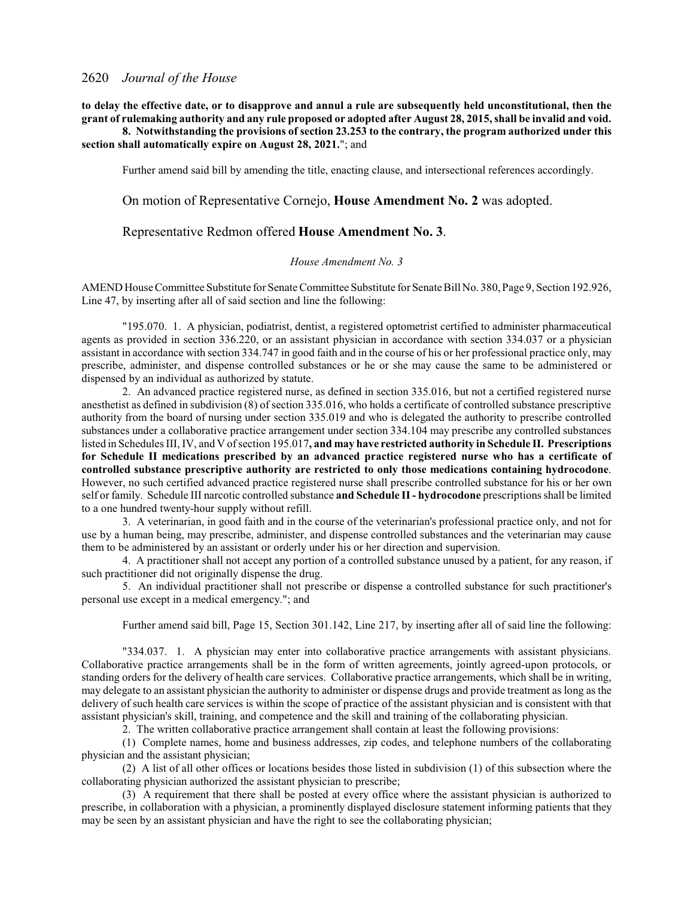**to delay the effective date, or to disapprove and annul a rule are subsequently held unconstitutional, then the grant of rulemaking authority and any rule proposed or adopted after August 28, 2015, shall be invalid and void.**

**8. Notwithstanding the provisions of section 23.253 to the contrary, the program authorized under this section shall automatically expire on August 28, 2021.**"; and

Further amend said bill by amending the title, enacting clause, and intersectional references accordingly.

On motion of Representative Cornejo, **House Amendment No. 2** was adopted.

Representative Redmon offered **House Amendment No. 3**.

*House Amendment No. 3*

AMEND House Committee Substitute for Senate Committee Substitute for Senate Bill No. 380, Page 9, Section 192.926, Line 47, by inserting after all of said section and line the following:

"195.070. 1. A physician, podiatrist, dentist, a registered optometrist certified to administer pharmaceutical agents as provided in section 336.220, or an assistant physician in accordance with section 334.037 or a physician assistant in accordance with section 334.747 in good faith and in the course of his or her professional practice only, may prescribe, administer, and dispense controlled substances or he or she may cause the same to be administered or dispensed by an individual as authorized by statute.

2. An advanced practice registered nurse, as defined in section 335.016, but not a certified registered nurse anesthetist as defined in subdivision (8) of section 335.016, who holds a certificate of controlled substance prescriptive authority from the board of nursing under section 335.019 and who is delegated the authority to prescribe controlled substances under a collaborative practice arrangement under section 334.104 may prescribe any controlled substances listed in Schedules III, IV, and V of section 195.017**, and may have restricted authority in Schedule II. Prescriptions for Schedule II medications prescribed by an advanced practice registered nurse who has a certificate of controlled substance prescriptive authority are restricted to only those medications containing hydrocodone**. However, no such certified advanced practice registered nurse shall prescribe controlled substance for his or her own self or family. Schedule III narcotic controlled substance **and Schedule II - hydrocodone** prescriptions shall be limited to a one hundred twenty-hour supply without refill.

3. A veterinarian, in good faith and in the course of the veterinarian's professional practice only, and not for use by a human being, may prescribe, administer, and dispense controlled substances and the veterinarian may cause them to be administered by an assistant or orderly under his or her direction and supervision.

4. A practitioner shall not accept any portion of a controlled substance unused by a patient, for any reason, if such practitioner did not originally dispense the drug.

5. An individual practitioner shall not prescribe or dispense a controlled substance for such practitioner's personal use except in a medical emergency."; and

Further amend said bill, Page 15, Section 301.142, Line 217, by inserting after all of said line the following:

"334.037. 1. A physician may enter into collaborative practice arrangements with assistant physicians. Collaborative practice arrangements shall be in the form of written agreements, jointly agreed-upon protocols, or standing orders for the delivery of health care services. Collaborative practice arrangements, which shall be in writing, may delegate to an assistant physician the authority to administer or dispense drugs and provide treatment as long as the delivery of such health care services is within the scope of practice of the assistant physician and is consistent with that assistant physician's skill, training, and competence and the skill and training of the collaborating physician.

2. The written collaborative practice arrangement shall contain at least the following provisions:

(1) Complete names, home and business addresses, zip codes, and telephone numbers of the collaborating physician and the assistant physician;

(2) A list of all other offices or locations besides those listed in subdivision (1) of this subsection where the collaborating physician authorized the assistant physician to prescribe;

(3) A requirement that there shall be posted at every office where the assistant physician is authorized to prescribe, in collaboration with a physician, a prominently displayed disclosure statement informing patients that they may be seen by an assistant physician and have the right to see the collaborating physician;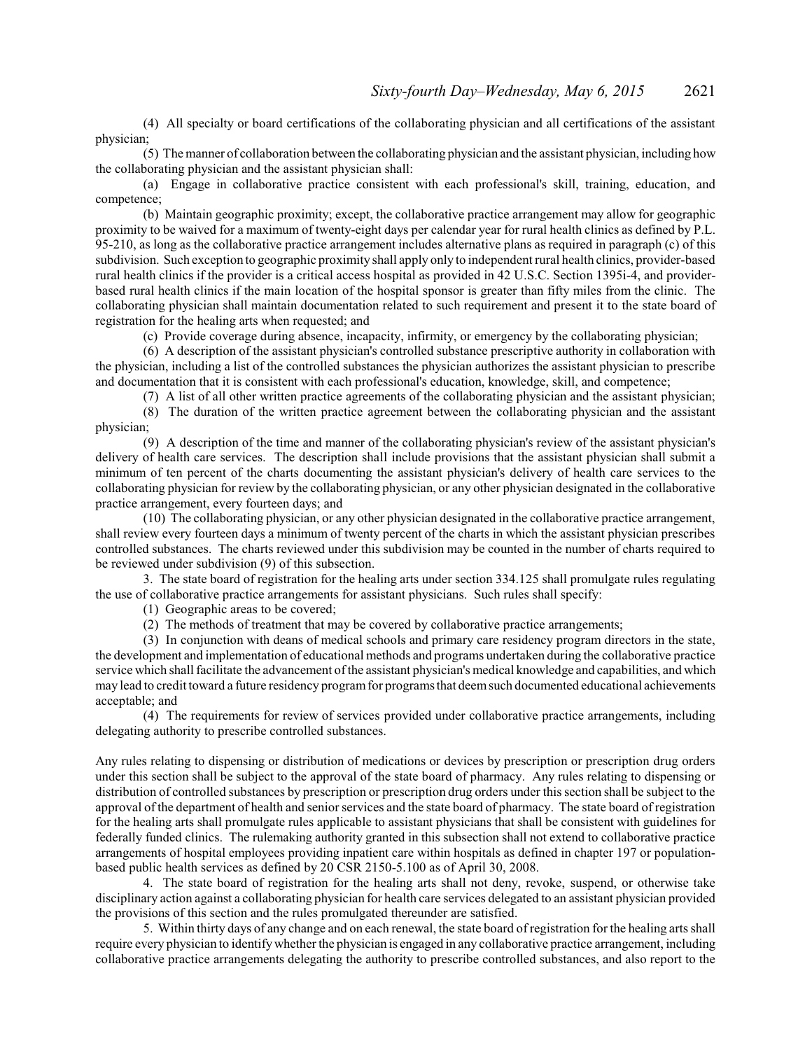(4) All specialty or board certifications of the collaborating physician and all certifications of the assistant physician;

(5) The manner of collaboration between the collaborating physician and the assistant physician, including how the collaborating physician and the assistant physician shall:

(a) Engage in collaborative practice consistent with each professional's skill, training, education, and competence;

(b) Maintain geographic proximity; except, the collaborative practice arrangement may allow for geographic proximity to be waived for a maximum of twenty-eight days per calendar year for rural health clinics as defined by P.L. 95-210, as long as the collaborative practice arrangement includes alternative plans as required in paragraph (c) of this subdivision. Such exception to geographic proximity shall apply only to independent rural health clinics, provider-based rural health clinics if the provider is a critical access hospital as provided in 42 U.S.C. Section 1395i-4, and provider-based rural health clinics if the main location of the hospital sponsor is greater than fifty miles from the clinic. The collaborating physician shall maintain documentation related to such requirement and present it to the state board of registration for the healing arts when requested; and

(c) Provide coverage during absence, incapacity, infirmity, or emergency by the collaborating physician;

(6) A description of the assistant physician's controlled substance prescriptive authority in collaboration with the physician, including a list of the controlled substances the physician authorizes the assistant physician to prescribe and documentation that it is consistent with each professional's education, knowledge, skill, and competence;

(7) A list of all other written practice agreements of the collaborating physician and the assistant physician;

(8) The duration of the written practice agreement between the collaborating physician and the assistant physician;

(9) A description of the time and manner of the collaborating physician's review of the assistant physician's delivery of health care services. The description shall include provisions that the assistant physician shall submit a minimum of ten percent of the charts documenting the assistant physician's delivery of health care services to the collaborating physician for review by the collaborating physician, or any other physician designated in the collaborative practice arrangement, every fourteen days; and

(10) The collaborating physician, or any other physician designated in the collaborative practice arrangement, shall review every fourteen days a minimum of twenty percent of the charts in which the assistant physician prescribes controlled substances. The charts reviewed under this subdivision may be counted in the number of charts required to be reviewed under subdivision (9) of this subsection.

3. The state board of registration for the healing arts under section 334.125 shall promulgate rules regulating the use of collaborative practice arrangements for assistant physicians. Such rules shall specify:

(1) Geographic areas to be covered;

(2) The methods of treatment that may be covered by collaborative practice arrangements;

(3) In conjunction with deans of medical schools and primary care residency program directors in the state, the development and implementation of educational methods and programs undertaken during the collaborative practice service which shall facilitate the advancement of the assistant physician's medical knowledge and capabilities, and which may lead to credit toward a future residency program for programs that deem such documented educational achievements acceptable; and

(4) The requirements for review of services provided under collaborative practice arrangements, including delegating authority to prescribe controlled substances.

Any rules relating to dispensing or distribution of medications or devices by prescription or prescription drug orders under this section shall be subject to the approval of the state board of pharmacy. Any rules relating to dispensing or distribution of controlled substances by prescription or prescription drug orders under this section shall be subject to the approval of the department of health and senior services and the state board of pharmacy. The state board of registration for the healing arts shall promulgate rules applicable to assistant physicians that shall be consistent with guidelines for federally funded clinics. The rulemaking authority granted in this subsection shall not extend to collaborative practice arrangements of hospital employees providing inpatient care within hospitals as defined in chapter 197 or population-based public health services as defined by 20 CSR 2150-5.100 as of April 30, 2008.

4. The state board of registration for the healing arts shall not deny, revoke, suspend, or otherwise take disciplinary action against a collaborating physician for health care services delegated to an assistant physician provided the provisions of this section and the rules promulgated thereunder are satisfied.

5. Within thirty days of any change and on each renewal, the state board of registration for the healing arts shall require every physician to identify whether the physician is engaged in any collaborative practice arrangement, including collaborative practice arrangements delegating the authority to prescribe controlled substances, and also report to the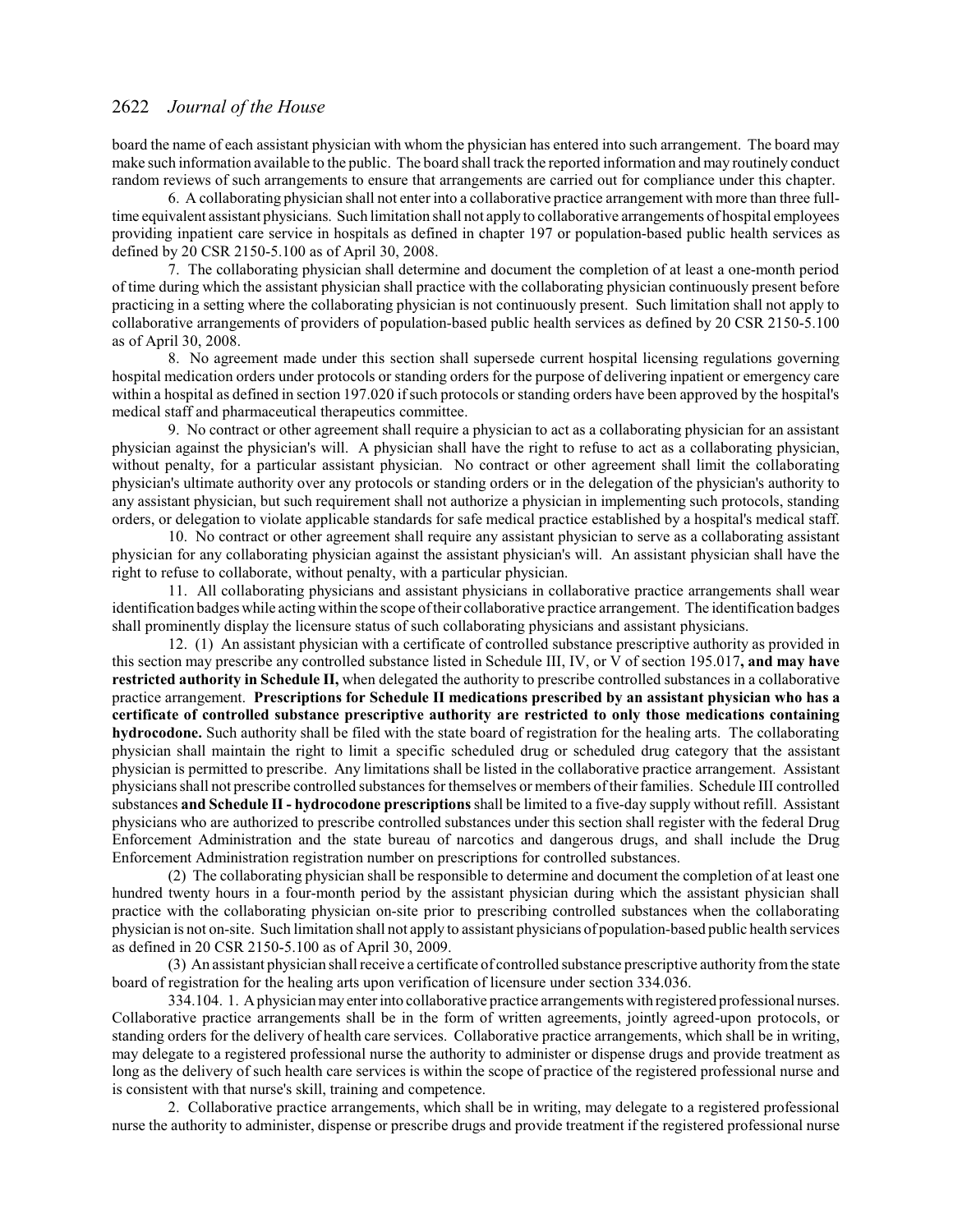board the name of each assistant physician with whom the physician has entered into such arrangement. The board may make such information available to the public. The board shall track the reported information and may routinely conduct random reviews of such arrangements to ensure that arrangements are carried out for compliance under this chapter.

6. A collaborating physician shall not enter into a collaborative practice arrangement with more than three full-time equivalent assistant physicians. Such limitation shall not apply to collaborative arrangements of hospital employees providing inpatient care service in hospitals as defined in chapter 197 or population-based public health services as defined by 20 CSR 2150-5.100 as of April 30, 2008.

7. The collaborating physician shall determine and document the completion of at least a one-month period of time during which the assistant physician shall practice with the collaborating physician continuously present before practicing in a setting where the collaborating physician is not continuously present. Such limitation shall not apply to collaborative arrangements of providers of population-based public health services as defined by 20 CSR 2150-5.100 as of April 30, 2008.

8. No agreement made under this section shall supersede current hospital licensing regulations governing hospital medication orders under protocols or standing orders for the purpose of delivering inpatient or emergency care within a hospital as defined in section 197.020 if such protocols or standing orders have been approved by the hospital's medical staff and pharmaceutical therapeutics committee.

9. No contract or other agreement shall require a physician to act as a collaborating physician for an assistant physician against the physician's will. A physician shall have the right to refuse to act as a collaborating physician, without penalty, for a particular assistant physician. No contract or other agreement shall limit the collaborating physician's ultimate authority over any protocols or standing orders or in the delegation of the physician's authority to any assistant physician, but such requirement shall not authorize a physician in implementing such protocols, standing orders, or delegation to violate applicable standards for safe medical practice established by a hospital's medical staff.

10. No contract or other agreement shall require any assistant physician to serve as a collaborating assistant physician for any collaborating physician against the assistant physician's will. An assistant physician shall have the right to refuse to collaborate, without penalty, with a particular physician.

11. All collaborating physicians and assistant physicians in collaborative practice arrangements shall wear identification badges while acting within the scope of their collaborative practice arrangement. The identification badges shall prominently display the licensure status of such collaborating physicians and assistant physicians.

12. (1) An assistant physician with a certificate of controlled substance prescriptive authority as provided in this section may prescribe any controlled substance listed in Schedule III, IV, or V of section 195.017**, and may have restricted authority in Schedule II,** when delegated the authority to prescribe controlled substances in a collaborative practice arrangement. **Prescriptions for Schedule II medications prescribed by an assistant physician who has a certificate of controlled substance prescriptive authority are restricted to only those medications containing hydrocodone.** Such authority shall be filed with the state board of registration for the healing arts. The collaborating physician shall maintain the right to limit a specific scheduled drug or scheduled drug category that the assistant physician is permitted to prescribe. Any limitations shall be listed in the collaborative practice arrangement. Assistant physicians shall not prescribe controlled substances for themselves or members of their families. Schedule III controlled substances **and Schedule II - hydrocodone prescriptions** shall be limited to a five-day supply without refill. Assistant physicians who are authorized to prescribe controlled substances under this section shall register with the federal Drug Enforcement Administration and the state bureau of narcotics and dangerous drugs, and shall include the Drug Enforcement Administration registration number on prescriptions for controlled substances.

(2) The collaborating physician shall be responsible to determine and document the completion of at least one hundred twenty hours in a four-month period by the assistant physician during which the assistant physician shall practice with the collaborating physician on-site prior to prescribing controlled substances when the collaborating physician is not on-site. Such limitation shall not apply to assistant physicians of population-based public health services as defined in 20 CSR 2150-5.100 as of April 30, 2009.

(3) An assistant physician shall receive a certificate of controlled substance prescriptive authority from the state board of registration for the healing arts upon verification of licensure under section 334.036.

334.104. 1. A physician may enter into collaborative practice arrangements with registered professional nurses. Collaborative practice arrangements shall be in the form of written agreements, jointly agreed-upon protocols, or standing orders for the delivery of health care services. Collaborative practice arrangements, which shall be in writing, may delegate to a registered professional nurse the authority to administer or dispense drugs and provide treatment as long as the delivery of such health care services is within the scope of practice of the registered professional nurse and is consistent with that nurse's skill, training and competence.

2. Collaborative practice arrangements, which shall be in writing, may delegate to a registered professional nurse the authority to administer, dispense or prescribe drugs and provide treatment if the registered professional nurse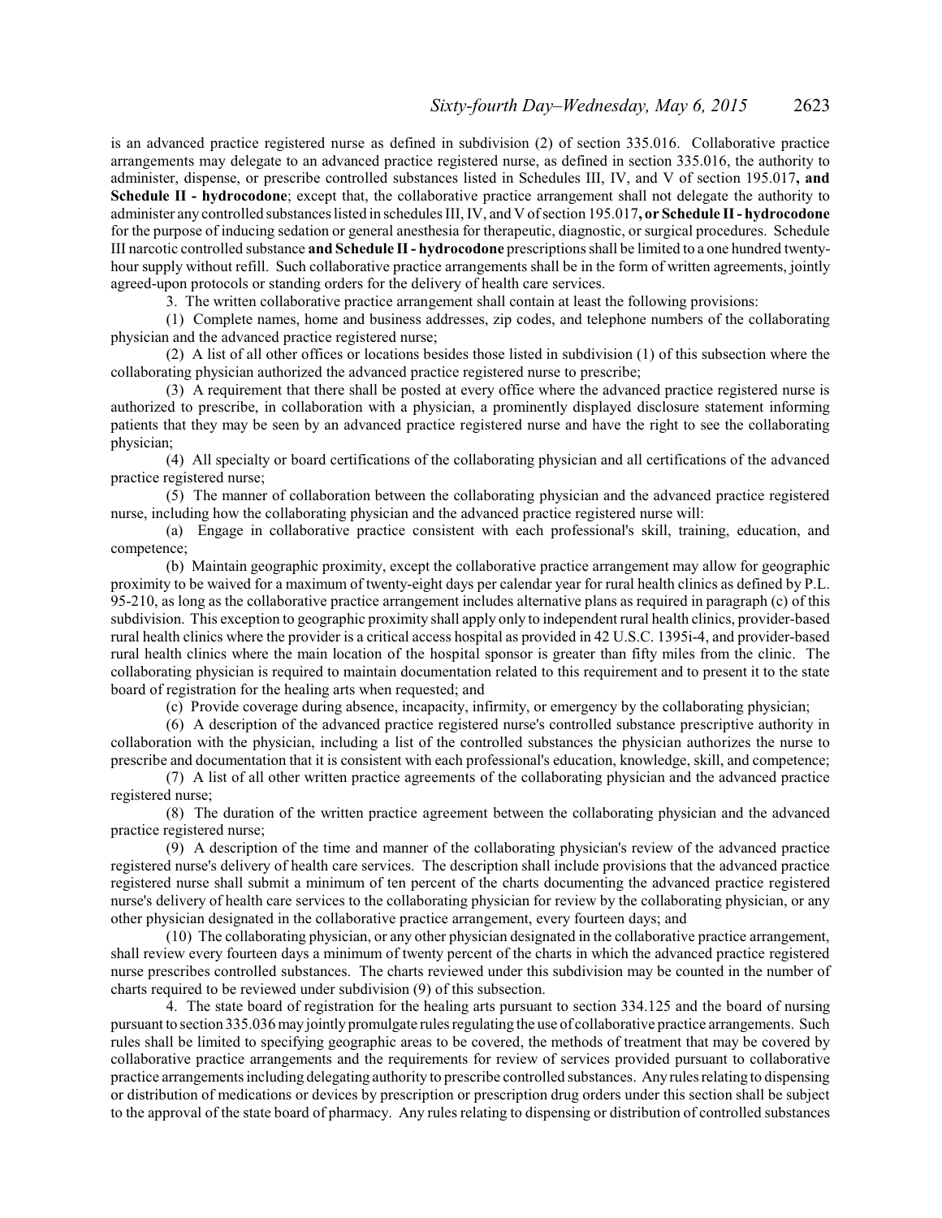is an advanced practice registered nurse as defined in subdivision (2) of section 335.016. Collaborative practice arrangements may delegate to an advanced practice registered nurse, as defined in section 335.016, the authority to administer, dispense, or prescribe controlled substances listed in Schedules III, IV, and V of section 195.017**, and Schedule II - hydrocodone**; except that, the collaborative practice arrangement shall not delegate the authority to administer any controlled substances listed in schedules III, IV, and V of section 195.017**, or Schedule II - hydrocodone** for the purpose of inducing sedation or general anesthesia for therapeutic, diagnostic, or surgical procedures. Schedule III narcotic controlled substance **and Schedule II - hydrocodone** prescriptions shall be limited to a one hundred twenty-hour supply without refill. Such collaborative practice arrangements shall be in the form of written agreements, jointly agreed-upon protocols or standing orders for the delivery of health care services.

3. The written collaborative practice arrangement shall contain at least the following provisions:

(1) Complete names, home and business addresses, zip codes, and telephone numbers of the collaborating physician and the advanced practice registered nurse;

(2) A list of all other offices or locations besides those listed in subdivision (1) of this subsection where the collaborating physician authorized the advanced practice registered nurse to prescribe;

(3) A requirement that there shall be posted at every office where the advanced practice registered nurse is authorized to prescribe, in collaboration with a physician, a prominently displayed disclosure statement informing patients that they may be seen by an advanced practice registered nurse and have the right to see the collaborating physician;

(4) All specialty or board certifications of the collaborating physician and all certifications of the advanced practice registered nurse;

(5) The manner of collaboration between the collaborating physician and the advanced practice registered nurse, including how the collaborating physician and the advanced practice registered nurse will:

(a) Engage in collaborative practice consistent with each professional's skill, training, education, and competence;

(b) Maintain geographic proximity, except the collaborative practice arrangement may allow for geographic proximity to be waived for a maximum of twenty-eight days per calendar year for rural health clinics as defined by P.L. 95-210, as long as the collaborative practice arrangement includes alternative plans as required in paragraph (c) of this subdivision. This exception to geographic proximity shall apply only to independent rural health clinics, provider-based rural health clinics where the provider is a critical access hospital as provided in 42 U.S.C. 1395i-4, and provider-based rural health clinics where the main location of the hospital sponsor is greater than fifty miles from the clinic. The collaborating physician is required to maintain documentation related to this requirement and to present it to the state board of registration for the healing arts when requested; and

(c) Provide coverage during absence, incapacity, infirmity, or emergency by the collaborating physician;

(6) A description of the advanced practice registered nurse's controlled substance prescriptive authority in collaboration with the physician, including a list of the controlled substances the physician authorizes the nurse to prescribe and documentation that it is consistent with each professional's education, knowledge, skill, and competence;

(7) A list of all other written practice agreements of the collaborating physician and the advanced practice registered nurse;

(8) The duration of the written practice agreement between the collaborating physician and the advanced practice registered nurse;

(9) A description of the time and manner of the collaborating physician's review of the advanced practice registered nurse's delivery of health care services. The description shall include provisions that the advanced practice registered nurse shall submit a minimum of ten percent of the charts documenting the advanced practice registered nurse's delivery of health care services to the collaborating physician for review by the collaborating physician, or any other physician designated in the collaborative practice arrangement, every fourteen days; and

(10) The collaborating physician, or any other physician designated in the collaborative practice arrangement, shall review every fourteen days a minimum of twenty percent of the charts in which the advanced practice registered nurse prescribes controlled substances. The charts reviewed under this subdivision may be counted in the number of charts required to be reviewed under subdivision (9) of this subsection.

4. The state board of registration for the healing arts pursuant to section 334.125 and the board of nursing pursuant to section 335.036 may jointly promulgate rules regulating the use of collaborative practice arrangements. Such rules shall be limited to specifying geographic areas to be covered, the methods of treatment that may be covered by collaborative practice arrangements and the requirements for review of services provided pursuant to collaborative practice arrangements including delegating authority to prescribe controlled substances. Any rules relating to dispensing or distribution of medications or devices by prescription or prescription drug orders under this section shall be subject to the approval of the state board of pharmacy. Any rules relating to dispensing or distribution of controlled substances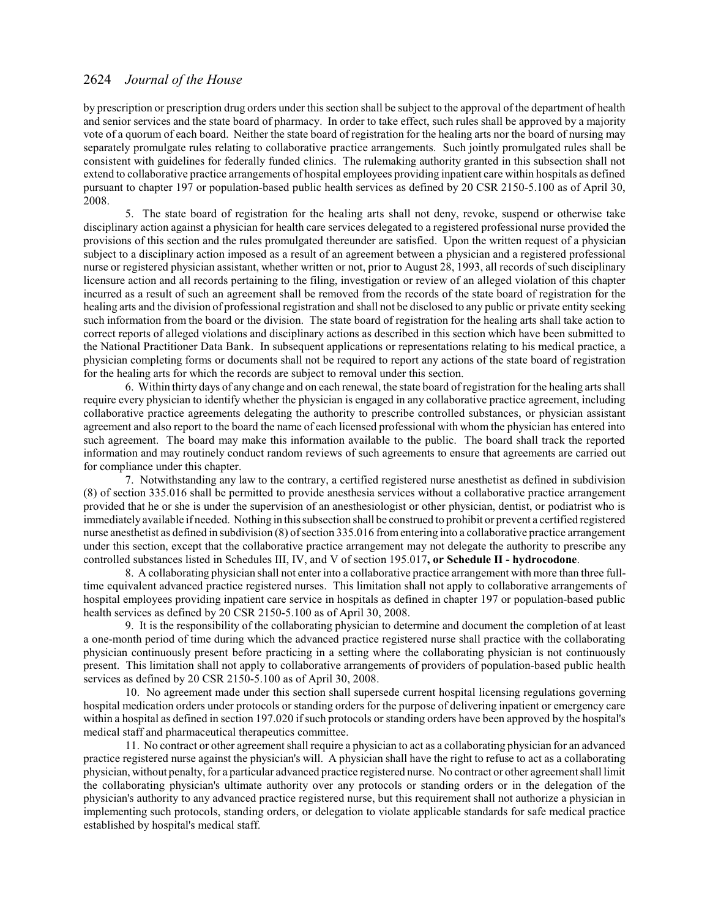by prescription or prescription drug orders under this section shall be subject to the approval of the department of health and senior services and the state board of pharmacy. In order to take effect, such rules shall be approved by a majority vote of a quorum of each board. Neither the state board of registration for the healing arts nor the board of nursing may separately promulgate rules relating to collaborative practice arrangements. Such jointly promulgated rules shall be consistent with guidelines for federally funded clinics. The rulemaking authority granted in this subsection shall not extend to collaborative practice arrangements of hospital employees providing inpatient care within hospitals as defined pursuant to chapter 197 or population-based public health services as defined by 20 CSR 2150-5.100 as of April 30, 2008.

5. The state board of registration for the healing arts shall not deny, revoke, suspend or otherwise take disciplinary action against a physician for health care services delegated to a registered professional nurse provided the provisions of this section and the rules promulgated thereunder are satisfied. Upon the written request of a physician subject to a disciplinary action imposed as a result of an agreement between a physician and a registered professional nurse or registered physician assistant, whether written or not, prior to August 28, 1993, all records of such disciplinary licensure action and all records pertaining to the filing, investigation or review of an alleged violation of this chapter incurred as a result of such an agreement shall be removed from the records of the state board of registration for the healing arts and the division of professional registration and shall not be disclosed to any public or private entity seeking such information from the board or the division. The state board of registration for the healing arts shall take action to correct reports of alleged violations and disciplinary actions as described in this section which have been submitted to the National Practitioner Data Bank. In subsequent applications or representations relating to his medical practice, a physician completing forms or documents shall not be required to report any actions of the state board of registration for the healing arts for which the records are subject to removal under this section.

6. Within thirty days of any change and on each renewal, the state board of registration for the healing arts shall require every physician to identify whether the physician is engaged in any collaborative practice agreement, including collaborative practice agreements delegating the authority to prescribe controlled substances, or physician assistant agreement and also report to the board the name of each licensed professional with whom the physician has entered into such agreement. The board may make this information available to the public. The board shall track the reported information and may routinely conduct random reviews of such agreements to ensure that agreements are carried out for compliance under this chapter.

7. Notwithstanding any law to the contrary, a certified registered nurse anesthetist as defined in subdivision (8) of section 335.016 shall be permitted to provide anesthesia services without a collaborative practice arrangement provided that he or she is under the supervision of an anesthesiologist or other physician, dentist, or podiatrist who is immediately available if needed. Nothing in this subsection shall be construed to prohibit or prevent a certified registered nurse anesthetist as defined in subdivision (8) of section 335.016 from entering into a collaborative practice arrangement under this section, except that the collaborative practice arrangement may not delegate the authority to prescribe any controlled substances listed in Schedules III, IV, and V of section 195.017**, or Schedule II - hydrocodone**.

8. A collaborating physician shall not enter into a collaborative practice arrangement with more than three full-time equivalent advanced practice registered nurses. This limitation shall not apply to collaborative arrangements of hospital employees providing inpatient care service in hospitals as defined in chapter 197 or population-based public health services as defined by 20 CSR 2150-5.100 as of April 30, 2008.

9. It is the responsibility of the collaborating physician to determine and document the completion of at least a one-month period of time during which the advanced practice registered nurse shall practice with the collaborating physician continuously present before practicing in a setting where the collaborating physician is not continuously present. This limitation shall not apply to collaborative arrangements of providers of population-based public health services as defined by 20 CSR 2150-5.100 as of April 30, 2008.

10. No agreement made under this section shall supersede current hospital licensing regulations governing hospital medication orders under protocols or standing orders for the purpose of delivering inpatient or emergency care within a hospital as defined in section 197.020 if such protocols or standing orders have been approved by the hospital's medical staff and pharmaceutical therapeutics committee.

11. No contract or other agreement shall require a physician to act as a collaborating physician for an advanced practice registered nurse against the physician's will. A physician shall have the right to refuse to act as a collaborating physician, without penalty, for a particular advanced practice registered nurse. No contract or other agreement shall limit the collaborating physician's ultimate authority over any protocols or standing orders or in the delegation of the physician's authority to any advanced practice registered nurse, but this requirement shall not authorize a physician in implementing such protocols, standing orders, or delegation to violate applicable standards for safe medical practice established by hospital's medical staff.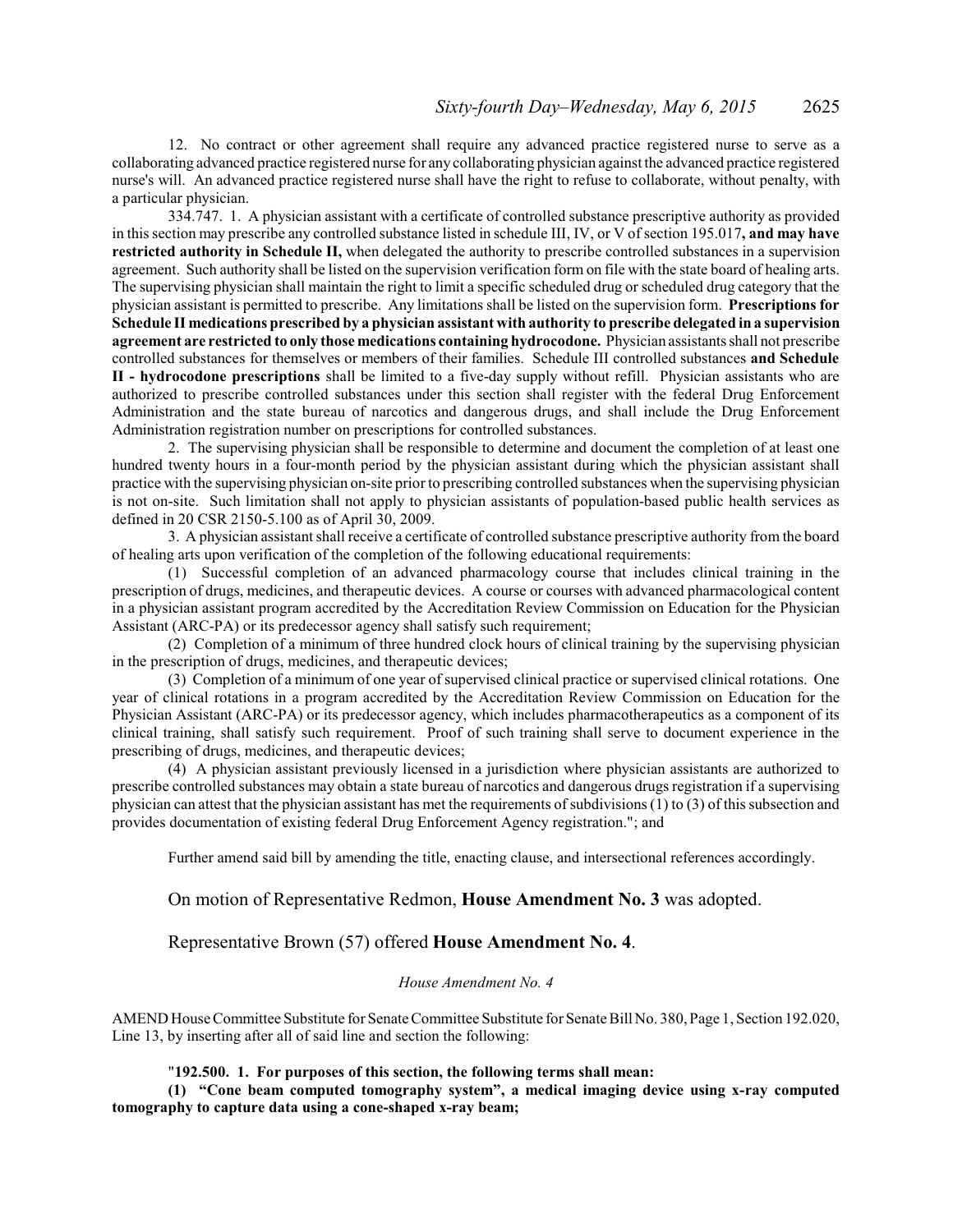12. No contract or other agreement shall require any advanced practice registered nurse to serve as a collaborating advanced practice registered nurse for any collaborating physician against the advanced practice registered nurse's will. An advanced practice registered nurse shall have the right to refuse to collaborate, without penalty, with a particular physician.

334.747. 1. A physician assistant with a certificate of controlled substance prescriptive authority as provided in this section may prescribe any controlled substance listed in schedule III, IV, or V of section 195.017**, and may have restricted authority in Schedule II,** when delegated the authority to prescribe controlled substances in a supervision agreement. Such authority shall be listed on the supervision verification form on file with the state board of healing arts. The supervising physician shall maintain the right to limit a specific scheduled drug or scheduled drug category that the physician assistant is permitted to prescribe. Any limitations shall be listed on the supervision form. **Prescriptions for Schedule II medications prescribed by a physician assistant with authority to prescribe delegated in a supervision agreement are restricted to only those medications containing hydrocodone.** Physician assistants shall not prescribe controlled substances for themselves or members of their families. Schedule III controlled substances **and Schedule II - hydrocodone prescriptions** shall be limited to a five-day supply without refill. Physician assistants who are authorized to prescribe controlled substances under this section shall register with the federal Drug Enforcement Administration and the state bureau of narcotics and dangerous drugs, and shall include the Drug Enforcement Administration registration number on prescriptions for controlled substances.

2. The supervising physician shall be responsible to determine and document the completion of at least one hundred twenty hours in a four-month period by the physician assistant during which the physician assistant shall practice with the supervising physician on-site prior to prescribing controlled substances when the supervising physician is not on-site. Such limitation shall not apply to physician assistants of population-based public health services as defined in 20 CSR 2150-5.100 as of April 30, 2009.

3. A physician assistant shall receive a certificate of controlled substance prescriptive authority from the board of healing arts upon verification of the completion of the following educational requirements:

(1) Successful completion of an advanced pharmacology course that includes clinical training in the prescription of drugs, medicines, and therapeutic devices. A course or courses with advanced pharmacological content in a physician assistant program accredited by the Accreditation Review Commission on Education for the Physician Assistant (ARC-PA) or its predecessor agency shall satisfy such requirement;

(2) Completion of a minimum of three hundred clock hours of clinical training by the supervising physician in the prescription of drugs, medicines, and therapeutic devices;

(3) Completion of a minimum of one year of supervised clinical practice or supervised clinical rotations. One year of clinical rotations in a program accredited by the Accreditation Review Commission on Education for the Physician Assistant (ARC-PA) or its predecessor agency, which includes pharmacotherapeutics as a component of its clinical training, shall satisfy such requirement. Proof of such training shall serve to document experience in the prescribing of drugs, medicines, and therapeutic devices;

(4) A physician assistant previously licensed in a jurisdiction where physician assistants are authorized to prescribe controlled substances may obtain a state bureau of narcotics and dangerous drugs registration if a supervising physician can attest that the physician assistant has met the requirements of subdivisions (1) to (3) of this subsection and provides documentation of existing federal Drug Enforcement Agency registration."; and

Further amend said bill by amending the title, enacting clause, and intersectional references accordingly.

On motion of Representative Redmon, **House Amendment No. 3** was adopted.

Representative Brown (57) offered **House Amendment No. 4**.

*House Amendment No. 4*

AMEND House Committee Substitute for Senate Committee Substitute for Senate Bill No. 380, Page 1, Section 192.020, Line 13, by inserting after all of said line and section the following:

"**192.500. 1. For purposes of this section, the following terms shall mean:**

**(1) "Cone beam computed tomography system", a medical imaging device using x-ray computed tomography to capture data using a cone-shaped x-ray beam;**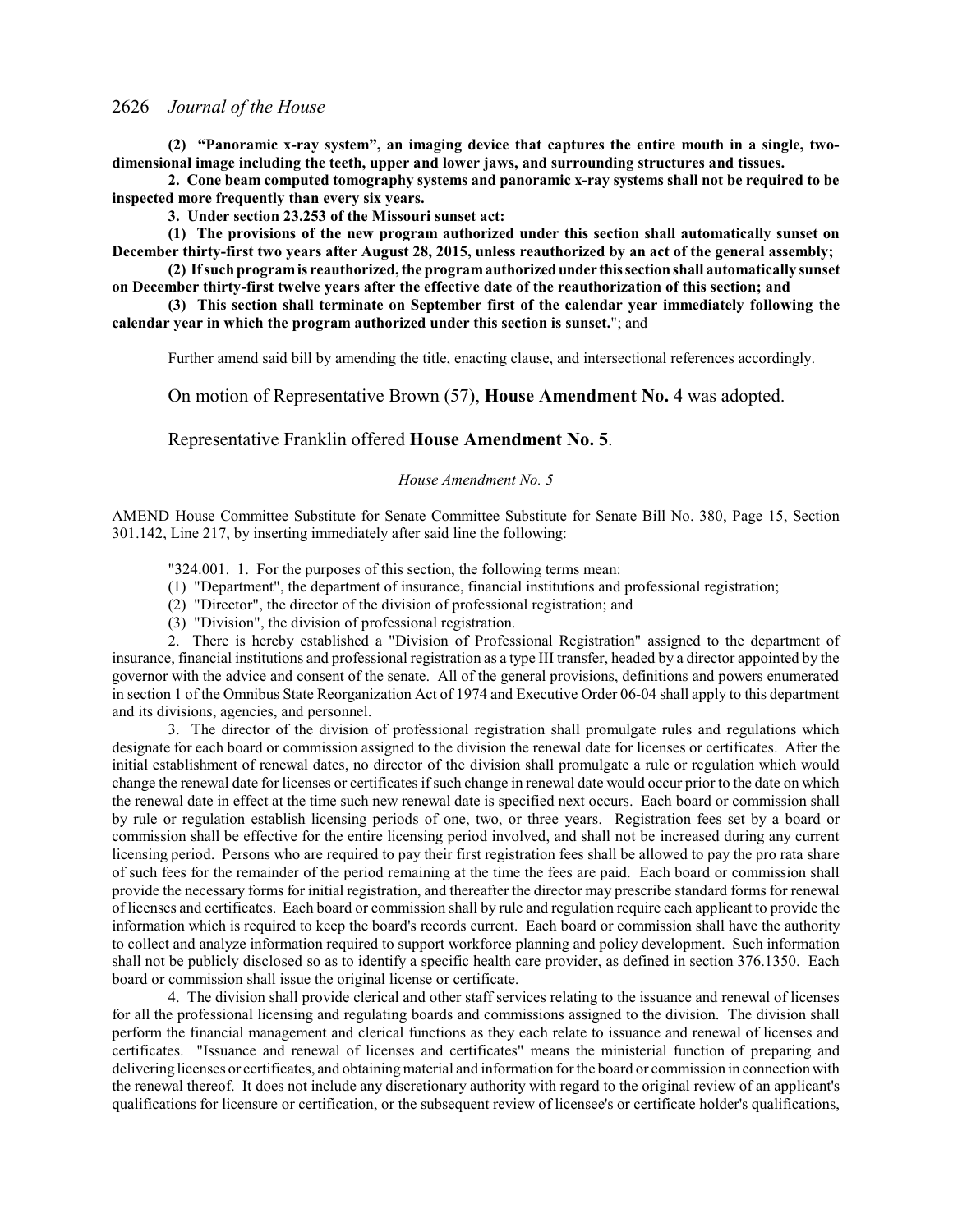**(2) "Panoramic x-ray system", an imaging device that captures the entire mouth in a single, two-dimensional image including the teeth, upper and lower jaws, and surrounding structures and tissues.**

**2. Cone beam computed tomography systems and panoramic x-ray systems shall not be required to be inspected more frequently than every six years.**

**3. Under section 23.253 of the Missouri sunset act:**

**(1) The provisions of the new program authorized under this section shall automatically sunset on December thirty-first two years after August 28, 2015, unless reauthorized by an act of the general assembly;**

**(2) If such program is reauthorized, the program authorized under this section shall automatically sunset on December thirty-first twelve years after the effective date of the reauthorization of this section; and**

**(3) This section shall terminate on September first of the calendar year immediately following the calendar year in which the program authorized under this section is sunset.**"; and

Further amend said bill by amending the title, enacting clause, and intersectional references accordingly.

On motion of Representative Brown (57), **House Amendment No. 4** was adopted.

Representative Franklin offered **House Amendment No. 5**.

*House Amendment No. 5*

AMEND House Committee Substitute for Senate Committee Substitute for Senate Bill No. 380, Page 15, Section 301.142, Line 217, by inserting immediately after said line the following:

"324.001. 1. For the purposes of this section, the following terms mean:

(1) "Department", the department of insurance, financial institutions and professional registration;

(2) "Director", the director of the division of professional registration; and

(3) "Division", the division of professional registration.

2. There is hereby established a "Division of Professional Registration" assigned to the department of insurance, financial institutions and professional registration as a type III transfer, headed by a director appointed by the governor with the advice and consent of the senate. All of the general provisions, definitions and powers enumerated in section 1 of the Omnibus State Reorganization Act of 1974 and Executive Order 06-04 shall apply to this department and its divisions, agencies, and personnel.

3. The director of the division of professional registration shall promulgate rules and regulations which designate for each board or commission assigned to the division the renewal date for licenses or certificates. After the initial establishment of renewal dates, no director of the division shall promulgate a rule or regulation which would change the renewal date for licenses or certificates if such change in renewal date would occur prior to the date on which the renewal date in effect at the time such new renewal date is specified next occurs. Each board or commission shall by rule or regulation establish licensing periods of one, two, or three years. Registration fees set by a board or commission shall be effective for the entire licensing period involved, and shall not be increased during any current licensing period. Persons who are required to pay their first registration fees shall be allowed to pay the pro rata share of such fees for the remainder of the period remaining at the time the fees are paid. Each board or commission shall provide the necessary forms for initial registration, and thereafter the director may prescribe standard forms for renewal of licenses and certificates. Each board or commission shall by rule and regulation require each applicant to provide the information which is required to keep the board's records current. Each board or commission shall have the authority to collect and analyze information required to support workforce planning and policy development. Such information shall not be publicly disclosed so as to identify a specific health care provider, as defined in section 376.1350. Each board or commission shall issue the original license or certificate.

4. The division shall provide clerical and other staff services relating to the issuance and renewal of licenses for all the professional licensing and regulating boards and commissions assigned to the division. The division shall perform the financial management and clerical functions as they each relate to issuance and renewal of licenses and certificates. "Issuance and renewal of licenses and certificates" means the ministerial function of preparing and delivering licenses or certificates, and obtaining material and information for the board or commission in connection with the renewal thereof. It does not include any discretionary authority with regard to the original review of an applicant's qualifications for licensure or certification, or the subsequent review of licensee's or certificate holder's qualifications,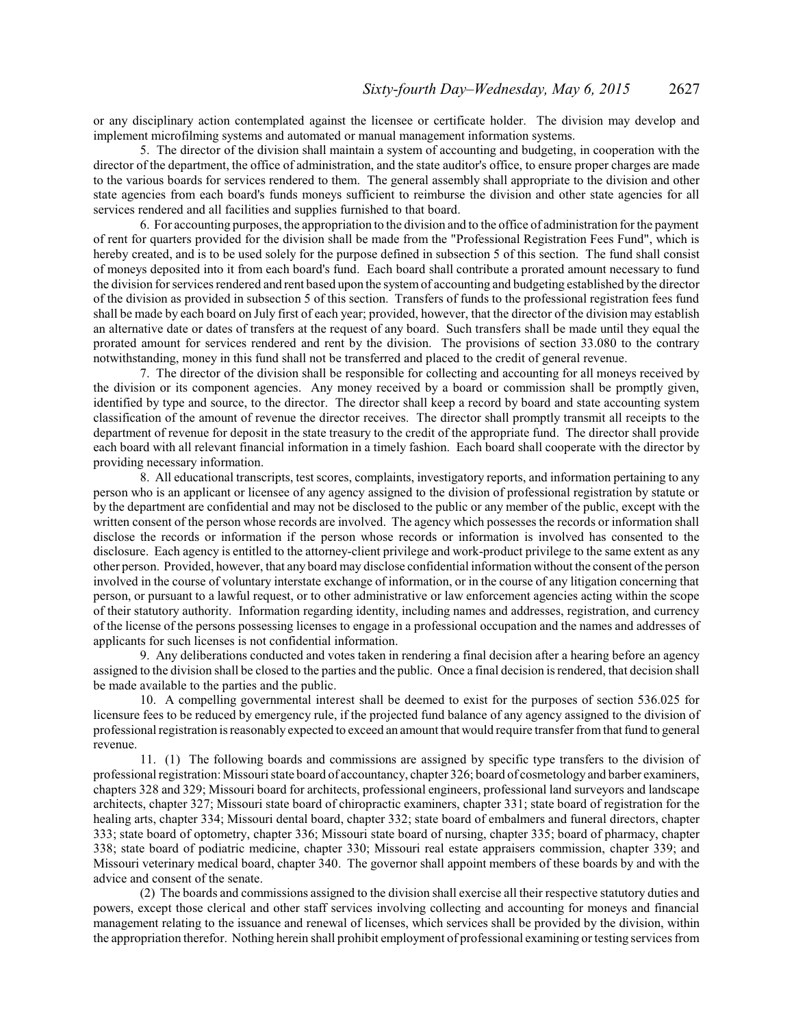or any disciplinary action contemplated against the licensee or certificate holder. The division may develop and implement microfilming systems and automated or manual management information systems.

5. The director of the division shall maintain a system of accounting and budgeting, in cooperation with the director of the department, the office of administration, and the state auditor's office, to ensure proper charges are made to the various boards for services rendered to them. The general assembly shall appropriate to the division and other state agencies from each board's funds moneys sufficient to reimburse the division and other state agencies for all services rendered and all facilities and supplies furnished to that board.

6. For accounting purposes, the appropriation to the division and to the office of administration for the payment of rent for quarters provided for the division shall be made from the "Professional Registration Fees Fund", which is hereby created, and is to be used solely for the purpose defined in subsection 5 of this section. The fund shall consist of moneys deposited into it from each board's fund. Each board shall contribute a prorated amount necessary to fund the division for services rendered and rent based upon the system of accounting and budgeting established by the director of the division as provided in subsection 5 of this section. Transfers of funds to the professional registration fees fund shall be made by each board on July first of each year; provided, however, that the director of the division may establish an alternative date or dates of transfers at the request of any board. Such transfers shall be made until they equal the prorated amount for services rendered and rent by the division. The provisions of section 33.080 to the contrary notwithstanding, money in this fund shall not be transferred and placed to the credit of general revenue.

7. The director of the division shall be responsible for collecting and accounting for all moneys received by the division or its component agencies. Any money received by a board or commission shall be promptly given, identified by type and source, to the director. The director shall keep a record by board and state accounting system classification of the amount of revenue the director receives. The director shall promptly transmit all receipts to the department of revenue for deposit in the state treasury to the credit of the appropriate fund. The director shall provide each board with all relevant financial information in a timely fashion. Each board shall cooperate with the director by providing necessary information.

8. All educational transcripts, test scores, complaints, investigatory reports, and information pertaining to any person who is an applicant or licensee of any agency assigned to the division of professional registration by statute or by the department are confidential and may not be disclosed to the public or any member of the public, except with the written consent of the person whose records are involved. The agency which possesses the records or information shall disclose the records or information if the person whose records or information is involved has consented to the disclosure. Each agency is entitled to the attorney-client privilege and work-product privilege to the same extent as any other person. Provided, however, that any board may disclose confidential information without the consent of the person involved in the course of voluntary interstate exchange of information, or in the course of any litigation concerning that person, or pursuant to a lawful request, or to other administrative or law enforcement agencies acting within the scope of their statutory authority. Information regarding identity, including names and addresses, registration, and currency of the license of the persons possessing licenses to engage in a professional occupation and the names and addresses of applicants for such licenses is not confidential information.

9. Any deliberations conducted and votes taken in rendering a final decision after a hearing before an agency assigned to the division shall be closed to the parties and the public. Once a final decision is rendered, that decision shall be made available to the parties and the public.

10. A compelling governmental interest shall be deemed to exist for the purposes of section 536.025 for licensure fees to be reduced by emergency rule, if the projected fund balance of any agency assigned to the division of professional registration is reasonably expected to exceed an amount that would require transfer from that fund to general revenue.

11. (1) The following boards and commissions are assigned by specific type transfers to the division of professional registration: Missouri state board of accountancy, chapter 326; board of cosmetology and barber examiners, chapters 328 and 329; Missouri board for architects, professional engineers, professional land surveyors and landscape architects, chapter 327; Missouri state board of chiropractic examiners, chapter 331; state board of registration for the healing arts, chapter 334; Missouri dental board, chapter 332; state board of embalmers and funeral directors, chapter 333; state board of optometry, chapter 336; Missouri state board of nursing, chapter 335; board of pharmacy, chapter 338; state board of podiatric medicine, chapter 330; Missouri real estate appraisers commission, chapter 339; and Missouri veterinary medical board, chapter 340. The governor shall appoint members of these boards by and with the advice and consent of the senate.

(2) The boards and commissions assigned to the division shall exercise all their respective statutory duties and powers, except those clerical and other staff services involving collecting and accounting for moneys and financial management relating to the issuance and renewal of licenses, which services shall be provided by the division, within the appropriation therefor. Nothing herein shall prohibit employment of professional examining or testing services from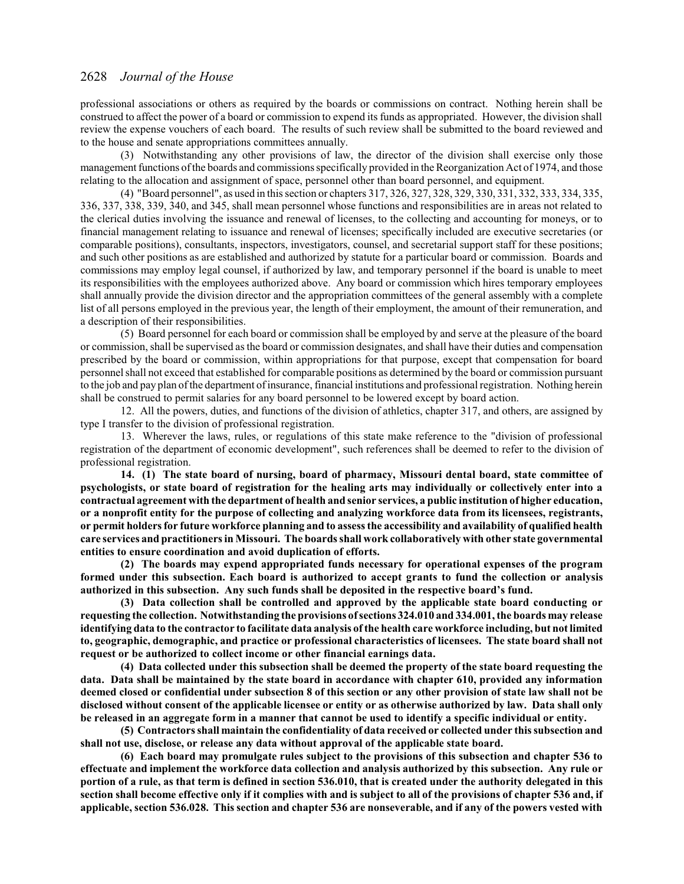professional associations or others as required by the boards or commissions on contract. Nothing herein shall be construed to affect the power of a board or commission to expend its funds as appropriated. However, the division shall review the expense vouchers of each board. The results of such review shall be submitted to the board reviewed and to the house and senate appropriations committees annually.

(3) Notwithstanding any other provisions of law, the director of the division shall exercise only those management functions of the boards and commissions specifically provided in the Reorganization Act of 1974, and those relating to the allocation and assignment of space, personnel other than board personnel, and equipment.

(4) "Board personnel", as used in this section or chapters 317, 326, 327, 328, 329, 330, 331, 332, 333, 334, 335, 336, 337, 338, 339, 340, and 345, shall mean personnel whose functions and responsibilities are in areas not related to the clerical duties involving the issuance and renewal of licenses, to the collecting and accounting for moneys, or to financial management relating to issuance and renewal of licenses; specifically included are executive secretaries (or comparable positions), consultants, inspectors, investigators, counsel, and secretarial support staff for these positions; and such other positions as are established and authorized by statute for a particular board or commission. Boards and commissions may employ legal counsel, if authorized by law, and temporary personnel if the board is unable to meet its responsibilities with the employees authorized above. Any board or commission which hires temporary employees shall annually provide the division director and the appropriation committees of the general assembly with a complete list of all persons employed in the previous year, the length of their employment, the amount of their remuneration, and a description of their responsibilities.

(5) Board personnel for each board or commission shall be employed by and serve at the pleasure of the board or commission, shall be supervised as the board or commission designates, and shall have their duties and compensation prescribed by the board or commission, within appropriations for that purpose, except that compensation for board personnel shall not exceed that established for comparable positions as determined by the board or commission pursuant to the job and pay plan of the department of insurance, financial institutions and professional registration. Nothing herein shall be construed to permit salaries for any board personnel to be lowered except by board action.

12. All the powers, duties, and functions of the division of athletics, chapter 317, and others, are assigned by type I transfer to the division of professional registration.

13. Wherever the laws, rules, or regulations of this state make reference to the "division of professional registration of the department of economic development", such references shall be deemed to refer to the division of professional registration.

**14. (1) The state board of nursing, board of pharmacy, Missouri dental board, state committee of psychologists, or state board of registration for the healing arts may individually or collectively enter into a contractual agreement with the department of health and senior services, a public institution of higher education, or a nonprofit entity for the purpose of collecting and analyzing workforce data from its licensees, registrants, or permit holders for future workforce planning and to assess the accessibility and availability of qualified health care services and practitioners in Missouri. The boards shall work collaboratively with other state governmental entities to ensure coordination and avoid duplication of efforts.**

**(2) The boards may expend appropriated funds necessary for operational expenses of the program formed under this subsection. Each board is authorized to accept grants to fund the collection or analysis authorized in this subsection. Any such funds shall be deposited in the respective board's fund.**

**(3) Data collection shall be controlled and approved by the applicable state board conducting or requesting the collection. Notwithstanding the provisions of sections 324.010 and 334.001, the boards may release identifying data to the contractor to facilitate data analysis of the health care workforce including, but not limited to, geographic, demographic, and practice or professional characteristics of licensees. The state board shall not request or be authorized to collect income or other financial earnings data.**

**(4) Data collected under this subsection shall be deemed the property of the state board requesting the data. Data shall be maintained by the state board in accordance with chapter 610, provided any information deemed closed or confidential under subsection 8 of this section or any other provision of state law shall not be disclosed without consent of the applicable licensee or entity or as otherwise authorized by law. Data shall only be released in an aggregate form in a manner that cannot be used to identify a specific individual or entity.**

**(5) Contractors shall maintain the confidentiality of data received or collected under this subsection and shall not use, disclose, or release any data without approval of the applicable state board.**

**(6) Each board may promulgate rules subject to the provisions of this subsection and chapter 536 to effectuate and implement the workforce data collection and analysis authorized by this subsection. Any rule or portion of a rule, as that term is defined in section 536.010, that is created under the authority delegated in this section shall become effective only if it complies with and is subject to all of the provisions of chapter 536 and, if applicable, section 536.028. This section and chapter 536 are nonseverable, and if any of the powers vested with**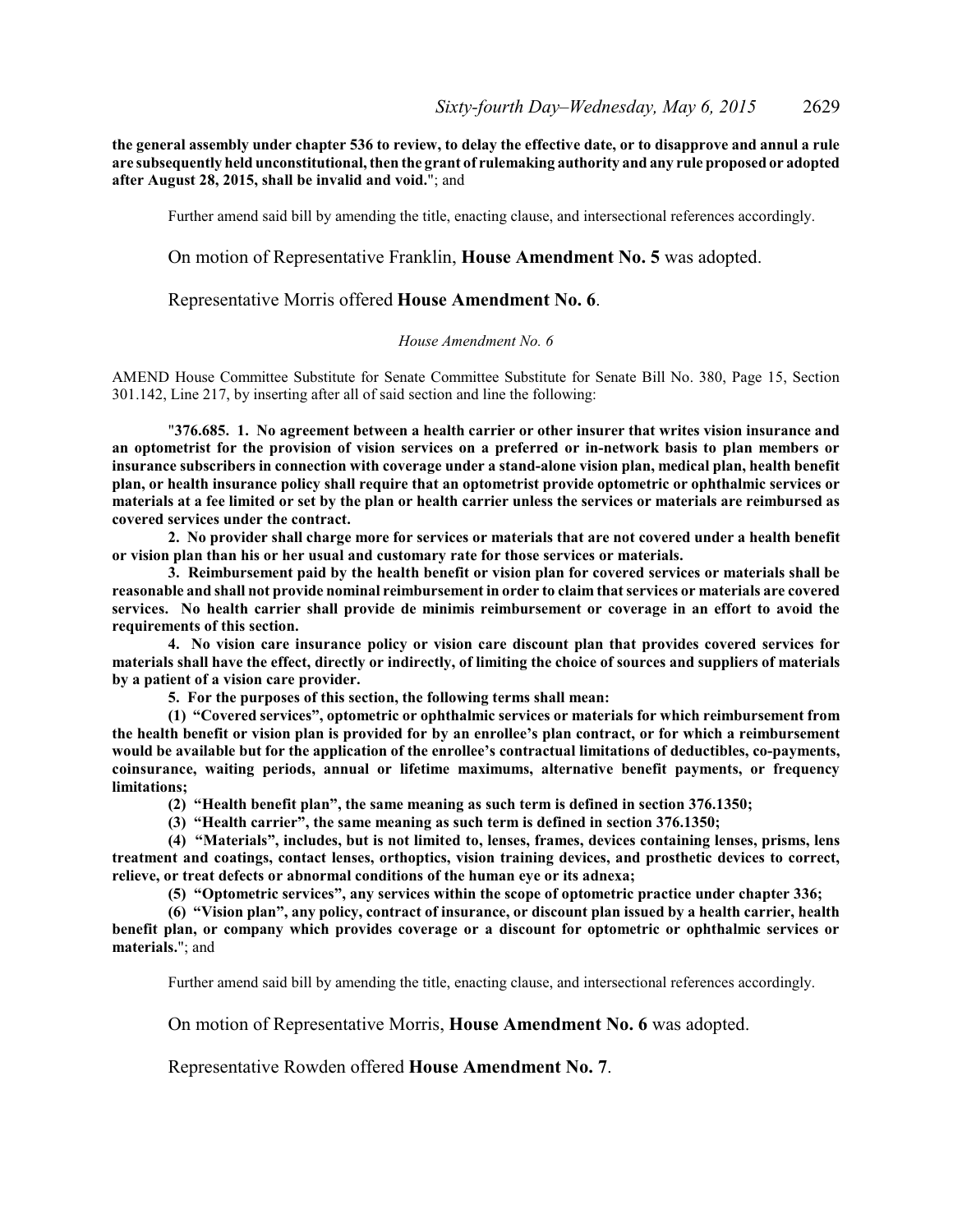**the general assembly under chapter 536 to review, to delay the effective date, or to disapprove and annul a rule are subsequently held unconstitutional, then the grant of rulemaking authority and any rule proposed or adopted after August 28, 2015, shall be invalid and void.**"; and

Further amend said bill by amending the title, enacting clause, and intersectional references accordingly.

On motion of Representative Franklin, **House Amendment No. 5** was adopted.

Representative Morris offered **House Amendment No. 6**.

*House Amendment No. 6*

AMEND House Committee Substitute for Senate Committee Substitute for Senate Bill No. 380, Page 15, Section 301.142, Line 217, by inserting after all of said section and line the following:

"**376.685. 1. No agreement between a health carrier or other insurer that writes vision insurance and an optometrist for the provision of vision services on a preferred or in-network basis to plan members or insurance subscribers in connection with coverage under a stand-alone vision plan, medical plan, health benefit plan, or health insurance policy shall require that an optometrist provide optometric or ophthalmic services or materials at a fee limited or set by the plan or health carrier unless the services or materials are reimbursed as covered services under the contract.**

**2. No provider shall charge more for services or materials that are not covered under a health benefit or vision plan than his or her usual and customary rate for those services or materials.**

**3. Reimbursement paid by the health benefit or vision plan for covered services or materials shall be reasonable and shall not provide nominal reimbursement in order to claim that services or materials are covered services. No health carrier shall provide de minimis reimbursement or coverage in an effort to avoid the requirements of this section.**

**4. No vision care insurance policy or vision care discount plan that provides covered services for materials shall have the effect, directly or indirectly, of limiting the choice of sources and suppliers of materials by a patient of a vision care provider.**

**5. For the purposes of this section, the following terms shall mean:**

**(1) "Covered services", optometric or ophthalmic services or materials for which reimbursement from the health benefit or vision plan is provided for by an enrollee's plan contract, or for which a reimbursement would be available but for the application of the enrollee's contractual limitations of deductibles, co-payments, coinsurance, waiting periods, annual or lifetime maximums, alternative benefit payments, or frequency limitations;**

**(2) "Health benefit plan", the same meaning as such term is defined in section 376.1350;**

**(3) "Health carrier", the same meaning as such term is defined in section 376.1350;**

**(4) "Materials", includes, but is not limited to, lenses, frames, devices containing lenses, prisms, lens treatment and coatings, contact lenses, orthoptics, vision training devices, and prosthetic devices to correct, relieve, or treat defects or abnormal conditions of the human eye or its adnexa;**

**(5) "Optometric services", any services within the scope of optometric practice under chapter 336;**

**(6) "Vision plan", any policy, contract of insurance, or discount plan issued by a health carrier, health benefit plan, or company which provides coverage or a discount for optometric or ophthalmic services or materials.**"; and

Further amend said bill by amending the title, enacting clause, and intersectional references accordingly.

On motion of Representative Morris, **House Amendment No. 6** was adopted.

Representative Rowden offered **House Amendment No. 7**.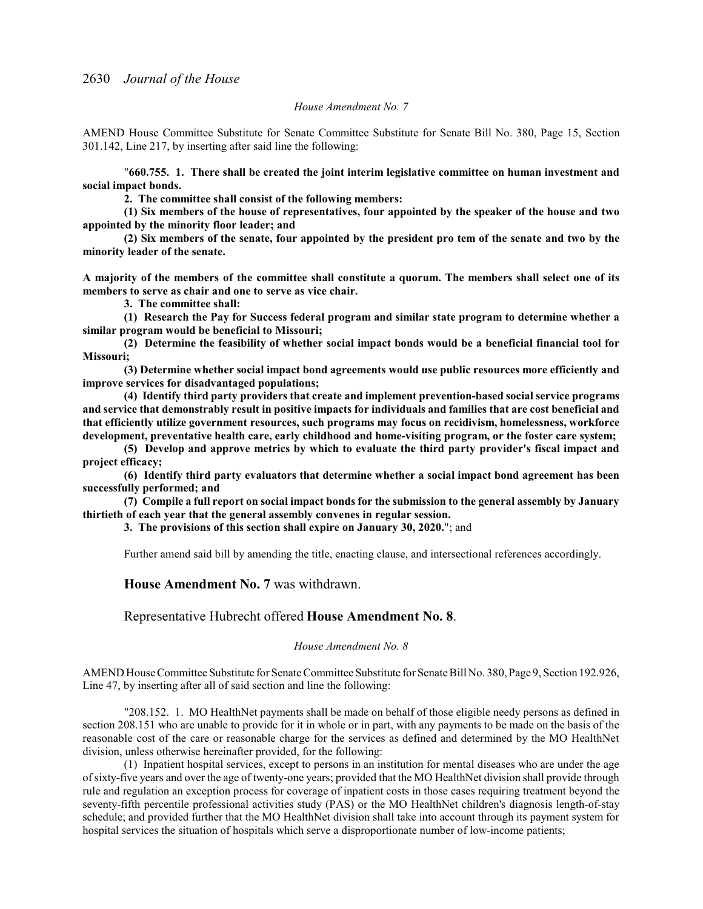*House Amendment No. 7*

AMEND House Committee Substitute for Senate Committee Substitute for Senate Bill No. 380, Page 15, Section 301.142, Line 217, by inserting after said line the following:

"**660.755. 1. There shall be created the joint interim legislative committee on human investment and social impact bonds.**

**2. The committee shall consist of the following members:**

**(1) Six members of the house of representatives, four appointed by the speaker of the house and two appointed by the minority floor leader; and**

**(2) Six members of the senate, four appointed by the president pro tem of the senate and two by the minority leader of the senate.**

**A majority of the members of the committee shall constitute a quorum. The members shall select one of its members to serve as chair and one to serve as vice chair.**

**3. The committee shall:**

**(1) Research the Pay for Success federal program and similar state program to determine whether a similar program would be beneficial to Missouri;**

**(2) Determine the feasibility of whether social impact bonds would be a beneficial financial tool for Missouri;**

**(3) Determine whether social impact bond agreements would use public resources more efficiently and improve services for disadvantaged populations;**

**(4) Identify third party providers that create and implement prevention-based social service programs and service that demonstrably result in positive impacts for individuals and families that are cost beneficial and that efficiently utilize government resources, such programs may focus on recidivism, homelessness, workforce development, preventative health care, early childhood and home-visiting program, or the foster care system;**

**(5) Develop and approve metrics by which to evaluate the third party provider's fiscal impact and project efficacy;**

**(6) Identify third party evaluators that determine whether a social impact bond agreement has been successfully performed; and**

**(7) Compile a full report on social impact bonds for the submission to the general assembly by January thirtieth of each year that the general assembly convenes in regular session.**

**3. The provisions of this section shall expire on January 30, 2020.**"; and

Further amend said bill by amending the title, enacting clause, and intersectional references accordingly.

**House Amendment No. 7** was withdrawn.

Representative Hubrecht offered **House Amendment No. 8**.

*House Amendment No. 8*

AMEND House Committee Substitute for Senate Committee Substitute for Senate Bill No. 380, Page 9, Section 192.926, Line 47, by inserting after all of said section and line the following:

"208.152. 1. MO HealthNet payments shall be made on behalf of those eligible needy persons as defined in section 208.151 who are unable to provide for it in whole or in part, with any payments to be made on the basis of the reasonable cost of the care or reasonable charge for the services as defined and determined by the MO HealthNet division, unless otherwise hereinafter provided, for the following:

(1) Inpatient hospital services, except to persons in an institution for mental diseases who are under the age of sixty-five years and over the age of twenty-one years; provided that the MO HealthNet division shall provide through rule and regulation an exception process for coverage of inpatient costs in those cases requiring treatment beyond the seventy-fifth percentile professional activities study (PAS) or the MO HealthNet children's diagnosis length-of-stay schedule; and provided further that the MO HealthNet division shall take into account through its payment system for hospital services the situation of hospitals which serve a disproportionate number of low-income patients;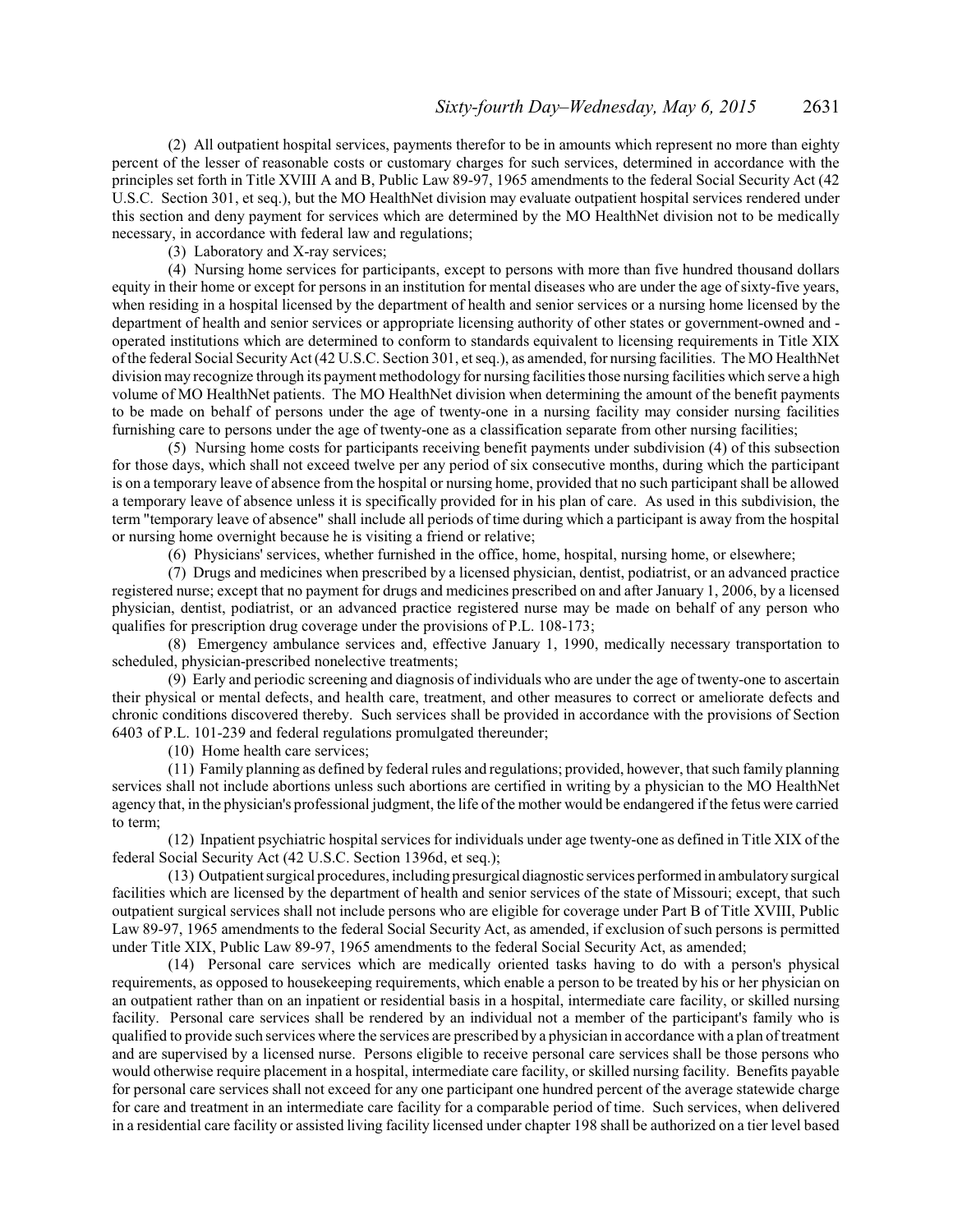(2) All outpatient hospital services, payments therefor to be in amounts which represent no more than eighty percent of the lesser of reasonable costs or customary charges for such services, determined in accordance with the principles set forth in Title XVIII A and B, Public Law 89-97, 1965 amendments to the federal Social Security Act (42 U.S.C. Section 301, et seq.), but the MO HealthNet division may evaluate outpatient hospital services rendered under this section and deny payment for services which are determined by the MO HealthNet division not to be medically necessary, in accordance with federal law and regulations;

(3) Laboratory and X-ray services;

(4) Nursing home services for participants, except to persons with more than five hundred thousand dollars equity in their home or except for persons in an institution for mental diseases who are under the age of sixty-five years, when residing in a hospital licensed by the department of health and senior services or a nursing home licensed by the department of health and senior services or appropriate licensing authority of other states or government-owned and -operated institutions which are determined to conform to standards equivalent to licensing requirements in Title XIX of the federal Social Security Act (42 U.S.C. Section 301, et seq.), as amended, for nursing facilities. The MO HealthNet division may recognize through its payment methodology for nursing facilities those nursing facilities which serve a high volume of MO HealthNet patients. The MO HealthNet division when determining the amount of the benefit payments to be made on behalf of persons under the age of twenty-one in a nursing facility may consider nursing facilities furnishing care to persons under the age of twenty-one as a classification separate from other nursing facilities;

(5) Nursing home costs for participants receiving benefit payments under subdivision (4) of this subsection for those days, which shall not exceed twelve per any period of six consecutive months, during which the participant is on a temporary leave of absence from the hospital or nursing home, provided that no such participant shall be allowed a temporary leave of absence unless it is specifically provided for in his plan of care. As used in this subdivision, the term "temporary leave of absence" shall include all periods of time during which a participant is away from the hospital or nursing home overnight because he is visiting a friend or relative;

(6) Physicians' services, whether furnished in the office, home, hospital, nursing home, or elsewhere;

(7) Drugs and medicines when prescribed by a licensed physician, dentist, podiatrist, or an advanced practice registered nurse; except that no payment for drugs and medicines prescribed on and after January 1, 2006, by a licensed physician, dentist, podiatrist, or an advanced practice registered nurse may be made on behalf of any person who qualifies for prescription drug coverage under the provisions of P.L. 108-173;

(8) Emergency ambulance services and, effective January 1, 1990, medically necessary transportation to scheduled, physician-prescribed nonelective treatments;

(9) Early and periodic screening and diagnosis of individuals who are under the age of twenty-one to ascertain their physical or mental defects, and health care, treatment, and other measures to correct or ameliorate defects and chronic conditions discovered thereby. Such services shall be provided in accordance with the provisions of Section 6403 of P.L. 101-239 and federal regulations promulgated thereunder;

(10) Home health care services;

(11) Family planning as defined by federal rules and regulations; provided, however, that such family planning services shall not include abortions unless such abortions are certified in writing by a physician to the MO HealthNet agency that, in the physician's professional judgment, the life of the mother would be endangered if the fetus were carried to term;

(12) Inpatient psychiatric hospital services for individuals under age twenty-one as defined in Title XIX of the federal Social Security Act (42 U.S.C. Section 1396d, et seq.);

(13) Outpatient surgical procedures, including presurgical diagnostic services performed in ambulatory surgical facilities which are licensed by the department of health and senior services of the state of Missouri; except, that such outpatient surgical services shall not include persons who are eligible for coverage under Part B of Title XVIII, Public Law 89-97, 1965 amendments to the federal Social Security Act, as amended, if exclusion of such persons is permitted under Title XIX, Public Law 89-97, 1965 amendments to the federal Social Security Act, as amended;

(14) Personal care services which are medically oriented tasks having to do with a person's physical requirements, as opposed to housekeeping requirements, which enable a person to be treated by his or her physician on an outpatient rather than on an inpatient or residential basis in a hospital, intermediate care facility, or skilled nursing facility. Personal care services shall be rendered by an individual not a member of the participant's family who is qualified to provide such services where the services are prescribed by a physician in accordance with a plan of treatment and are supervised by a licensed nurse. Persons eligible to receive personal care services shall be those persons who would otherwise require placement in a hospital, intermediate care facility, or skilled nursing facility. Benefits payable for personal care services shall not exceed for any one participant one hundred percent of the average statewide charge for care and treatment in an intermediate care facility for a comparable period of time. Such services, when delivered in a residential care facility or assisted living facility licensed under chapter 198 shall be authorized on a tier level based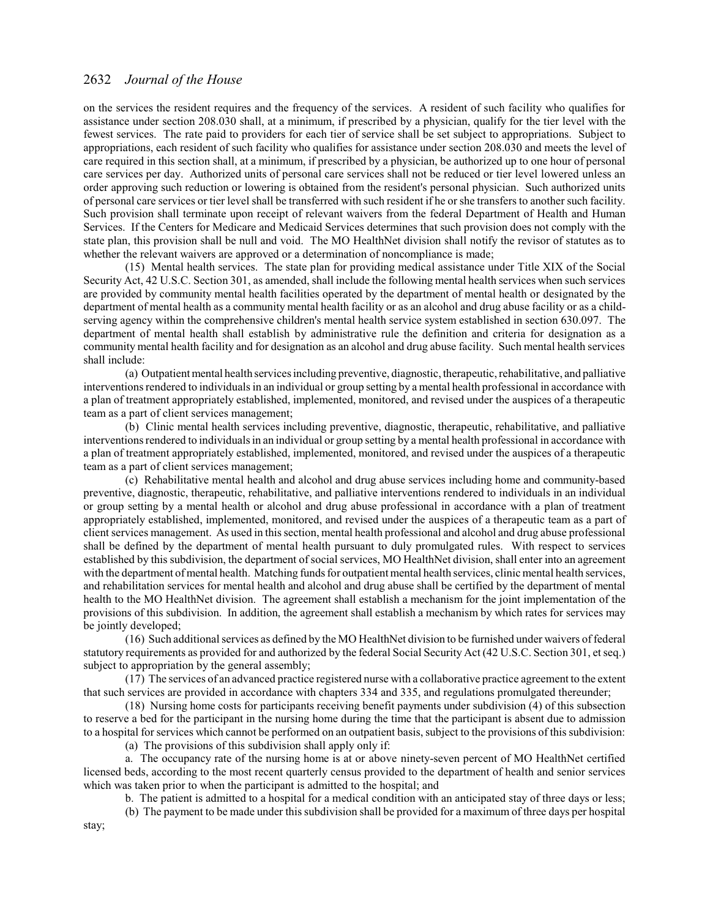on the services the resident requires and the frequency of the services. A resident of such facility who qualifies for assistance under section 208.030 shall, at a minimum, if prescribed by a physician, qualify for the tier level with the fewest services. The rate paid to providers for each tier of service shall be set subject to appropriations. Subject to appropriations, each resident of such facility who qualifies for assistance under section 208.030 and meets the level of care required in this section shall, at a minimum, if prescribed by a physician, be authorized up to one hour of personal care services per day. Authorized units of personal care services shall not be reduced or tier level lowered unless an order approving such reduction or lowering is obtained from the resident's personal physician. Such authorized units of personal care services or tier level shall be transferred with such resident if he or she transfers to another such facility. Such provision shall terminate upon receipt of relevant waivers from the federal Department of Health and Human Services. If the Centers for Medicare and Medicaid Services determines that such provision does not comply with the state plan, this provision shall be null and void. The MO HealthNet division shall notify the revisor of statutes as to whether the relevant waivers are approved or a determination of noncompliance is made;

(15) Mental health services. The state plan for providing medical assistance under Title XIX of the Social Security Act, 42 U.S.C. Section 301, as amended, shall include the following mental health services when such services are provided by community mental health facilities operated by the department of mental health or designated by the department of mental health as a community mental health facility or as an alcohol and drug abuse facility or as a child-serving agency within the comprehensive children's mental health service system established in section 630.097. The department of mental health shall establish by administrative rule the definition and criteria for designation as a community mental health facility and for designation as an alcohol and drug abuse facility. Such mental health services shall include:

(a) Outpatient mental health services including preventive, diagnostic, therapeutic, rehabilitative, and palliative interventions rendered to individuals in an individual or group setting by a mental health professional in accordance with a plan of treatment appropriately established, implemented, monitored, and revised under the auspices of a therapeutic team as a part of client services management;

(b) Clinic mental health services including preventive, diagnostic, therapeutic, rehabilitative, and palliative interventions rendered to individuals in an individual or group setting by a mental health professional in accordance with a plan of treatment appropriately established, implemented, monitored, and revised under the auspices of a therapeutic team as a part of client services management;

(c) Rehabilitative mental health and alcohol and drug abuse services including home and community-based preventive, diagnostic, therapeutic, rehabilitative, and palliative interventions rendered to individuals in an individual or group setting by a mental health or alcohol and drug abuse professional in accordance with a plan of treatment appropriately established, implemented, monitored, and revised under the auspices of a therapeutic team as a part of client services management. As used in this section, mental health professional and alcohol and drug abuse professional shall be defined by the department of mental health pursuant to duly promulgated rules. With respect to services established by this subdivision, the department of social services, MO HealthNet division, shall enter into an agreement with the department of mental health. Matching funds for outpatient mental health services, clinic mental health services, and rehabilitation services for mental health and alcohol and drug abuse shall be certified by the department of mental health to the MO HealthNet division. The agreement shall establish a mechanism for the joint implementation of the provisions of this subdivision. In addition, the agreement shall establish a mechanism by which rates for services may be jointly developed;

(16) Such additional services as defined by the MO HealthNet division to be furnished under waivers of federal statutory requirements as provided for and authorized by the federal Social Security Act (42 U.S.C. Section 301, et seq.) subject to appropriation by the general assembly;

(17) The services of an advanced practice registered nurse with a collaborative practice agreement to the extent that such services are provided in accordance with chapters 334 and 335, and regulations promulgated thereunder;

(18) Nursing home costs for participants receiving benefit payments under subdivision (4) of this subsection to reserve a bed for the participant in the nursing home during the time that the participant is absent due to admission to a hospital for services which cannot be performed on an outpatient basis, subject to the provisions of this subdivision:

(a) The provisions of this subdivision shall apply only if:

a. The occupancy rate of the nursing home is at or above ninety-seven percent of MO HealthNet certified licensed beds, according to the most recent quarterly census provided to the department of health and senior services which was taken prior to when the participant is admitted to the hospital; and

b. The patient is admitted to a hospital for a medical condition with an anticipated stay of three days or less;

(b) The payment to be made under this subdivision shall be provided for a maximum of three days per hospital stay;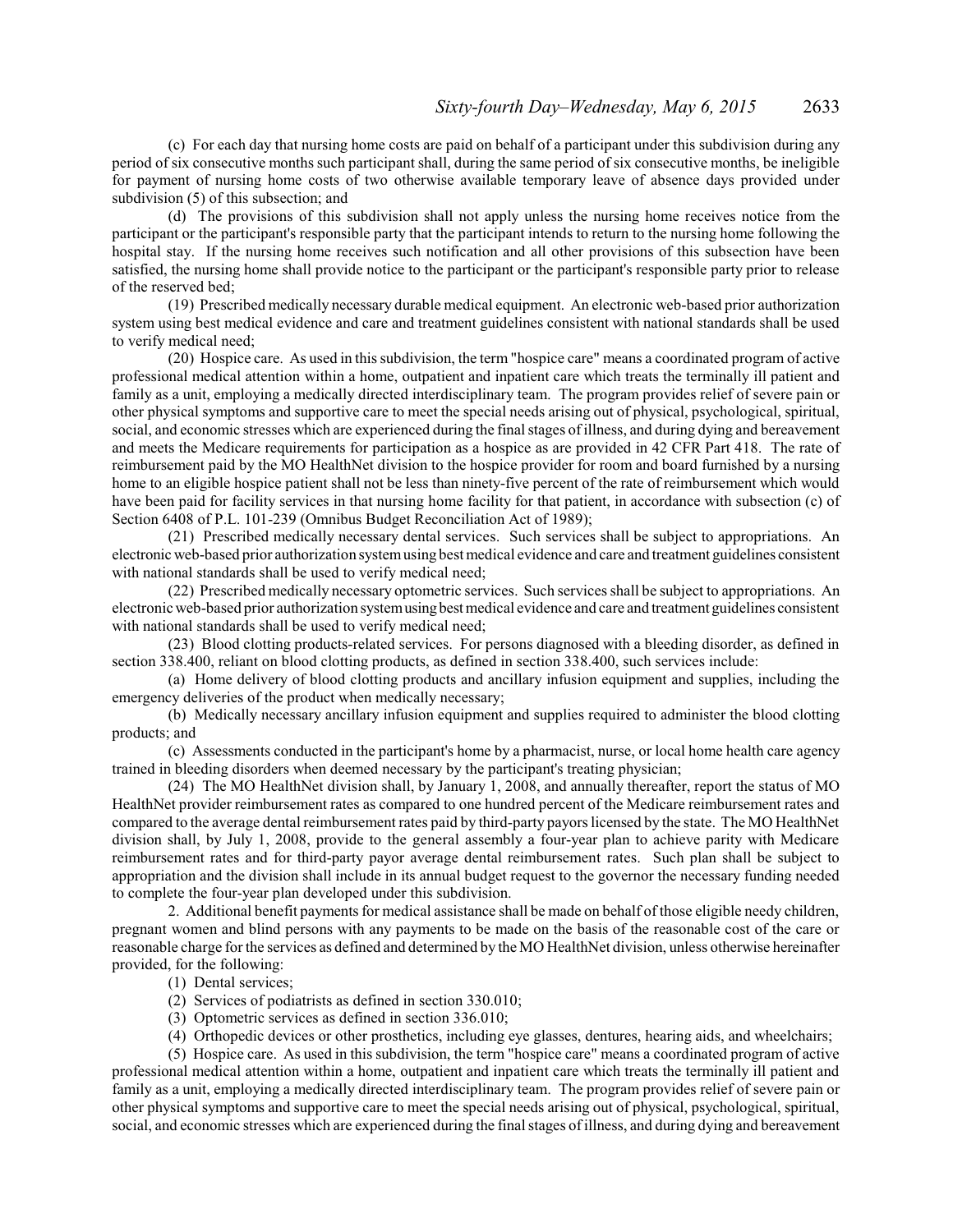(c) For each day that nursing home costs are paid on behalf of a participant under this subdivision during any period of six consecutive months such participant shall, during the same period of six consecutive months, be ineligible for payment of nursing home costs of two otherwise available temporary leave of absence days provided under subdivision (5) of this subsection; and

(d) The provisions of this subdivision shall not apply unless the nursing home receives notice from the participant or the participant's responsible party that the participant intends to return to the nursing home following the hospital stay. If the nursing home receives such notification and all other provisions of this subsection have been satisfied, the nursing home shall provide notice to the participant or the participant's responsible party prior to release of the reserved bed;

(19) Prescribed medically necessary durable medical equipment. An electronic web-based prior authorization system using best medical evidence and care and treatment guidelines consistent with national standards shall be used to verify medical need;

(20) Hospice care. As used in this subdivision, the term "hospice care" means a coordinated program of active professional medical attention within a home, outpatient and inpatient care which treats the terminally ill patient and family as a unit, employing a medically directed interdisciplinary team. The program provides relief of severe pain or other physical symptoms and supportive care to meet the special needs arising out of physical, psychological, spiritual, social, and economic stresses which are experienced during the final stages of illness, and during dying and bereavement and meets the Medicare requirements for participation as a hospice as are provided in 42 CFR Part 418. The rate of reimbursement paid by the MO HealthNet division to the hospice provider for room and board furnished by a nursing home to an eligible hospice patient shall not be less than ninety-five percent of the rate of reimbursement which would have been paid for facility services in that nursing home facility for that patient, in accordance with subsection (c) of Section 6408 of P.L. 101-239 (Omnibus Budget Reconciliation Act of 1989);

(21) Prescribed medically necessary dental services. Such services shall be subject to appropriations. An electronic web-based prior authorization system using best medical evidence and care and treatment guidelines consistent with national standards shall be used to verify medical need;

(22) Prescribed medically necessary optometric services. Such services shall be subject to appropriations. An electronic web-based prior authorization system using best medical evidence and care and treatment guidelines consistent with national standards shall be used to verify medical need;

(23) Blood clotting products-related services. For persons diagnosed with a bleeding disorder, as defined in section 338.400, reliant on blood clotting products, as defined in section 338.400, such services include:

(a) Home delivery of blood clotting products and ancillary infusion equipment and supplies, including the emergency deliveries of the product when medically necessary;

(b) Medically necessary ancillary infusion equipment and supplies required to administer the blood clotting products; and

(c) Assessments conducted in the participant's home by a pharmacist, nurse, or local home health care agency trained in bleeding disorders when deemed necessary by the participant's treating physician;

(24) The MO HealthNet division shall, by January 1, 2008, and annually thereafter, report the status of MO HealthNet provider reimbursement rates as compared to one hundred percent of the Medicare reimbursement rates and compared to the average dental reimbursement rates paid by third-party payors licensed by the state. The MO HealthNet division shall, by July 1, 2008, provide to the general assembly a four-year plan to achieve parity with Medicare reimbursement rates and for third-party payor average dental reimbursement rates. Such plan shall be subject to appropriation and the division shall include in its annual budget request to the governor the necessary funding needed to complete the four-year plan developed under this subdivision.

2. Additional benefit payments for medical assistance shall be made on behalf of those eligible needy children, pregnant women and blind persons with any payments to be made on the basis of the reasonable cost of the care or reasonable charge for the services as defined and determined by the MO HealthNet division, unless otherwise hereinafter provided, for the following:

(1) Dental services;

(2) Services of podiatrists as defined in section 330.010;

(3) Optometric services as defined in section 336.010;

(4) Orthopedic devices or other prosthetics, including eye glasses, dentures, hearing aids, and wheelchairs;

(5) Hospice care. As used in this subdivision, the term "hospice care" means a coordinated program of active professional medical attention within a home, outpatient and inpatient care which treats the terminally ill patient and family as a unit, employing a medically directed interdisciplinary team. The program provides relief of severe pain or other physical symptoms and supportive care to meet the special needs arising out of physical, psychological, spiritual, social, and economic stresses which are experienced during the final stages of illness, and during dying and bereavement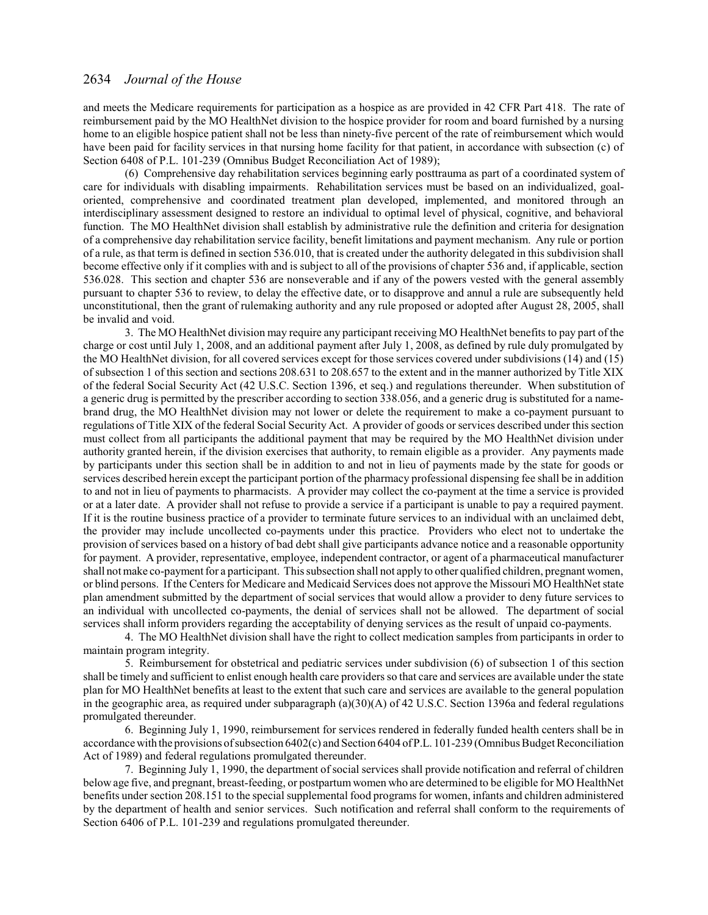and meets the Medicare requirements for participation as a hospice as are provided in 42 CFR Part 418. The rate of reimbursement paid by the MO HealthNet division to the hospice provider for room and board furnished by a nursing home to an eligible hospice patient shall not be less than ninety-five percent of the rate of reimbursement which would have been paid for facility services in that nursing home facility for that patient, in accordance with subsection (c) of Section 6408 of P.L. 101-239 (Omnibus Budget Reconciliation Act of 1989);

(6) Comprehensive day rehabilitation services beginning early posttrauma as part of a coordinated system of care for individuals with disabling impairments. Rehabilitation services must be based on an individualized, goal-oriented, comprehensive and coordinated treatment plan developed, implemented, and monitored through an interdisciplinary assessment designed to restore an individual to optimal level of physical, cognitive, and behavioral function. The MO HealthNet division shall establish by administrative rule the definition and criteria for designation of a comprehensive day rehabilitation service facility, benefit limitations and payment mechanism. Any rule or portion of a rule, as that term is defined in section 536.010, that is created under the authority delegated in this subdivision shall become effective only if it complies with and is subject to all of the provisions of chapter 536 and, if applicable, section 536.028. This section and chapter 536 are nonseverable and if any of the powers vested with the general assembly pursuant to chapter 536 to review, to delay the effective date, or to disapprove and annul a rule are subsequently held unconstitutional, then the grant of rulemaking authority and any rule proposed or adopted after August 28, 2005, shall be invalid and void.

3. The MO HealthNet division may require any participant receiving MO HealthNet benefits to pay part of the charge or cost until July 1, 2008, and an additional payment after July 1, 2008, as defined by rule duly promulgated by the MO HealthNet division, for all covered services except for those services covered under subdivisions (14) and (15) of subsection 1 of this section and sections 208.631 to 208.657 to the extent and in the manner authorized by Title XIX of the federal Social Security Act (42 U.S.C. Section 1396, et seq.) and regulations thereunder. When substitution of a generic drug is permitted by the prescriber according to section 338.056, and a generic drug is substituted for a name-brand drug, the MO HealthNet division may not lower or delete the requirement to make a co-payment pursuant to regulations of Title XIX of the federal Social Security Act. A provider of goods or services described under this section must collect from all participants the additional payment that may be required by the MO HealthNet division under authority granted herein, if the division exercises that authority, to remain eligible as a provider. Any payments made by participants under this section shall be in addition to and not in lieu of payments made by the state for goods or services described herein except the participant portion of the pharmacy professional dispensing fee shall be in addition to and not in lieu of payments to pharmacists. A provider may collect the co-payment at the time a service is provided or at a later date. A provider shall not refuse to provide a service if a participant is unable to pay a required payment. If it is the routine business practice of a provider to terminate future services to an individual with an unclaimed debt, the provider may include uncollected co-payments under this practice. Providers who elect not to undertake the provision of services based on a history of bad debt shall give participants advance notice and a reasonable opportunity for payment. A provider, representative, employee, independent contractor, or agent of a pharmaceutical manufacturer shall not make co-payment for a participant. This subsection shall not apply to other qualified children, pregnant women, or blind persons. If the Centers for Medicare and Medicaid Services does not approve the Missouri MO HealthNet state plan amendment submitted by the department of social services that would allow a provider to deny future services to an individual with uncollected co-payments, the denial of services shall not be allowed. The department of social services shall inform providers regarding the acceptability of denying services as the result of unpaid co-payments.

4. The MO HealthNet division shall have the right to collect medication samples from participants in order to maintain program integrity.

5. Reimbursement for obstetrical and pediatric services under subdivision (6) of subsection 1 of this section shall be timely and sufficient to enlist enough health care providers so that care and services are available under the state plan for MO HealthNet benefits at least to the extent that such care and services are available to the general population in the geographic area, as required under subparagraph (a)(30)(A) of 42 U.S.C. Section 1396a and federal regulations promulgated thereunder.

6. Beginning July 1, 1990, reimbursement for services rendered in federally funded health centers shall be in accordance with the provisions of subsection 6402(c) and Section 6404 of P.L. 101-239 (Omnibus Budget Reconciliation Act of 1989) and federal regulations promulgated thereunder.

7. Beginning July 1, 1990, the department of social services shall provide notification and referral of children below age five, and pregnant, breast-feeding, or postpartum women who are determined to be eligible for MO HealthNet benefits under section 208.151 to the special supplemental food programs for women, infants and children administered by the department of health and senior services. Such notification and referral shall conform to the requirements of Section 6406 of P.L. 101-239 and regulations promulgated thereunder.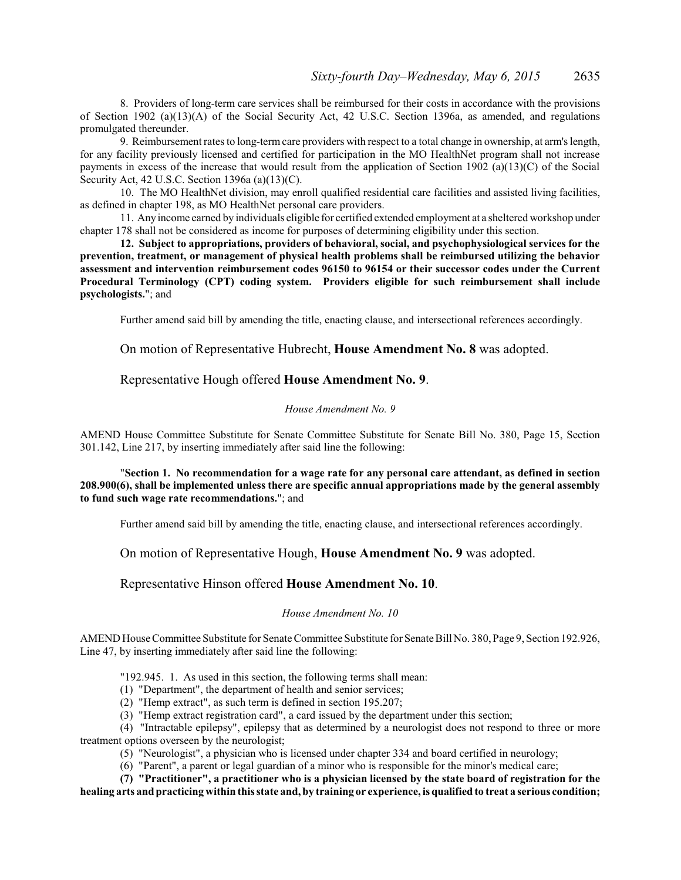8. Providers of long-term care services shall be reimbursed for their costs in accordance with the provisions of Section 1902 (a)(13)(A) of the Social Security Act, 42 U.S.C. Section 1396a, as amended, and regulations promulgated thereunder.

9. Reimbursement rates to long-term care providers with respect to a total change in ownership, at arm's length, for any facility previously licensed and certified for participation in the MO HealthNet program shall not increase payments in excess of the increase that would result from the application of Section 1902 (a)(13)(C) of the Social Security Act, 42 U.S.C. Section 1396a (a)(13)(C).

10. The MO HealthNet division, may enroll qualified residential care facilities and assisted living facilities, as defined in chapter 198, as MO HealthNet personal care providers.

11. Any income earned by individuals eligible for certified extended employment at a sheltered workshop under chapter 178 shall not be considered as income for purposes of determining eligibility under this section.

**12. Subject to appropriations, providers of behavioral, social, and psychophysiological services for the prevention, treatment, or management of physical health problems shall be reimbursed utilizing the behavior assessment and intervention reimbursement codes 96150 to 96154 or their successor codes under the Current Procedural Terminology (CPT) coding system. Providers eligible for such reimbursement shall include psychologists.**"; and

Further amend said bill by amending the title, enacting clause, and intersectional references accordingly.

On motion of Representative Hubrecht, **House Amendment No. 8** was adopted.

Representative Hough offered **House Amendment No. 9**.

*House Amendment No. 9*

AMEND House Committee Substitute for Senate Committee Substitute for Senate Bill No. 380, Page 15, Section 301.142, Line 217, by inserting immediately after said line the following:

"**Section 1. No recommendation for a wage rate for any personal care attendant, as defined in section 208.900(6), shall be implemented unless there are specific annual appropriations made by the general assembly to fund such wage rate recommendations.**"; and

Further amend said bill by amending the title, enacting clause, and intersectional references accordingly.

On motion of Representative Hough, **House Amendment No. 9** was adopted.

Representative Hinson offered **House Amendment No. 10**.

*House Amendment No. 10*

AMEND House Committee Substitute for Senate Committee Substitute for Senate Bill No. 380, Page 9, Section 192.926, Line 47, by inserting immediately after said line the following:

"192.945. 1. As used in this section, the following terms shall mean:

(1) "Department", the department of health and senior services;

(2) "Hemp extract", as such term is defined in section 195.207;

(3) "Hemp extract registration card", a card issued by the department under this section;

(4) "Intractable epilepsy", epilepsy that as determined by a neurologist does not respond to three or more treatment options overseen by the neurologist;

(5) "Neurologist", a physician who is licensed under chapter 334 and board certified in neurology;

(6) "Parent", a parent or legal guardian of a minor who is responsible for the minor's medical care;

**(7) "Practitioner", a practitioner who is a physician licensed by the state board of registration for the healing arts and practicing within this state and, by training or experience, is qualified to treat a serious condition;**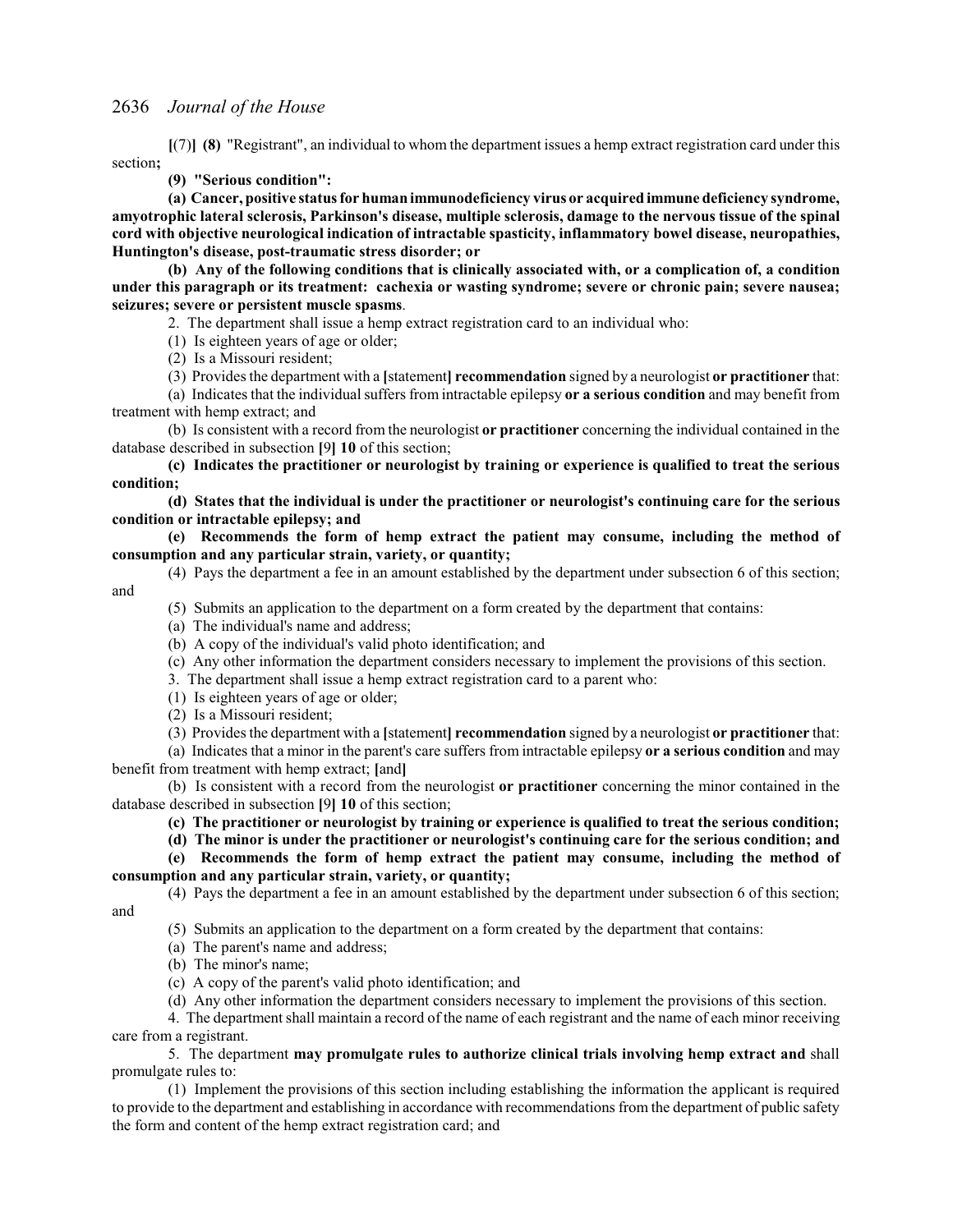**[**(7)**]** **(8)** "Registrant", an individual to whom the department issues a hemp extract registration card under this section**;**

**(9) "Serious condition":**

**(a) Cancer, positive status for human immunodeficiency virus or acquired immune deficiency syndrome, amyotrophic lateral sclerosis, Parkinson's disease, multiple sclerosis, damage to the nervous tissue of the spinal cord with objective neurological indication of intractable spasticity, inflammatory bowel disease, neuropathies, Huntington's disease, post-traumatic stress disorder; or**

**(b) Any of the following conditions that is clinically associated with, or a complication of, a condition under this paragraph or its treatment: cachexia or wasting syndrome; severe or chronic pain; severe nausea; seizures; severe or persistent muscle spasms**.

2. The department shall issue a hemp extract registration card to an individual who:

(1) Is eighteen years of age or older;

(2) Is a Missouri resident;

(3) Provides the department with a **[**statement**]** **recommendation** signed by a neurologist **or practitioner** that:

(a) Indicates that the individual suffers from intractable epilepsy **or a serious condition** and may benefit from treatment with hemp extract; and

(b) Is consistent with a record from the neurologist **or practitioner** concerning the individual contained in the database described in subsection **[**9**]** **10** of this section;

**(c) Indicates the practitioner or neurologist by training or experience is qualified to treat the serious condition;**

**(d) States that the individual is under the practitioner or neurologist's continuing care for the serious condition or intractable epilepsy; and**

**(e) Recommends the form of hemp extract the patient may consume, including the method of consumption and any particular strain, variety, or quantity;**

(4) Pays the department a fee in an amount established by the department under subsection 6 of this section; and

(5) Submits an application to the department on a form created by the department that contains:

(a) The individual's name and address;

(b) A copy of the individual's valid photo identification; and

(c) Any other information the department considers necessary to implement the provisions of this section.

3. The department shall issue a hemp extract registration card to a parent who:

(1) Is eighteen years of age or older;

(2) Is a Missouri resident;

(3) Provides the department with a **[**statement**]** **recommendation** signed by a neurologist **or practitioner** that:

(a) Indicates that a minor in the parent's care suffers from intractable epilepsy **or a serious condition** and may benefit from treatment with hemp extract; **[**and**]**

(b) Is consistent with a record from the neurologist **or practitioner** concerning the minor contained in the database described in subsection **[**9**]** **10** of this section;

**(c) The practitioner or neurologist by training or experience is qualified to treat the serious condition;**

**(d) The minor is under the practitioner or neurologist's continuing care for the serious condition; and**

**(e) Recommends the form of hemp extract the patient may consume, including the method of consumption and any particular strain, variety, or quantity;**

(4) Pays the department a fee in an amount established by the department under subsection 6 of this section; and

(5) Submits an application to the department on a form created by the department that contains:

(a) The parent's name and address;

(b) The minor's name;

(c) A copy of the parent's valid photo identification; and

(d) Any other information the department considers necessary to implement the provisions of this section.

4. The department shall maintain a record of the name of each registrant and the name of each minor receiving care from a registrant.

5. The department **may promulgate rules to authorize clinical trials involving hemp extract and** shall promulgate rules to:

(1) Implement the provisions of this section including establishing the information the applicant is required to provide to the department and establishing in accordance with recommendations from the department of public safety the form and content of the hemp extract registration card; and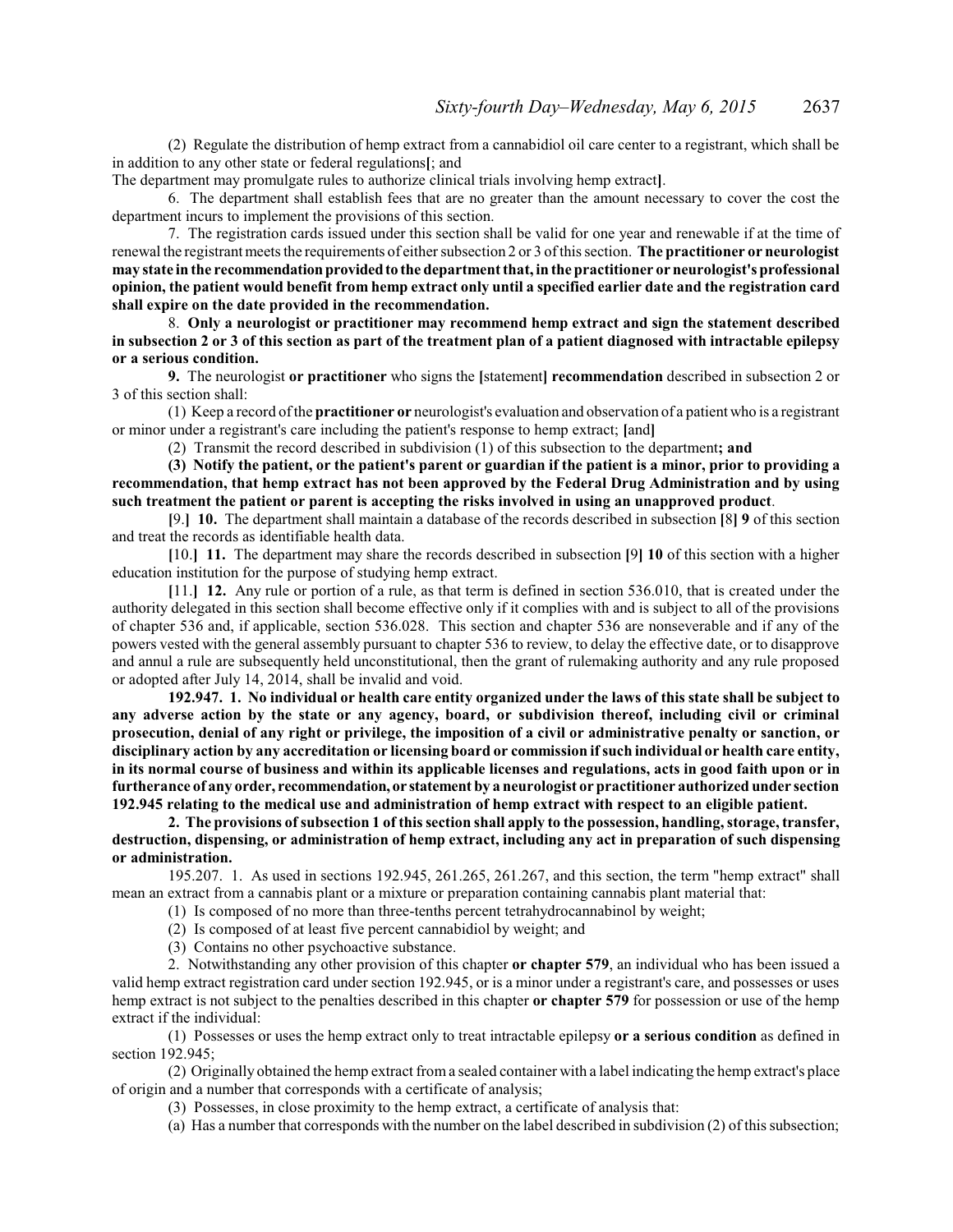(2) Regulate the distribution of hemp extract from a cannabidiol oil care center to a registrant, which shall be in addition to any other state or federal regulations[; and

The department may promulgate rules to authorize clinical trials involving hemp extract].

6. The department shall establish fees that are no greater than the amount necessary to cover the cost the department incurs to implement the provisions of this section.

7. The registration cards issued under this section shall be valid for one year and renewable if at the time of renewal the registrant meets the requirements of either subsection 2 or 3 of this section. **The practitioner or neurologist may state in the recommendation provided to the department that, in the practitioner or neurologist's professional opinion, the patient would benefit from hemp extract only until a specified earlier date and the registration card shall expire on the date provided in the recommendation.**

8. **Only a neurologist or practitioner may recommend hemp extract and sign the statement described in subsection 2 or 3 of this section as part of the treatment plan of a patient diagnosed with intractable epilepsy or a serious condition.**

**9.** The neurologist **or practitioner** who signs the **[**statement**] recommendation** described in subsection 2 or 3 of this section shall:

(1) Keep a record of the **practitioner or** neurologist's evaluation and observation of a patient who is a registrant or minor under a registrant's care including the patient's response to hemp extract; **[**and**]**

(2) Transmit the record described in subdivision (1) of this subsection to the department**; and**

**(3) Notify the patient, or the patient's parent or guardian if the patient is a minor, prior to providing a recommendation, that hemp extract has not been approved by the Federal Drug Administration and by using such treatment the patient or parent is accepting the risks involved in using an unapproved product**.

**[**9.**] 10.** The department shall maintain a database of the records described in subsection **[**8**] 9** of this section and treat the records as identifiable health data.

**[**10.**] 11.** The department may share the records described in subsection **[**9**] 10** of this section with a higher education institution for the purpose of studying hemp extract.

**[**11.**] 12.** Any rule or portion of a rule, as that term is defined in section 536.010, that is created under the authority delegated in this section shall become effective only if it complies with and is subject to all of the provisions of chapter 536 and, if applicable, section 536.028. This section and chapter 536 are nonseverable and if any of the powers vested with the general assembly pursuant to chapter 536 to review, to delay the effective date, or to disapprove and annul a rule are subsequently held unconstitutional, then the grant of rulemaking authority and any rule proposed or adopted after July 14, 2014, shall be invalid and void.

**192.947. 1. No individual or health care entity organized under the laws of this state shall be subject to any adverse action by the state or any agency, board, or subdivision thereof, including civil or criminal prosecution, denial of any right or privilege, the imposition of a civil or administrative penalty or sanction, or disciplinary action by any accreditation or licensing board or commission if such individual or health care entity, in its normal course of business and within its applicable licenses and regulations, acts in good faith upon or in furtherance of any order, recommendation, or statement by a neurologist or practitioner authorized under section 192.945 relating to the medical use and administration of hemp extract with respect to an eligible patient.**

**2. The provisions of subsection 1 of this section shall apply to the possession, handling, storage, transfer, destruction, dispensing, or administration of hemp extract, including any act in preparation of such dispensing or administration.**

195.207. 1. As used in sections 192.945, 261.265, 261.267, and this section, the term "hemp extract" shall mean an extract from a cannabis plant or a mixture or preparation containing cannabis plant material that:

(1) Is composed of no more than three-tenths percent tetrahydrocannabinol by weight;

(2) Is composed of at least five percent cannabidiol by weight; and

(3) Contains no other psychoactive substance.

2. Notwithstanding any other provision of this chapter **or chapter 579**, an individual who has been issued a valid hemp extract registration card under section 192.945, or is a minor under a registrant's care, and possesses or uses hemp extract is not subject to the penalties described in this chapter **or chapter 579** for possession or use of the hemp extract if the individual:

(1) Possesses or uses the hemp extract only to treat intractable epilepsy **or a serious condition** as defined in section 192.945;

(2) Originally obtained the hemp extract from a sealed container with a label indicating the hemp extract's place of origin and a number that corresponds with a certificate of analysis;

(3) Possesses, in close proximity to the hemp extract, a certificate of analysis that:

(a) Has a number that corresponds with the number on the label described in subdivision (2) of this subsection;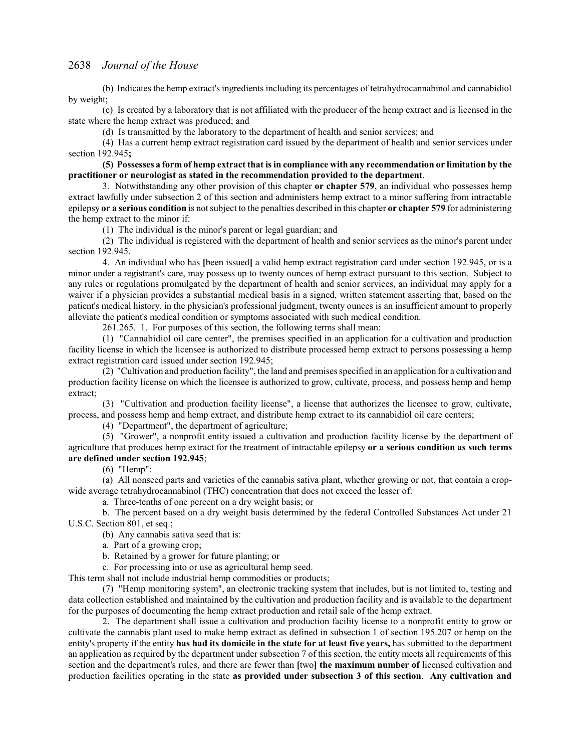(b) Indicates the hemp extract's ingredients including its percentages of tetrahydrocannabinol and cannabidiol by weight;

(c) Is created by a laboratory that is not affiliated with the producer of the hemp extract and is licensed in the state where the hemp extract was produced; and

(d) Is transmitted by the laboratory to the department of health and senior services; and

(4) Has a current hemp extract registration card issued by the department of health and senior services under section 192.945**;**

**(5) Possesses a form of hemp extract that is in compliance with any recommendation or limitation by the practitioner or neurologist as stated in the recommendation provided to the department**.

3. Notwithstanding any other provision of this chapter **or chapter 579**, an individual who possesses hemp extract lawfully under subsection 2 of this section and administers hemp extract to a minor suffering from intractable epilepsy **or a serious condition** is not subject to the penalties described in this chapter **or chapter 579** for administering the hemp extract to the minor if:

(1) The individual is the minor's parent or legal guardian; and

(2) The individual is registered with the department of health and senior services as the minor's parent under section 192.945.

4. An individual who has **[**been issued**]** a valid hemp extract registration card under section 192.945, or is a minor under a registrant's care, may possess up to twenty ounces of hemp extract pursuant to this section. Subject to any rules or regulations promulgated by the department of health and senior services, an individual may apply for a waiver if a physician provides a substantial medical basis in a signed, written statement asserting that, based on the patient's medical history, in the physician's professional judgment, twenty ounces is an insufficient amount to properly alleviate the patient's medical condition or symptoms associated with such medical condition.

261.265. 1. For purposes of this section, the following terms shall mean:

(1) "Cannabidiol oil care center", the premises specified in an application for a cultivation and production facility license in which the licensee is authorized to distribute processed hemp extract to persons possessing a hemp extract registration card issued under section 192.945;

(2) "Cultivation and production facility", the land and premises specified in an application for a cultivation and production facility license on which the licensee is authorized to grow, cultivate, process, and possess hemp and hemp extract;

(3) "Cultivation and production facility license", a license that authorizes the licensee to grow, cultivate, process, and possess hemp and hemp extract, and distribute hemp extract to its cannabidiol oil care centers;

(4) "Department", the department of agriculture;

(5) "Grower", a nonprofit entity issued a cultivation and production facility license by the department of agriculture that produces hemp extract for the treatment of intractable epilepsy **or a serious condition as such terms are defined under section 192.945**;

(6) "Hemp":

(a) All nonseed parts and varieties of the cannabis sativa plant, whether growing or not, that contain a crop-wide average tetrahydrocannabinol (THC) concentration that does not exceed the lesser of:

a. Three-tenths of one percent on a dry weight basis; or

b. The percent based on a dry weight basis determined by the federal Controlled Substances Act under 21 U.S.C. Section 801, et seq.;

(b) Any cannabis sativa seed that is:

a. Part of a growing crop;

b. Retained by a grower for future planting; or

c. For processing into or use as agricultural hemp seed.

This term shall not include industrial hemp commodities or products;

(7) "Hemp monitoring system", an electronic tracking system that includes, but is not limited to, testing and data collection established and maintained by the cultivation and production facility and is available to the department for the purposes of documenting the hemp extract production and retail sale of the hemp extract.

2. The department shall issue a cultivation and production facility license to a nonprofit entity to grow or cultivate the cannabis plant used to make hemp extract as defined in subsection 1 of section 195.207 or hemp on the entity's property if the entity **has had its domicile in the state for at least five years,** has submitted to the department an application as required by the department under subsection 7 of this section, the entity meets all requirements of this section and the department's rules, and there are fewer than **[**two**]** **the maximum number of** licensed cultivation and production facilities operating in the state **as provided under subsection 3 of this section**. **Any cultivation and**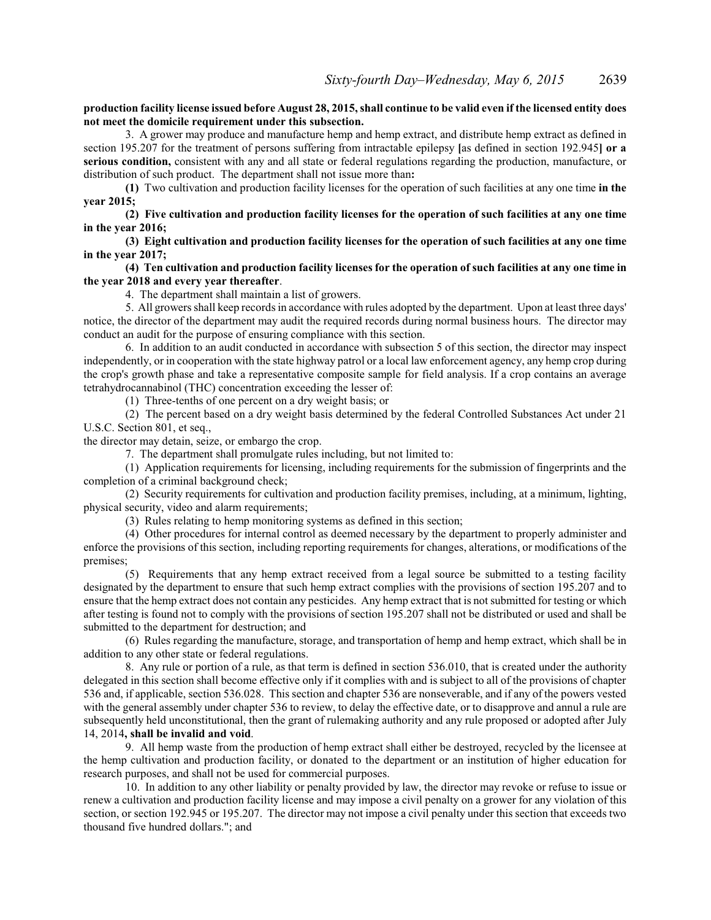**production facility license issued before August 28, 2015, shall continue to be valid even if the licensed entity does not meet the domicile requirement under this subsection.**

3. A grower may produce and manufacture hemp and hemp extract, and distribute hemp extract as defined in section 195.207 for the treatment of persons suffering from intractable epilepsy **[**as defined in section 192.945**]** **or a serious condition,** consistent with any and all state or federal regulations regarding the production, manufacture, or distribution of such product. The department shall not issue more than**:**

(1) Two cultivation and production facility licenses for the operation of such facilities at any one time **in the year 2015;**

**(2) Five cultivation and production facility licenses for the operation of such facilities at any one time in the year 2016;**

**(3) Eight cultivation and production facility licenses for the operation of such facilities at any one time in the year 2017;**

**(4) Ten cultivation and production facility licenses for the operation of such facilities at any one time in the year 2018 and every year thereafter**.

4. The department shall maintain a list of growers.

5. All growers shall keep records in accordance with rules adopted by the department. Upon at least three days' notice, the director of the department may audit the required records during normal business hours. The director may conduct an audit for the purpose of ensuring compliance with this section.

6. In addition to an audit conducted in accordance with subsection 5 of this section, the director may inspect independently, or in cooperation with the state highway patrol or a local law enforcement agency, any hemp crop during the crop's growth phase and take a representative composite sample for field analysis. If a crop contains an average tetrahydrocannabinol (THC) concentration exceeding the lesser of:

(1) Three-tenths of one percent on a dry weight basis; or

(2) The percent based on a dry weight basis determined by the federal Controlled Substances Act under 21 U.S.C. Section 801, et seq.,

the director may detain, seize, or embargo the crop.

7. The department shall promulgate rules including, but not limited to:

(1) Application requirements for licensing, including requirements for the submission of fingerprints and the completion of a criminal background check;

(2) Security requirements for cultivation and production facility premises, including, at a minimum, lighting, physical security, video and alarm requirements;

(3) Rules relating to hemp monitoring systems as defined in this section;

(4) Other procedures for internal control as deemed necessary by the department to properly administer and enforce the provisions of this section, including reporting requirements for changes, alterations, or modifications of the premises;

(5) Requirements that any hemp extract received from a legal source be submitted to a testing facility designated by the department to ensure that such hemp extract complies with the provisions of section 195.207 and to ensure that the hemp extract does not contain any pesticides. Any hemp extract that is not submitted for testing or which after testing is found not to comply with the provisions of section 195.207 shall not be distributed or used and shall be submitted to the department for destruction; and

(6) Rules regarding the manufacture, storage, and transportation of hemp and hemp extract, which shall be in addition to any other state or federal regulations.

8. Any rule or portion of a rule, as that term is defined in section 536.010, that is created under the authority delegated in this section shall become effective only if it complies with and is subject to all of the provisions of chapter 536 and, if applicable, section 536.028. This section and chapter 536 are nonseverable, and if any of the powers vested with the general assembly under chapter 536 to review, to delay the effective date, or to disapprove and annul a rule are subsequently held unconstitutional, then the grant of rulemaking authority and any rule proposed or adopted after July 14, 2014**, shall be invalid and void**.

9. All hemp waste from the production of hemp extract shall either be destroyed, recycled by the licensee at the hemp cultivation and production facility, or donated to the department or an institution of higher education for research purposes, and shall not be used for commercial purposes.

10. In addition to any other liability or penalty provided by law, the director may revoke or refuse to issue or renew a cultivation and production facility license and may impose a civil penalty on a grower for any violation of this section, or section 192.945 or 195.207. The director may not impose a civil penalty under this section that exceeds two thousand five hundred dollars."; and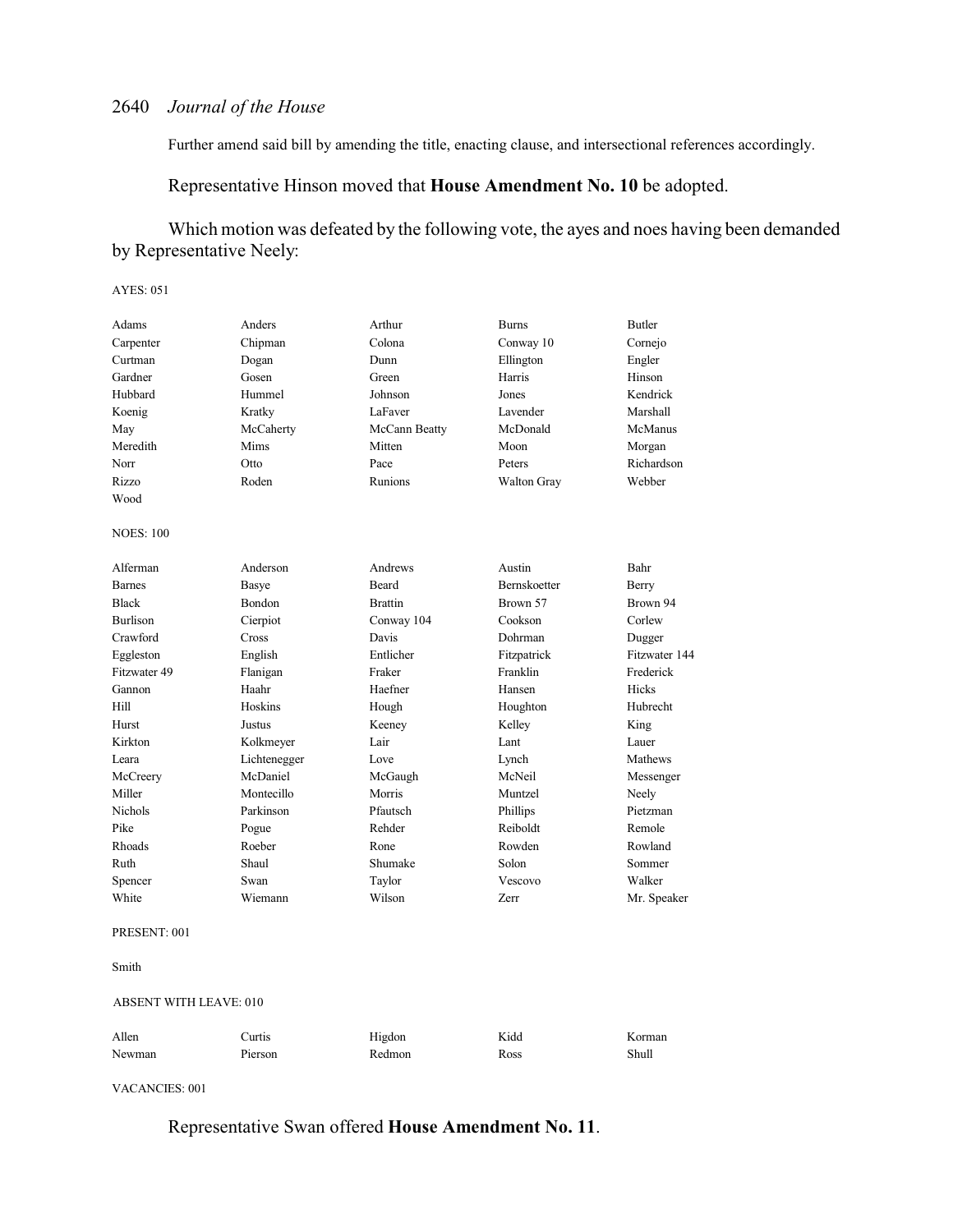Further amend said bill by amending the title, enacting clause, and intersectional references accordingly.

Representative Hinson moved that **House Amendment No. 10** be adopted.

Which motion was defeated by the following vote, the ayes and noes having been demanded by Representative Neely:

AYES: 051

| | | | | |
|---|---|---|---|---|
| Adams | Anders | Arthur | Burns | Butler |
| Carpenter | Chipman | Colona | Conway 10 | Cornejo |
| Curtman | Dogan | Dunn | Ellington | Engler |
| Gardner | Gosen | Green | Harris | Hinson |
| Hubbard | Hummel | Johnson | Jones | Kendrick |
| Koenig | Kratky | LaFaver | Lavender | Marshall |
| May | McCaherty | McCann Beatty | McDonald | McManus |
| Meredith | Mims | Mitten | Moon | Morgan |
| Norr | Otto | Pace | Peters | Richardson |
| Rizzo | Roden | Runions | Walton Gray | Webber |
| Wood | | | | |

NOES: 100

| | | | | |
|---|---|---|---|---|
| Alferman | Anderson | Andrews | Austin | Bahr |
| Barnes | Basye | Beard | Bernskoetter | Berry |
| Black | Bondon | Brattin | Brown 57 | Brown 94 |
| Burlison | Cierpiot | Conway 104 | Cookson | Corlew |
| Crawford | Cross | Davis | Dohrman | Dugger |
| Eggleston | English | Entlicher | Fitzpatrick | Fitzwater 144 |
| Fitzwater 49 | Flanigan | Fraker | Franklin | Frederick |
| Gannon | Haahr | Haefner | Hansen | Hicks |
| Hill | Hoskins | Hough | Houghton | Hubrecht |
| Hurst | Justus | Keeney | Kelley | King |
| Kirkton | Kolkmeyer | Lair | Lant | Lauer |
| Leara | Lichtenegger | Love | Lynch | Mathews |
| McCreery | McDaniel | McGaugh | McNeil | Messenger |
| Miller | Montecillo | Morris | Muntzel | Neely |
| Nichols | Parkinson | Pfautsch | Phillips | Pietzman |
| Pike | Pogue | Rehder | Reiboldt | Remole |
| Rhoads | Roeber | Rone | Rowden | Rowland |
| Ruth | Shaul | Shumake | Solon | Sommer |
| Spencer | Swan | Taylor | Vescovo | Walker |
| White | Wiemann | Wilson | Zerr | Mr. Speaker |

PRESENT: 001

Smith

ABSENT WITH LEAVE: 010

| | | | | |
|---|---|---|---|---|
| Allen | Curtis | Higdon | Kidd | Korman |
| Newman | Pierson | Redmon | Ross | Shull |

VACANCIES: 001

Representative Swan offered **House Amendment No. 11**.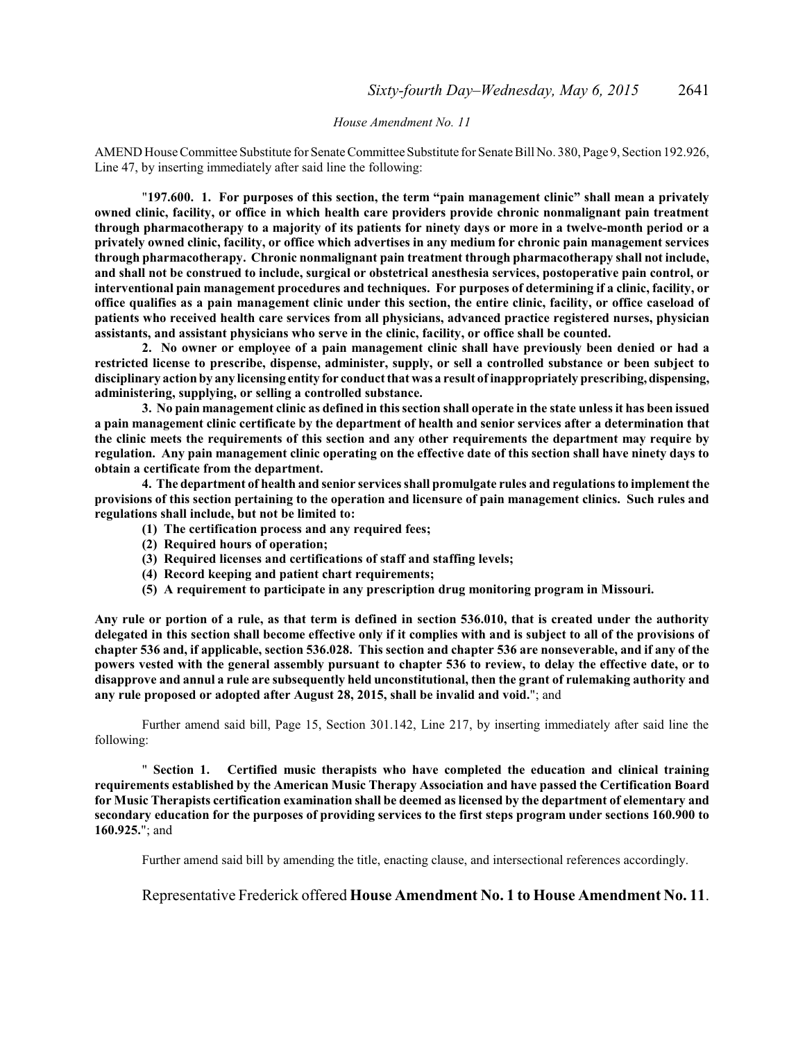*House Amendment No. 11*

AMEND House Committee Substitute for Senate Committee Substitute for Senate Bill No. 380, Page 9, Section 192.926, Line 47, by inserting immediately after said line the following:

"**197.600. 1. For purposes of this section, the term "pain management clinic" shall mean a privately owned clinic, facility, or office in which health care providers provide chronic nonmalignant pain treatment through pharmacotherapy to a majority of its patients for ninety days or more in a twelve-month period or a privately owned clinic, facility, or office which advertises in any medium for chronic pain management services through pharmacotherapy. Chronic nonmalignant pain treatment through pharmacotherapy shall not include, and shall not be construed to include, surgical or obstetrical anesthesia services, postoperative pain control, or interventional pain management procedures and techniques. For purposes of determining if a clinic, facility, or office qualifies as a pain management clinic under this section, the entire clinic, facility, or office caseload of patients who received health care services from all physicians, advanced practice registered nurses, physician assistants, and assistant physicians who serve in the clinic, facility, or office shall be counted.**

**2. No owner or employee of a pain management clinic shall have previously been denied or had a restricted license to prescribe, dispense, administer, supply, or sell a controlled substance or been subject to disciplinary action by any licensing entity for conduct that was a result of inappropriately prescribing, dispensing, administering, supplying, or selling a controlled substance.**

**3. No pain management clinic as defined in this section shall operate in the state unless it has been issued a pain management clinic certificate by the department of health and senior services after a determination that the clinic meets the requirements of this section and any other requirements the department may require by regulation. Any pain management clinic operating on the effective date of this section shall have ninety days to obtain a certificate from the department.**

**4. The department of health and senior services shall promulgate rules and regulations to implement the provisions of this section pertaining to the operation and licensure of pain management clinics. Such rules and regulations shall include, but not be limited to:**

**(1) The certification process and any required fees;**

**(2) Required hours of operation;**

**(3) Required licenses and certifications of staff and staffing levels;**

**(4) Record keeping and patient chart requirements;**

**(5) A requirement to participate in any prescription drug monitoring program in Missouri.**

**Any rule or portion of a rule, as that term is defined in section 536.010, that is created under the authority delegated in this section shall become effective only if it complies with and is subject to all of the provisions of chapter 536 and, if applicable, section 536.028. This section and chapter 536 are nonseverable, and if any of the powers vested with the general assembly pursuant to chapter 536 to review, to delay the effective date, or to disapprove and annul a rule are subsequently held unconstitutional, then the grant of rulemaking authority and any rule proposed or adopted after August 28, 2015, shall be invalid and void.**"; and

Further amend said bill, Page 15, Section 301.142, Line 217, by inserting immediately after said line the following:

" **Section 1. Certified music therapists who have completed the education and clinical training requirements established by the American Music Therapy Association and have passed the Certification Board for Music Therapists certification examination shall be deemed as licensed by the department of elementary and secondary education for the purposes of providing services to the first steps program under sections 160.900 to 160.925.**"; and

Further amend said bill by amending the title, enacting clause, and intersectional references accordingly.

Representative Frederick offered **House Amendment No. 1 to House Amendment No. 11**.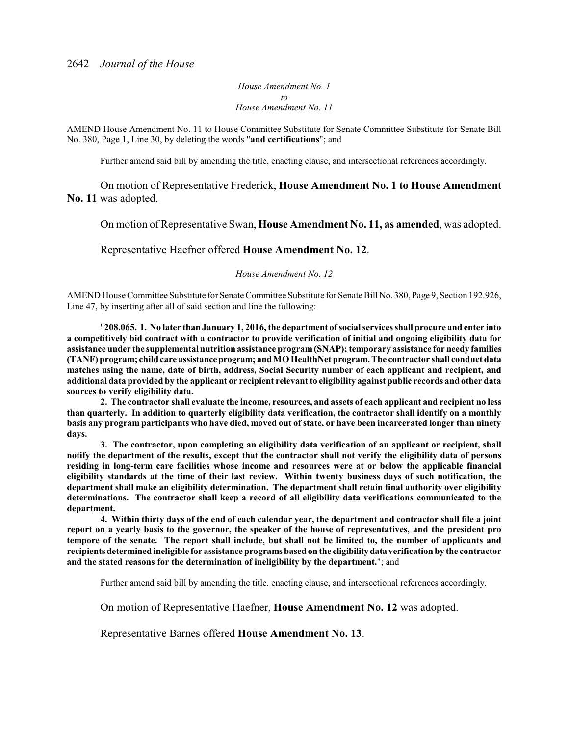*House Amendment No. 1*
*to*
*House Amendment No. 11*

AMEND House Amendment No. 11 to House Committee Substitute for Senate Committee Substitute for Senate Bill No. 380, Page 1, Line 30, by deleting the words "**and certifications**"; and

Further amend said bill by amending the title, enacting clause, and intersectional references accordingly.

On motion of Representative Frederick, **House Amendment No. 1 to House Amendment No. 11** was adopted.

On motion of Representative Swan, **House Amendment No. 11, as amended**, was adopted.

Representative Haefner offered **House Amendment No. 12**.

*House Amendment No. 12*

AMEND House Committee Substitute for Senate Committee Substitute for Senate Bill No. 380, Page 9, Section 192.926, Line 47, by inserting after all of said section and line the following:

"**208.065. 1. No later than January 1, 2016, the department of social services shall procure and enter into a competitively bid contract with a contractor to provide verification of initial and ongoing eligibility data for assistance under the supplemental nutrition assistance program (SNAP); temporary assistance for needy families (TANF) program; child care assistance program; and MO HealthNet program. The contractor shall conduct data matches using the name, date of birth, address, Social Security number of each applicant and recipient, and additional data provided by the applicant or recipient relevant to eligibility against public records and other data sources to verify eligibility data.**

**2. The contractor shall evaluate the income, resources, and assets of each applicant and recipient no less than quarterly. In addition to quarterly eligibility data verification, the contractor shall identify on a monthly basis any program participants who have died, moved out of state, or have been incarcerated longer than ninety days.**

**3. The contractor, upon completing an eligibility data verification of an applicant or recipient, shall notify the department of the results, except that the contractor shall not verify the eligibility data of persons residing in long-term care facilities whose income and resources were at or below the applicable financial eligibility standards at the time of their last review. Within twenty business days of such notification, the department shall make an eligibility determination. The department shall retain final authority over eligibility determinations. The contractor shall keep a record of all eligibility data verifications communicated to the department.**

**4. Within thirty days of the end of each calendar year, the department and contractor shall file a joint report on a yearly basis to the governor, the speaker of the house of representatives, and the president pro tempore of the senate. The report shall include, but shall not be limited to, the number of applicants and recipients determined ineligible for assistance programs based on the eligibility data verification by the contractor and the stated reasons for the determination of ineligibility by the department.**"; and

Further amend said bill by amending the title, enacting clause, and intersectional references accordingly.

On motion of Representative Haefner, **House Amendment No. 12** was adopted.

Representative Barnes offered **House Amendment No. 13**.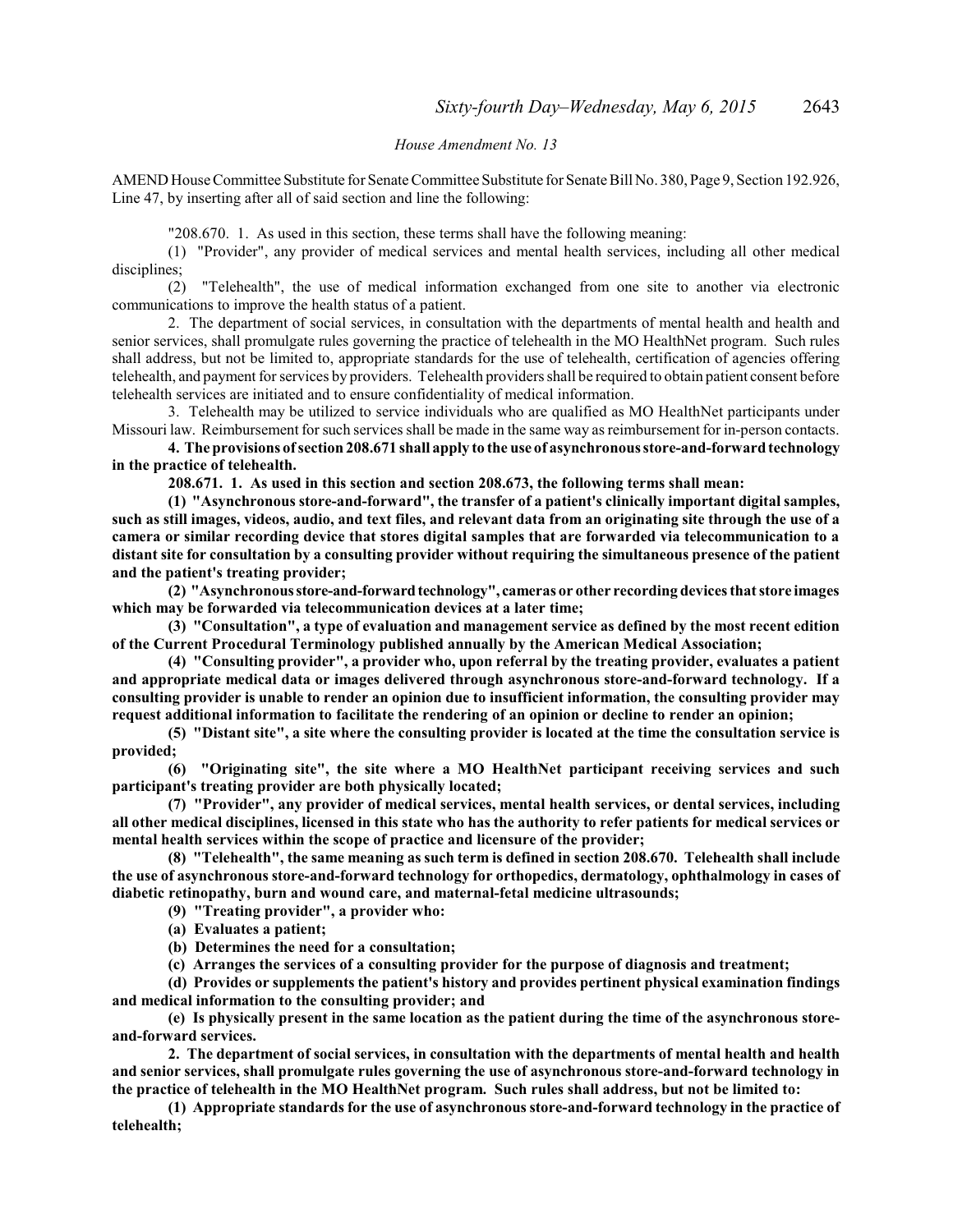*House Amendment No. 13*

AMEND House Committee Substitute for Senate Committee Substitute for Senate Bill No. 380, Page 9, Section 192.926, Line 47, by inserting after all of said section and line the following:

"208.670. 1. As used in this section, these terms shall have the following meaning:

(1) "Provider", any provider of medical services and mental health services, including all other medical disciplines;

(2) "Telehealth", the use of medical information exchanged from one site to another via electronic communications to improve the health status of a patient.

2. The department of social services, in consultation with the departments of mental health and health and senior services, shall promulgate rules governing the practice of telehealth in the MO HealthNet program. Such rules shall address, but not be limited to, appropriate standards for the use of telehealth, certification of agencies offering telehealth, and payment for services by providers. Telehealth providers shall be required to obtain patient consent before telehealth services are initiated and to ensure confidentiality of medical information.

3. Telehealth may be utilized to service individuals who are qualified as MO HealthNet participants under Missouri law. Reimbursement for such services shall be made in the same way as reimbursement for in-person contacts.

**4. The provisions of section 208.671 shall apply to the use of asynchronous store-and-forward technology in the practice of telehealth.**

**208.671. 1. As used in this section and section 208.673, the following terms shall mean:**

**(1) "Asynchronous store-and-forward", the transfer of a patient's clinically important digital samples, such as still images, videos, audio, and text files, and relevant data from an originating site through the use of a camera or similar recording device that stores digital samples that are forwarded via telecommunication to a distant site for consultation by a consulting provider without requiring the simultaneous presence of the patient and the patient's treating provider;**

**(2) "Asynchronous store-and-forward technology", cameras or other recording devices that store images which may be forwarded via telecommunication devices at a later time;**

**(3) "Consultation", a type of evaluation and management service as defined by the most recent edition of the Current Procedural Terminology published annually by the American Medical Association;**

**(4) "Consulting provider", a provider who, upon referral by the treating provider, evaluates a patient and appropriate medical data or images delivered through asynchronous store-and-forward technology. If a consulting provider is unable to render an opinion due to insufficient information, the consulting provider may request additional information to facilitate the rendering of an opinion or decline to render an opinion;**

**(5) "Distant site", a site where the consulting provider is located at the time the consultation service is provided;**

**(6) "Originating site", the site where a MO HealthNet participant receiving services and such participant's treating provider are both physically located;**

**(7) "Provider", any provider of medical services, mental health services, or dental services, including all other medical disciplines, licensed in this state who has the authority to refer patients for medical services or mental health services within the scope of practice and licensure of the provider;**

**(8) "Telehealth", the same meaning as such term is defined in section 208.670. Telehealth shall include the use of asynchronous store-and-forward technology for orthopedics, dermatology, ophthalmology in cases of diabetic retinopathy, burn and wound care, and maternal-fetal medicine ultrasounds;**

**(9) "Treating provider", a provider who:**

**(a) Evaluates a patient;**

**(b) Determines the need for a consultation;**

**(c) Arranges the services of a consulting provider for the purpose of diagnosis and treatment;**

**(d) Provides or supplements the patient's history and provides pertinent physical examination findings and medical information to the consulting provider; and**

**(e) Is physically present in the same location as the patient during the time of the asynchronous store-and-forward services.**

**2. The department of social services, in consultation with the departments of mental health and health and senior services, shall promulgate rules governing the use of asynchronous store-and-forward technology in the practice of telehealth in the MO HealthNet program. Such rules shall address, but not be limited to:**

**(1) Appropriate standards for the use of asynchronous store-and-forward technology in the practice of telehealth;**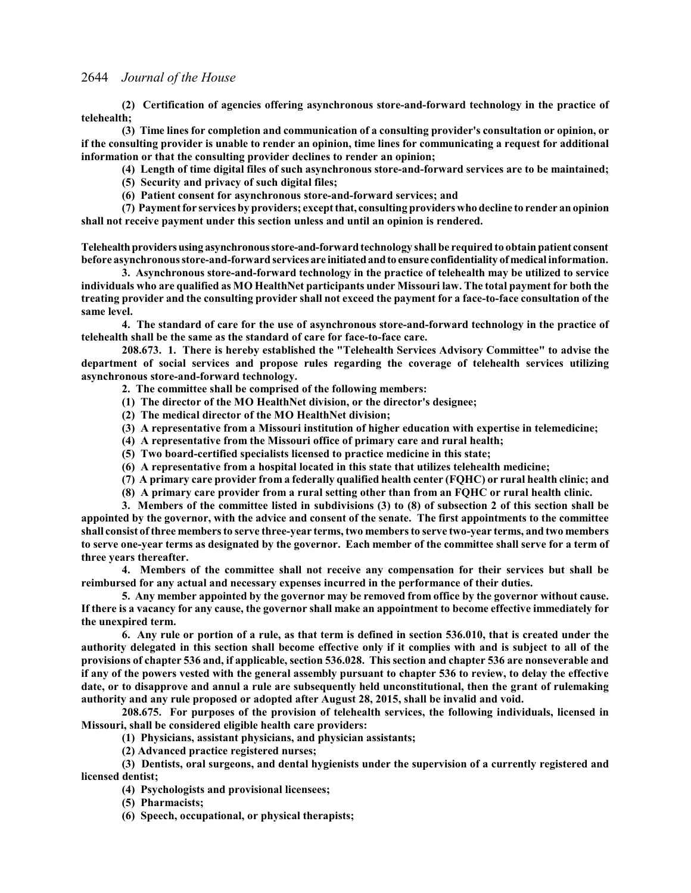**(2) Certification of agencies offering asynchronous store-and-forward technology in the practice of telehealth;**

**(3) Time lines for completion and communication of a consulting provider's consultation or opinion, or if the consulting provider is unable to render an opinion, time lines for communicating a request for additional information or that the consulting provider declines to render an opinion;**

**(4) Length of time digital files of such asynchronous store-and-forward services are to be maintained;**

**(5) Security and privacy of such digital files;**

**(6) Patient consent for asynchronous store-and-forward services; and**

**(7) Payment for services by providers; except that, consulting providers who decline to render an opinion shall not receive payment under this section unless and until an opinion is rendered.**

**Telehealth providers using asynchronous store-and-forward technology shall be required to obtain patient consent before asynchronous store-and-forward services are initiated and to ensure confidentiality of medical information.**

**3. Asynchronous store-and-forward technology in the practice of telehealth may be utilized to service individuals who are qualified as MO HealthNet participants under Missouri law. The total payment for both the treating provider and the consulting provider shall not exceed the payment for a face-to-face consultation of the same level.**

**4. The standard of care for the use of asynchronous store-and-forward technology in the practice of telehealth shall be the same as the standard of care for face-to-face care.**

**208.673. 1. There is hereby established the "Telehealth Services Advisory Committee" to advise the department of social services and propose rules regarding the coverage of telehealth services utilizing asynchronous store-and-forward technology.**

**2. The committee shall be comprised of the following members:**

**(1) The director of the MO HealthNet division, or the director's designee;**

**(2) The medical director of the MO HealthNet division;**

**(3) A representative from a Missouri institution of higher education with expertise in telemedicine;**

**(4) A representative from the Missouri office of primary care and rural health;**

**(5) Two board-certified specialists licensed to practice medicine in this state;**

**(6) A representative from a hospital located in this state that utilizes telehealth medicine;**

**(7) A primary care provider from a federally qualified health center (FQHC) or rural health clinic; and**

**(8) A primary care provider from a rural setting other than from an FQHC or rural health clinic.**

**3. Members of the committee listed in subdivisions (3) to (8) of subsection 2 of this section shall be appointed by the governor, with the advice and consent of the senate. The first appointments to the committee shall consist of three members to serve three-year terms, two members to serve two-year terms, and two members to serve one-year terms as designated by the governor. Each member of the committee shall serve for a term of three years thereafter.**

**4. Members of the committee shall not receive any compensation for their services but shall be reimbursed for any actual and necessary expenses incurred in the performance of their duties.**

**5. Any member appointed by the governor may be removed from office by the governor without cause. If there is a vacancy for any cause, the governor shall make an appointment to become effective immediately for the unexpired term.**

**6. Any rule or portion of a rule, as that term is defined in section 536.010, that is created under the authority delegated in this section shall become effective only if it complies with and is subject to all of the provisions of chapter 536 and, if applicable, section 536.028. This section and chapter 536 are nonseverable and if any of the powers vested with the general assembly pursuant to chapter 536 to review, to delay the effective date, or to disapprove and annul a rule are subsequently held unconstitutional, then the grant of rulemaking authority and any rule proposed or adopted after August 28, 2015, shall be invalid and void.**

**208.675. For purposes of the provision of telehealth services, the following individuals, licensed in Missouri, shall be considered eligible health care providers:**

**(1) Physicians, assistant physicians, and physician assistants;**

**(2) Advanced practice registered nurses;**

**(3) Dentists, oral surgeons, and dental hygienists under the supervision of a currently registered and licensed dentist;**

**(4) Psychologists and provisional licensees;**

**(5) Pharmacists;**

**(6) Speech, occupational, or physical therapists;**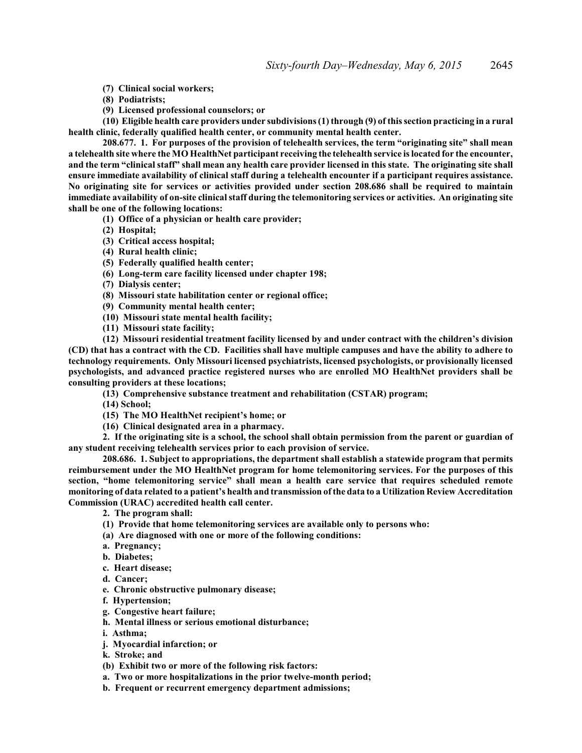**(7) Clinical social workers;**

**(8) Podiatrists;**

**(9) Licensed professional counselors; or**

**(10) Eligible health care providers under subdivisions (1) through (9) of this section practicing in a rural health clinic, federally qualified health center, or community mental health center.**

**208.677. 1. For purposes of the provision of telehealth services, the term "originating site" shall mean a telehealth site where the MO HealthNet participant receiving the telehealth service is located for the encounter, and the term "clinical staff" shall mean any health care provider licensed in this state. The originating site shall ensure immediate availability of clinical staff during a telehealth encounter if a participant requires assistance. No originating site for services or activities provided under section 208.686 shall be required to maintain immediate availability of on-site clinical staff during the telemonitoring services or activities. An originating site shall be one of the following locations:**

**(1) Office of a physician or health care provider;**

**(2) Hospital;**

**(3) Critical access hospital;**

**(4) Rural health clinic;**

**(5) Federally qualified health center;**

**(6) Long-term care facility licensed under chapter 198;**

**(7) Dialysis center;**

**(8) Missouri state habilitation center or regional office;**

**(9) Community mental health center;**

**(10) Missouri state mental health facility;**

**(11) Missouri state facility;**

**(12) Missouri residential treatment facility licensed by and under contract with the children's division (CD) that has a contract with the CD. Facilities shall have multiple campuses and have the ability to adhere to technology requirements. Only Missouri licensed psychiatrists, licensed psychologists, or provisionally licensed psychologists, and advanced practice registered nurses who are enrolled MO HealthNet providers shall be consulting providers at these locations;**

**(13) Comprehensive substance treatment and rehabilitation (CSTAR) program;**

**(14) School;**

**(15) The MO HealthNet recipient's home; or**

**(16) Clinical designated area in a pharmacy.**

**2. If the originating site is a school, the school shall obtain permission from the parent or guardian of any student receiving telehealth services prior to each provision of service.**

**208.686. 1. Subject to appropriations, the department shall establish a statewide program that permits reimbursement under the MO HealthNet program for home telemonitoring services. For the purposes of this section, "home telemonitoring service" shall mean a health care service that requires scheduled remote monitoring of data related to a patient's health and transmission of the data to a Utilization Review Accreditation Commission (URAC) accredited health call center.**

**2. The program shall:**

**(1) Provide that home telemonitoring services are available only to persons who:**

**(a) Are diagnosed with one or more of the following conditions:**

**a. Pregnancy;**

**b. Diabetes;**

**c. Heart disease;**

**d. Cancer;**

**e. Chronic obstructive pulmonary disease;**

**f. Hypertension;**

**g. Congestive heart failure;**

**h. Mental illness or serious emotional disturbance;**

**i. Asthma;**

**j. Myocardial infarction; or**

**k. Stroke; and**

**(b) Exhibit two or more of the following risk factors:**

**a. Two or more hospitalizations in the prior twelve-month period;**

**b. Frequent or recurrent emergency department admissions;**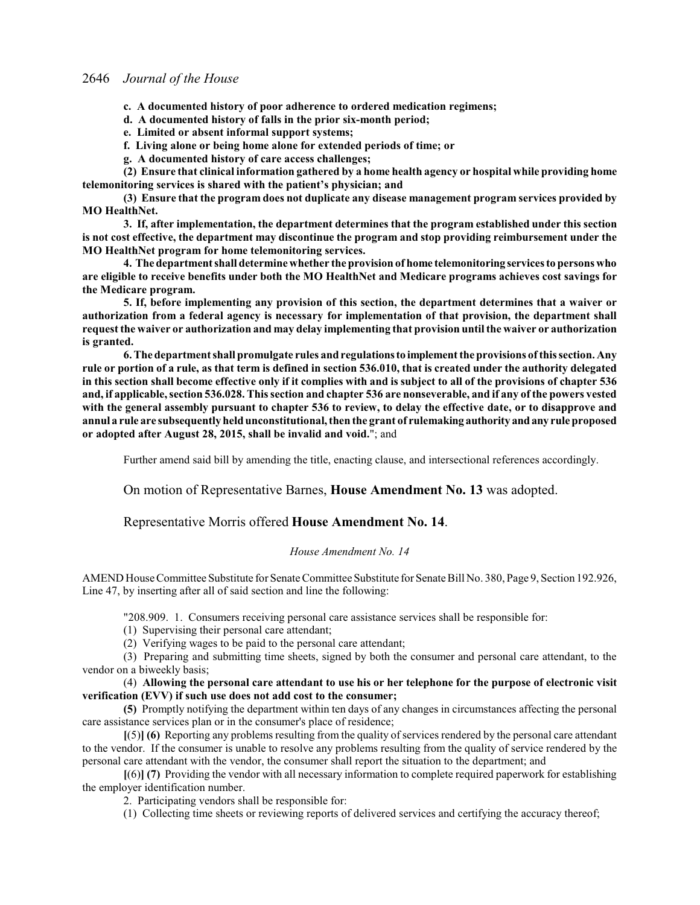**c. A documented history of poor adherence to ordered medication regimens;**

**d. A documented history of falls in the prior six-month period;**

**e. Limited or absent informal support systems;**

**f. Living alone or being home alone for extended periods of time; or**

**g. A documented history of care access challenges;**

**(2) Ensure that clinical information gathered by a home health agency or hospital while providing home telemonitoring services is shared with the patient's physician; and**

**(3) Ensure that the program does not duplicate any disease management program services provided by MO HealthNet.**

**3. If, after implementation, the department determines that the program established under this section is not cost effective, the department may discontinue the program and stop providing reimbursement under the MO HealthNet program for home telemonitoring services.**

**4. The department shall determine whether the provision of home telemonitoring services to persons who are eligible to receive benefits under both the MO HealthNet and Medicare programs achieves cost savings for the Medicare program.**

**5. If, before implementing any provision of this section, the department determines that a waiver or authorization from a federal agency is necessary for implementation of that provision, the department shall request the waiver or authorization and may delay implementing that provision until the waiver or authorization is granted.**

**6. The department shall promulgate rules and regulations to implement the provisions of this section. Any rule or portion of a rule, as that term is defined in section 536.010, that is created under the authority delegated in this section shall become effective only if it complies with and is subject to all of the provisions of chapter 536 and, if applicable, section 536.028. This section and chapter 536 are nonseverable, and if any of the powers vested with the general assembly pursuant to chapter 536 to review, to delay the effective date, or to disapprove and annul a rule are subsequently held unconstitutional, then the grant of rulemaking authority and any rule proposed or adopted after August 28, 2015, shall be invalid and void.**"; and

Further amend said bill by amending the title, enacting clause, and intersectional references accordingly.

On motion of Representative Barnes, **House Amendment No. 13** was adopted.

Representative Morris offered **House Amendment No. 14**.

*House Amendment No. 14*

AMEND House Committee Substitute for Senate Committee Substitute for Senate Bill No. 380, Page 9, Section 192.926, Line 47, by inserting after all of said section and line the following:

"208.909. 1. Consumers receiving personal care assistance services shall be responsible for:

(1) Supervising their personal care attendant;

(2) Verifying wages to be paid to the personal care attendant;

(3) Preparing and submitting time sheets, signed by both the consumer and personal care attendant, to the vendor on a biweekly basis;

(4) **Allowing the personal care attendant to use his or her telephone for the purpose of electronic visit verification (EVV) if such use does not add cost to the consumer;**

**(5)** Promptly notifying the department within ten days of any changes in circumstances affecting the personal care assistance services plan or in the consumer's place of residence;

**[**(5)**] (6)** Reporting any problems resulting from the quality of services rendered by the personal care attendant to the vendor. If the consumer is unable to resolve any problems resulting from the quality of service rendered by the personal care attendant with the vendor, the consumer shall report the situation to the department; and

**[**(6)**] (7)** Providing the vendor with all necessary information to complete required paperwork for establishing the employer identification number.

2. Participating vendors shall be responsible for:

(1) Collecting time sheets or reviewing reports of delivered services and certifying the accuracy thereof;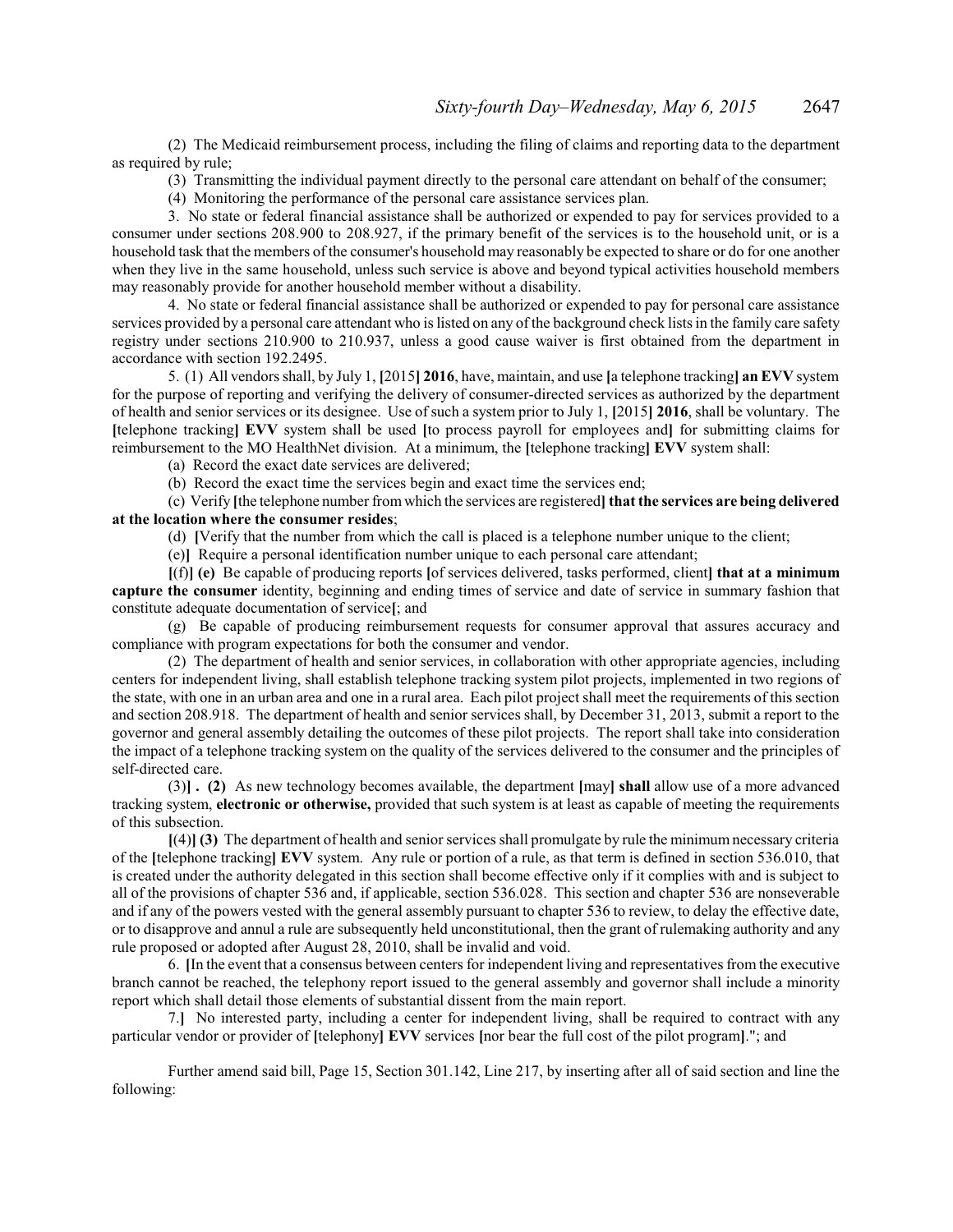(2) The Medicaid reimbursement process, including the filing of claims and reporting data to the department as required by rule;

(3) Transmitting the individual payment directly to the personal care attendant on behalf of the consumer;

(4) Monitoring the performance of the personal care assistance services plan.

3. No state or federal financial assistance shall be authorized or expended to pay for services provided to a consumer under sections 208.900 to 208.927, if the primary benefit of the services is to the household unit, or is a household task that the members of the consumer's household may reasonably be expected to share or do for one another when they live in the same household, unless such service is above and beyond typical activities household members may reasonably provide for another household member without a disability.

4. No state or federal financial assistance shall be authorized or expended to pay for personal care assistance services provided by a personal care attendant who is listed on any of the background check lists in the family care safety registry under sections 210.900 to 210.937, unless a good cause waiver is first obtained from the department in accordance with section 192.2495.

5. (1) All vendors shall, by July 1, **[**2015**] 2016**, have, maintain, and use **[**a telephone tracking**] an EVV** system for the purpose of reporting and verifying the delivery of consumer-directed services as authorized by the department of health and senior services or its designee. Use of such a system prior to July 1, **[**2015**] 2016**, shall be voluntary. The **[**telephone tracking**] EVV** system shall be used **[**to process payroll for employees and**]** for submitting claims for reimbursement to the MO HealthNet division. At a minimum, the **[**telephone tracking**] EVV** system shall:

(a) Record the exact date services are delivered;

(b) Record the exact time the services begin and exact time the services end;

(c) Verify **[**the telephone number from which the services are registered**] that the services are being delivered at the location where the consumer resides**;

(d) **[**Verify that the number from which the call is placed is a telephone number unique to the client;

(e)**]** Require a personal identification number unique to each personal care attendant;

**[**(f)**] (e)** Be capable of producing reports **[**of services delivered, tasks performed, client**] that at a minimum capture the consumer** identity, beginning and ending times of service and date of service in summary fashion that constitute adequate documentation of service**[**; and

(g) Be capable of producing reimbursement requests for consumer approval that assures accuracy and compliance with program expectations for both the consumer and vendor.

(2) The department of health and senior services, in collaboration with other appropriate agencies, including centers for independent living, shall establish telephone tracking system pilot projects, implemented in two regions of the state, with one in an urban area and one in a rural area. Each pilot project shall meet the requirements of this section and section 208.918. The department of health and senior services shall, by December 31, 2013, submit a report to the governor and general assembly detailing the outcomes of these pilot projects. The report shall take into consideration the impact of a telephone tracking system on the quality of the services delivered to the consumer and the principles of self-directed care.

(3)**] . (2)** As new technology becomes available, the department **[**may**] shall** allow use of a more advanced tracking system, **electronic or otherwise,** provided that such system is at least as capable of meeting the requirements of this subsection.

**[**(4)**] (3)** The department of health and senior services shall promulgate by rule the minimum necessary criteria of the **[**telephone tracking**] EVV** system. Any rule or portion of a rule, as that term is defined in section 536.010, that is created under the authority delegated in this section shall become effective only if it complies with and is subject to all of the provisions of chapter 536 and, if applicable, section 536.028. This section and chapter 536 are nonseverable and if any of the powers vested with the general assembly pursuant to chapter 536 to review, to delay the effective date, or to disapprove and annul a rule are subsequently held unconstitutional, then the grant of rulemaking authority and any rule proposed or adopted after August 28, 2010, shall be invalid and void.

6. **[**In the event that a consensus between centers for independent living and representatives from the executive branch cannot be reached, the telephony report issued to the general assembly and governor shall include a minority report which shall detail those elements of substantial dissent from the main report.

7.**]** No interested party, including a center for independent living, shall be required to contract with any particular vendor or provider of **[**telephony**] EVV** services **[**nor bear the full cost of the pilot program**]**."; and

Further amend said bill, Page 15, Section 301.142, Line 217, by inserting after all of said section and line the following: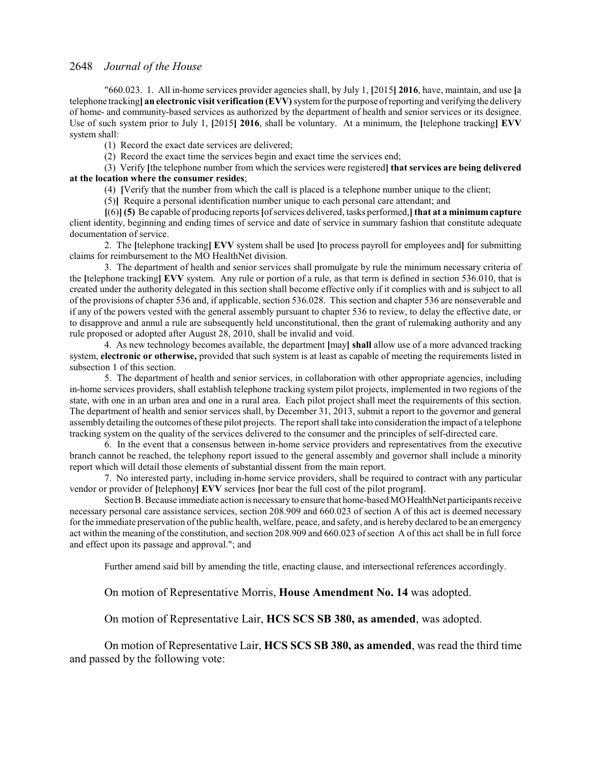"660.023. 1. All in-home services provider agencies shall, by July 1, [2015] **2016**, have, maintain, and use [a telephone tracking] **an electronic visit verification (EVV)** system for the purpose of reporting and verifying the delivery of home- and community-based services as authorized by the department of health and senior services or its designee. Use of such system prior to July 1, [2015] **2016**, shall be voluntary. At a minimum, the [telephone tracking] **EVV** system shall:

(1) Record the exact date services are delivered;

(2) Record the exact time the services begin and exact time the services end;

(3) Verify [the telephone number from which the services were registered] **that services are being delivered at the location where the consumer resides**;

(4) [Verify that the number from which the call is placed is a telephone number unique to the client;

(5)] Require a personal identification number unique to each personal care attendant; and

[(6)] **(5)** Be capable of producing reports [of services delivered, tasks performed,] **that at a minimum capture** client identity, beginning and ending times of service and date of service in summary fashion that constitute adequate documentation of service.

2. The [telephone tracking] **EVV** system shall be used [to process payroll for employees and] for submitting claims for reimbursement to the MO HealthNet division.

3. The department of health and senior services shall promulgate by rule the minimum necessary criteria of the [telephone tracking] **EVV** system. Any rule or portion of a rule, as that term is defined in section 536.010, that is created under the authority delegated in this section shall become effective only if it complies with and is subject to all of the provisions of chapter 536 and, if applicable, section 536.028. This section and chapter 536 are nonseverable and if any of the powers vested with the general assembly pursuant to chapter 536 to review, to delay the effective date, or to disapprove and annul a rule are subsequently held unconstitutional, then the grant of rulemaking authority and any rule proposed or adopted after August 28, 2010, shall be invalid and void.

4. As new technology becomes available, the department [may] **shall** allow use of a more advanced tracking system, **electronic or otherwise,** provided that such system is at least as capable of meeting the requirements listed in subsection 1 of this section.

5. The department of health and senior services, in collaboration with other appropriate agencies, including in-home services providers, shall establish telephone tracking system pilot projects, implemented in two regions of the state, with one in an urban area and one in a rural area. Each pilot project shall meet the requirements of this section. The department of health and senior services shall, by December 31, 2013, submit a report to the governor and general assembly detailing the outcomes of these pilot projects. The report shall take into consideration the impact of a telephone tracking system on the quality of the services delivered to the consumer and the principles of self-directed care.

6. In the event that a consensus between in-home service providers and representatives from the executive branch cannot be reached, the telephony report issued to the general assembly and governor shall include a minority report which will detail those elements of substantial dissent from the main report.

7. No interested party, including in-home service providers, shall be required to contract with any particular vendor or provider of [telephony] **EVV** services [nor bear the full cost of the pilot program].

Section B. Because immediate action is necessary to ensure that home-based MO HealthNet participants receive necessary personal care assistance services, section 208.909 and 660.023 of section A of this act is deemed necessary for the immediate preservation of the public health, welfare, peace, and safety, and is hereby declared to be an emergency act within the meaning of the constitution, and section 208.909 and 660.023 of section A of this act shall be in full force and effect upon its passage and approval."; and

Further amend said bill by amending the title, enacting clause, and intersectional references accordingly.

On motion of Representative Morris, **House Amendment No. 14** was adopted.

On motion of Representative Lair, **HCS SCS SB 380, as amended**, was adopted.

On motion of Representative Lair, **HCS SCS SB 380, as amended**, was read the third time and passed by the following vote: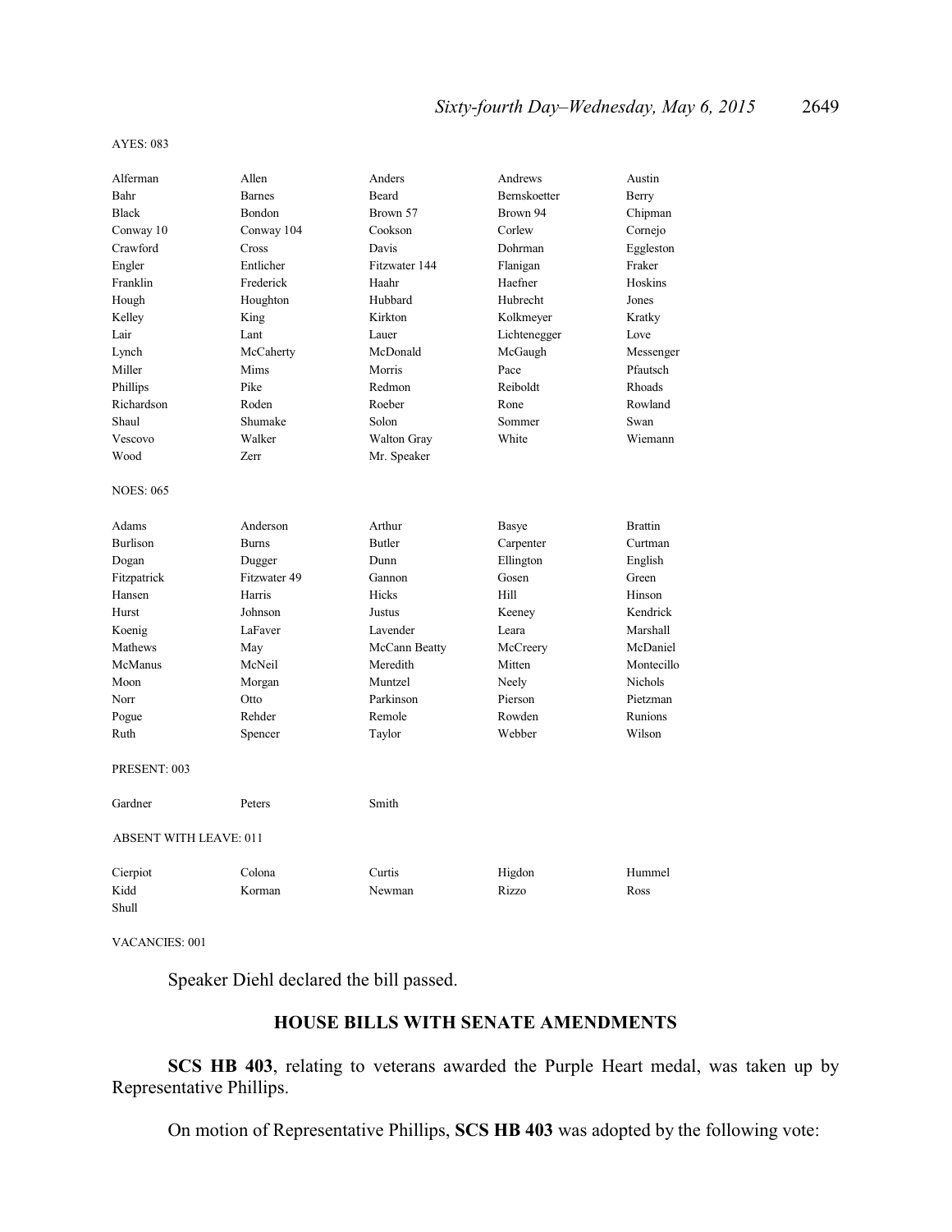AYES: 083

| | | | | |
|---|---|---|---|---|
| Alferman | Allen | Anders | Andrews | Austin |
| Bahr | Barnes | Beard | Bernskoetter | Berry |
| Black | Bondon | Brown 57 | Brown 94 | Chipman |
| Conway 10 | Conway 104 | Cookson | Corlew | Cornejo |
| Crawford | Cross | Davis | Dohrman | Eggleston |
| Engler | Entlicher | Fitzwater 144 | Flanigan | Fraker |
| Franklin | Frederick | Haahr | Haefner | Hoskins |
| Hough | Houghton | Hubbard | Hubrecht | Jones |
| Kelley | King | Kirkton | Kolkmeyer | Kratky |
| Lair | Lant | Lauer | Lichtenegger | Love |
| Lynch | McCaherty | McDonald | McGaugh | Messenger |
| Miller | Mims | Morris | Pace | Pfautsch |
| Phillips | Pike | Redmon | Reiboldt | Rhoads |
| Richardson | Roden | Roeber | Rone | Rowland |
| Shaul | Shumake | Solon | Sommer | Swan |
| Vescovo | Walker | Walton Gray | White | Wiemann |
| Wood | Zerr | Mr. Speaker | | |

NOES: 065

| | | | | |
|---|---|---|---|---|
| Adams | Anderson | Arthur | Basye | Brattin |
| Burlison | Burns | Butler | Carpenter | Curtman |
| Dogan | Dugger | Dunn | Ellington | English |
| Fitzpatrick | Fitzwater 49 | Gannon | Gosen | Green |
| Hansen | Harris | Hicks | Hill | Hinson |
| Hurst | Johnson | Justus | Keeney | Kendrick |
| Koenig | LaFaver | Lavender | Leara | Marshall |
| Mathews | May | McCann Beatty | McCreery | McDaniel |
| McManus | McNeil | Meredith | Mitten | Montecillo |
| Moon | Morgan | Muntzel | Neely | Nichols |
| Norr | Otto | Parkinson | Pierson | Pietzman |
| Pogue | Rehder | Remole | Rowden | Runions |
| Ruth | Spencer | Taylor | Webber | Wilson |

PRESENT: 003

| | | |
|---|---|---|
| Gardner | Peters | Smith |

ABSENT WITH LEAVE: 011

| | | | | |
|---|---|---|---|---|
| Cierpiot | Colona | Curtis | Higdon | Hummel |
| Kidd | Korman | Newman | Rizzo | Ross |
| Shull | | | | |

VACANCIES: 001

Speaker Diehl declared the bill passed.

## HOUSE BILLS WITH SENATE AMENDMENTS

**SCS HB 403**, relating to veterans awarded the Purple Heart medal, was taken up by Representative Phillips.

On motion of Representative Phillips, **SCS HB 403** was adopted by the following vote: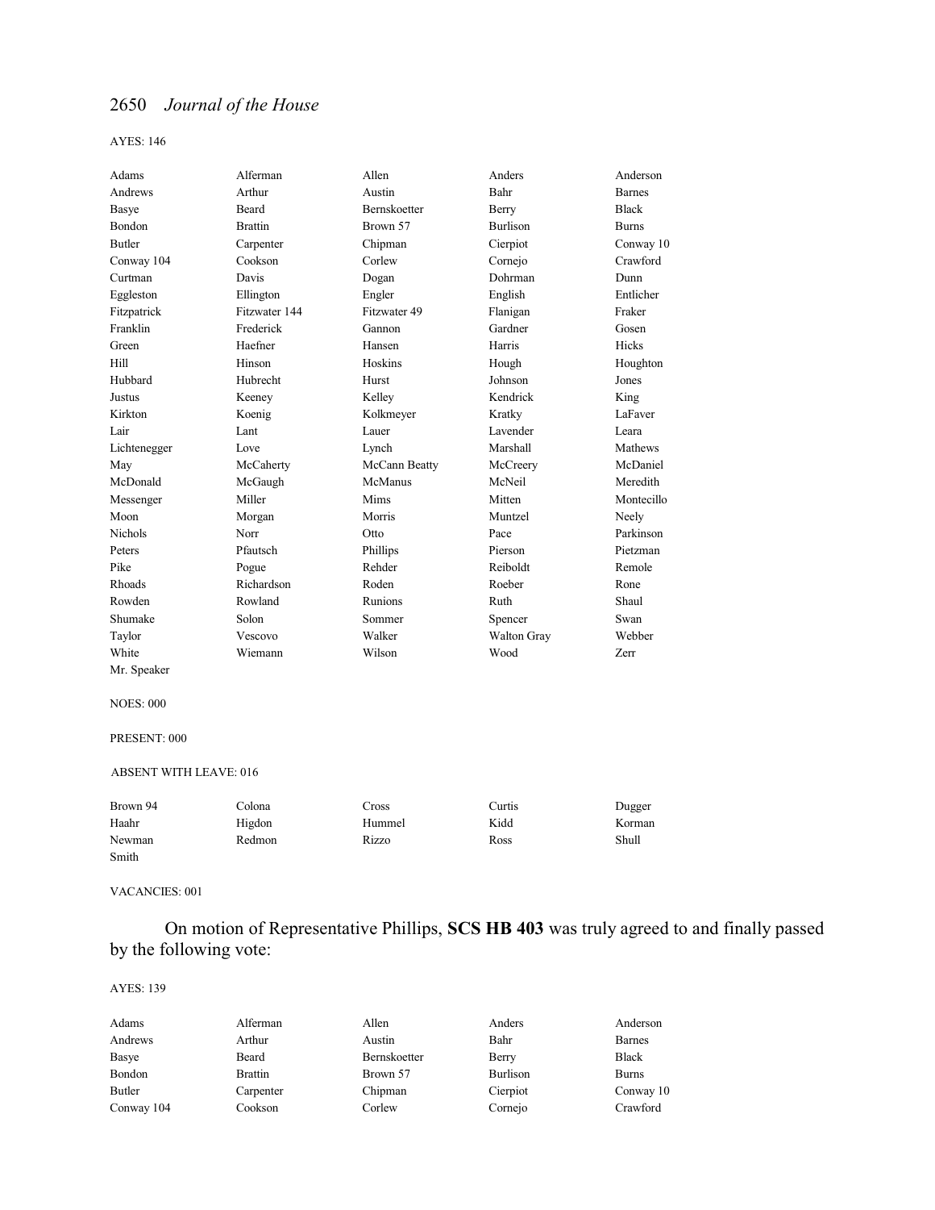AYES: 146

| | | | | |
|---|---|---|---|---|
| Adams | Alferman | Allen | Anders | Anderson |
| Andrews | Arthur | Austin | Bahr | Barnes |
| Basye | Beard | Bernskoetter | Berry | Black |
| Bondon | Brattin | Brown 57 | Burlison | Burns |
| Butler | Carpenter | Chipman | Cierpiot | Conway 10 |
| Conway 104 | Cookson | Corlew | Cornejo | Crawford |
| Curtman | Davis | Dogan | Dohrman | Dunn |
| Eggleston | Ellington | Engler | English | Entlicher |
| Fitzpatrick | Fitzwater 144 | Fitzwater 49 | Flanigan | Fraker |
| Franklin | Frederick | Gannon | Gardner | Gosen |
| Green | Haefner | Hansen | Harris | Hicks |
| Hill | Hinson | Hoskins | Hough | Houghton |
| Hubbard | Hubrecht | Hurst | Johnson | Jones |
| Justus | Keeney | Kelley | Kendrick | King |
| Kirkton | Koenig | Kolkmeyer | Kratky | LaFaver |
| Lair | Lant | Lauer | Lavender | Leara |
| Lichtenegger | Love | Lynch | Marshall | Mathews |
| May | McCaherty | McCann Beatty | McCreery | McDaniel |
| McDonald | McGaugh | McManus | McNeil | Meredith |
| Messenger | Miller | Mims | Mitten | Montecillo |
| Moon | Morgan | Morris | Muntzel | Neely |
| Nichols | Norr | Otto | Pace | Parkinson |
| Peters | Pfautsch | Phillips | Pierson | Pietzman |
| Pike | Pogue | Rehder | Reiboldt | Remole |
| Rhoads | Richardson | Roden | Roeber | Rone |
| Rowden | Rowland | Runions | Ruth | Shaul |
| Shumake | Solon | Sommer | Spencer | Swan |
| Taylor | Vescovo | Walker | Walton Gray | Webber |
| White | Wiemann | Wilson | Wood | Zerr |
| Mr. Speaker | | | | |

NOES: 000

PRESENT: 000

ABSENT WITH LEAVE: 016

| | | | | |
|---|---|---|---|---|
| Brown 94 | Colona | Cross | Curtis | Dugger |
| Haahr | Higdon | Hummel | Kidd | Korman |
| Newman | Redmon | Rizzo | Ross | Shull |
| Smith | | | | |

VACANCIES: 001

On motion of Representative Phillips, **SCS HB 403** was truly agreed to and finally passed by the following vote:

AYES: 139

| | | | | |
|---|---|---|---|---|
| Adams | Alferman | Allen | Anders | Anderson |
| Andrews | Arthur | Austin | Bahr | Barnes |
| Basye | Beard | Bernskoetter | Berry | Black |
| Bondon | Brattin | Brown 57 | Burlison | Burns |
| Butler | Carpenter | Chipman | Cierpiot | Conway 10 |
| Conway 104 | Cookson | Corlew | Cornejo | Crawford |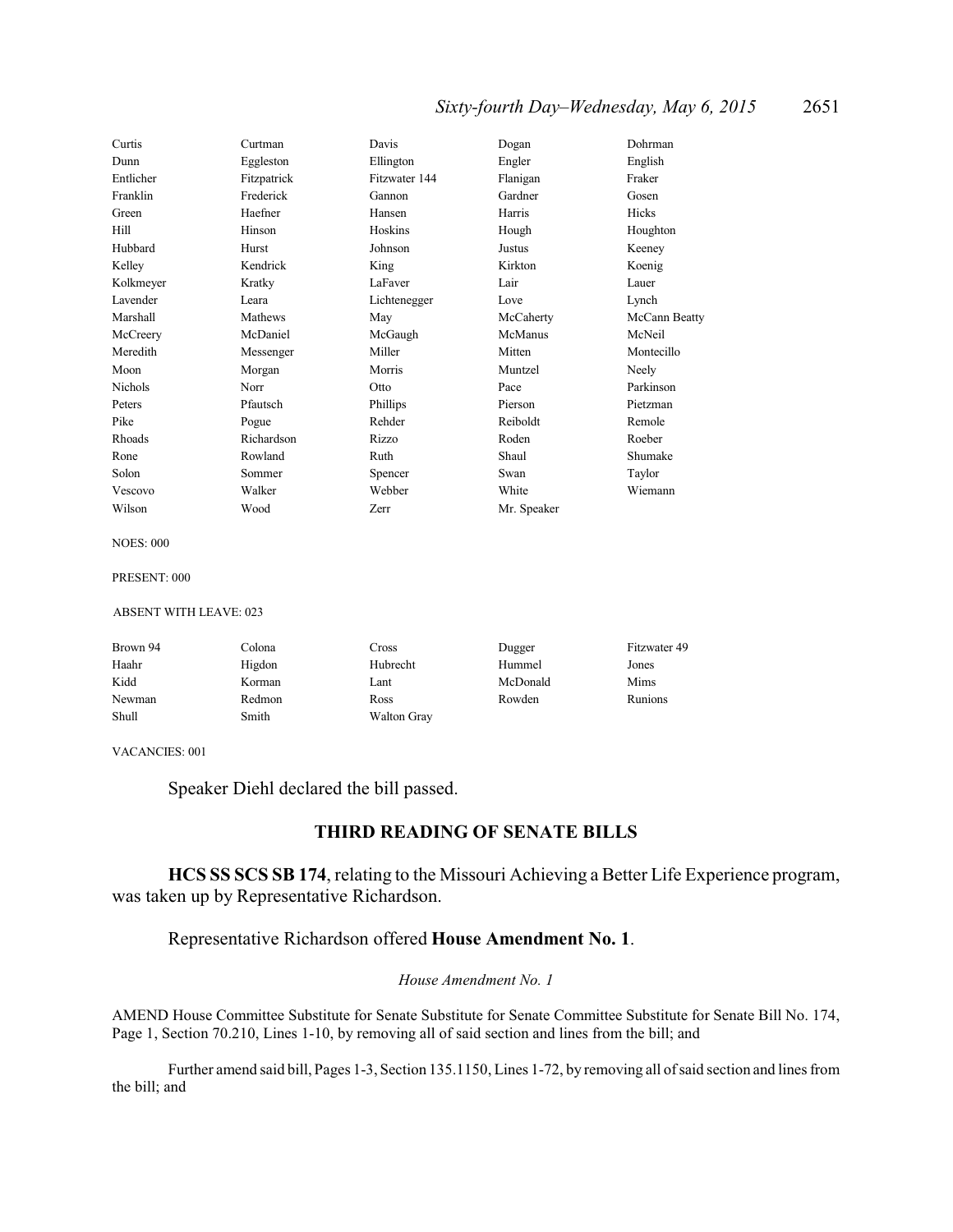| | | | | |
|---|---|---|---|---|
| Curtis | Curtman | Davis | Dogan | Dohrman |
| Dunn | Eggleston | Ellington | Engler | English |
| Entlicher | Fitzpatrick | Fitzwater 144 | Flanigan | Fraker |
| Franklin | Frederick | Gannon | Gardner | Gosen |
| Green | Haefner | Hansen | Harris | Hicks |
| Hill | Hinson | Hoskins | Hough | Houghton |
| Hubbard | Hurst | Johnson | Justus | Keeney |
| Kelley | Kendrick | King | Kirkton | Koenig |
| Kolkmeyer | Kratky | LaFaver | Lair | Lauer |
| Lavender | Leara | Lichtenegger | Love | Lynch |
| Marshall | Mathews | May | McCaherty | McCann Beatty |
| McCreery | McDaniel | McGaugh | McManus | McNeil |
| Meredith | Messenger | Miller | Mitten | Montecillo |
| Moon | Morgan | Morris | Muntzel | Neely |
| Nichols | Norr | Otto | Pace | Parkinson |
| Peters | Pfautsch | Phillips | Pierson | Pietzman |
| Pike | Pogue | Rehder | Reiboldt | Remole |
| Rhoads | Richardson | Rizzo | Roden | Roeber |
| Rone | Rowland | Ruth | Shaul | Shumake |
| Solon | Sommer | Spencer | Swan | Taylor |
| Vescovo | Walker | Webber | White | Wiemann |
| Wilson | Wood | Zerr | Mr. Speaker | |

NOES: 000

PRESENT: 000

ABSENT WITH LEAVE: 023

| | | | | |
|---|---|---|---|---|
| Brown 94 | Colona | Cross | Dugger | Fitzwater 49 |
| Haahr | Higdon | Hubrecht | Hummel | Jones |
| Kidd | Korman | Lant | McDonald | Mims |
| Newman | Redmon | Ross | Rowden | Runions |
| Shull | Smith | Walton Gray | | |

VACANCIES: 001

Speaker Diehl declared the bill passed.

## THIRD READING OF SENATE BILLS

**HCS SS SCS SB 174**, relating to the Missouri Achieving a Better Life Experience program, was taken up by Representative Richardson.

Representative Richardson offered **House Amendment No. 1**.

*House Amendment No. 1*

AMEND House Committee Substitute for Senate Substitute for Senate Committee Substitute for Senate Bill No. 174, Page 1, Section 70.210, Lines 1-10, by removing all of said section and lines from the bill; and

Further amend said bill, Pages 1-3, Section 135.1150, Lines 1-72, by removing all of said section and lines from the bill; and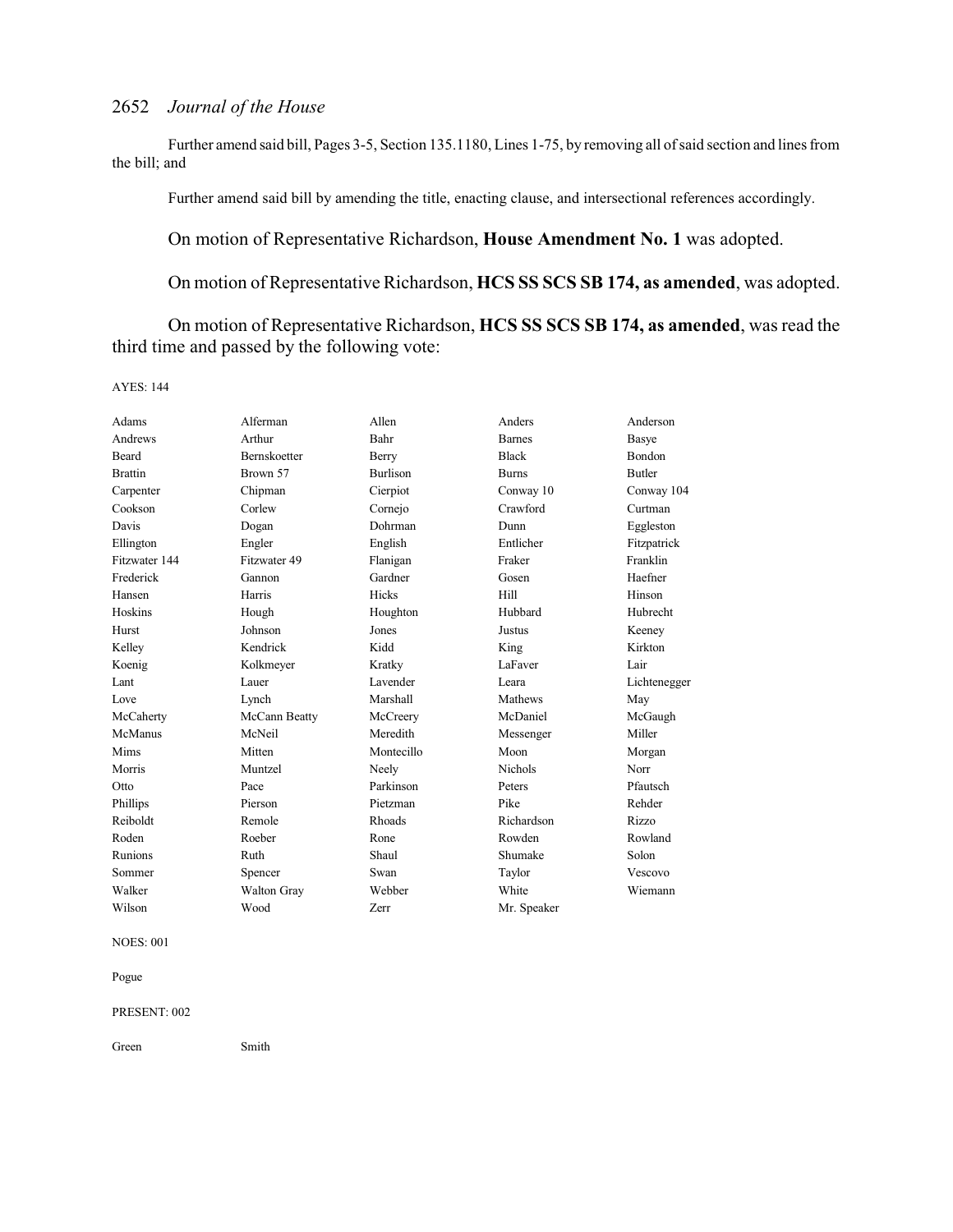Further amend said bill, Pages 3-5, Section 135.1180, Lines 1-75, by removing all of said section and lines from the bill; and

Further amend said bill by amending the title, enacting clause, and intersectional references accordingly.

On motion of Representative Richardson, **House Amendment No. 1** was adopted.

On motion of Representative Richardson, **HCS SS SCS SB 174, as amended**, was adopted.

On motion of Representative Richardson, **HCS SS SCS SB 174, as amended**, was read the third time and passed by the following vote:

AYES: 144

| | | | | |
|---|---|---|---|---|
| Adams | Alferman | Allen | Anders | Anderson |
| Andrews | Arthur | Bahr | Barnes | Basye |
| Beard | Bernskoetter | Berry | Black | Bondon |
| Brattin | Brown 57 | Burlison | Burns | Butler |
| Carpenter | Chipman | Cierpiot | Conway 10 | Conway 104 |
| Cookson | Corlew | Cornejo | Crawford | Curtman |
| Davis | Dogan | Dohrman | Dunn | Eggleston |
| Ellington | Engler | English | Entlicher | Fitzpatrick |
| Fitzwater 144 | Fitzwater 49 | Flanigan | Fraker | Franklin |
| Frederick | Gannon | Gardner | Gosen | Haefner |
| Hansen | Harris | Hicks | Hill | Hinson |
| Hoskins | Hough | Houghton | Hubbard | Hubrecht |
| Hurst | Johnson | Jones | Justus | Keeney |
| Kelley | Kendrick | Kidd | King | Kirkton |
| Koenig | Kolkmeyer | Kratky | LaFaver | Lair |
| Lant | Lauer | Lavender | Leara | Lichtenegger |
| Love | Lynch | Marshall | Mathews | May |
| McCaherty | McCann Beatty | McCreery | McDaniel | McGaugh |
| McManus | McNeil | Meredith | Messenger | Miller |
| Mims | Mitten | Montecillo | Moon | Morgan |
| Morris | Muntzel | Neely | Nichols | Norr |
| Otto | Pace | Parkinson | Peters | Pfautsch |
| Phillips | Pierson | Pietzman | Pike | Rehder |
| Reiboldt | Remole | Rhoads | Richardson | Rizzo |
| Roden | Roeber | Rone | Rowden | Rowland |
| Runions | Ruth | Shaul | Shumake | Solon |
| Sommer | Spencer | Swan | Taylor | Vescovo |
| Walker | Walton Gray | Webber | White | Wiemann |
| Wilson | Wood | Zerr | Mr. Speaker | |

NOES: 001

Pogue

PRESENT: 002

| | |
|---|---|
| Green | Smith |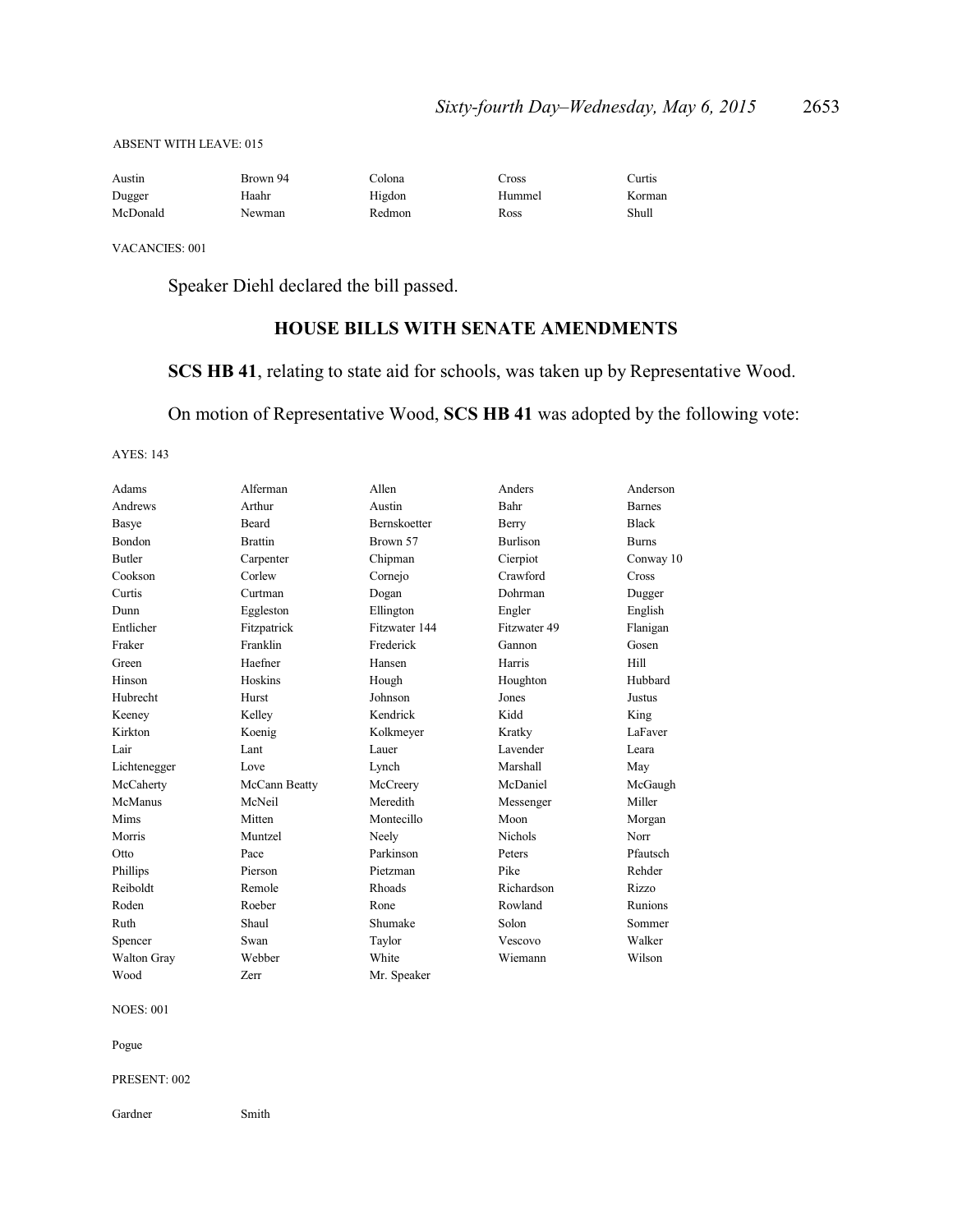ABSENT WITH LEAVE: 015

| | | | | |
|---|---|---|---|---|
| Austin | Brown 94 | Colona | Cross | Curtis |
| Dugger | Haahr | Higdon | Hummel | Korman |
| McDonald | Newman | Redmon | Ross | Shull |

VACANCIES: 001

Speaker Diehl declared the bill passed.

## HOUSE BILLS WITH SENATE AMENDMENTS

**SCS HB 41**, relating to state aid for schools, was taken up by Representative Wood.

On motion of Representative Wood, **SCS HB 41** was adopted by the following vote:

AYES: 143

| | | | | |
|---|---|---|---|---|
| Adams | Alferman | Allen | Anders | Anderson |
| Andrews | Arthur | Austin | Bahr | Barnes |
| Basye | Beard | Bernskoetter | Berry | Black |
| Bondon | Brattin | Brown 57 | Burlison | Burns |
| Butler | Carpenter | Chipman | Cierpiot | Conway 10 |
| Cookson | Corlew | Cornejo | Crawford | Cross |
| Curtis | Curtman | Dogan | Dohrman | Dugger |
| Dunn | Eggleston | Ellington | Engler | English |
| Entlicher | Fitzpatrick | Fitzwater 144 | Fitzwater 49 | Flanigan |
| Fraker | Franklin | Frederick | Gannon | Gosen |
| Green | Haefner | Hansen | Harris | Hill |
| Hinson | Hoskins | Hough | Houghton | Hubbard |
| Hubrecht | Hurst | Johnson | Jones | Justus |
| Keeney | Kelley | Kendrick | Kidd | King |
| Kirkton | Koenig | Kolkmeyer | Kratky | LaFaver |
| Lair | Lant | Lauer | Lavender | Leara |
| Lichtenegger | Love | Lynch | Marshall | May |
| McCaherty | McCann Beatty | McCreery | McDaniel | McGaugh |
| McManus | McNeil | Meredith | Messenger | Miller |
| Mims | Mitten | Montecillo | Moon | Morgan |
| Morris | Muntzel | Neely | Nichols | Norr |
| Otto | Pace | Parkinson | Peters | Pfautsch |
| Phillips | Pierson | Pietzman | Pike | Rehder |
| Reiboldt | Remole | Rhoads | Richardson | Rizzo |
| Roden | Roeber | Rone | Rowland | Runions |
| Ruth | Shaul | Shumake | Solon | Sommer |
| Spencer | Swan | Taylor | Vescovo | Walker |
| Walton Gray | Webber | White | Wiemann | Wilson |
| Wood | Zerr | Mr. Speaker | | |

NOES: 001

Pogue

PRESENT: 002

| | |
|---|---|
| Gardner | Smith |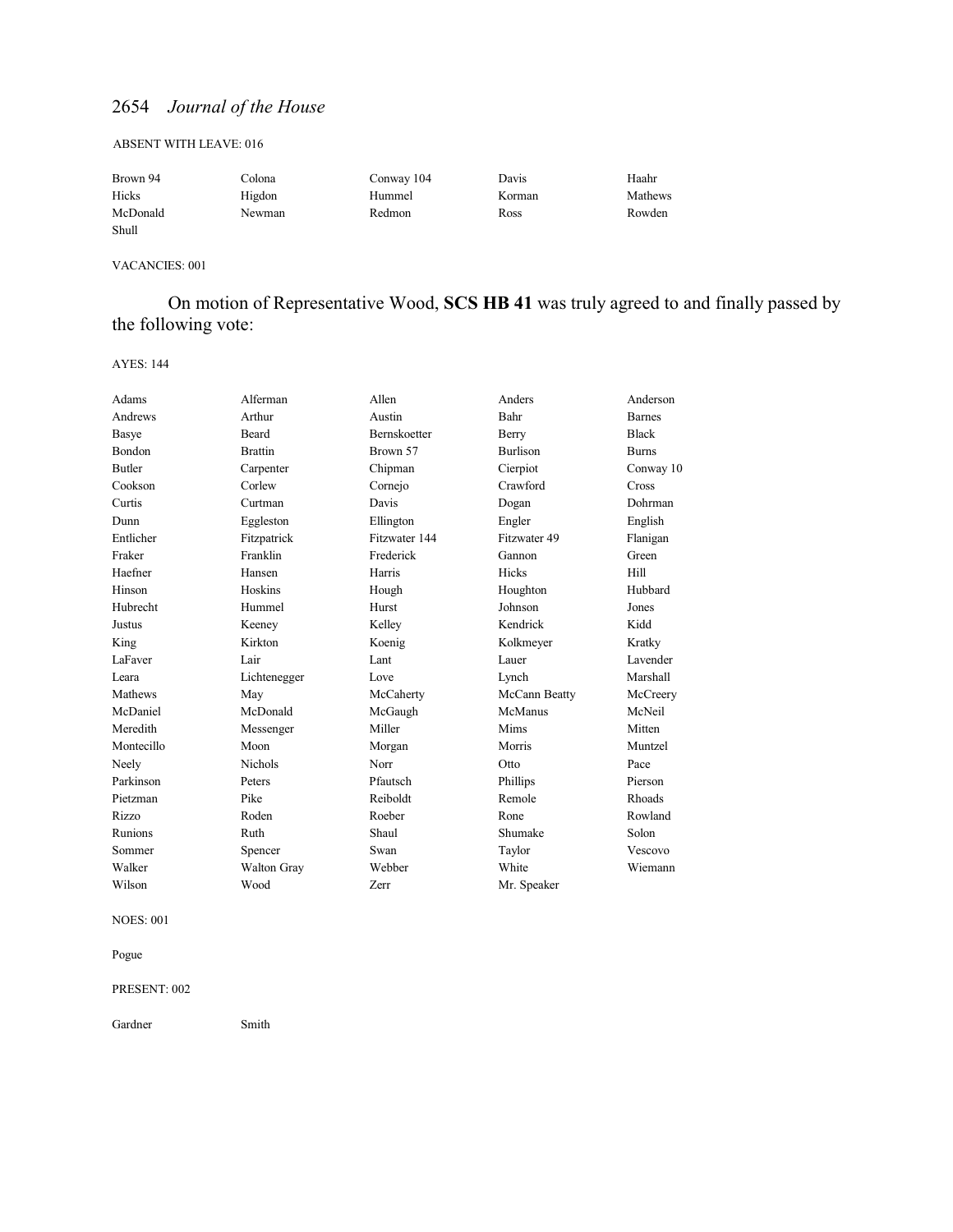ABSENT WITH LEAVE: 016

| | | | | |
|---|---|---|---|---|
| Brown 94 | Colona | Conway 104 | Davis | Haahr |
| Hicks | Higdon | Hummel | Korman | Mathews |
| McDonald | Newman | Redmon | Ross | Rowden |
| Shull | | | | |

VACANCIES: 001

On motion of Representative Wood, **SCS HB 41** was truly agreed to and finally passed by the following vote:

AYES: 144

| | | | | |
|---|---|---|---|---|
| Adams | Alferman | Allen | Anders | Anderson |
| Andrews | Arthur | Austin | Bahr | Barnes |
| Basye | Beard | Bernskoetter | Berry | Black |
| Bondon | Brattin | Brown 57 | Burlison | Burns |
| Butler | Carpenter | Chipman | Cierpiot | Conway 10 |
| Cookson | Corlew | Cornejo | Crawford | Cross |
| Curtis | Curtman | Davis | Dogan | Dohrman |
| Dunn | Eggleston | Ellington | Engler | English |
| Entlicher | Fitzpatrick | Fitzwater 144 | Fitzwater 49 | Flanigan |
| Fraker | Franklin | Frederick | Gannon | Green |
| Haefner | Hansen | Harris | Hicks | Hill |
| Hinson | Hoskins | Hough | Houghton | Hubbard |
| Hubrecht | Hummel | Hurst | Johnson | Jones |
| Justus | Keeney | Kelley | Kendrick | Kidd |
| King | Kirkton | Koenig | Kolkmeyer | Kratky |
| LaFaver | Lair | Lant | Lauer | Lavender |
| Leara | Lichtenegger | Love | Lynch | Marshall |
| Mathews | May | McCaherty | McCann Beatty | McCreery |
| McDaniel | McDonald | McGaugh | McManus | McNeil |
| Meredith | Messenger | Miller | Mims | Mitten |
| Montecillo | Moon | Morgan | Morris | Muntzel |
| Neely | Nichols | Norr | Otto | Pace |
| Parkinson | Peters | Pfautsch | Phillips | Pierson |
| Pietzman | Pike | Reiboldt | Remole | Rhoads |
| Rizzo | Roden | Roeber | Rone | Rowland |
| Runions | Ruth | Shaul | Shumake | Solon |
| Sommer | Spencer | Swan | Taylor | Vescovo |
| Walker | Walton Gray | Webber | White | Wiemann |
| Wilson | Wood | Zerr | Mr. Speaker | |

NOES: 001

Pogue

PRESENT: 002

| | |
|---|---|
| Gardner | Smith |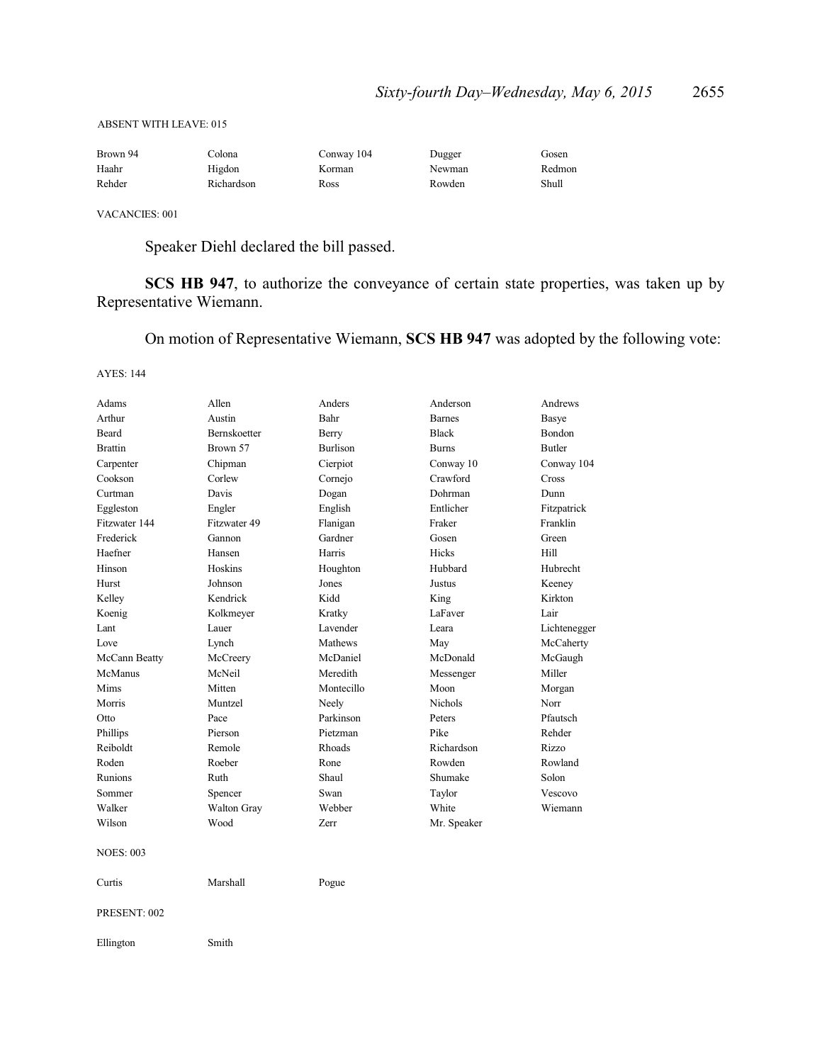ABSENT WITH LEAVE: 015

| | | | | |
|---|---|---|---|---|
| Brown 94 | Colona | Conway 104 | Dugger | Gosen |
| Haahr | Higdon | Korman | Newman | Redmon |
| Rehder | Richardson | Ross | Rowden | Shull |

VACANCIES: 001

Speaker Diehl declared the bill passed.

**SCS HB 947**, to authorize the conveyance of certain state properties, was taken up by Representative Wiemann.

On motion of Representative Wiemann, **SCS HB 947** was adopted by the following vote:

AYES: 144

| | | | | |
|---|---|---|---|---|
| Adams | Allen | Anders | Anderson | Andrews |
| Arthur | Austin | Bahr | Barnes | Basye |
| Beard | Bernskoetter | Berry | Black | Bondon |
| Brattin | Brown 57 | Burlison | Burns | Butler |
| Carpenter | Chipman | Cierpiot | Conway 10 | Conway 104 |
| Cookson | Corlew | Cornejo | Crawford | Cross |
| Curtman | Davis | Dogan | Dohrman | Dunn |
| Eggleston | Engler | English | Entlicher | Fitzpatrick |
| Fitzwater 144 | Fitzwater 49 | Flanigan | Fraker | Franklin |
| Frederick | Gannon | Gardner | Gosen | Green |
| Haefner | Hansen | Harris | Hicks | Hill |
| Hinson | Hoskins | Houghton | Hubbard | Hubrecht |
| Hurst | Johnson | Jones | Justus | Keeney |
| Kelley | Kendrick | Kidd | King | Kirkton |
| Koenig | Kolkmeyer | Kratky | LaFaver | Lair |
| Lant | Lauer | Lavender | Leara | Lichtenegger |
| Love | Lynch | Mathews | May | McCaherty |
| McCann Beatty | McCreery | McDaniel | McDonald | McGaugh |
| McManus | McNeil | Meredith | Messenger | Miller |
| Mims | Mitten | Montecillo | Moon | Morgan |
| Morris | Muntzel | Neely | Nichols | Norr |
| Otto | Pace | Parkinson | Peters | Pfautsch |
| Phillips | Pierson | Pietzman | Pike | Rehder |
| Reiboldt | Remole | Rhoads | Richardson | Rizzo |
| Roden | Roeber | Rone | Rowden | Rowland |
| Runions | Ruth | Shaul | Shumake | Solon |
| Sommer | Spencer | Swan | Taylor | Vescovo |
| Walker | Walton Gray | Webber | White | Wiemann |
| Wilson | Wood | Zerr | Mr. Speaker | |

NOES: 003

| | | |
|---|---|---|
| Curtis | Marshall | Pogue |

PRESENT: 002

| | |
|---|---|
| Ellington | Smith |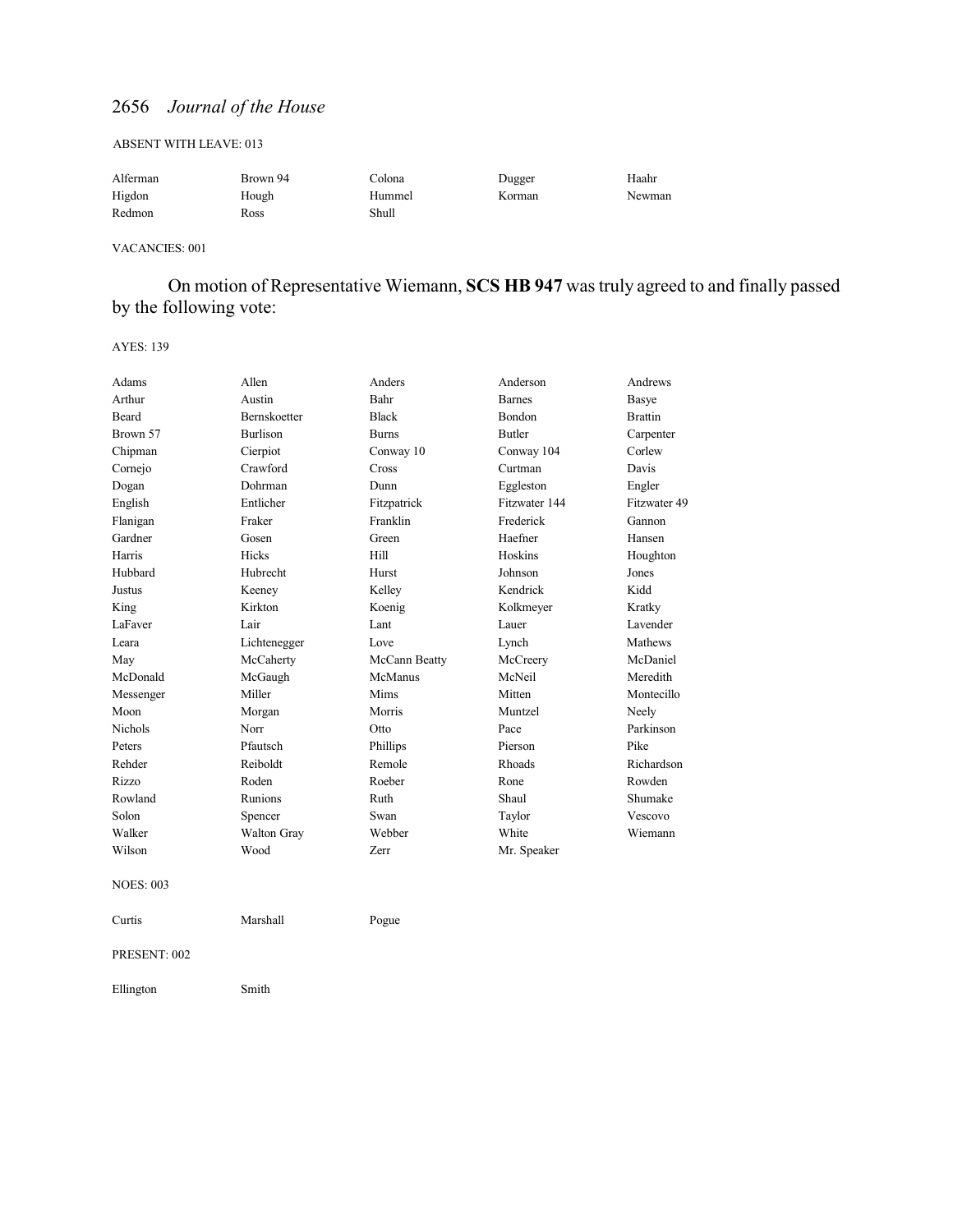ABSENT WITH LEAVE: 013

| | | | | |
|---|---|---|---|---|
| Alferman | Brown 94 | Colona | Dugger | Haahr |
| Higdon | Hough | Hummel | Korman | Newman |
| Redmon | Ross | Shull | | |

VACANCIES: 001

On motion of Representative Wiemann, **SCS HB 947** was truly agreed to and finally passed by the following vote:

AYES: 139

| | | | | |
|---|---|---|---|---|
| Adams | Allen | Anders | Anderson | Andrews |
| Arthur | Austin | Bahr | Barnes | Basye |
| Beard | Bernskoetter | Black | Bondon | Brattin |
| Brown 57 | Burlison | Burns | Butler | Carpenter |
| Chipman | Cierpiot | Conway 10 | Conway 104 | Corlew |
| Cornejo | Crawford | Cross | Curtman | Davis |
| Dogan | Dohrman | Dunn | Eggleston | Engler |
| English | Entlicher | Fitzpatrick | Fitzwater 144 | Fitzwater 49 |
| Flanigan | Fraker | Franklin | Frederick | Gannon |
| Gardner | Gosen | Green | Haefner | Hansen |
| Harris | Hicks | Hill | Hoskins | Houghton |
| Hubbard | Hubrecht | Hurst | Johnson | Jones |
| Justus | Keeney | Kelley | Kendrick | Kidd |
| King | Kirkton | Koenig | Kolkmeyer | Kratky |
| LaFaver | Lair | Lant | Lauer | Lavender |
| Leara | Lichtenegger | Love | Lynch | Mathews |
| May | McCaherty | McCann Beatty | McCreery | McDaniel |
| McDonald | McGaugh | McManus | McNeil | Meredith |
| Messenger | Miller | Mims | Mitten | Montecillo |
| Moon | Morgan | Morris | Muntzel | Neely |
| Nichols | Norr | Otto | Pace | Parkinson |
| Peters | Pfautsch | Phillips | Pierson | Pike |
| Rehder | Reiboldt | Remole | Rhoads | Richardson |
| Rizzo | Roden | Roeber | Rone | Rowden |
| Rowland | Runions | Ruth | Shaul | Shumake |
| Solon | Spencer | Swan | Taylor | Vescovo |
| Walker | Walton Gray | Webber | White | Wiemann |
| Wilson | Wood | Zerr | Mr. Speaker | |

NOES: 003

| | | |
|---|---|---|
| Curtis | Marshall | Pogue |

PRESENT: 002

| | |
|---|---|
| Ellington | Smith |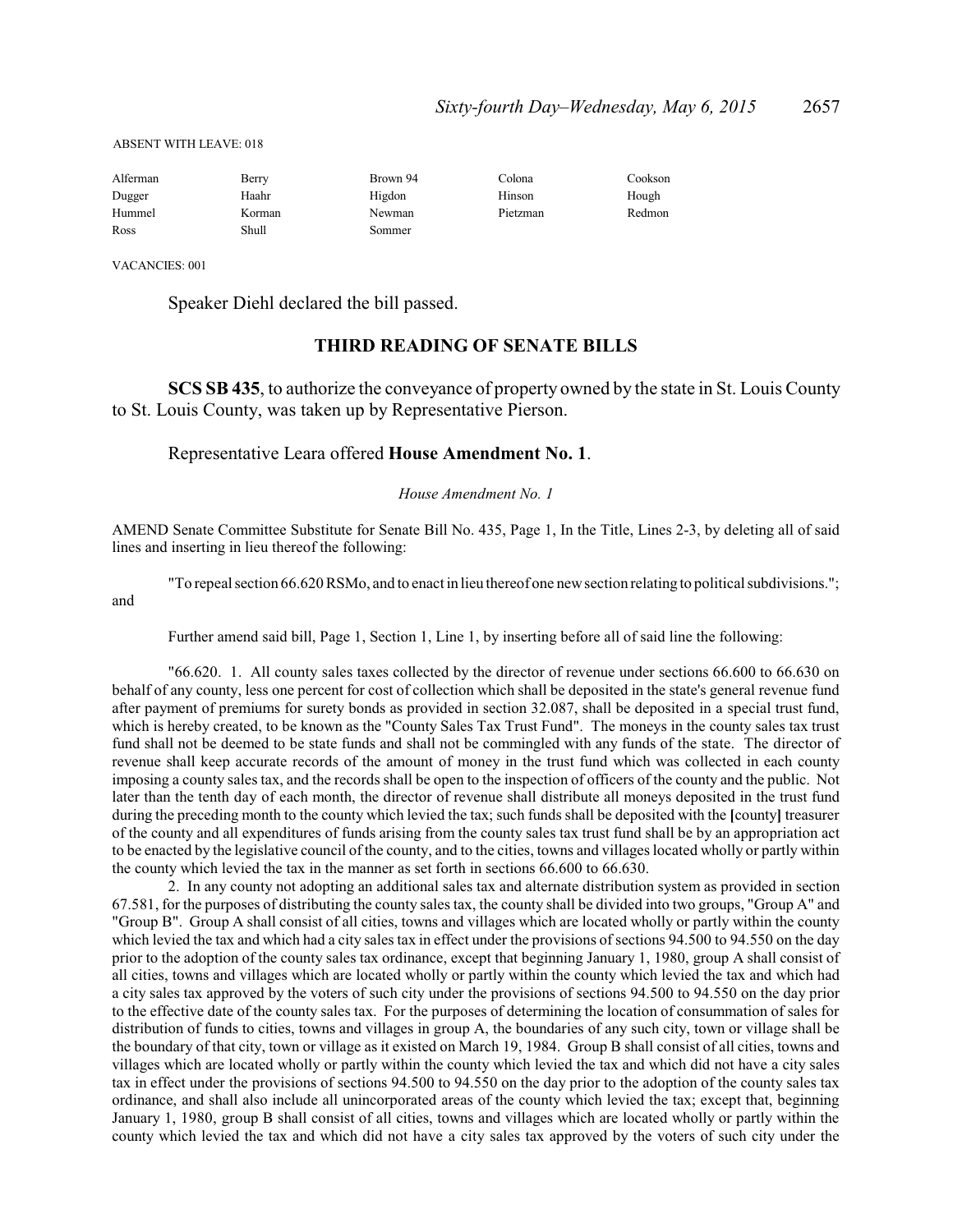ABSENT WITH LEAVE: 018

| | | | | |
|---|---|---|---|---|
| Alferman | Berry | Brown 94 | Colona | Cookson |
| Dugger | Haahr | Higdon | Hinson | Hough |
| Hummel | Korman | Newman | Pietzman | Redmon |
| Ross | Shull | Sommer | | |

VACANCIES: 001

Speaker Diehl declared the bill passed.

## THIRD READING OF SENATE BILLS

**SCS SB 435**, to authorize the conveyance of property owned by the state in St. Louis County to St. Louis County, was taken up by Representative Pierson.

Representative Leara offered **House Amendment No. 1**.

*House Amendment No. 1*

AMEND Senate Committee Substitute for Senate Bill No. 435, Page 1, In the Title, Lines 2-3, by deleting all of said lines and inserting in lieu thereof the following:

"To repeal section 66.620 RSMo, and to enact in lieu thereof one new section relating to political subdivisions."; and

Further amend said bill, Page 1, Section 1, Line 1, by inserting before all of said line the following:

"66.620. 1. All county sales taxes collected by the director of revenue under sections 66.600 to 66.630 on behalf of any county, less one percent for cost of collection which shall be deposited in the state's general revenue fund after payment of premiums for surety bonds as provided in section 32.087, shall be deposited in a special trust fund, which is hereby created, to be known as the "County Sales Tax Trust Fund". The moneys in the county sales tax trust fund shall not be deemed to be state funds and shall not be commingled with any funds of the state. The director of revenue shall keep accurate records of the amount of money in the trust fund which was collected in each county imposing a county sales tax, and the records shall be open to the inspection of officers of the county and the public. Not later than the tenth day of each month, the director of revenue shall distribute all moneys deposited in the trust fund during the preceding month to the county which levied the tax; such funds shall be deposited with the **[**county**]** treasurer of the county and all expenditures of funds arising from the county sales tax trust fund shall be by an appropriation act to be enacted by the legislative council of the county, and to the cities, towns and villages located wholly or partly within the county which levied the tax in the manner as set forth in sections 66.600 to 66.630.

2. In any county not adopting an additional sales tax and alternate distribution system as provided in section 67.581, for the purposes of distributing the county sales tax, the county shall be divided into two groups, "Group A" and "Group B". Group A shall consist of all cities, towns and villages which are located wholly or partly within the county which levied the tax and which had a city sales tax in effect under the provisions of sections 94.500 to 94.550 on the day prior to the adoption of the county sales tax ordinance, except that beginning January 1, 1980, group A shall consist of all cities, towns and villages which are located wholly or partly within the county which levied the tax and which had a city sales tax approved by the voters of such city under the provisions of sections 94.500 to 94.550 on the day prior to the effective date of the county sales tax. For the purposes of determining the location of consummation of sales for distribution of funds to cities, towns and villages in group A, the boundaries of any such city, town or village shall be the boundary of that city, town or village as it existed on March 19, 1984. Group B shall consist of all cities, towns and villages which are located wholly or partly within the county which levied the tax and which did not have a city sales tax in effect under the provisions of sections 94.500 to 94.550 on the day prior to the adoption of the county sales tax ordinance, and shall also include all unincorporated areas of the county which levied the tax; except that, beginning January 1, 1980, group B shall consist of all cities, towns and villages which are located wholly or partly within the county which levied the tax and which did not have a city sales tax approved by the voters of such city under the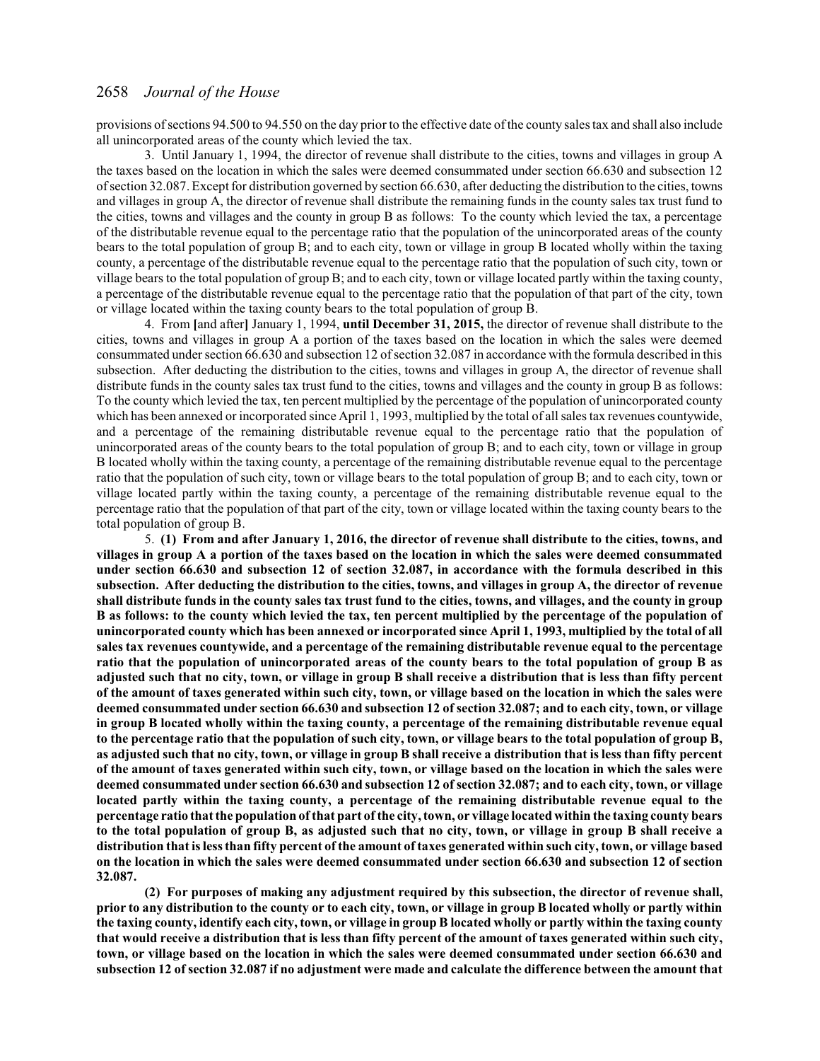provisions of sections 94.500 to 94.550 on the day prior to the effective date of the county sales tax and shall also include all unincorporated areas of the county which levied the tax.

3. Until January 1, 1994, the director of revenue shall distribute to the cities, towns and villages in group A the taxes based on the location in which the sales were deemed consummated under section 66.630 and subsection 12 of section 32.087. Except for distribution governed by section 66.630, after deducting the distribution to the cities, towns and villages in group A, the director of revenue shall distribute the remaining funds in the county sales tax trust fund to the cities, towns and villages and the county in group B as follows: To the county which levied the tax, a percentage of the distributable revenue equal to the percentage ratio that the population of the unincorporated areas of the county bears to the total population of group B; and to each city, town or village in group B located wholly within the taxing county, a percentage of the distributable revenue equal to the percentage ratio that the population of such city, town or village bears to the total population of group B; and to each city, town or village located partly within the taxing county, a percentage of the distributable revenue equal to the percentage ratio that the population of that part of the city, town or village located within the taxing county bears to the total population of group B.

4. From [and after] January 1, 1994, **until December 31, 2015,** the director of revenue shall distribute to the cities, towns and villages in group A a portion of the taxes based on the location in which the sales were deemed consummated under section 66.630 and subsection 12 of section 32.087 in accordance with the formula described in this subsection. After deducting the distribution to the cities, towns and villages in group A, the director of revenue shall distribute funds in the county sales tax trust fund to the cities, towns and villages and the county in group B as follows: To the county which levied the tax, ten percent multiplied by the percentage of the population of unincorporated county which has been annexed or incorporated since April 1, 1993, multiplied by the total of all sales tax revenues countywide, and a percentage of the remaining distributable revenue equal to the percentage ratio that the population of unincorporated areas of the county bears to the total population of group B; and to each city, town or village in group B located wholly within the taxing county, a percentage of the remaining distributable revenue equal to the percentage ratio that the population of such city, town or village bears to the total population of group B; and to each city, town or village located partly within the taxing county, a percentage of the remaining distributable revenue equal to the percentage ratio that the population of that part of the city, town or village located within the taxing county bears to the total population of group B.

5. **(1) From and after January 1, 2016, the director of revenue shall distribute to the cities, towns, and villages in group A a portion of the taxes based on the location in which the sales were deemed consummated under section 66.630 and subsection 12 of section 32.087, in accordance with the formula described in this subsection. After deducting the distribution to the cities, towns, and villages in group A, the director of revenue shall distribute funds in the county sales tax trust fund to the cities, towns, and villages, and the county in group B as follows: to the county which levied the tax, ten percent multiplied by the percentage of the population of unincorporated county which has been annexed or incorporated since April 1, 1993, multiplied by the total of all sales tax revenues countywide, and a percentage of the remaining distributable revenue equal to the percentage ratio that the population of unincorporated areas of the county bears to the total population of group B as adjusted such that no city, town, or village in group B shall receive a distribution that is less than fifty percent of the amount of taxes generated within such city, town, or village based on the location in which the sales were deemed consummated under section 66.630 and subsection 12 of section 32.087; and to each city, town, or village in group B located wholly within the taxing county, a percentage of the remaining distributable revenue equal to the percentage ratio that the population of such city, town, or village bears to the total population of group B, as adjusted such that no city, town, or village in group B shall receive a distribution that is less than fifty percent of the amount of taxes generated within such city, town, or village based on the location in which the sales were deemed consummated under section 66.630 and subsection 12 of section 32.087; and to each city, town, or village located partly within the taxing county, a percentage of the remaining distributable revenue equal to the percentage ratio that the population of that part of the city, town, or village located within the taxing county bears to the total population of group B, as adjusted such that no city, town, or village in group B shall receive a distribution that is less than fifty percent of the amount of taxes generated within such city, town, or village based on the location in which the sales were deemed consummated under section 66.630 and subsection 12 of section 32.087.**

**(2) For purposes of making any adjustment required by this subsection, the director of revenue shall, prior to any distribution to the county or to each city, town, or village in group B located wholly or partly within the taxing county, identify each city, town, or village in group B located wholly or partly within the taxing county that would receive a distribution that is less than fifty percent of the amount of taxes generated within such city, town, or village based on the location in which the sales were deemed consummated under section 66.630 and subsection 12 of section 32.087 if no adjustment were made and calculate the difference between the amount that**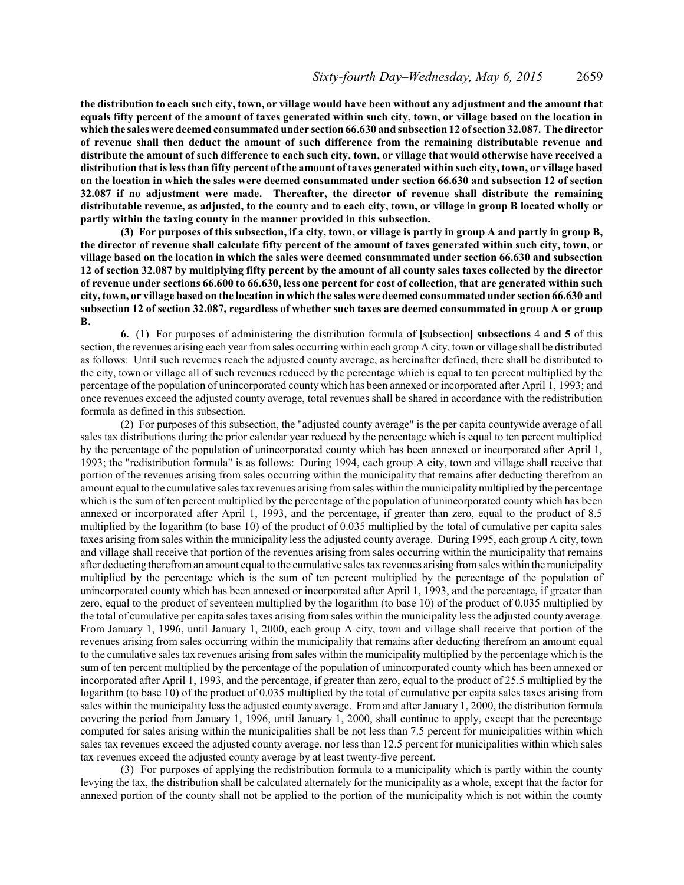**the distribution to each such city, town, or village would have been without any adjustment and the amount that equals fifty percent of the amount of taxes generated within such city, town, or village based on the location in which the sales were deemed consummated under section 66.630 and subsection 12 of section 32.087. The director of revenue shall then deduct the amount of such difference from the remaining distributable revenue and distribute the amount of such difference to each such city, town, or village that would otherwise have received a distribution that is less than fifty percent of the amount of taxes generated within such city, town, or village based on the location in which the sales were deemed consummated under section 66.630 and subsection 12 of section 32.087 if no adjustment were made. Thereafter, the director of revenue shall distribute the remaining distributable revenue, as adjusted, to the county and to each city, town, or village in group B located wholly or partly within the taxing county in the manner provided in this subsection.**

**(3) For purposes of this subsection, if a city, town, or village is partly in group A and partly in group B, the director of revenue shall calculate fifty percent of the amount of taxes generated within such city, town, or village based on the location in which the sales were deemed consummated under section 66.630 and subsection 12 of section 32.087 by multiplying fifty percent by the amount of all county sales taxes collected by the director of revenue under sections 66.600 to 66.630, less one percent for cost of collection, that are generated within such city, town, or village based on the location in which the sales were deemed consummated under section 66.630 and subsection 12 of section 32.087, regardless of whether such taxes are deemed consummated in group A or group B.**

**6.** (1) For purposes of administering the distribution formula of **[**subsection**] subsections** 4 **and 5** of this section, the revenues arising each year from sales occurring within each group A city, town or village shall be distributed as follows: Until such revenues reach the adjusted county average, as hereinafter defined, there shall be distributed to the city, town or village all of such revenues reduced by the percentage which is equal to ten percent multiplied by the percentage of the population of unincorporated county which has been annexed or incorporated after April 1, 1993; and once revenues exceed the adjusted county average, total revenues shall be shared in accordance with the redistribution formula as defined in this subsection.

(2) For purposes of this subsection, the "adjusted county average" is the per capita countywide average of all sales tax distributions during the prior calendar year reduced by the percentage which is equal to ten percent multiplied by the percentage of the population of unincorporated county which has been annexed or incorporated after April 1, 1993; the "redistribution formula" is as follows: During 1994, each group A city, town and village shall receive that portion of the revenues arising from sales occurring within the municipality that remains after deducting therefrom an amount equal to the cumulative sales tax revenues arising from sales within the municipality multiplied by the percentage which is the sum of ten percent multiplied by the percentage of the population of unincorporated county which has been annexed or incorporated after April 1, 1993, and the percentage, if greater than zero, equal to the product of 8.5 multiplied by the logarithm (to base 10) of the product of 0.035 multiplied by the total of cumulative per capita sales taxes arising from sales within the municipality less the adjusted county average. During 1995, each group A city, town and village shall receive that portion of the revenues arising from sales occurring within the municipality that remains after deducting therefrom an amount equal to the cumulative sales tax revenues arising from sales within the municipality multiplied by the percentage which is the sum of ten percent multiplied by the percentage of the population of unincorporated county which has been annexed or incorporated after April 1, 1993, and the percentage, if greater than zero, equal to the product of seventeen multiplied by the logarithm (to base 10) of the product of 0.035 multiplied by the total of cumulative per capita sales taxes arising from sales within the municipality less the adjusted county average. From January 1, 1996, until January 1, 2000, each group A city, town and village shall receive that portion of the revenues arising from sales occurring within the municipality that remains after deducting therefrom an amount equal to the cumulative sales tax revenues arising from sales within the municipality multiplied by the percentage which is the sum of ten percent multiplied by the percentage of the population of unincorporated county which has been annexed or incorporated after April 1, 1993, and the percentage, if greater than zero, equal to the product of 25.5 multiplied by the logarithm (to base 10) of the product of 0.035 multiplied by the total of cumulative per capita sales taxes arising from sales within the municipality less the adjusted county average. From and after January 1, 2000, the distribution formula covering the period from January 1, 1996, until January 1, 2000, shall continue to apply, except that the percentage computed for sales arising within the municipalities shall be not less than 7.5 percent for municipalities within which sales tax revenues exceed the adjusted county average, nor less than 12.5 percent for municipalities within which sales tax revenues exceed the adjusted county average by at least twenty-five percent.

(3) For purposes of applying the redistribution formula to a municipality which is partly within the county levying the tax, the distribution shall be calculated alternately for the municipality as a whole, except that the factor for annexed portion of the county shall not be applied to the portion of the municipality which is not within the county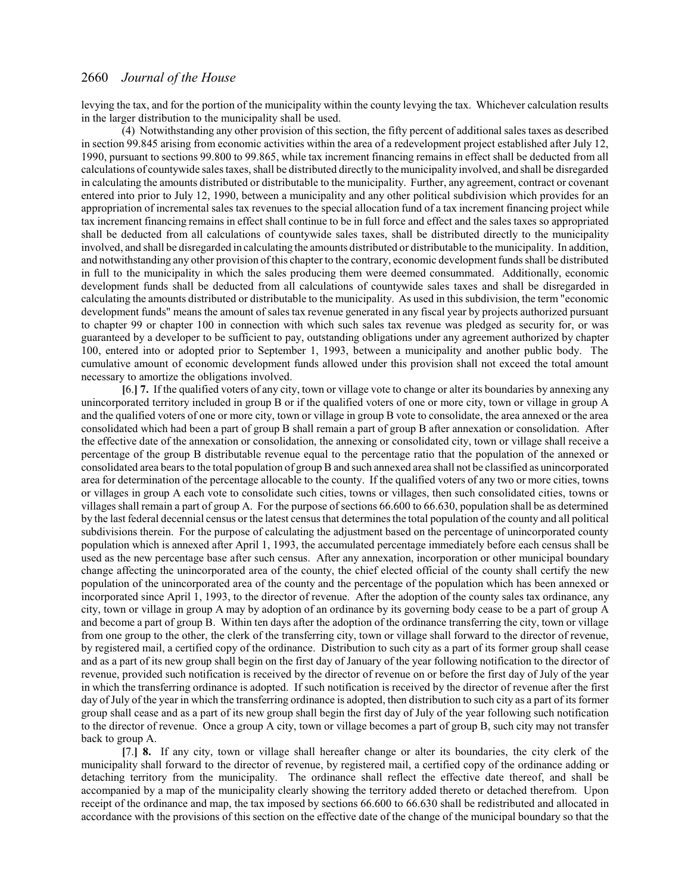levying the tax, and for the portion of the municipality within the county levying the tax. Whichever calculation results in the larger distribution to the municipality shall be used.

(4) Notwithstanding any other provision of this section, the fifty percent of additional sales taxes as described in section 99.845 arising from economic activities within the area of a redevelopment project established after July 12, 1990, pursuant to sections 99.800 to 99.865, while tax increment financing remains in effect shall be deducted from all calculations of countywide sales taxes, shall be distributed directly to the municipality involved, and shall be disregarded in calculating the amounts distributed or distributable to the municipality. Further, any agreement, contract or covenant entered into prior to July 12, 1990, between a municipality and any other political subdivision which provides for an appropriation of incremental sales tax revenues to the special allocation fund of a tax increment financing project while tax increment financing remains in effect shall continue to be in full force and effect and the sales taxes so appropriated shall be deducted from all calculations of countywide sales taxes, shall be distributed directly to the municipality involved, and shall be disregarded in calculating the amounts distributed or distributable to the municipality. In addition, and notwithstanding any other provision of this chapter to the contrary, economic development funds shall be distributed in full to the municipality in which the sales producing them were deemed consummated. Additionally, economic development funds shall be deducted from all calculations of countywide sales taxes and shall be disregarded in calculating the amounts distributed or distributable to the municipality. As used in this subdivision, the term "economic development funds" means the amount of sales tax revenue generated in any fiscal year by projects authorized pursuant to chapter 99 or chapter 100 in connection with which such sales tax revenue was pledged as security for, or was guaranteed by a developer to be sufficient to pay, outstanding obligations under any agreement authorized by chapter 100, entered into or adopted prior to September 1, 1993, between a municipality and another public body. The cumulative amount of economic development funds allowed under this provision shall not exceed the total amount necessary to amortize the obligations involved.

[6.] **7.** If the qualified voters of any city, town or village vote to change or alter its boundaries by annexing any unincorporated territory included in group B or if the qualified voters of one or more city, town or village in group A and the qualified voters of one or more city, town or village in group B vote to consolidate, the area annexed or the area consolidated which had been a part of group B shall remain a part of group B after annexation or consolidation. After the effective date of the annexation or consolidation, the annexing or consolidated city, town or village shall receive a percentage of the group B distributable revenue equal to the percentage ratio that the population of the annexed or consolidated area bears to the total population of group B and such annexed area shall not be classified as unincorporated area for determination of the percentage allocable to the county. If the qualified voters of any two or more cities, towns or villages in group A each vote to consolidate such cities, towns or villages, then such consolidated cities, towns or villages shall remain a part of group A. For the purpose of sections 66.600 to 66.630, population shall be as determined by the last federal decennial census or the latest census that determines the total population of the county and all political subdivisions therein. For the purpose of calculating the adjustment based on the percentage of unincorporated county population which is annexed after April 1, 1993, the accumulated percentage immediately before each census shall be used as the new percentage base after such census. After any annexation, incorporation or other municipal boundary change affecting the unincorporated area of the county, the chief elected official of the county shall certify the new population of the unincorporated area of the county and the percentage of the population which has been annexed or incorporated since April 1, 1993, to the director of revenue. After the adoption of the county sales tax ordinance, any city, town or village in group A may by adoption of an ordinance by its governing body cease to be a part of group A and become a part of group B. Within ten days after the adoption of the ordinance transferring the city, town or village from one group to the other, the clerk of the transferring city, town or village shall forward to the director of revenue, by registered mail, a certified copy of the ordinance. Distribution to such city as a part of its former group shall cease and as a part of its new group shall begin on the first day of January of the year following notification to the director of revenue, provided such notification is received by the director of revenue on or before the first day of July of the year in which the transferring ordinance is adopted. If such notification is received by the director of revenue after the first day of July of the year in which the transferring ordinance is adopted, then distribution to such city as a part of its former group shall cease and as a part of its new group shall begin the first day of July of the year following such notification to the director of revenue. Once a group A city, town or village becomes a part of group B, such city may not transfer back to group A.

[7.] **8.** If any city, town or village shall hereafter change or alter its boundaries, the city clerk of the municipality shall forward to the director of revenue, by registered mail, a certified copy of the ordinance adding or detaching territory from the municipality. The ordinance shall reflect the effective date thereof, and shall be accompanied by a map of the municipality clearly showing the territory added thereto or detached therefrom. Upon receipt of the ordinance and map, the tax imposed by sections 66.600 to 66.630 shall be redistributed and allocated in accordance with the provisions of this section on the effective date of the change of the municipal boundary so that the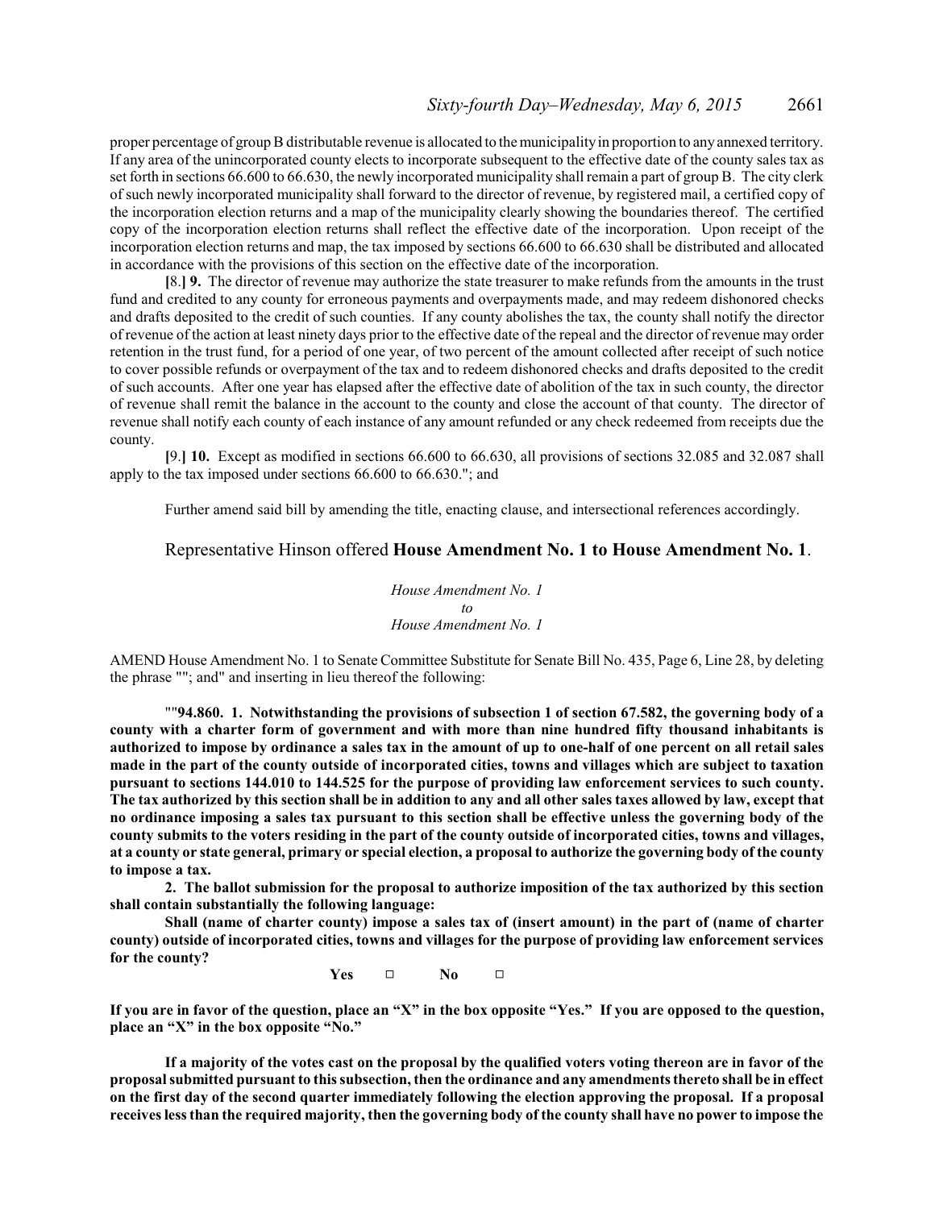proper percentage of group B distributable revenue is allocated to the municipality in proportion to any annexed territory. If any area of the unincorporated county elects to incorporate subsequent to the effective date of the county sales tax as set forth in sections 66.600 to 66.630, the newly incorporated municipality shall remain a part of group B. The city clerk of such newly incorporated municipality shall forward to the director of revenue, by registered mail, a certified copy of the incorporation election returns and a map of the municipality clearly showing the boundaries thereof. The certified copy of the incorporation election returns shall reflect the effective date of the incorporation. Upon receipt of the incorporation election returns and map, the tax imposed by sections 66.600 to 66.630 shall be distributed and allocated in accordance with the provisions of this section on the effective date of the incorporation.

[8.] **9.** The director of revenue may authorize the state treasurer to make refunds from the amounts in the trust fund and credited to any county for erroneous payments and overpayments made, and may redeem dishonored checks and drafts deposited to the credit of such counties. If any county abolishes the tax, the county shall notify the director of revenue of the action at least ninety days prior to the effective date of the repeal and the director of revenue may order retention in the trust fund, for a period of one year, of two percent of the amount collected after receipt of such notice to cover possible refunds or overpayment of the tax and to redeem dishonored checks and drafts deposited to the credit of such accounts. After one year has elapsed after the effective date of abolition of the tax in such county, the director of revenue shall remit the balance in the account to the county and close the account of that county. The director of revenue shall notify each county of each instance of any amount refunded or any check redeemed from receipts due the county.

[9.] **10.** Except as modified in sections 66.600 to 66.630, all provisions of sections 32.085 and 32.087 shall apply to the tax imposed under sections 66.600 to 66.630."; and

Further amend said bill by amending the title, enacting clause, and intersectional references accordingly.

Representative Hinson offered **House Amendment No. 1 to House Amendment No. 1**.

*House Amendment No. 1*
*to*
*House Amendment No. 1*

AMEND House Amendment No. 1 to Senate Committee Substitute for Senate Bill No. 435, Page 6, Line 28, by deleting the phrase ""; and" and inserting in lieu thereof the following:

""**94.860. 1. Notwithstanding the provisions of subsection 1 of section 67.582, the governing body of a county with a charter form of government and with more than nine hundred fifty thousand inhabitants is authorized to impose by ordinance a sales tax in the amount of up to one-half of one percent on all retail sales made in the part of the county outside of incorporated cities, towns and villages which are subject to taxation pursuant to sections 144.010 to 144.525 for the purpose of providing law enforcement services to such county. The tax authorized by this section shall be in addition to any and all other sales taxes allowed by law, except that no ordinance imposing a sales tax pursuant to this section shall be effective unless the governing body of the county submits to the voters residing in the part of the county outside of incorporated cities, towns and villages, at a county or state general, primary or special election, a proposal to authorize the governing body of the county to impose a tax.**

**2. The ballot submission for the proposal to authorize imposition of the tax authorized by this section shall contain substantially the following language:**

**Shall (name of charter county) impose a sales tax of (insert amount) in the part of (name of charter county) outside of incorporated cities, towns and villages for the purpose of providing law enforcement services for the county?**

**Yes □ No □**

**If you are in favor of the question, place an "X" in the box opposite "Yes." If you are opposed to the question, place an "X" in the box opposite "No."**

**If a majority of the votes cast on the proposal by the qualified voters voting thereon are in favor of the proposal submitted pursuant to this subsection, then the ordinance and any amendments thereto shall be in effect on the first day of the second quarter immediately following the election approving the proposal. If a proposal receives less than the required majority, then the governing body of the county shall have no power to impose the**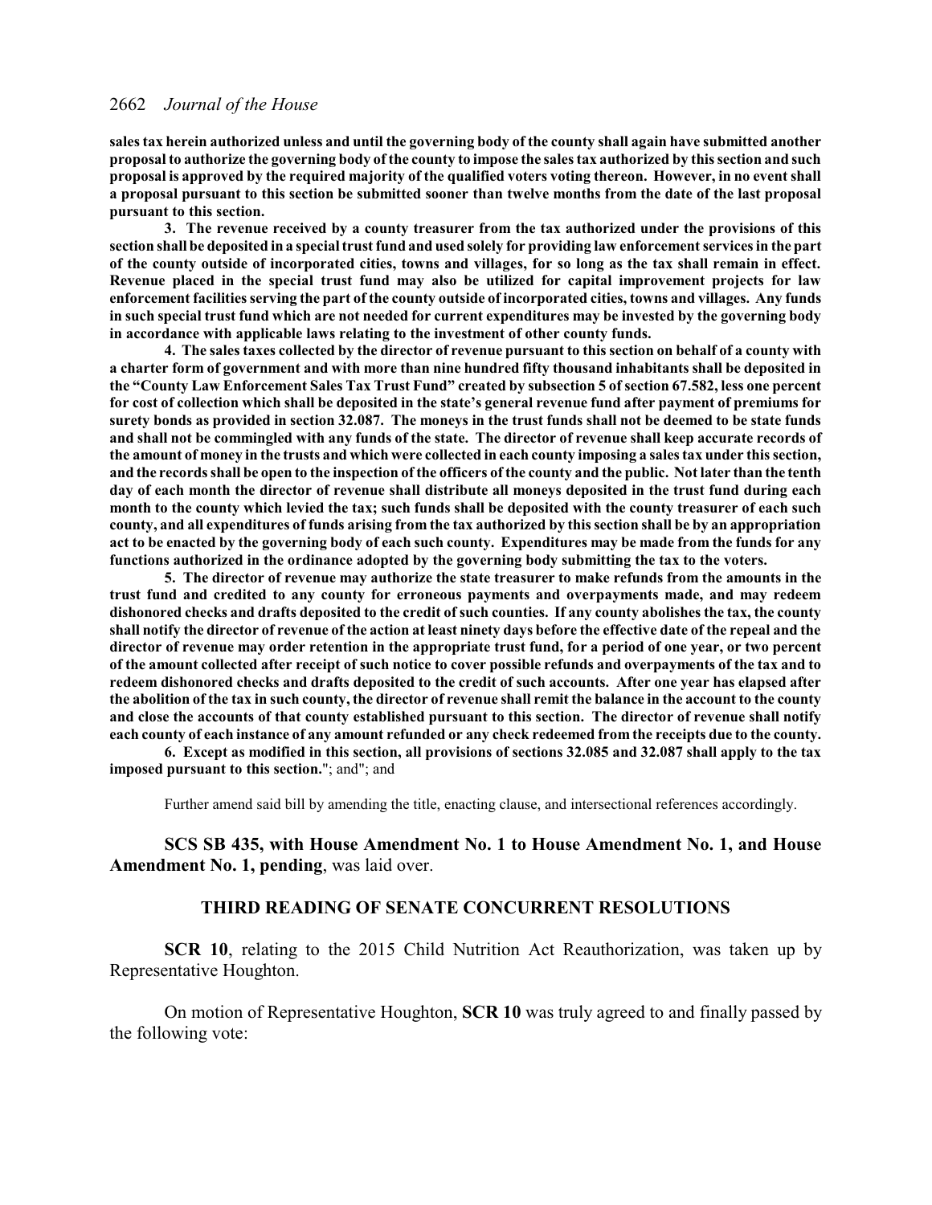**sales tax herein authorized unless and until the governing body of the county shall again have submitted another proposal to authorize the governing body of the county to impose the sales tax authorized by this section and such proposal is approved by the required majority of the qualified voters voting thereon. However, in no event shall a proposal pursuant to this section be submitted sooner than twelve months from the date of the last proposal pursuant to this section.**

**3. The revenue received by a county treasurer from the tax authorized under the provisions of this section shall be deposited in a special trust fund and used solely for providing law enforcement services in the part of the county outside of incorporated cities, towns and villages, for so long as the tax shall remain in effect. Revenue placed in the special trust fund may also be utilized for capital improvement projects for law enforcement facilities serving the part of the county outside of incorporated cities, towns and villages. Any funds in such special trust fund which are not needed for current expenditures may be invested by the governing body in accordance with applicable laws relating to the investment of other county funds.**

**4. The sales taxes collected by the director of revenue pursuant to this section on behalf of a county with a charter form of government and with more than nine hundred fifty thousand inhabitants shall be deposited in the "County Law Enforcement Sales Tax Trust Fund" created by subsection 5 of section 67.582, less one percent for cost of collection which shall be deposited in the state's general revenue fund after payment of premiums for surety bonds as provided in section 32.087. The moneys in the trust funds shall not be deemed to be state funds and shall not be commingled with any funds of the state. The director of revenue shall keep accurate records of the amount of money in the trusts and which were collected in each county imposing a sales tax under this section, and the records shall be open to the inspection of the officers of the county and the public. Not later than the tenth day of each month the director of revenue shall distribute all moneys deposited in the trust fund during each month to the county which levied the tax; such funds shall be deposited with the county treasurer of each such county, and all expenditures of funds arising from the tax authorized by this section shall be by an appropriation act to be enacted by the governing body of each such county. Expenditures may be made from the funds for any functions authorized in the ordinance adopted by the governing body submitting the tax to the voters.**

**5. The director of revenue may authorize the state treasurer to make refunds from the amounts in the trust fund and credited to any county for erroneous payments and overpayments made, and may redeem dishonored checks and drafts deposited to the credit of such counties. If any county abolishes the tax, the county shall notify the director of revenue of the action at least ninety days before the effective date of the repeal and the director of revenue may order retention in the appropriate trust fund, for a period of one year, or two percent of the amount collected after receipt of such notice to cover possible refunds and overpayments of the tax and to redeem dishonored checks and drafts deposited to the credit of such accounts. After one year has elapsed after the abolition of the tax in such county, the director of revenue shall remit the balance in the account to the county and close the accounts of that county established pursuant to this section. The director of revenue shall notify each county of each instance of any amount refunded or any check redeemed from the receipts due to the county.**

**6. Except as modified in this section, all provisions of sections 32.085 and 32.087 shall apply to the tax imposed pursuant to this section.**"; and"; and

Further amend said bill by amending the title, enacting clause, and intersectional references accordingly.

**SCS SB 435, with House Amendment No. 1 to House Amendment No. 1, and House Amendment No. 1, pending**, was laid over.

## THIRD READING OF SENATE CONCURRENT RESOLUTIONS

**SCR 10**, relating to the 2015 Child Nutrition Act Reauthorization, was taken up by Representative Houghton.

On motion of Representative Houghton, **SCR 10** was truly agreed to and finally passed by the following vote: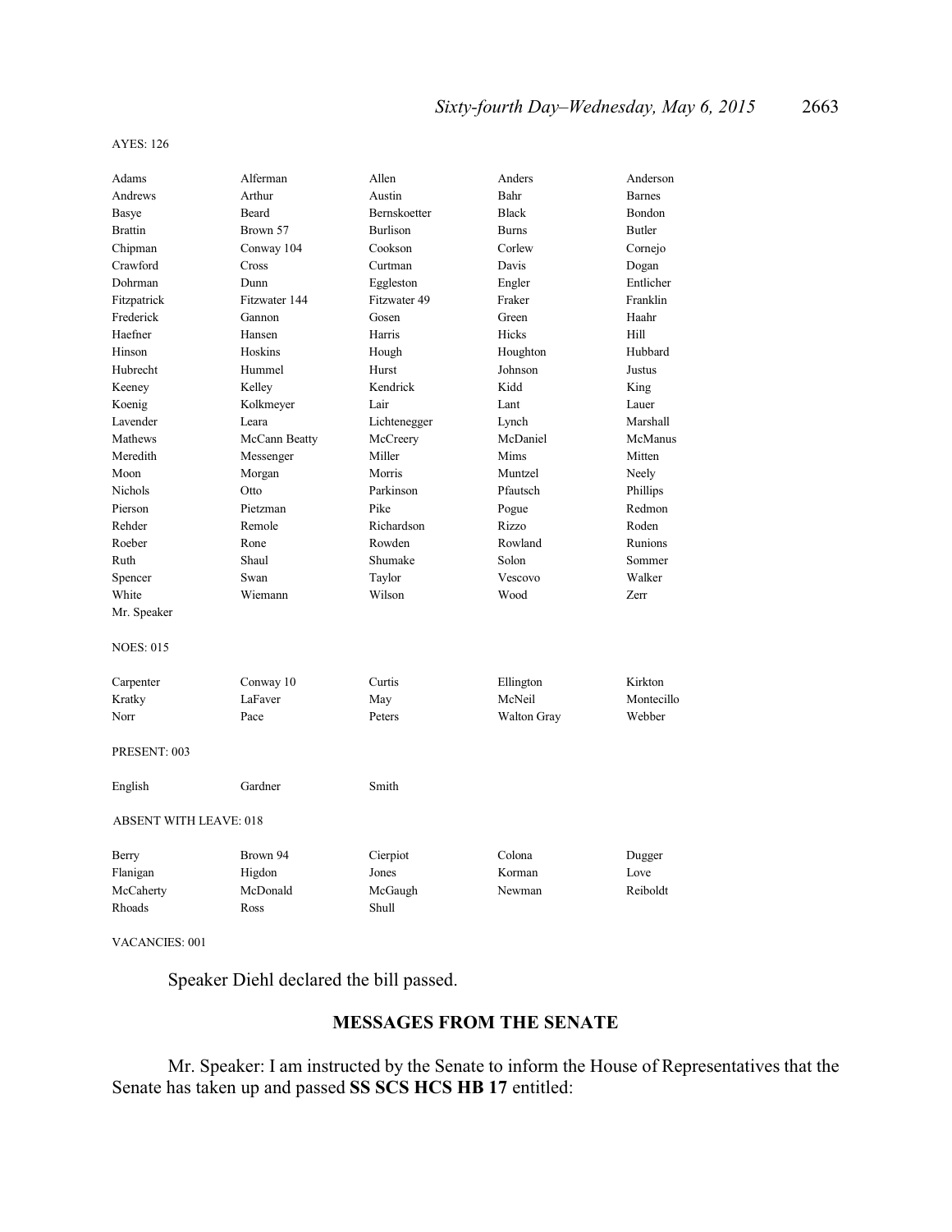AYES: 126

| | | | | |
|---|---|---|---|---|
| Adams | Alferman | Allen | Anders | Anderson |
| Andrews | Arthur | Austin | Bahr | Barnes |
| Basye | Beard | Bernskoetter | Black | Bondon |
| Brattin | Brown 57 | Burlison | Burns | Butler |
| Chipman | Conway 104 | Cookson | Corlew | Cornejo |
| Crawford | Cross | Curtman | Davis | Dogan |
| Dohrman | Dunn | Eggleston | Engler | Entlicher |
| Fitzpatrick | Fitzwater 144 | Fitzwater 49 | Fraker | Franklin |
| Frederick | Gannon | Gosen | Green | Haahr |
| Haefner | Hansen | Harris | Hicks | Hill |
| Hinson | Hoskins | Hough | Houghton | Hubbard |
| Hubrecht | Hummel | Hurst | Johnson | Justus |
| Keeney | Kelley | Kendrick | Kidd | King |
| Koenig | Kolkmeyer | Lair | Lant | Lauer |
| Lavender | Leara | Lichtenegger | Lynch | Marshall |
| Mathews | McCann Beatty | McCreery | McDaniel | McManus |
| Meredith | Messenger | Miller | Mims | Mitten |
| Moon | Morgan | Morris | Muntzel | Neely |
| Nichols | Otto | Parkinson | Pfautsch | Phillips |
| Pierson | Pietzman | Pike | Pogue | Redmon |
| Rehder | Remole | Richardson | Rizzo | Roden |
| Roeber | Rone | Rowden | Rowland | Runions |
| Ruth | Shaul | Shumake | Solon | Sommer |
| Spencer | Swan | Taylor | Vescovo | Walker |
| White | Wiemann | Wilson | Wood | Zerr |
| Mr. Speaker | | | | |

NOES: 015

| | | | | |
|---|---|---|---|---|
| Carpenter | Conway 10 | Curtis | Ellington | Kirkton |
| Kratky | LaFaver | May | McNeil | Montecillo |
| Norr | Pace | Peters | Walton Gray | Webber |

PRESENT: 003

| | | |
|---|---|---|
| English | Gardner | Smith |

ABSENT WITH LEAVE: 018

| | | | | |
|---|---|---|---|---|
| Berry | Brown 94 | Cierpiot | Colona | Dugger |
| Flanigan | Higdon | Jones | Korman | Love |
| McCaherty | McDonald | McGaugh | Newman | Reiboldt |
| Rhoads | Ross | Shull | | |

VACANCIES: 001

Speaker Diehl declared the bill passed.

## MESSAGES FROM THE SENATE

Mr. Speaker: I am instructed by the Senate to inform the House of Representatives that the Senate has taken up and passed **SS SCS HCS HB 17** entitled: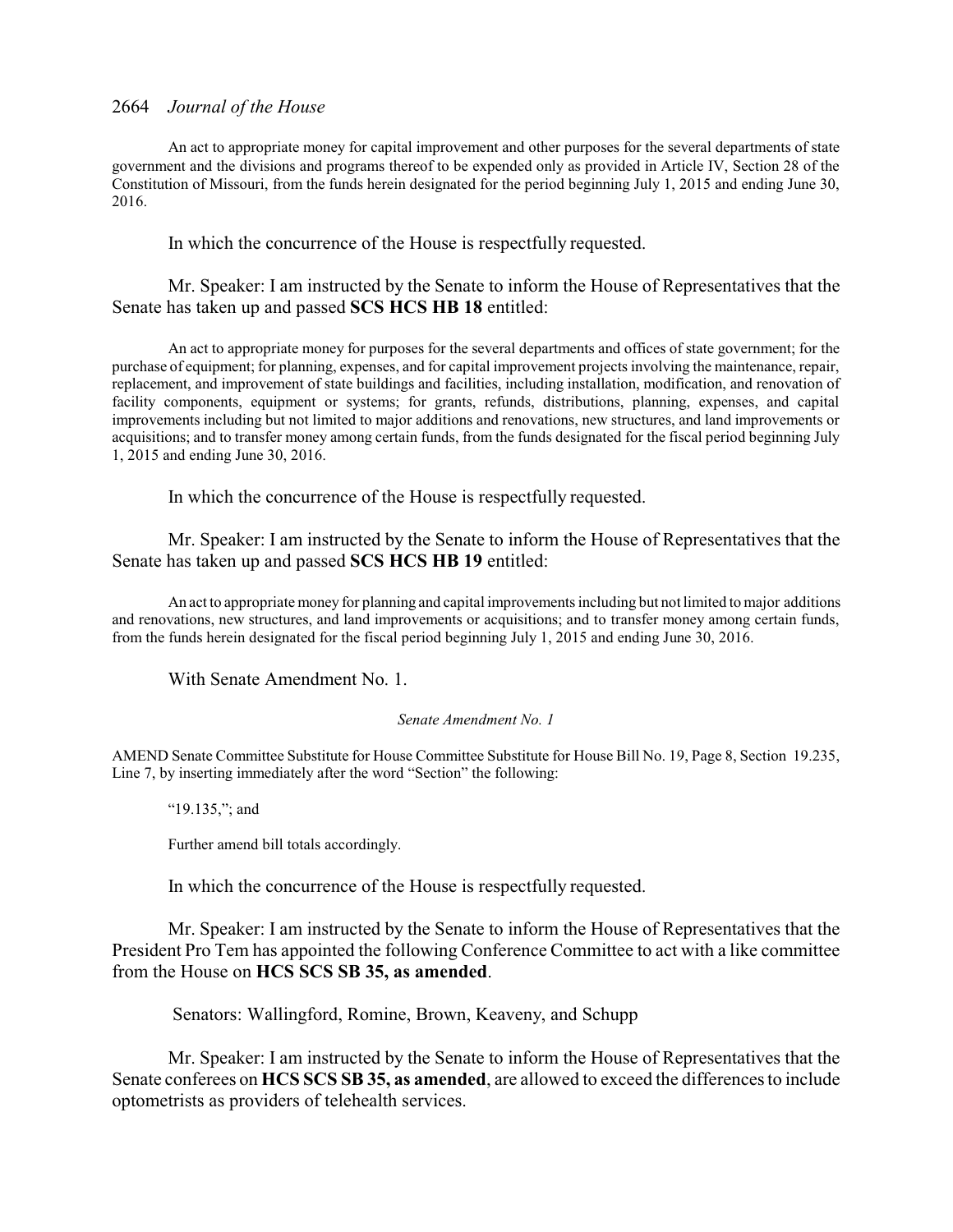An act to appropriate money for capital improvement and other purposes for the several departments of state government and the divisions and programs thereof to be expended only as provided in Article IV, Section 28 of the Constitution of Missouri, from the funds herein designated for the period beginning July 1, 2015 and ending June 30, 2016.

In which the concurrence of the House is respectfully requested.

Mr. Speaker: I am instructed by the Senate to inform the House of Representatives that the Senate has taken up and passed **SCS HCS HB 18** entitled:

An act to appropriate money for purposes for the several departments and offices of state government; for the purchase of equipment; for planning, expenses, and for capital improvement projects involving the maintenance, repair, replacement, and improvement of state buildings and facilities, including installation, modification, and renovation of facility components, equipment or systems; for grants, refunds, distributions, planning, expenses, and capital improvements including but not limited to major additions and renovations, new structures, and land improvements or acquisitions; and to transfer money among certain funds, from the funds designated for the fiscal period beginning July 1, 2015 and ending June 30, 2016.

In which the concurrence of the House is respectfully requested.

Mr. Speaker: I am instructed by the Senate to inform the House of Representatives that the Senate has taken up and passed **SCS HCS HB 19** entitled:

An act to appropriate money for planning and capital improvements including but not limited to major additions and renovations, new structures, and land improvements or acquisitions; and to transfer money among certain funds, from the funds herein designated for the fiscal period beginning July 1, 2015 and ending June 30, 2016.

With Senate Amendment No. 1.

*Senate Amendment No. 1*

AMEND Senate Committee Substitute for House Committee Substitute for House Bill No. 19, Page 8, Section 19.235, Line 7, by inserting immediately after the word "Section" the following:

"19.135,"; and

Further amend bill totals accordingly.

In which the concurrence of the House is respectfully requested.

Mr. Speaker: I am instructed by the Senate to inform the House of Representatives that the President Pro Tem has appointed the following Conference Committee to act with a like committee from the House on **HCS SCS SB 35, as amended**.

Senators: Wallingford, Romine, Brown, Keaveny, and Schupp

Mr. Speaker: I am instructed by the Senate to inform the House of Representatives that the Senate conferees on **HCS SCS SB 35, as amended**, are allowed to exceed the differences to include optometrists as providers of telehealth services.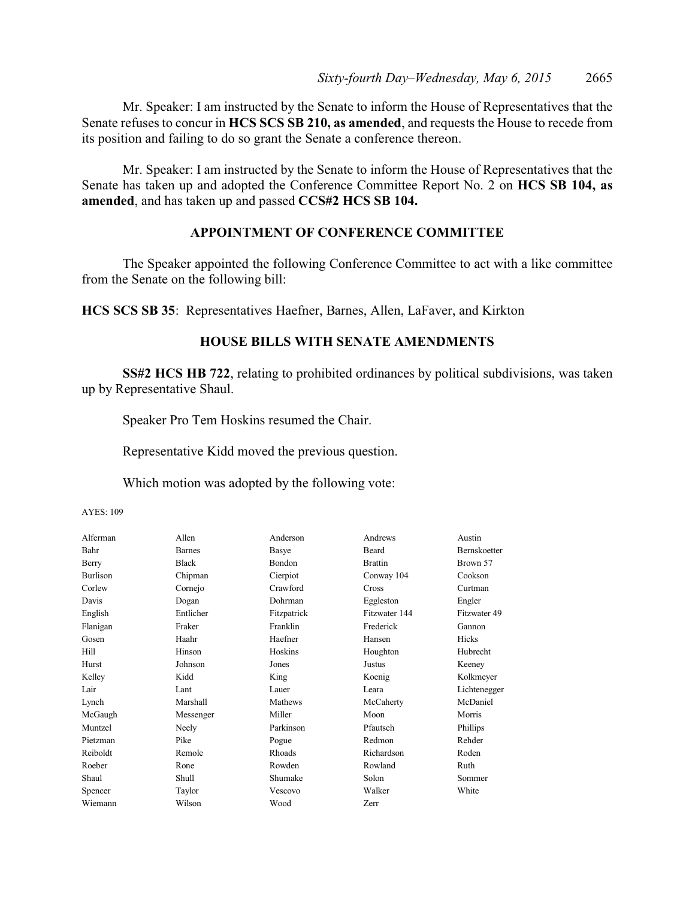Mr. Speaker: I am instructed by the Senate to inform the House of Representatives that the Senate refuses to concur in **HCS SCS SB 210, as amended**, and requests the House to recede from its position and failing to do so grant the Senate a conference thereon.

Mr. Speaker: I am instructed by the Senate to inform the House of Representatives that the Senate has taken up and adopted the Conference Committee Report No. 2 on **HCS SB 104, as amended**, and has taken up and passed **CCS#2 HCS SB 104.**

## APPOINTMENT OF CONFERENCE COMMITTEE

The Speaker appointed the following Conference Committee to act with a like committee from the Senate on the following bill:

**HCS SCS SB 35**: Representatives Haefner, Barnes, Allen, LaFaver, and Kirkton

## HOUSE BILLS WITH SENATE AMENDMENTS

**SS#2 HCS HB 722**, relating to prohibited ordinances by political subdivisions, was taken up by Representative Shaul.

Speaker Pro Tem Hoskins resumed the Chair.

Representative Kidd moved the previous question.

Which motion was adopted by the following vote:

AYES: 109

| | | | | |
|---|---|---|---|---|
| Alferman | Allen | Anderson | Andrews | Austin |
| Bahr | Barnes | Basye | Beard | Bernskoetter |
| Berry | Black | Bondon | Brattin | Brown 57 |
| Burlison | Chipman | Cierpiot | Conway 104 | Cookson |
| Corlew | Cornejo | Crawford | Cross | Curtman |
| Davis | Dogan | Dohrman | Eggleston | Engler |
| English | Entlicher | Fitzpatrick | Fitzwater 144 | Fitzwater 49 |
| Flanigan | Fraker | Franklin | Frederick | Gannon |
| Gosen | Haahr | Haefner | Hansen | Hicks |
| Hill | Hinson | Hoskins | Houghton | Hubrecht |
| Hurst | Johnson | Jones | Justus | Keeney |
| Kelley | Kidd | King | Koenig | Kolkmeyer |
| Lair | Lant | Lauer | Leara | Lichtenegger |
| Lynch | Marshall | Mathews | McCaherty | McDaniel |
| McGaugh | Messenger | Miller | Moon | Morris |
| Muntzel | Neely | Parkinson | Pfautsch | Phillips |
| Pietzman | Pike | Pogue | Redmon | Rehder |
| Reiboldt | Remole | Rhoads | Richardson | Roden |
| Roeber | Rone | Rowden | Rowland | Ruth |
| Shaul | Shull | Shumake | Solon | Sommer |
| Spencer | Taylor | Vescovo | Walker | White |
| Wiemann | Wilson | Wood | Zerr | |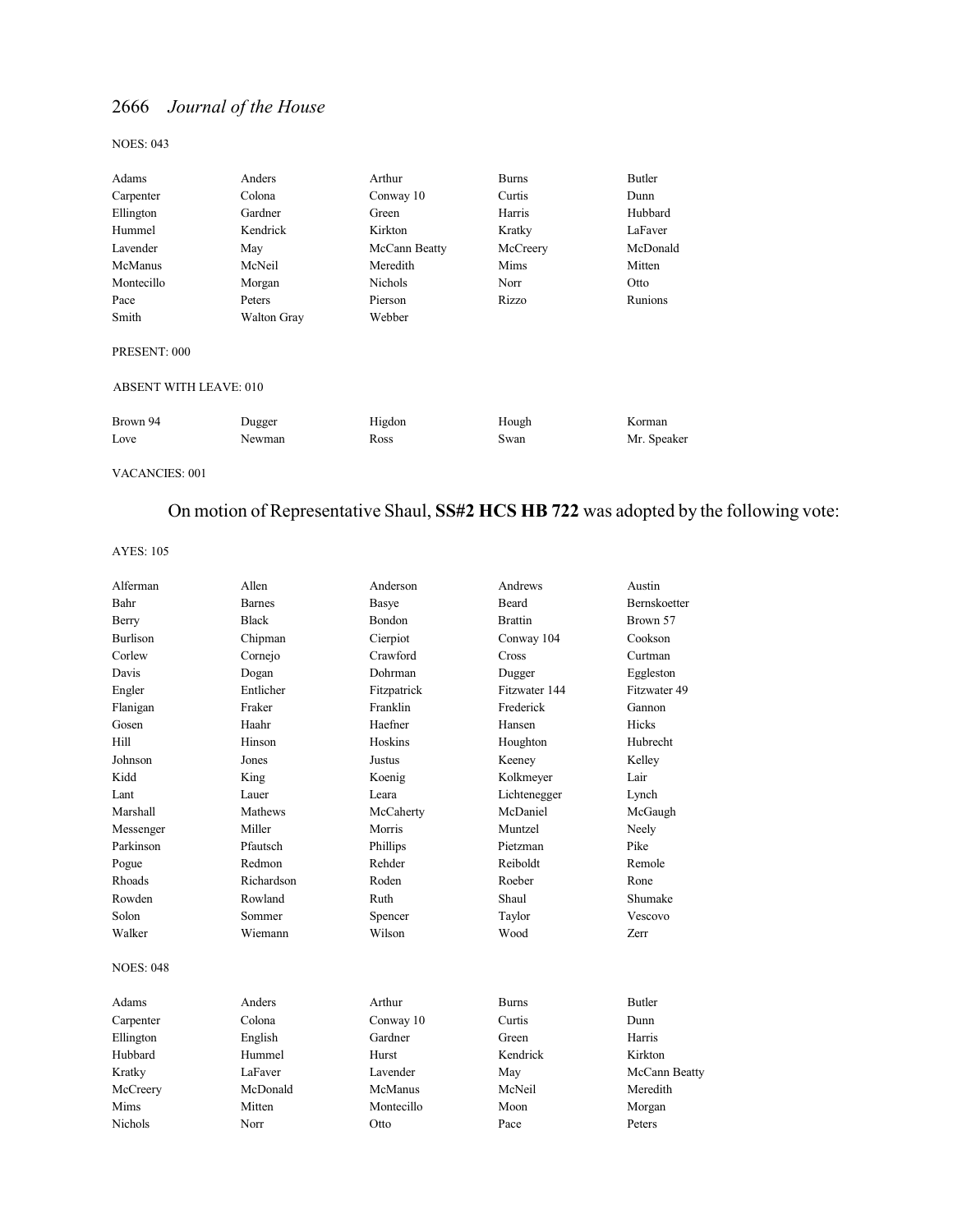NOES: 043

| | | | | |
|---|---|---|---|---|
| Adams | Anders | Arthur | Burns | Butler |
| Carpenter | Colona | Conway 10 | Curtis | Dunn |
| Ellington | Gardner | Green | Harris | Hubbard |
| Hummel | Kendrick | Kirkton | Kratky | LaFaver |
| Lavender | May | McCann Beatty | McCreery | McDonald |
| McManus | McNeil | Meredith | Mims | Mitten |
| Montecillo | Morgan | Nichols | Norr | Otto |
| Pace | Peters | Pierson | Rizzo | Runions |
| Smith | Walton Gray | Webber | | |

PRESENT: 000

ABSENT WITH LEAVE: 010

| | | | | |
|---|---|---|---|---|
| Brown 94 | Dugger | Higdon | Hough | Korman |
| Love | Newman | Ross | Swan | Mr. Speaker |

VACANCIES: 001

On motion of Representative Shaul, **SS#2 HCS HB 722** was adopted by the following vote:

AYES: 105

| | | | | |
|---|---|---|---|---|
| Alferman | Allen | Anderson | Andrews | Austin |
| Bahr | Barnes | Basye | Beard | Bernskoetter |
| Berry | Black | Bondon | Brattin | Brown 57 |
| Burlison | Chipman | Cierpiot | Conway 104 | Cookson |
| Corlew | Cornejo | Crawford | Cross | Curtman |
| Davis | Dogan | Dohrman | Dugger | Eggleston |
| Engler | Entlicher | Fitzpatrick | Fitzwater 144 | Fitzwater 49 |
| Flanigan | Fraker | Franklin | Frederick | Gannon |
| Gosen | Haahr | Haefner | Hansen | Hicks |
| Hill | Hinson | Hoskins | Houghton | Hubrecht |
| Johnson | Jones | Justus | Keeney | Kelley |
| Kidd | King | Koenig | Kolkmeyer | Lair |
| Lant | Lauer | Leara | Lichtenegger | Lynch |
| Marshall | Mathews | McCaherty | McDaniel | McGaugh |
| Messenger | Miller | Morris | Muntzel | Neely |
| Parkinson | Pfautsch | Phillips | Pietzman | Pike |
| Pogue | Redmon | Rehder | Reiboldt | Remole |
| Rhoads | Richardson | Roden | Roeber | Rone |
| Rowden | Rowland | Ruth | Shaul | Shumake |
| Solon | Sommer | Spencer | Taylor | Vescovo |
| Walker | Wiemann | Wilson | Wood | Zerr |

NOES: 048

| | | | | |
|---|---|---|---|---|
| Adams | Anders | Arthur | Burns | Butler |
| Carpenter | Colona | Conway 10 | Curtis | Dunn |
| Ellington | English | Gardner | Green | Harris |
| Hubbard | Hummel | Hurst | Kendrick | Kirkton |
| Kratky | LaFaver | Lavender | May | McCann Beatty |
| McCreery | McDonald | McManus | McNeil | Meredith |
| Mims | Mitten | Montecillo | Moon | Morgan |
| Nichols | Norr | Otto | Pace | Peters |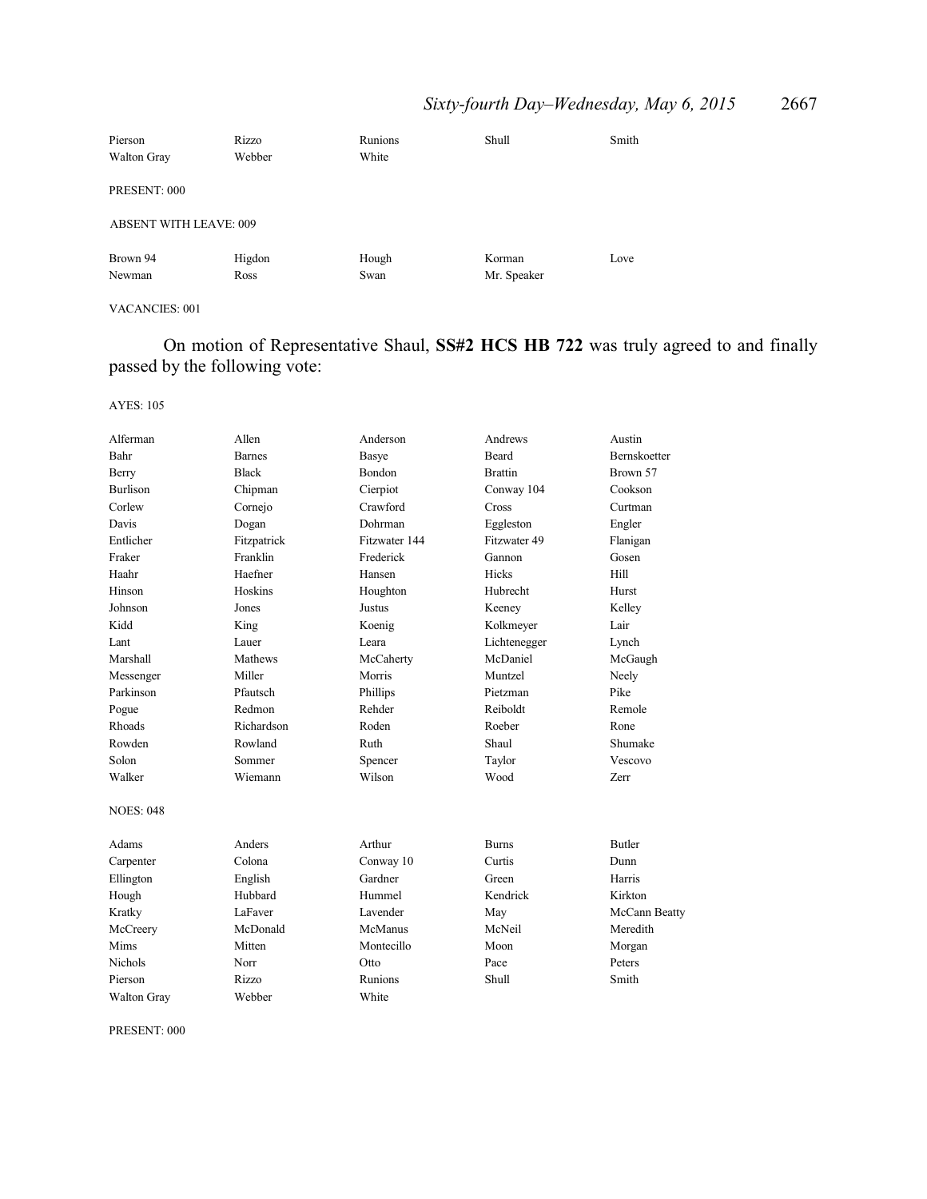| | | | | |
|---|---|---|---|---|
| Pierson | Rizzo | Runions | Shull | Smith |
| Walton Gray | Webber | White | | |

PRESENT: 000

ABSENT WITH LEAVE: 009

| | | | | |
|---|---|---|---|---|
| Brown 94 | Higdon | Hough | Korman | Love |
| Newman | Ross | Swan | Mr. Speaker | |

VACANCIES: 001

On motion of Representative Shaul, **SS#2 HCS HB 722** was truly agreed to and finally passed by the following vote:

AYES: 105

| | | | | |
|---|---|---|---|---|
| Alferman | Allen | Anderson | Andrews | Austin |
| Bahr | Barnes | Basye | Beard | Bernskoetter |
| Berry | Black | Bondon | Brattin | Brown 57 |
| Burlison | Chipman | Cierpiot | Conway 104 | Cookson |
| Corlew | Cornejo | Crawford | Cross | Curtman |
| Davis | Dogan | Dohrman | Eggleston | Engler |
| Entlicher | Fitzpatrick | Fitzwater 144 | Fitzwater 49 | Flanigan |
| Fraker | Franklin | Frederick | Gannon | Gosen |
| Haahr | Haefner | Hansen | Hicks | Hill |
| Hinson | Hoskins | Houghton | Hubrecht | Hurst |
| Johnson | Jones | Justus | Keeney | Kelley |
| Kidd | King | Koenig | Kolkmeyer | Lair |
| Lant | Lauer | Leara | Lichtenegger | Lynch |
| Marshall | Mathews | McCaherty | McDaniel | McGaugh |
| Messenger | Miller | Morris | Muntzel | Neely |
| Parkinson | Pfautsch | Phillips | Pietzman | Pike |
| Pogue | Redmon | Rehder | Reiboldt | Remole |
| Rhoads | Richardson | Roden | Roeber | Rone |
| Rowden | Rowland | Ruth | Shaul | Shumake |
| Solon | Sommer | Spencer | Taylor | Vescovo |
| Walker | Wiemann | Wilson | Wood | Zerr |

NOES: 048

| | | | | |
|---|---|---|---|---|
| Adams | Anders | Arthur | Burns | Butler |
| Carpenter | Colona | Conway 10 | Curtis | Dunn |
| Ellington | English | Gardner | Green | Harris |
| Hough | Hubbard | Hummel | Kendrick | Kirkton |
| Kratky | LaFaver | Lavender | May | McCann Beatty |
| McCreery | McDonald | McManus | McNeil | Meredith |
| Mims | Mitten | Montecillo | Moon | Morgan |
| Nichols | Norr | Otto | Pace | Peters |
| Pierson | Rizzo | Runions | Shull | Smith |
| Walton Gray | Webber | White | | |

PRESENT: 000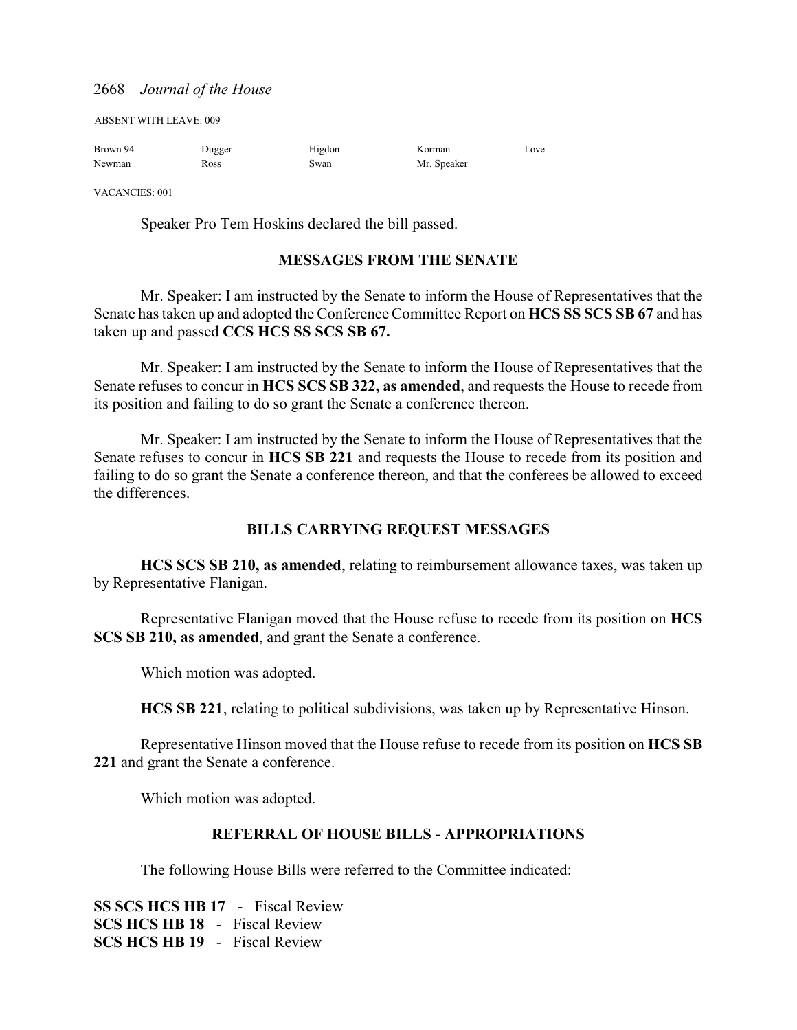ABSENT WITH LEAVE: 009

| | | | | |
|---|---|---|---|---|
| Brown 94 | Dugger | Higdon | Korman | Love |
| Newman | Ross | Swan | Mr. Speaker | |

VACANCIES: 001

Speaker Pro Tem Hoskins declared the bill passed.

## MESSAGES FROM THE SENATE

Mr. Speaker: I am instructed by the Senate to inform the House of Representatives that the Senate has taken up and adopted the Conference Committee Report on **HCS SS SCS SB 67** and has taken up and passed **CCS HCS SS SCS SB 67.**

Mr. Speaker: I am instructed by the Senate to inform the House of Representatives that the Senate refuses to concur in **HCS SCS SB 322, as amended**, and requests the House to recede from its position and failing to do so grant the Senate a conference thereon.

Mr. Speaker: I am instructed by the Senate to inform the House of Representatives that the Senate refuses to concur in **HCS SB 221** and requests the House to recede from its position and failing to do so grant the Senate a conference thereon, and that the conferees be allowed to exceed the differences.

## BILLS CARRYING REQUEST MESSAGES

**HCS SCS SB 210, as amended**, relating to reimbursement allowance taxes, was taken up by Representative Flanigan.

Representative Flanigan moved that the House refuse to recede from its position on **HCS SCS SB 210, as amended**, and grant the Senate a conference.

Which motion was adopted.

**HCS SB 221**, relating to political subdivisions, was taken up by Representative Hinson.

Representative Hinson moved that the House refuse to recede from its position on **HCS SB 221** and grant the Senate a conference.

Which motion was adopted.

## REFERRAL OF HOUSE BILLS - APPROPRIATIONS

The following House Bills were referred to the Committee indicated:

**SS SCS HCS HB 17** - Fiscal Review
**SCS HCS HB 18** - Fiscal Review
**SCS HCS HB 19** - Fiscal Review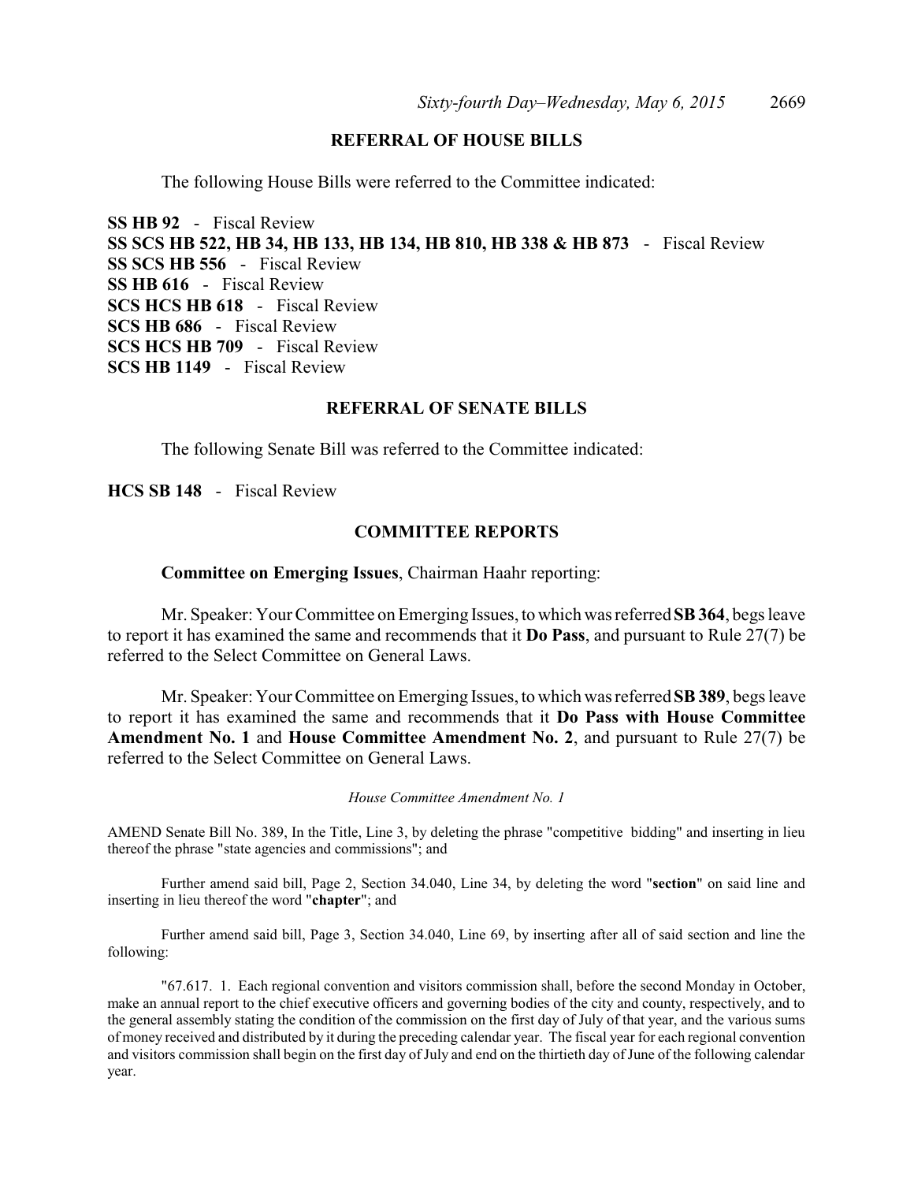## REFERRAL OF HOUSE BILLS

The following House Bills were referred to the Committee indicated:

**SS HB 92** - Fiscal Review
**SS SCS HB 522, HB 34, HB 133, HB 134, HB 810, HB 338 & HB 873** - Fiscal Review
**SS SCS HB 556** - Fiscal Review
**SS HB 616** - Fiscal Review
**SCS HCS HB 618** - Fiscal Review
**SCS HB 686** - Fiscal Review
**SCS HCS HB 709** - Fiscal Review
**SCS HB 1149** - Fiscal Review

## REFERRAL OF SENATE BILLS

The following Senate Bill was referred to the Committee indicated:

**HCS SB 148** - Fiscal Review

## COMMITTEE REPORTS

**Committee on Emerging Issues**, Chairman Haahr reporting:

Mr. Speaker: Your Committee on Emerging Issues, to which was referred **SB 364**, begs leave to report it has examined the same and recommends that it **Do Pass**, and pursuant to Rule 27(7) be referred to the Select Committee on General Laws.

Mr. Speaker: Your Committee on Emerging Issues, to which was referred **SB 389**, begs leave to report it has examined the same and recommends that it **Do Pass with House Committee Amendment No. 1** and **House Committee Amendment No. 2**, and pursuant to Rule 27(7) be referred to the Select Committee on General Laws.

*House Committee Amendment No. 1*

AMEND Senate Bill No. 389, In the Title, Line 3, by deleting the phrase "competitive bidding" and inserting in lieu thereof the phrase "state agencies and commissions"; and

Further amend said bill, Page 2, Section 34.040, Line 34, by deleting the word "**section**" on said line and inserting in lieu thereof the word "**chapter**"; and

Further amend said bill, Page 3, Section 34.040, Line 69, by inserting after all of said section and line the following:

"67.617. 1. Each regional convention and visitors commission shall, before the second Monday in October, make an annual report to the chief executive officers and governing bodies of the city and county, respectively, and to the general assembly stating the condition of the commission on the first day of July of that year, and the various sums of money received and distributed by it during the preceding calendar year. The fiscal year for each regional convention and visitors commission shall begin on the first day of July and end on the thirtieth day of June of the following calendar year.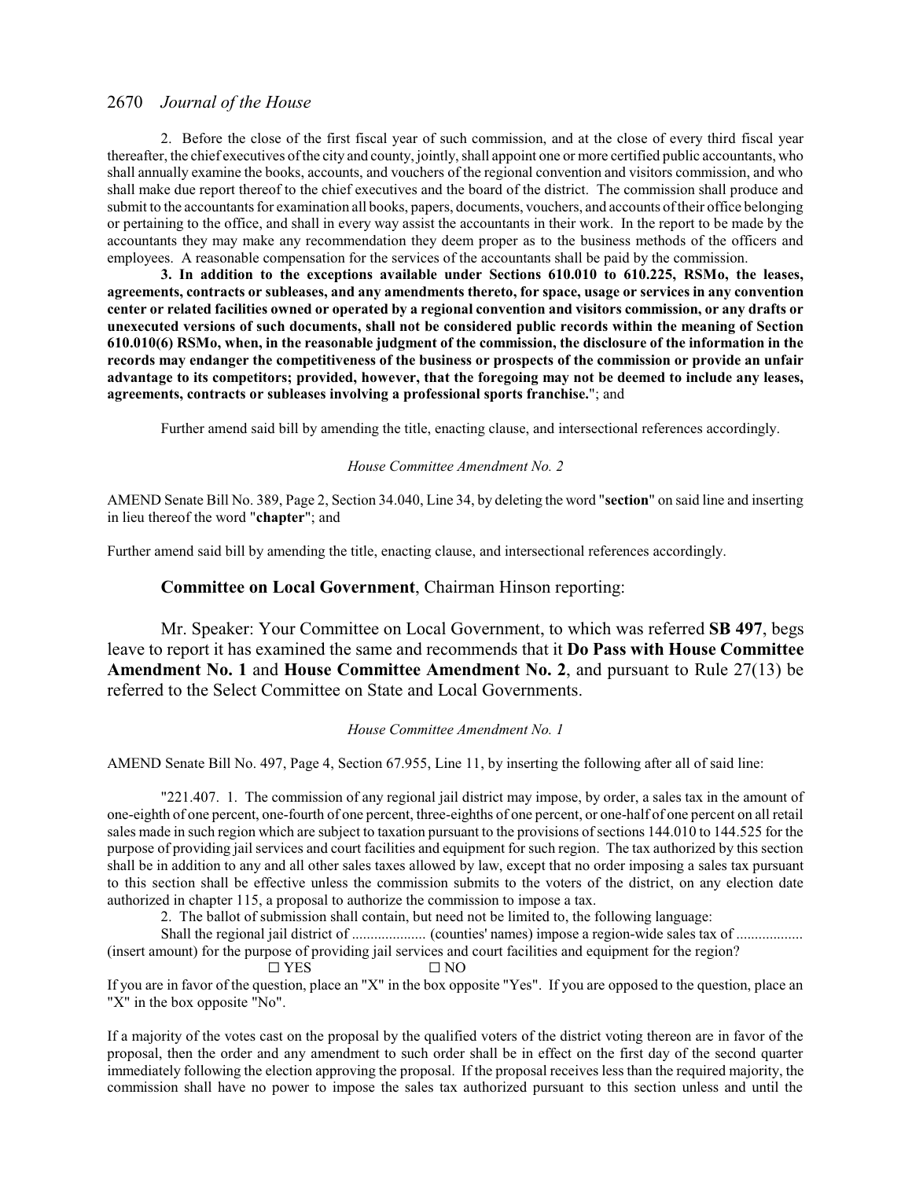2. Before the close of the first fiscal year of such commission, and at the close of every third fiscal year thereafter, the chief executives of the city and county, jointly, shall appoint one or more certified public accountants, who shall annually examine the books, accounts, and vouchers of the regional convention and visitors commission, and who shall make due report thereof to the chief executives and the board of the district. The commission shall produce and submit to the accountants for examination all books, papers, documents, vouchers, and accounts of their office belonging or pertaining to the office, and shall in every way assist the accountants in their work. In the report to be made by the accountants they may make any recommendation they deem proper as to the business methods of the officers and employees. A reasonable compensation for the services of the accountants shall be paid by the commission.

**3. In addition to the exceptions available under Sections 610.010 to 610.225, RSMo, the leases, agreements, contracts or subleases, and any amendments thereto, for space, usage or services in any convention center or related facilities owned or operated by a regional convention and visitors commission, or any drafts or unexecuted versions of such documents, shall not be considered public records within the meaning of Section 610.010(6) RSMo, when, in the reasonable judgment of the commission, the disclosure of the information in the records may endanger the competitiveness of the business or prospects of the commission or provide an unfair advantage to its competitors; provided, however, that the foregoing may not be deemed to include any leases, agreements, contracts or subleases involving a professional sports franchise.**"; and

Further amend said bill by amending the title, enacting clause, and intersectional references accordingly.

*House Committee Amendment No. 2*

AMEND Senate Bill No. 389, Page 2, Section 34.040, Line 34, by deleting the word "**section**" on said line and inserting in lieu thereof the word "**chapter**"; and

Further amend said bill by amending the title, enacting clause, and intersectional references accordingly.

**Committee on Local Government**, Chairman Hinson reporting:

Mr. Speaker: Your Committee on Local Government, to which was referred **SB 497**, begs leave to report it has examined the same and recommends that it **Do Pass with House Committee Amendment No. 1** and **House Committee Amendment No. 2**, and pursuant to Rule 27(13) be referred to the Select Committee on State and Local Governments.

*House Committee Amendment No. 1*

AMEND Senate Bill No. 497, Page 4, Section 67.955, Line 11, by inserting the following after all of said line:

"221.407. 1. The commission of any regional jail district may impose, by order, a sales tax in the amount of one-eighth of one percent, one-fourth of one percent, three-eighths of one percent, or one-half of one percent on all retail sales made in such region which are subject to taxation pursuant to the provisions of sections 144.010 to 144.525 for the purpose of providing jail services and court facilities and equipment for such region. The tax authorized by this section shall be in addition to any and all other sales taxes allowed by law, except that no order imposing a sales tax pursuant to this section shall be effective unless the commission submits to the voters of the district, on any election date authorized in chapter 115, a proposal to authorize the commission to impose a tax.

2. The ballot of submission shall contain, but need not be limited to, the following language:

Shall the regional jail district of .................... (counties' names) impose a region-wide sales tax of .................. (insert amount) for the purpose of providing jail services and court facilities and equipment for the region?

☐ YES ☐ NO

If you are in favor of the question, place an "X" in the box opposite "Yes". If you are opposed to the question, place an "X" in the box opposite "No".

If a majority of the votes cast on the proposal by the qualified voters of the district voting thereon are in favor of the proposal, then the order and any amendment to such order shall be in effect on the first day of the second quarter immediately following the election approving the proposal. If the proposal receives less than the required majority, the commission shall have no power to impose the sales tax authorized pursuant to this section unless and until the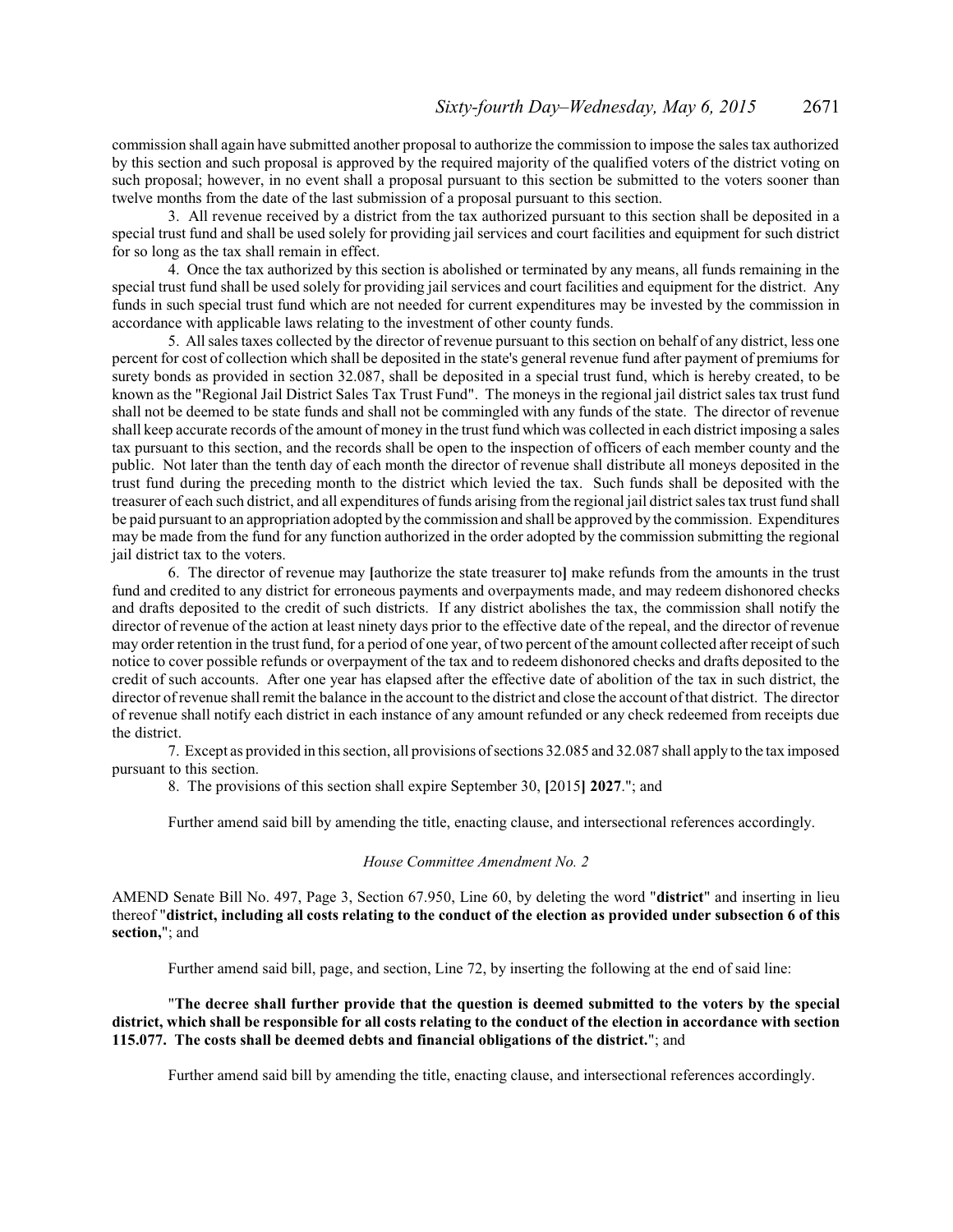commission shall again have submitted another proposal to authorize the commission to impose the sales tax authorized by this section and such proposal is approved by the required majority of the qualified voters of the district voting on such proposal; however, in no event shall a proposal pursuant to this section be submitted to the voters sooner than twelve months from the date of the last submission of a proposal pursuant to this section.

3. All revenue received by a district from the tax authorized pursuant to this section shall be deposited in a special trust fund and shall be used solely for providing jail services and court facilities and equipment for such district for so long as the tax shall remain in effect.

4. Once the tax authorized by this section is abolished or terminated by any means, all funds remaining in the special trust fund shall be used solely for providing jail services and court facilities and equipment for the district. Any funds in such special trust fund which are not needed for current expenditures may be invested by the commission in accordance with applicable laws relating to the investment of other county funds.

5. All sales taxes collected by the director of revenue pursuant to this section on behalf of any district, less one percent for cost of collection which shall be deposited in the state's general revenue fund after payment of premiums for surety bonds as provided in section 32.087, shall be deposited in a special trust fund, which is hereby created, to be known as the "Regional Jail District Sales Tax Trust Fund". The moneys in the regional jail district sales tax trust fund shall not be deemed to be state funds and shall not be commingled with any funds of the state. The director of revenue shall keep accurate records of the amount of money in the trust fund which was collected in each district imposing a sales tax pursuant to this section, and the records shall be open to the inspection of officers of each member county and the public. Not later than the tenth day of each month the director of revenue shall distribute all moneys deposited in the trust fund during the preceding month to the district which levied the tax. Such funds shall be deposited with the treasurer of each such district, and all expenditures of funds arising from the regional jail district sales tax trust fund shall be paid pursuant to an appropriation adopted by the commission and shall be approved by the commission. Expenditures may be made from the fund for any function authorized in the order adopted by the commission submitting the regional jail district tax to the voters.

6. The director of revenue may **[**authorize the state treasurer to**]** make refunds from the amounts in the trust fund and credited to any district for erroneous payments and overpayments made, and may redeem dishonored checks and drafts deposited to the credit of such districts. If any district abolishes the tax, the commission shall notify the director of revenue of the action at least ninety days prior to the effective date of the repeal, and the director of revenue may order retention in the trust fund, for a period of one year, of two percent of the amount collected after receipt of such notice to cover possible refunds or overpayment of the tax and to redeem dishonored checks and drafts deposited to the credit of such accounts. After one year has elapsed after the effective date of abolition of the tax in such district, the director of revenue shall remit the balance in the account to the district and close the account of that district. The director of revenue shall notify each district in each instance of any amount refunded or any check redeemed from receipts due the district.

7. Except as provided in this section, all provisions of sections 32.085 and 32.087 shall apply to the tax imposed pursuant to this section.

8. The provisions of this section shall expire September 30, **[**2015**] 2027**."; and

Further amend said bill by amending the title, enacting clause, and intersectional references accordingly.

*House Committee Amendment No. 2*

AMEND Senate Bill No. 497, Page 3, Section 67.950, Line 60, by deleting the word "**district**" and inserting in lieu thereof "**district, including all costs relating to the conduct of the election as provided under subsection 6 of this section,**"; and

Further amend said bill, page, and section, Line 72, by inserting the following at the end of said line:

"**The decree shall further provide that the question is deemed submitted to the voters by the special district, which shall be responsible for all costs relating to the conduct of the election in accordance with section 115.077. The costs shall be deemed debts and financial obligations of the district.**"; and

Further amend said bill by amending the title, enacting clause, and intersectional references accordingly.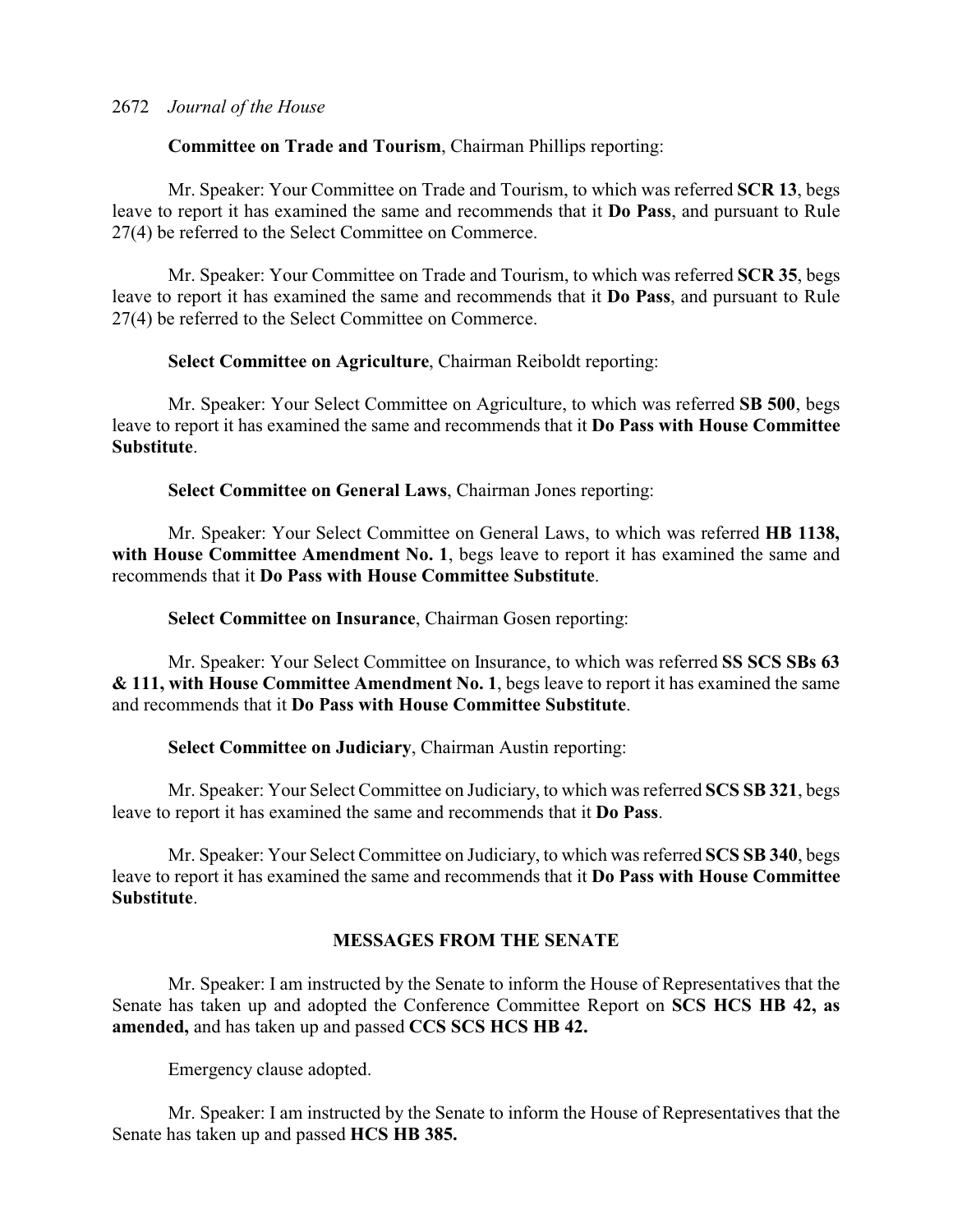**Committee on Trade and Tourism**, Chairman Phillips reporting:

Mr. Speaker: Your Committee on Trade and Tourism, to which was referred **SCR 13**, begs leave to report it has examined the same and recommends that it **Do Pass**, and pursuant to Rule 27(4) be referred to the Select Committee on Commerce.

Mr. Speaker: Your Committee on Trade and Tourism, to which was referred **SCR 35**, begs leave to report it has examined the same and recommends that it **Do Pass**, and pursuant to Rule 27(4) be referred to the Select Committee on Commerce.

**Select Committee on Agriculture**, Chairman Reiboldt reporting:

Mr. Speaker: Your Select Committee on Agriculture, to which was referred **SB 500**, begs leave to report it has examined the same and recommends that it **Do Pass with House Committee Substitute**.

**Select Committee on General Laws**, Chairman Jones reporting:

Mr. Speaker: Your Select Committee on General Laws, to which was referred **HB 1138, with House Committee Amendment No. 1**, begs leave to report it has examined the same and recommends that it **Do Pass with House Committee Substitute**.

**Select Committee on Insurance**, Chairman Gosen reporting:

Mr. Speaker: Your Select Committee on Insurance, to which was referred **SS SCS SBs 63 & 111, with House Committee Amendment No. 1**, begs leave to report it has examined the same and recommends that it **Do Pass with House Committee Substitute**.

**Select Committee on Judiciary**, Chairman Austin reporting:

Mr. Speaker: Your Select Committee on Judiciary, to which was referred **SCS SB 321**, begs leave to report it has examined the same and recommends that it **Do Pass**.

Mr. Speaker: Your Select Committee on Judiciary, to which was referred **SCS SB 340**, begs leave to report it has examined the same and recommends that it **Do Pass with House Committee Substitute**.

## MESSAGES FROM THE SENATE

Mr. Speaker: I am instructed by the Senate to inform the House of Representatives that the Senate has taken up and adopted the Conference Committee Report on **SCS HCS HB 42, as amended,** and has taken up and passed **CCS SCS HCS HB 42.**

Emergency clause adopted.

Mr. Speaker: I am instructed by the Senate to inform the House of Representatives that the Senate has taken up and passed **HCS HB 385.**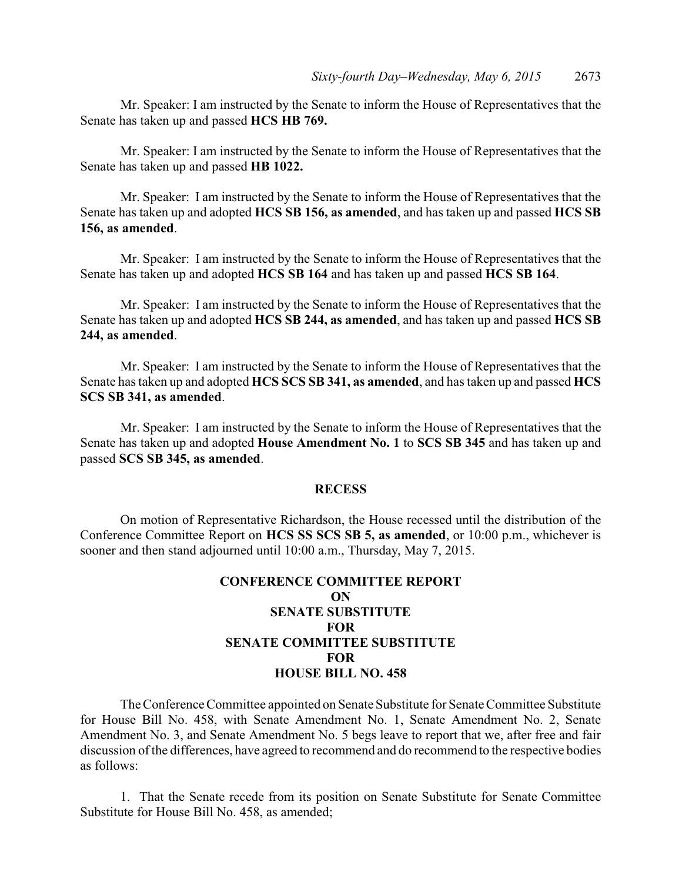Mr. Speaker: I am instructed by the Senate to inform the House of Representatives that the Senate has taken up and passed **HCS HB 769.**

Mr. Speaker: I am instructed by the Senate to inform the House of Representatives that the Senate has taken up and passed **HB 1022.**

Mr. Speaker: I am instructed by the Senate to inform the House of Representatives that the Senate has taken up and adopted **HCS SB 156, as amended**, and has taken up and passed **HCS SB 156, as amended**.

Mr. Speaker: I am instructed by the Senate to inform the House of Representatives that the Senate has taken up and adopted **HCS SB 164** and has taken up and passed **HCS SB 164**.

Mr. Speaker: I am instructed by the Senate to inform the House of Representatives that the Senate has taken up and adopted **HCS SB 244, as amended**, and has taken up and passed **HCS SB 244, as amended**.

Mr. Speaker: I am instructed by the Senate to inform the House of Representatives that the Senate has taken up and adopted **HCS SCS SB 341, as amended**, and has taken up and passed **HCS SCS SB 341, as amended**.

Mr. Speaker: I am instructed by the Senate to inform the House of Representatives that the Senate has taken up and adopted **House Amendment No. 1** to **SCS SB 345** and has taken up and passed **SCS SB 345, as amended**.

## RECESS

On motion of Representative Richardson, the House recessed until the distribution of the Conference Committee Report on **HCS SS SCS SB 5, as amended**, or 10:00 p.m., whichever is sooner and then stand adjourned until 10:00 a.m., Thursday, May 7, 2015.

## CONFERENCE COMMITTEE REPORT ON SENATE SUBSTITUTE FOR SENATE COMMITTEE SUBSTITUTE FOR HOUSE BILL NO. 458

The Conference Committee appointed on Senate Substitute for Senate Committee Substitute for House Bill No. 458, with Senate Amendment No. 1, Senate Amendment No. 2, Senate Amendment No. 3, and Senate Amendment No. 5 begs leave to report that we, after free and fair discussion of the differences, have agreed to recommend and do recommend to the respective bodies as follows:

1. That the Senate recede from its position on Senate Substitute for Senate Committee Substitute for House Bill No. 458, as amended;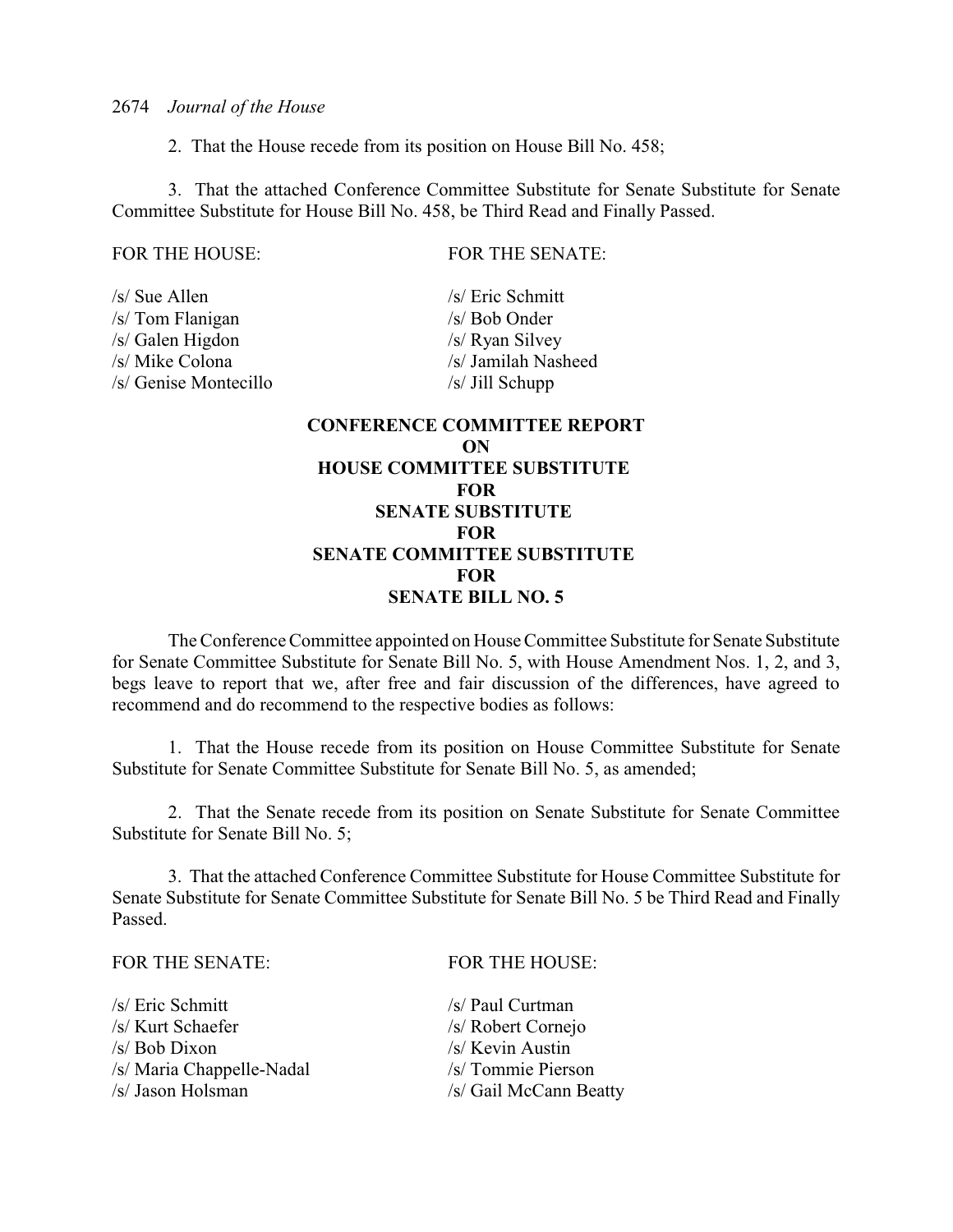2. That the House recede from its position on House Bill No. 458;

3. That the attached Conference Committee Substitute for Senate Substitute for Senate Committee Substitute for House Bill No. 458, be Third Read and Finally Passed.

| FOR THE HOUSE: | FOR THE SENATE: |
|---|---|
| /s/ Sue Allen | /s/ Eric Schmitt |
| /s/ Tom Flanigan | /s/ Bob Onder |
| /s/ Galen Higdon | /s/ Ryan Silvey |
| /s/ Mike Colona | /s/ Jamilah Nasheed |
| /s/ Genise Montecillo | /s/ Jill Schupp |

**CONFERENCE COMMITTEE REPORT**
**ON**
**HOUSE COMMITTEE SUBSTITUTE**
**FOR**
**SENATE SUBSTITUTE**
**FOR**
**SENATE COMMITTEE SUBSTITUTE**
**FOR**
**SENATE BILL NO. 5**

The Conference Committee appointed on House Committee Substitute for Senate Substitute for Senate Committee Substitute for Senate Bill No. 5, with House Amendment Nos. 1, 2, and 3, begs leave to report that we, after free and fair discussion of the differences, have agreed to recommend and do recommend to the respective bodies as follows:

1. That the House recede from its position on House Committee Substitute for Senate Substitute for Senate Committee Substitute for Senate Bill No. 5, as amended;

2. That the Senate recede from its position on Senate Substitute for Senate Committee Substitute for Senate Bill No. 5;

3. That the attached Conference Committee Substitute for House Committee Substitute for Senate Substitute for Senate Committee Substitute for Senate Bill No. 5 be Third Read and Finally Passed.

| FOR THE SENATE: | FOR THE HOUSE: |
|---|---|
| /s/ Eric Schmitt | /s/ Paul Curtman |
| /s/ Kurt Schaefer | /s/ Robert Cornejo |
| /s/ Bob Dixon | /s/ Kevin Austin |
| /s/ Maria Chappelle-Nadal | /s/ Tommie Pierson |
| /s/ Jason Holsman | /s/ Gail McCann Beatty |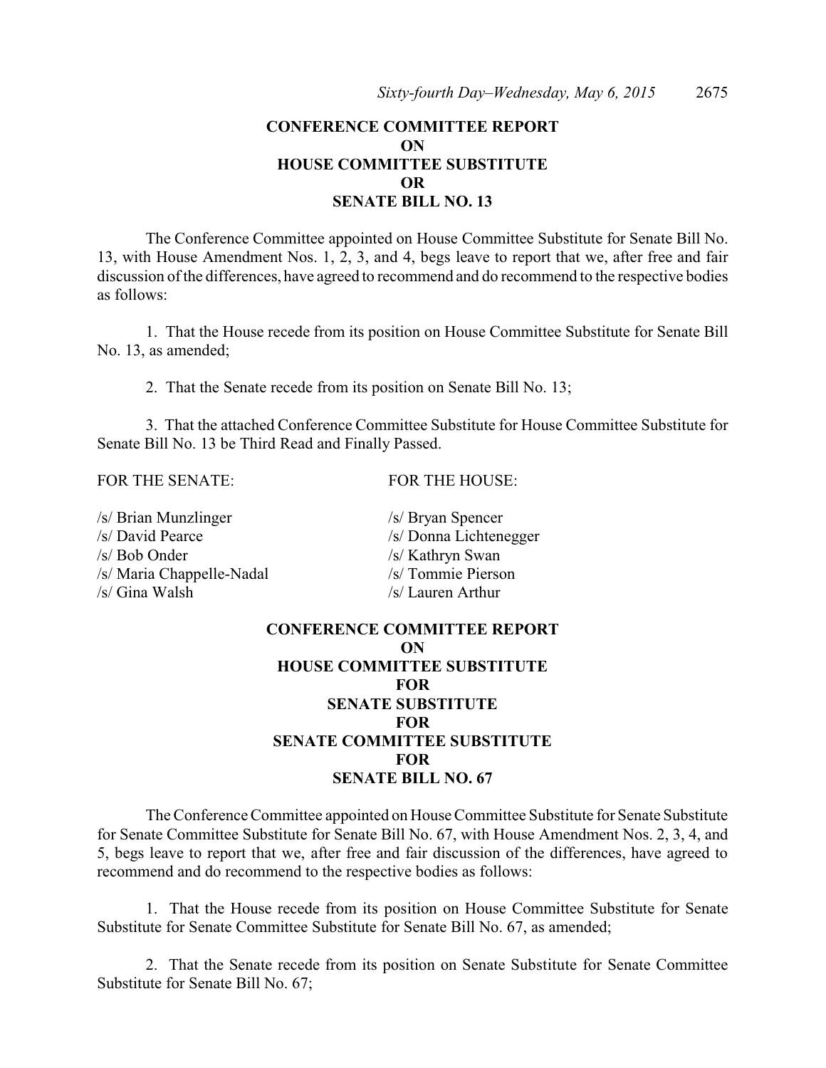**CONFERENCE COMMITTEE REPORT**
**ON**
**HOUSE COMMITTEE SUBSTITUTE**
**OR**
**SENATE BILL NO. 13**

The Conference Committee appointed on House Committee Substitute for Senate Bill No. 13, with House Amendment Nos. 1, 2, 3, and 4, begs leave to report that we, after free and fair discussion of the differences, have agreed to recommend and do recommend to the respective bodies as follows:

1. That the House recede from its position on House Committee Substitute for Senate Bill No. 13, as amended;

2. That the Senate recede from its position on Senate Bill No. 13;

3. That the attached Conference Committee Substitute for House Committee Substitute for Senate Bill No. 13 be Third Read and Finally Passed.

| FOR THE SENATE: | FOR THE HOUSE: |
| --- | --- |
| /s/ Brian Munzlinger | /s/ Bryan Spencer |
| /s/ David Pearce | /s/ Donna Lichtenegger |
| /s/ Bob Onder | /s/ Kathryn Swan |
| /s/ Maria Chappelle-Nadal | /s/ Tommie Pierson |
| /s/ Gina Walsh | /s/ Lauren Arthur |

**CONFERENCE COMMITTEE REPORT**
**ON**
**HOUSE COMMITTEE SUBSTITUTE**
**FOR**
**SENATE SUBSTITUTE**
**FOR**
**SENATE COMMITTEE SUBSTITUTE**
**FOR**
**SENATE BILL NO. 67**

The Conference Committee appointed on House Committee Substitute for Senate Substitute for Senate Committee Substitute for Senate Bill No. 67, with House Amendment Nos. 2, 3, 4, and 5, begs leave to report that we, after free and fair discussion of the differences, have agreed to recommend and do recommend to the respective bodies as follows:

1. That the House recede from its position on House Committee Substitute for Senate Substitute for Senate Committee Substitute for Senate Bill No. 67, as amended;

2. That the Senate recede from its position on Senate Substitute for Senate Committee Substitute for Senate Bill No. 67;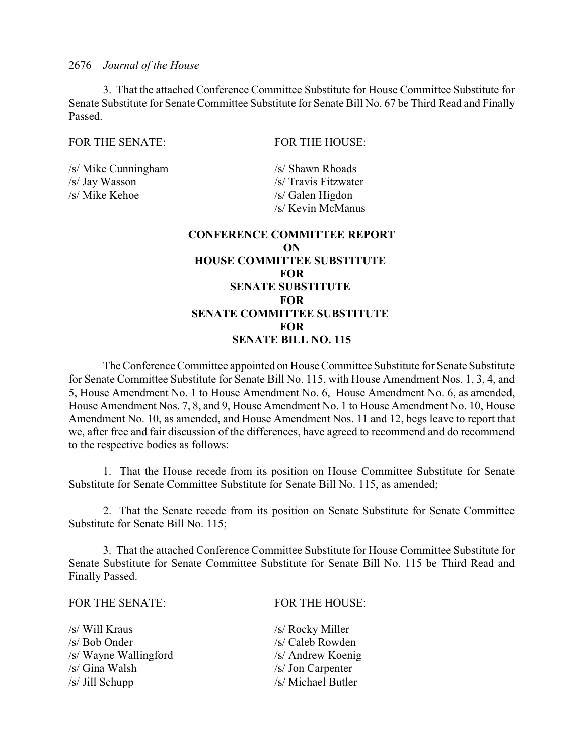3. That the attached Conference Committee Substitute for House Committee Substitute for Senate Substitute for Senate Committee Substitute for Senate Bill No. 67 be Third Read and Finally Passed.

| FOR THE SENATE: | FOR THE HOUSE: |
|---|---|
| /s/ Mike Cunningham | /s/ Shawn Rhoads |
| /s/ Jay Wasson | /s/ Travis Fitzwater |
| /s/ Mike Kehoe | /s/ Galen Higdon |
| | /s/ Kevin McManus |

**CONFERENCE COMMITTEE REPORT**
**ON**
**HOUSE COMMITTEE SUBSTITUTE**
**FOR**
**SENATE SUBSTITUTE**
**FOR**
**SENATE COMMITTEE SUBSTITUTE**
**FOR**
**SENATE BILL NO. 115**

The Conference Committee appointed on House Committee Substitute for Senate Substitute for Senate Committee Substitute for Senate Bill No. 115, with House Amendment Nos. 1, 3, 4, and 5, House Amendment No. 1 to House Amendment No. 6, House Amendment No. 6, as amended, House Amendment Nos. 7, 8, and 9, House Amendment No. 1 to House Amendment No. 10, House Amendment No. 10, as amended, and House Amendment Nos. 11 and 12, begs leave to report that we, after free and fair discussion of the differences, have agreed to recommend and do recommend to the respective bodies as follows:

1. That the House recede from its position on House Committee Substitute for Senate Substitute for Senate Committee Substitute for Senate Bill No. 115, as amended;

2. That the Senate recede from its position on Senate Substitute for Senate Committee Substitute for Senate Bill No. 115;

3. That the attached Conference Committee Substitute for House Committee Substitute for Senate Substitute for Senate Committee Substitute for Senate Bill No. 115 be Third Read and Finally Passed.

| FOR THE SENATE: | FOR THE HOUSE: |
|---|---|
| /s/ Will Kraus | /s/ Rocky Miller |
| /s/ Bob Onder | /s/ Caleb Rowden |
| /s/ Wayne Wallingford | /s/ Andrew Koenig |
| /s/ Gina Walsh | /s/ Jon Carpenter |
| /s/ Jill Schupp | /s/ Michael Butler |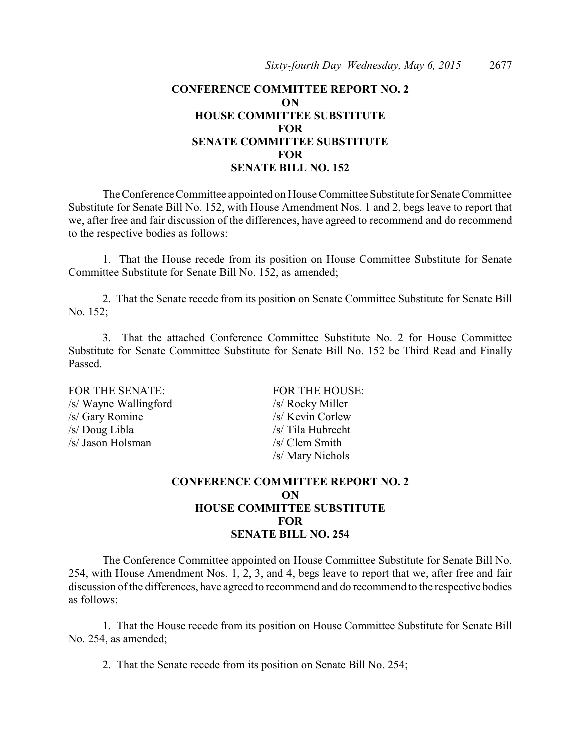**CONFERENCE COMMITTEE REPORT NO. 2**
**ON**
**HOUSE COMMITTEE SUBSTITUTE**
**FOR**
**SENATE COMMITTEE SUBSTITUTE**
**FOR**
**SENATE BILL NO. 152**

The Conference Committee appointed on House Committee Substitute for Senate Committee Substitute for Senate Bill No. 152, with House Amendment Nos. 1 and 2, begs leave to report that we, after free and fair discussion of the differences, have agreed to recommend and do recommend to the respective bodies as follows:

1. That the House recede from its position on House Committee Substitute for Senate Committee Substitute for Senate Bill No. 152, as amended;

2. That the Senate recede from its position on Senate Committee Substitute for Senate Bill No. 152;

3. That the attached Conference Committee Substitute No. 2 for House Committee Substitute for Senate Committee Substitute for Senate Bill No. 152 be Third Read and Finally Passed.

| FOR THE SENATE: | FOR THE HOUSE: |
|---|---|
| /s/ Wayne Wallingford | /s/ Rocky Miller |
| /s/ Gary Romine | /s/ Kevin Corlew |
| /s/ Doug Libla | /s/ Tila Hubrecht |
| /s/ Jason Holsman | /s/ Clem Smith |
| | /s/ Mary Nichols |

**CONFERENCE COMMITTEE REPORT NO. 2**
**ON**
**HOUSE COMMITTEE SUBSTITUTE**
**FOR**
**SENATE BILL NO. 254**

The Conference Committee appointed on House Committee Substitute for Senate Bill No. 254, with House Amendment Nos. 1, 2, 3, and 4, begs leave to report that we, after free and fair discussion of the differences, have agreed to recommend and do recommend to the respective bodies as follows:

1. That the House recede from its position on House Committee Substitute for Senate Bill No. 254, as amended;

2. That the Senate recede from its position on Senate Bill No. 254;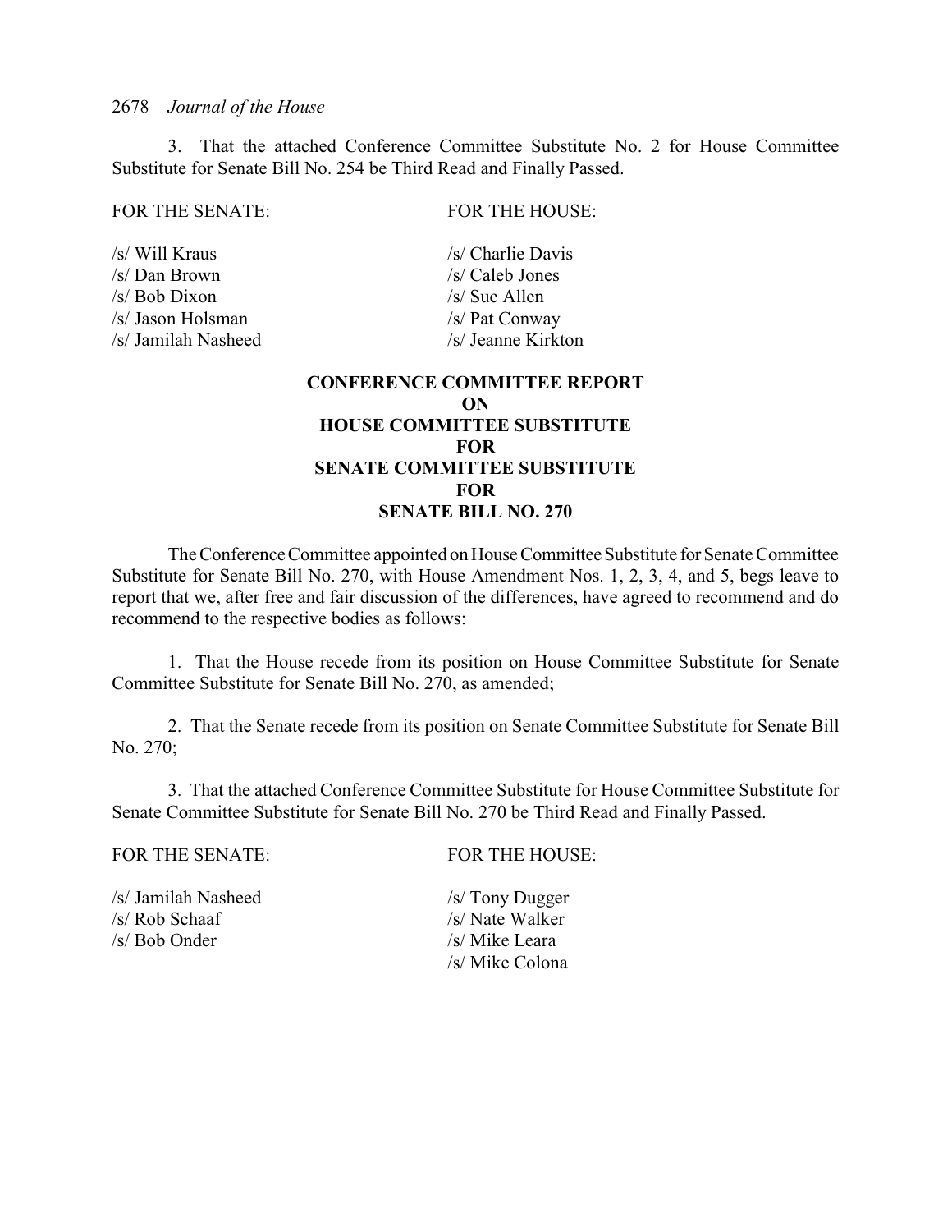3. That the attached Conference Committee Substitute No. 2 for House Committee Substitute for Senate Bill No. 254 be Third Read and Finally Passed.

| FOR THE SENATE: | FOR THE HOUSE: |
|---|---|
| /s/ Will Kraus | /s/ Charlie Davis |
| /s/ Dan Brown | /s/ Caleb Jones |
| /s/ Bob Dixon | /s/ Sue Allen |
| /s/ Jason Holsman | /s/ Pat Conway |
| /s/ Jamilah Nasheed | /s/ Jeanne Kirkton |

**CONFERENCE COMMITTEE REPORT ON HOUSE COMMITTEE SUBSTITUTE FOR SENATE COMMITTEE SUBSTITUTE FOR SENATE BILL NO. 270**

The Conference Committee appointed on House Committee Substitute for Senate Committee Substitute for Senate Bill No. 270, with House Amendment Nos. 1, 2, 3, 4, and 5, begs leave to report that we, after free and fair discussion of the differences, have agreed to recommend and do recommend to the respective bodies as follows:

1. That the House recede from its position on House Committee Substitute for Senate Committee Substitute for Senate Bill No. 270, as amended;

2. That the Senate recede from its position on Senate Committee Substitute for Senate Bill No. 270;

3. That the attached Conference Committee Substitute for House Committee Substitute for Senate Committee Substitute for Senate Bill No. 270 be Third Read and Finally Passed.

| FOR THE SENATE: | FOR THE HOUSE: |
|---|---|
| /s/ Jamilah Nasheed | /s/ Tony Dugger |
| /s/ Rob Schaaf | /s/ Nate Walker |
| /s/ Bob Onder | /s/ Mike Leara |
| | /s/ Mike Colona |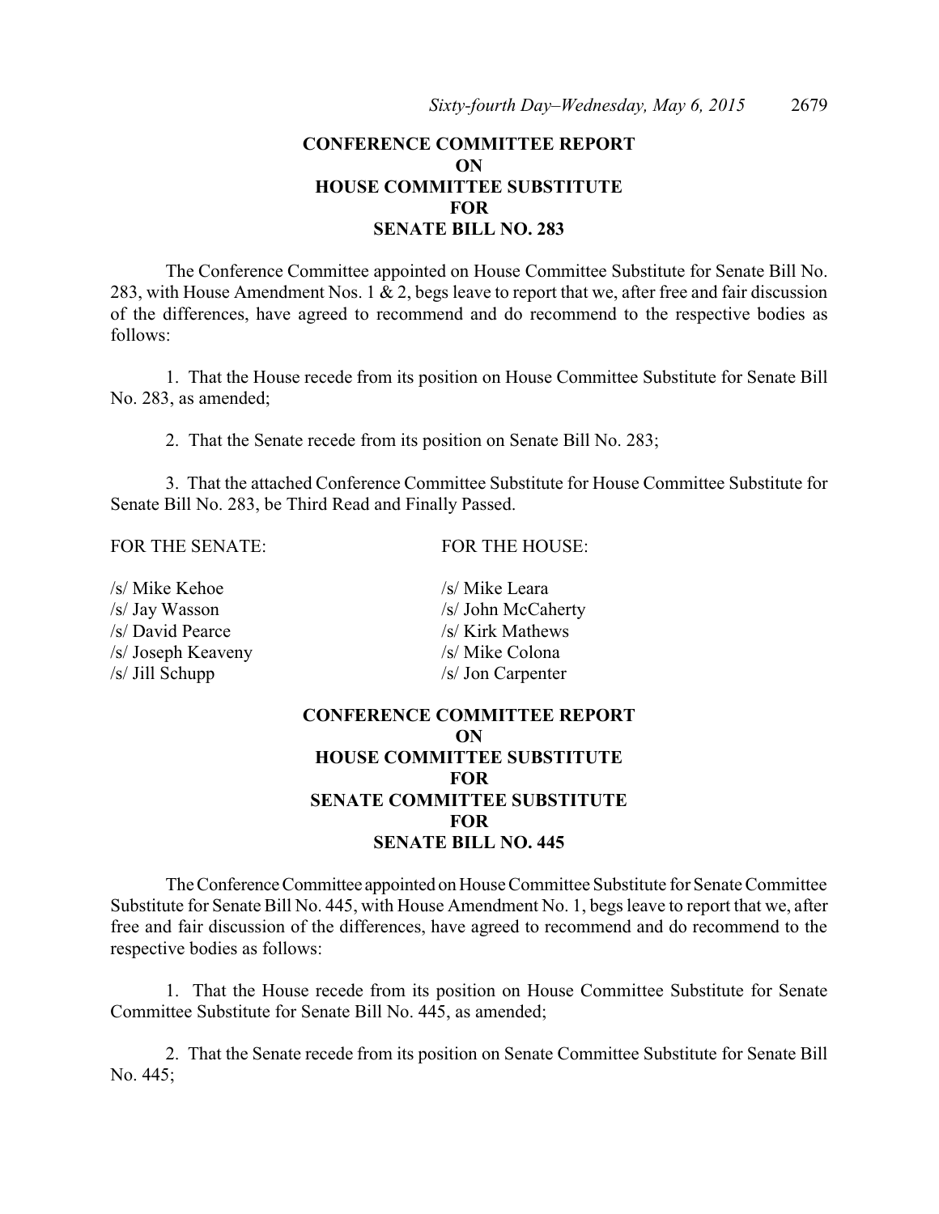## CONFERENCE COMMITTEE REPORT ON HOUSE COMMITTEE SUBSTITUTE FOR SENATE BILL NO. 283

The Conference Committee appointed on House Committee Substitute for Senate Bill No. 283, with House Amendment Nos. 1 & 2, begs leave to report that we, after free and fair discussion of the differences, have agreed to recommend and do recommend to the respective bodies as follows:

1. That the House recede from its position on House Committee Substitute for Senate Bill No. 283, as amended;

2. That the Senate recede from its position on Senate Bill No. 283;

3. That the attached Conference Committee Substitute for House Committee Substitute for Senate Bill No. 283, be Third Read and Finally Passed.

| FOR THE SENATE: | FOR THE HOUSE: |
|---|---|
| /s/ Mike Kehoe | /s/ Mike Leara |
| /s/ Jay Wasson | /s/ John McCaherty |
| /s/ David Pearce | /s/ Kirk Mathews |
| /s/ Joseph Keaveny | /s/ Mike Colona |
| /s/ Jill Schupp | /s/ Jon Carpenter |

## CONFERENCE COMMITTEE REPORT ON HOUSE COMMITTEE SUBSTITUTE FOR SENATE COMMITTEE SUBSTITUTE FOR SENATE BILL NO. 445

The Conference Committee appointed on House Committee Substitute for Senate Committee Substitute for Senate Bill No. 445, with House Amendment No. 1, begs leave to report that we, after free and fair discussion of the differences, have agreed to recommend and do recommend to the respective bodies as follows:

1. That the House recede from its position on House Committee Substitute for Senate Committee Substitute for Senate Bill No. 445, as amended;

2. That the Senate recede from its position on Senate Committee Substitute for Senate Bill No. 445;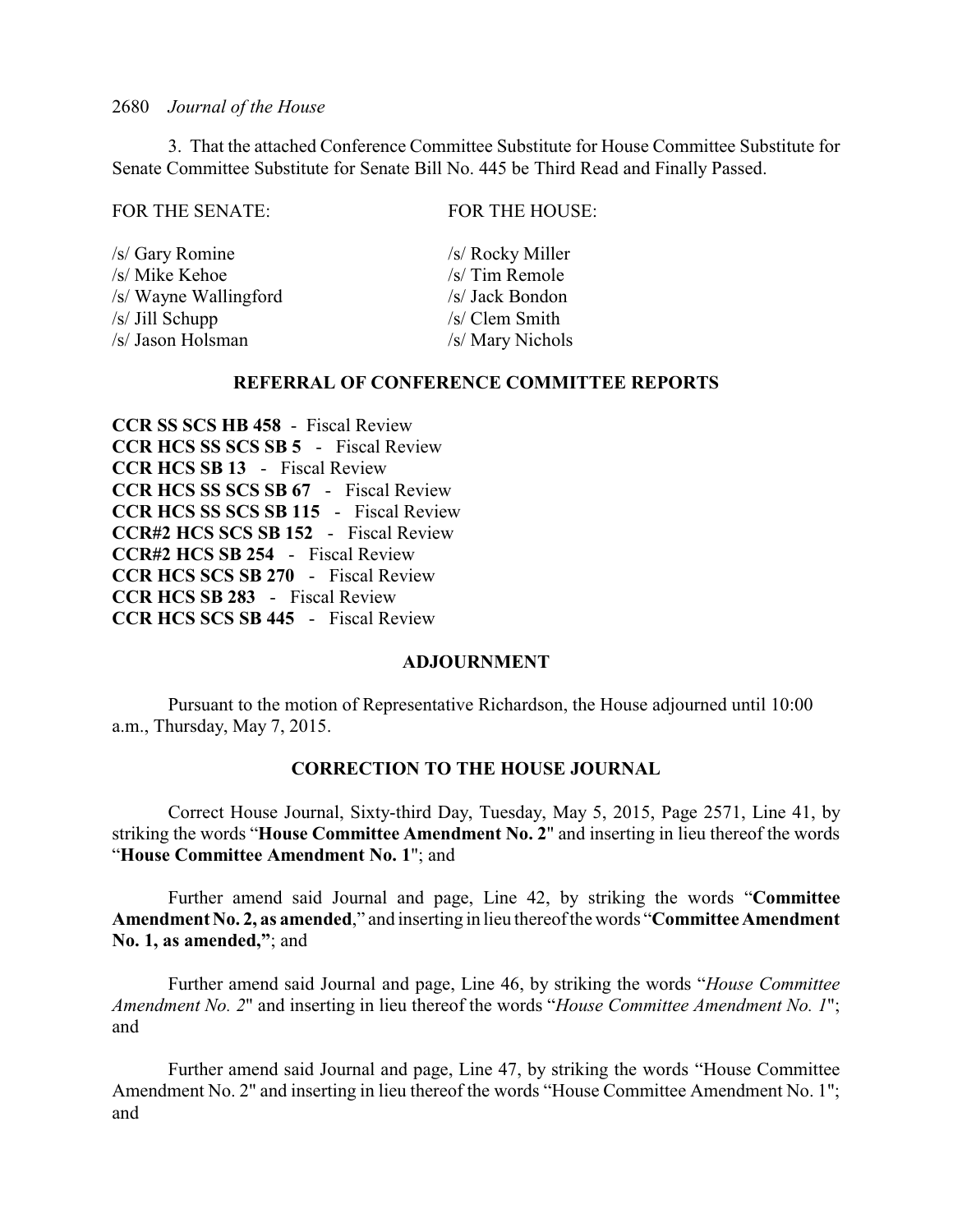3. That the attached Conference Committee Substitute for House Committee Substitute for Senate Committee Substitute for Senate Bill No. 445 be Third Read and Finally Passed.

| FOR THE SENATE: | FOR THE HOUSE: |
|---|---|
| /s/ Gary Romine | /s/ Rocky Miller |
| /s/ Mike Kehoe | /s/ Tim Remole |
| /s/ Wayne Wallingford | /s/ Jack Bondon |
| /s/ Jill Schupp | /s/ Clem Smith |
| /s/ Jason Holsman | /s/ Mary Nichols |

### REFERRAL OF CONFERENCE COMMITTEE REPORTS

**CCR SS SCS HB 458** - Fiscal Review
**CCR HCS SS SCS SB 5** - Fiscal Review
**CCR HCS SB 13** - Fiscal Review
**CCR HCS SS SCS SB 67** - Fiscal Review
**CCR HCS SS SCS SB 115** - Fiscal Review
**CCR#2 HCS SCS SB 152** - Fiscal Review
**CCR#2 HCS SB 254** - Fiscal Review
**CCR HCS SCS SB 270** - Fiscal Review
**CCR HCS SB 283** - Fiscal Review
**CCR HCS SCS SB 445** - Fiscal Review

### ADJOURNMENT

Pursuant to the motion of Representative Richardson, the House adjourned until 10:00 a.m., Thursday, May 7, 2015.

### CORRECTION TO THE HOUSE JOURNAL

Correct House Journal, Sixty-third Day, Tuesday, May 5, 2015, Page 2571, Line 41, by striking the words "**House Committee Amendment No. 2**" and inserting in lieu thereof the words "**House Committee Amendment No. 1**"; and

Further amend said Journal and page, Line 42, by striking the words "**Committee Amendment No. 2, as amended**," and inserting in lieu thereof the words "**Committee Amendment No. 1, as amended,**"; and

Further amend said Journal and page, Line 46, by striking the words "*House Committee Amendment No. 2*" and inserting in lieu thereof the words "*House Committee Amendment No. 1*"; and

Further amend said Journal and page, Line 47, by striking the words "House Committee Amendment No. 2" and inserting in lieu thereof the words "House Committee Amendment No. 1"; and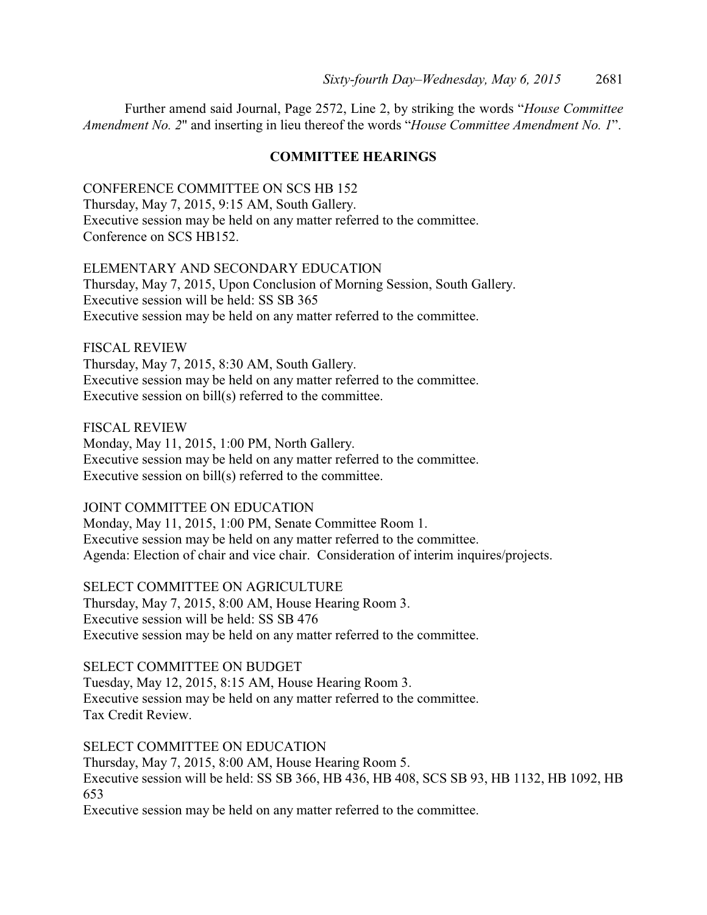Further amend said Journal, Page 2572, Line 2, by striking the words "*House Committee Amendment No. 2*" and inserting in lieu thereof the words "*House Committee Amendment No. 1*".

## COMMITTEE HEARINGS

CONFERENCE COMMITTEE ON SCS HB 152
Thursday, May 7, 2015, 9:15 AM, South Gallery.
Executive session may be held on any matter referred to the committee.
Conference on SCS HB152.

ELEMENTARY AND SECONDARY EDUCATION
Thursday, May 7, 2015, Upon Conclusion of Morning Session, South Gallery.
Executive session will be held: SS SB 365
Executive session may be held on any matter referred to the committee.

FISCAL REVIEW
Thursday, May 7, 2015, 8:30 AM, South Gallery.
Executive session may be held on any matter referred to the committee.
Executive session on bill(s) referred to the committee.

FISCAL REVIEW
Monday, May 11, 2015, 1:00 PM, North Gallery.
Executive session may be held on any matter referred to the committee.
Executive session on bill(s) referred to the committee.

JOINT COMMITTEE ON EDUCATION
Monday, May 11, 2015, 1:00 PM, Senate Committee Room 1.
Executive session may be held on any matter referred to the committee.
Agenda: Election of chair and vice chair. Consideration of interim inquires/projects.

SELECT COMMITTEE ON AGRICULTURE
Thursday, May 7, 2015, 8:00 AM, House Hearing Room 3.
Executive session will be held: SS SB 476
Executive session may be held on any matter referred to the committee.

SELECT COMMITTEE ON BUDGET
Tuesday, May 12, 2015, 8:15 AM, House Hearing Room 3.
Executive session may be held on any matter referred to the committee.
Tax Credit Review.

SELECT COMMITTEE ON EDUCATION
Thursday, May 7, 2015, 8:00 AM, House Hearing Room 5.
Executive session will be held: SS SB 366, HB 436, HB 408, SCS SB 93, HB 1132, HB 1092, HB 653
Executive session may be held on any matter referred to the committee.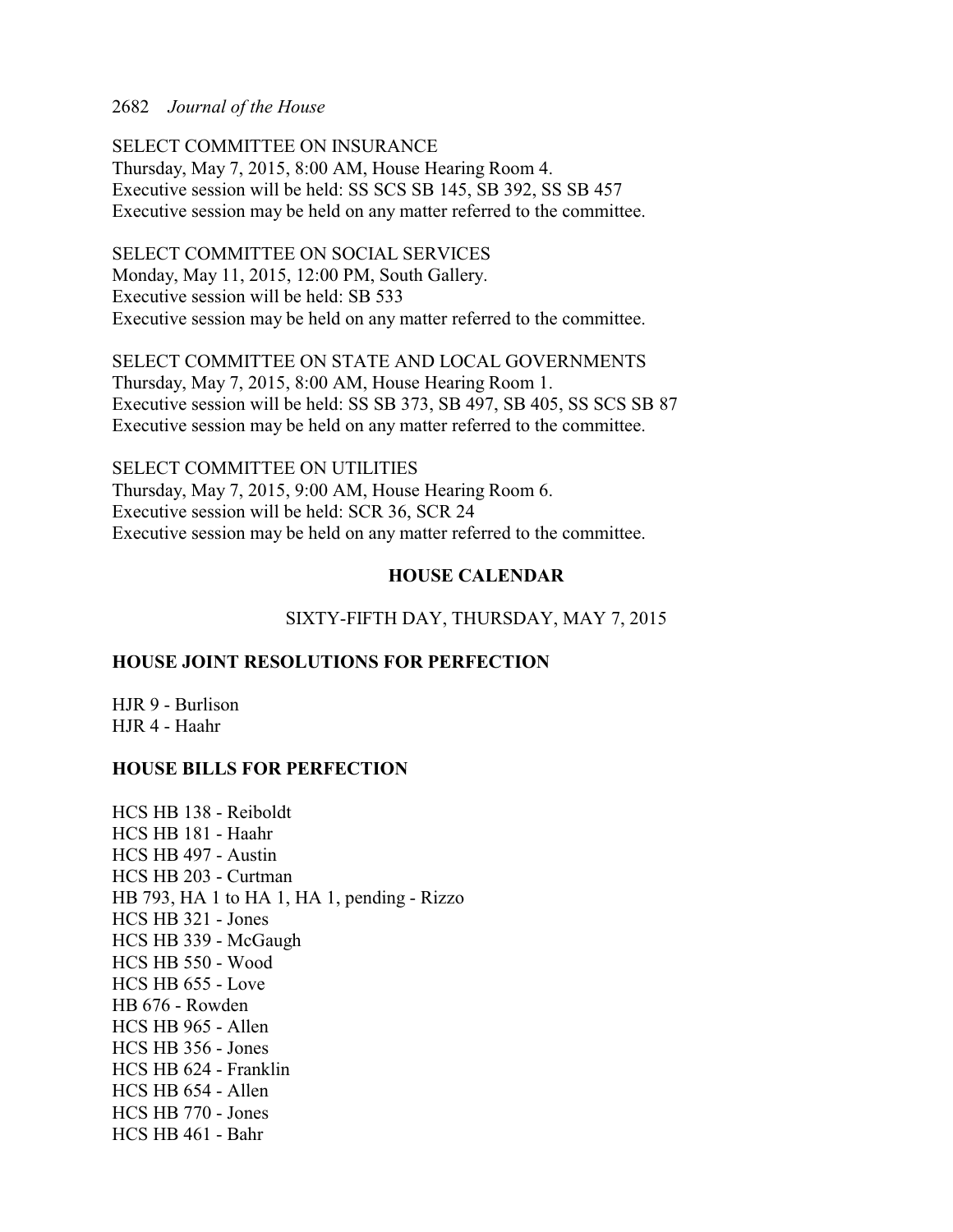SELECT COMMITTEE ON INSURANCE
Thursday, May 7, 2015, 8:00 AM, House Hearing Room 4.
Executive session will be held: SS SCS SB 145, SB 392, SS SB 457
Executive session may be held on any matter referred to the committee.

SELECT COMMITTEE ON SOCIAL SERVICES
Monday, May 11, 2015, 12:00 PM, South Gallery.
Executive session will be held: SB 533
Executive session may be held on any matter referred to the committee.

SELECT COMMITTEE ON STATE AND LOCAL GOVERNMENTS
Thursday, May 7, 2015, 8:00 AM, House Hearing Room 1.
Executive session will be held: SS SB 373, SB 497, SB 405, SS SCS SB 87
Executive session may be held on any matter referred to the committee.

SELECT COMMITTEE ON UTILITIES
Thursday, May 7, 2015, 9:00 AM, House Hearing Room 6.
Executive session will be held: SCR 36, SCR 24
Executive session may be held on any matter referred to the committee.

## HOUSE CALENDAR

SIXTY-FIFTH DAY, THURSDAY, MAY 7, 2015

**HOUSE JOINT RESOLUTIONS FOR PERFECTION**

HJR 9 - Burlison
HJR 4 - Haahr

**HOUSE BILLS FOR PERFECTION**

HCS HB 138 - Reiboldt
HCS HB 181 - Haahr
HCS HB 497 - Austin
HCS HB 203 - Curtman
HB 793, HA 1 to HA 1, HA 1, pending - Rizzo
HCS HB 321 - Jones
HCS HB 339 - McGaugh
HCS HB 550 - Wood
HCS HB 655 - Love
HB 676 - Rowden
HCS HB 965 - Allen
HCS HB 356 - Jones
HCS HB 624 - Franklin
HCS HB 654 - Allen
HCS HB 770 - Jones
HCS HB 461 - Bahr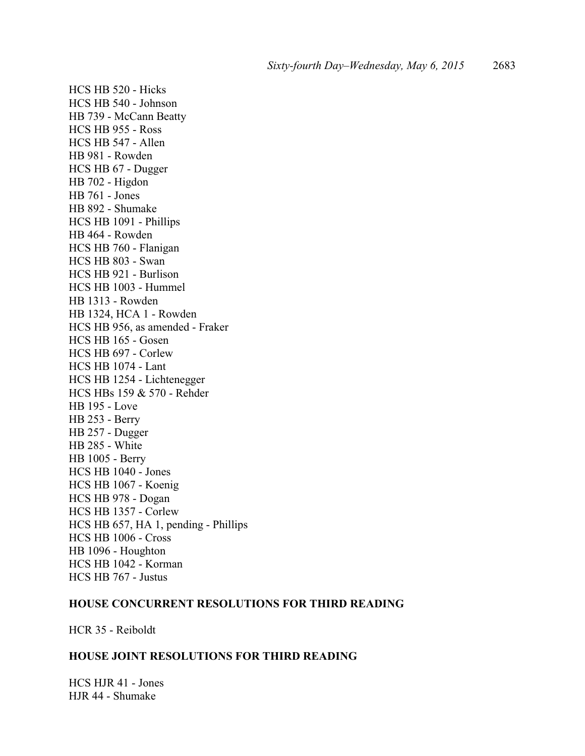HCS HB 520 - Hicks
HCS HB 540 - Johnson
HB 739 - McCann Beatty
HCS HB 955 - Ross
HCS HB 547 - Allen
HB 981 - Rowden
HCS HB 67 - Dugger
HB 702 - Higdon
HB 761 - Jones
HB 892 - Shumake
HCS HB 1091 - Phillips
HB 464 - Rowden
HCS HB 760 - Flanigan
HCS HB 803 - Swan
HCS HB 921 - Burlison
HCS HB 1003 - Hummel
HB 1313 - Rowden
HB 1324, HCA 1 - Rowden
HCS HB 956, as amended - Fraker
HCS HB 165 - Gosen
HCS HB 697 - Corlew
HCS HB 1074 - Lant
HCS HB 1254 - Lichtenegger
HCS HBs 159 & 570 - Rehder
HB 195 - Love
HB 253 - Berry
HB 257 - Dugger
HB 285 - White
HB 1005 - Berry
HCS HB 1040 - Jones
HCS HB 1067 - Koenig
HCS HB 978 - Dogan
HCS HB 1357 - Corlew
HCS HB 657, HA 1, pending - Phillips
HCS HB 1006 - Cross
HB 1096 - Houghton
HCS HB 1042 - Korman
HCS HB 767 - Justus

**HOUSE CONCURRENT RESOLUTIONS FOR THIRD READING**

HCR 35 - Reiboldt

**HOUSE JOINT RESOLUTIONS FOR THIRD READING**

HCS HJR 41 - Jones
HJR 44 - Shumake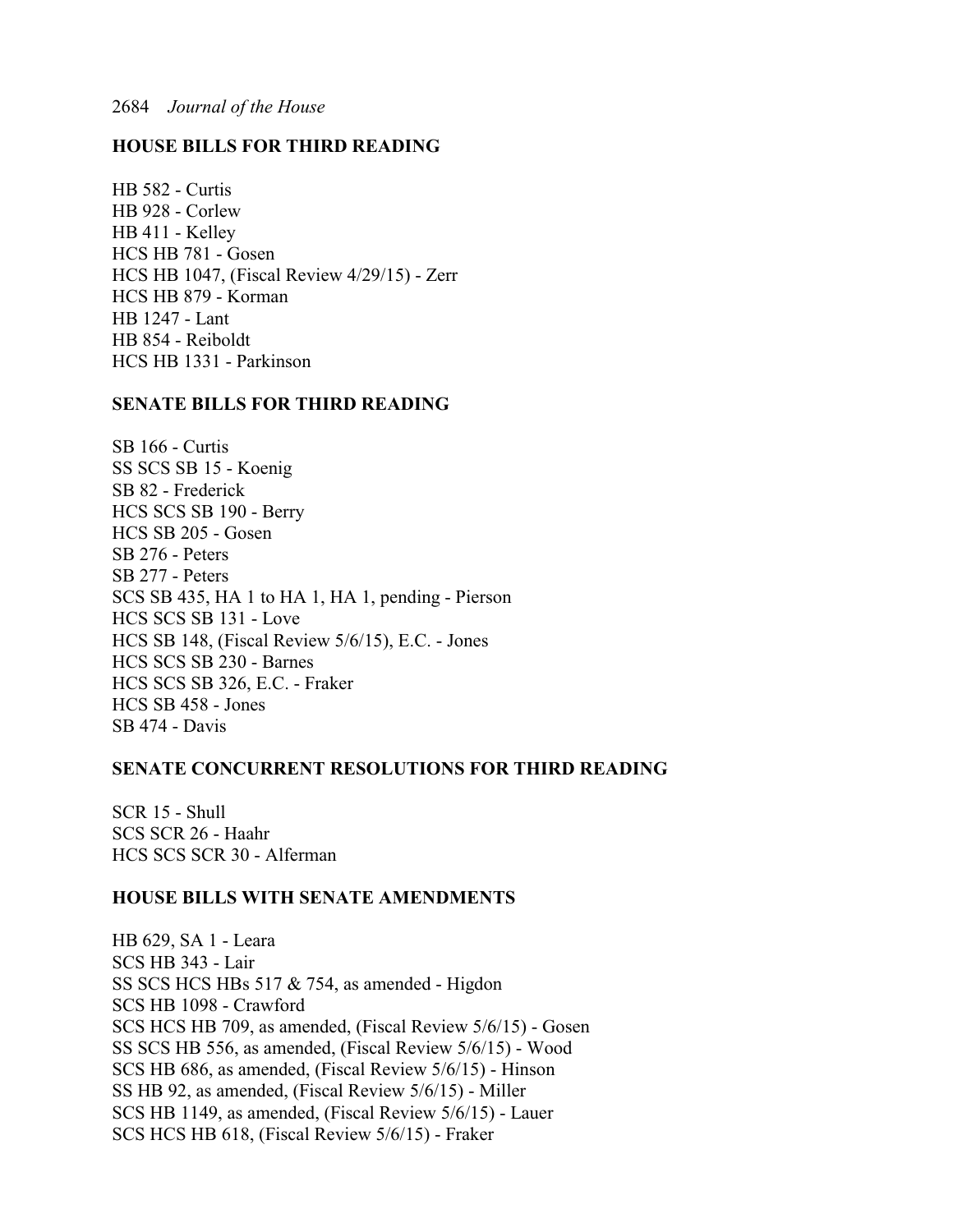**HOUSE BILLS FOR THIRD READING**

HB 582 - Curtis
HB 928 - Corlew
HB 411 - Kelley
HCS HB 781 - Gosen
HCS HB 1047, (Fiscal Review 4/29/15) - Zerr
HCS HB 879 - Korman
HB 1247 - Lant
HB 854 - Reiboldt
HCS HB 1331 - Parkinson

**SENATE BILLS FOR THIRD READING**

SB 166 - Curtis
SS SCS SB 15 - Koenig
SB 82 - Frederick
HCS SCS SB 190 - Berry
HCS SB 205 - Gosen
SB 276 - Peters
SB 277 - Peters
SCS SB 435, HA 1 to HA 1, HA 1, pending - Pierson
HCS SCS SB 131 - Love
HCS SB 148, (Fiscal Review 5/6/15), E.C. - Jones
HCS SCS SB 230 - Barnes
HCS SCS SB 326, E.C. - Fraker
HCS SB 458 - Jones
SB 474 - Davis

**SENATE CONCURRENT RESOLUTIONS FOR THIRD READING**

SCR 15 - Shull
SCS SCR 26 - Haahr
HCS SCS SCR 30 - Alferman

**HOUSE BILLS WITH SENATE AMENDMENTS**

HB 629, SA 1 - Leara
SCS HB 343 - Lair
SS SCS HCS HBs 517 & 754, as amended - Higdon
SCS HB 1098 - Crawford
SCS HCS HB 709, as amended, (Fiscal Review 5/6/15) - Gosen
SS SCS HB 556, as amended, (Fiscal Review 5/6/15) - Wood
SCS HB 686, as amended, (Fiscal Review 5/6/15) - Hinson
SS HB 92, as amended, (Fiscal Review 5/6/15) - Miller
SCS HB 1149, as amended, (Fiscal Review 5/6/15) - Lauer
SCS HCS HB 618, (Fiscal Review 5/6/15) - Fraker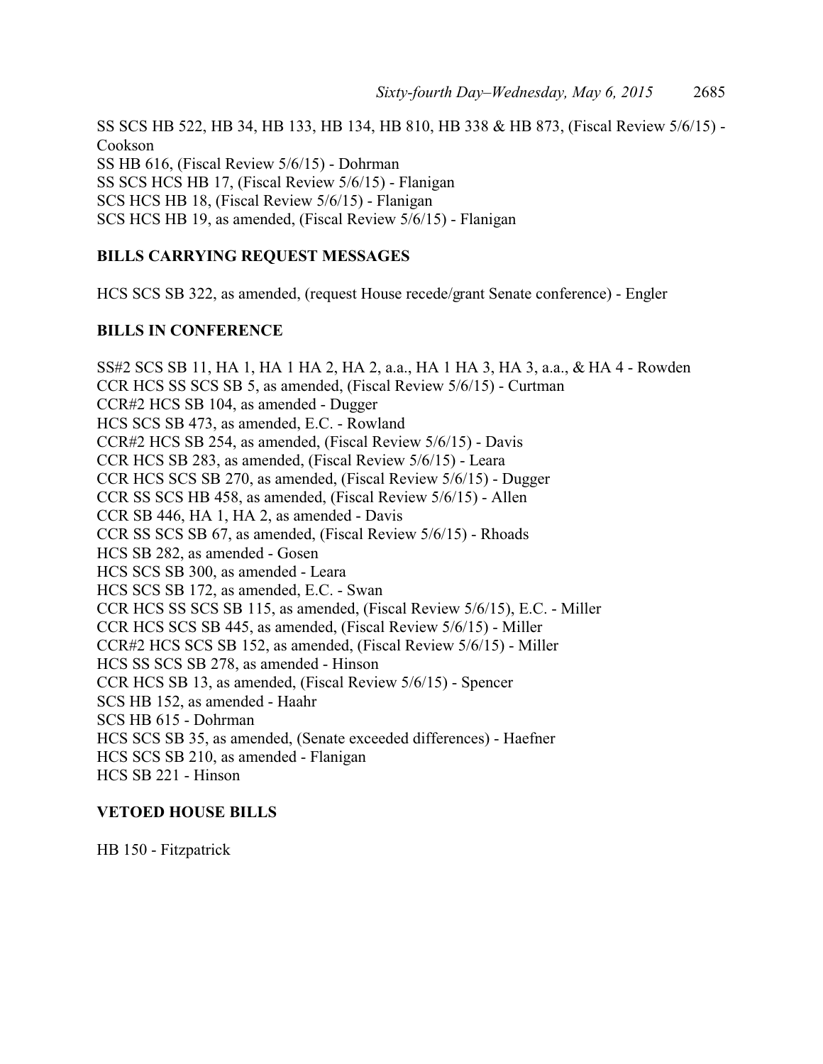SS SCS HB 522, HB 34, HB 133, HB 134, HB 810, HB 338 & HB 873, (Fiscal Review 5/6/15) - Cookson
SS HB 616, (Fiscal Review 5/6/15) - Dohrman
SS SCS HCS HB 17, (Fiscal Review 5/6/15) - Flanigan
SCS HCS HB 18, (Fiscal Review 5/6/15) - Flanigan
SCS HCS HB 19, as amended, (Fiscal Review 5/6/15) - Flanigan

**BILLS CARRYING REQUEST MESSAGES**

HCS SCS SB 322, as amended, (request House recede/grant Senate conference) - Engler

**BILLS IN CONFERENCE**

SS#2 SCS SB 11, HA 1, HA 1 HA 2, HA 2, a.a., HA 1 HA 3, HA 3, a.a., & HA 4 - Rowden
CCR HCS SS SCS SB 5, as amended, (Fiscal Review 5/6/15) - Curtman
CCR#2 HCS SB 104, as amended - Dugger
HCS SCS SB 473, as amended, E.C. - Rowland
CCR#2 HCS SB 254, as amended, (Fiscal Review 5/6/15) - Davis
CCR HCS SB 283, as amended, (Fiscal Review 5/6/15) - Leara
CCR HCS SCS SB 270, as amended, (Fiscal Review 5/6/15) - Dugger
CCR SS SCS HB 458, as amended, (Fiscal Review 5/6/15) - Allen
CCR SB 446, HA 1, HA 2, as amended - Davis
CCR SS SCS SB 67, as amended, (Fiscal Review 5/6/15) - Rhoads
HCS SB 282, as amended - Gosen
HCS SCS SB 300, as amended - Leara
HCS SCS SB 172, as amended, E.C. - Swan
CCR HCS SS SCS SB 115, as amended, (Fiscal Review 5/6/15), E.C. - Miller
CCR HCS SCS SB 445, as amended, (Fiscal Review 5/6/15) - Miller
CCR#2 HCS SCS SB 152, as amended, (Fiscal Review 5/6/15) - Miller
HCS SS SCS SB 278, as amended - Hinson
CCR HCS SB 13, as amended, (Fiscal Review 5/6/15) - Spencer
SCS HB 152, as amended - Haahr
SCS HB 615 - Dohrman
HCS SCS SB 35, as amended, (Senate exceeded differences) - Haefner
HCS SCS SB 210, as amended - Flanigan
HCS SB 221 - Hinson

**VETOED HOUSE BILLS**

HB 150 - Fitzpatrick